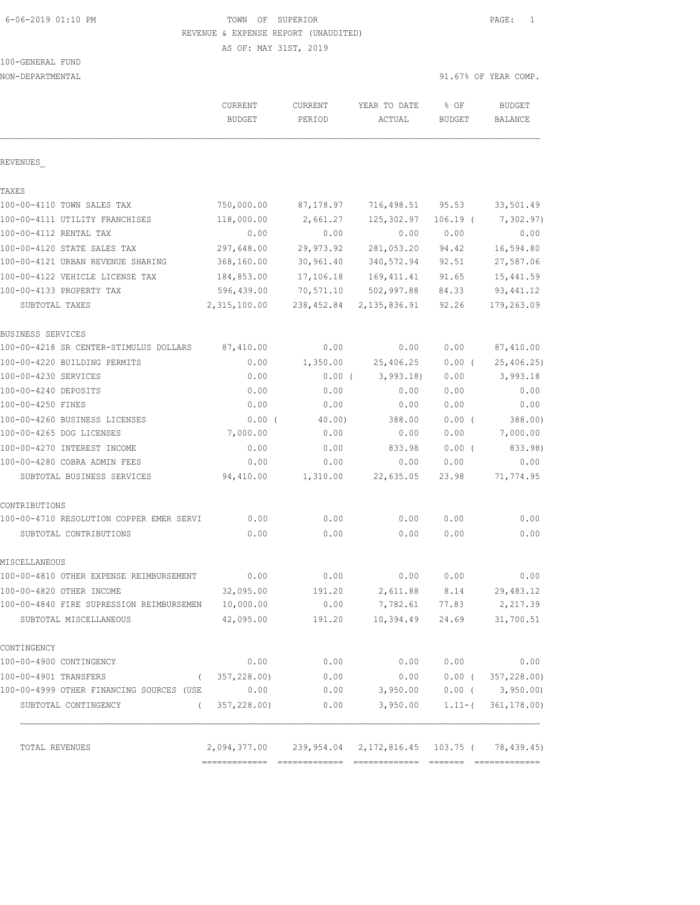6-06-2019 01:10 PM

# TOWN OF SUPERIOR

REVENUE & EXPENSE REPORT (UNAUDITED)

AS OF: MAY 31ST, 2019

100-GENERAL FUND

NON-DEPARTMENTAL — 91.67% OF YEAR COMP.

| | CURRENT BUDGET | CURRENT PERIOD | YEAR TO DATE ACTUAL | % OF BUDGET | BUDGET BALANCE |
|---|---|---|---|---|---|
| REVENUES_ | | | | | |
| TAXES | | | | | |
| 100-00-4110 TOWN SALES TAX | 750,000.00 | 87,178.97 | 716,498.51 | 95.53 | 33,501.49 |
| 100-00-4111 UTILITY FRANCHISES | 118,000.00 | 2,661.27 | 125,302.97 | 106.19 ( | 7,302.97) |
| 100-00-4112 RENTAL TAX | 0.00 | 0.00 | 0.00 | 0.00 | 0.00 |
| 100-00-4120 STATE SALES TAX | 297,648.00 | 29,973.92 | 281,053.20 | 94.42 | 16,594.80 |
| 100-00-4121 URBAN REVENUE SHARING | 368,160.00 | 30,961.40 | 340,572.94 | 92.51 | 27,587.06 |
| 100-00-4122 VEHICLE LICENSE TAX | 184,853.00 | 17,106.18 | 169,411.41 | 91.65 | 15,441.59 |
| 100-00-4133 PROPERTY TAX | 596,439.00 | 70,571.10 | 502,997.88 | 84.33 | 93,441.12 |
| SUBTOTAL TAXES | 2,315,100.00 | 238,452.84 | 2,135,836.91 | 92.26 | 179,263.09 |
| BUSINESS SERVICES | | | | | |
| 100-00-4218 SR CENTER-STIMULUS DOLLARS | 87,410.00 | 0.00 | 0.00 | 0.00 | 87,410.00 |
| 100-00-4220 BUILDING PERMITS | 0.00 | 1,350.00 | 25,406.25 | 0.00 ( | 25,406.25) |
| 100-00-4230 SERVICES | 0.00 | 0.00 ( | 3,993.18) | 0.00 | 3,993.18 |
| 100-00-4240 DEPOSITS | 0.00 | 0.00 | 0.00 | 0.00 | 0.00 |
| 100-00-4250 FINES | 0.00 | 0.00 | 0.00 | 0.00 | 0.00 |
| 100-00-4260 BUSINESS LICENSES | 0.00 ( | 40.00) | 388.00 | 0.00 ( | 388.00) |
| 100-00-4265 DOG LICENSES | 7,000.00 | 0.00 | 0.00 | 0.00 | 7,000.00 |
| 100-00-4270 INTEREST INCOME | 0.00 | 0.00 | 833.98 | 0.00 ( | 833.98) |
| 100-00-4280 COBRA ADMIN FEES | 0.00 | 0.00 | 0.00 | 0.00 | 0.00 |
| SUBTOTAL BUSINESS SERVICES | 94,410.00 | 1,310.00 | 22,635.05 | 23.98 | 71,774.95 |
| CONTRIBUTIONS | | | | | |
| 100-00-4710 RESOLUTION COPPER EMER SERVI | 0.00 | 0.00 | 0.00 | 0.00 | 0.00 |
| SUBTOTAL CONTRIBUTIONS | 0.00 | 0.00 | 0.00 | 0.00 | 0.00 |
| MISCELLANEOUS | | | | | |
| 100-00-4810 OTHER EXPENSE REIMBURSEMENT | 0.00 | 0.00 | 0.00 | 0.00 | 0.00 |
| 100-00-4820 OTHER INCOME | 32,095.00 | 191.20 | 2,611.88 | 8.14 | 29,483.12 |
| 100-00-4840 FIRE SUPRESSION REIMBURSEMEN | 10,000.00 | 0.00 | 7,782.61 | 77.83 | 2,217.39 |
| SUBTOTAL MISCELLANEOUS | 42,095.00 | 191.20 | 10,394.49 | 24.69 | 31,700.51 |
| CONTINGENCY | | | | | |
| 100-00-4900 CONTINGENCY | 0.00 | 0.00 | 0.00 | 0.00 | 0.00 |
| 100-00-4901 TRANSFERS | ( 357,228.00) | 0.00 | 0.00 | 0.00 ( | 357,228.00) |
| 100-00-4999 OTHER FINANCING SOURCES (USE | 0.00 | 0.00 | 3,950.00 | 0.00 ( | 3,950.00) |
| SUBTOTAL CONTINGENCY | ( 357,228.00) | 0.00 | 3,950.00 | 1.11-( | 361,178.00) |
| TOTAL REVENUES | 2,094,377.00 | 239,954.04 | 2,172,816.45 | 103.75 ( | 78,439.45) |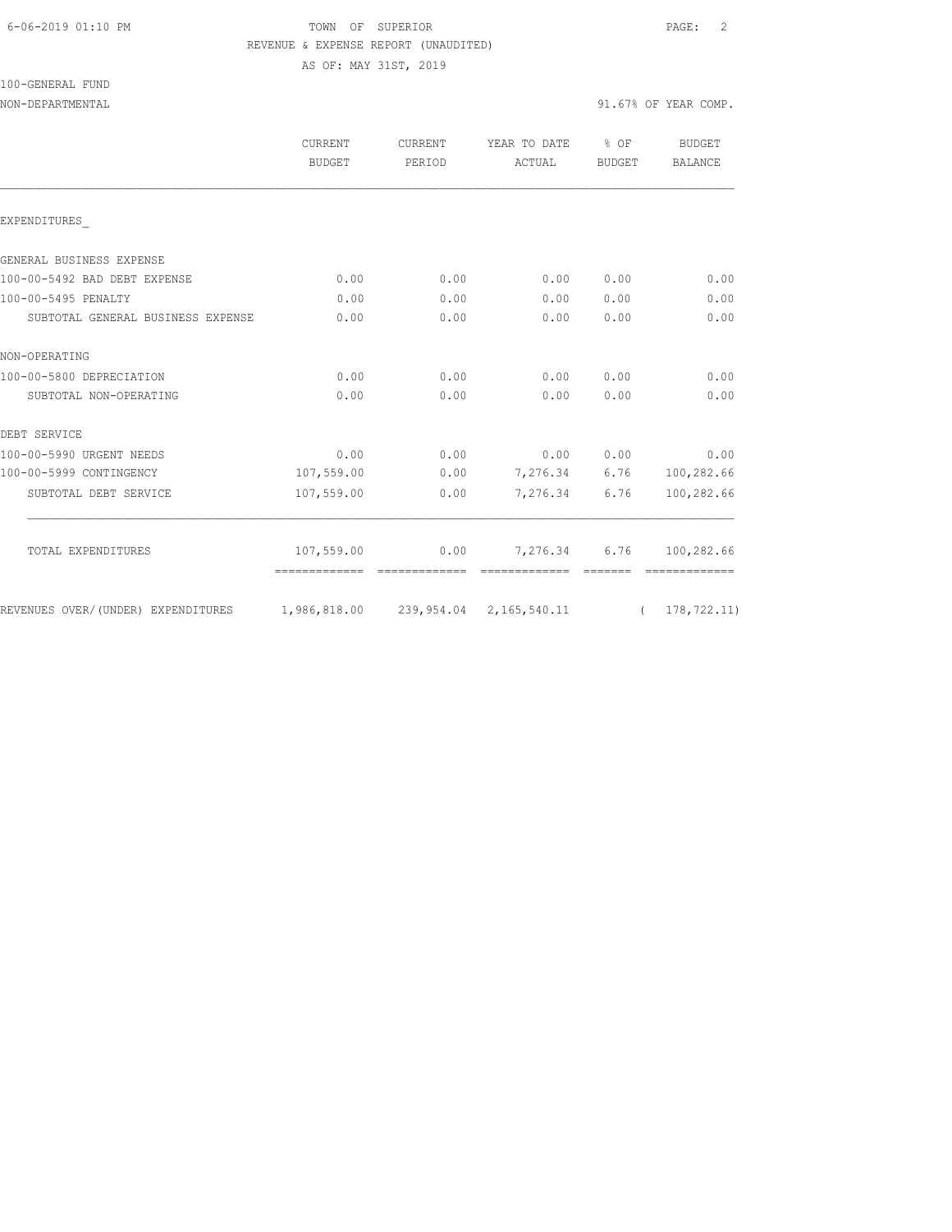TOWN OF SUPERIOR
REVENUE & EXPENSE REPORT (UNAUDITED)
AS OF: MAY 31ST, 2019

100-GENERAL FUND
NON-DEPARTMENTAL

91.67% OF YEAR COMP.

| | CURRENT BUDGET | CURRENT PERIOD | YEAR TO DATE ACTUAL | % OF BUDGET | BUDGET BALANCE |
|---|---|---|---|---|---|
| EXPENDITURES_ | | | | | |
| GENERAL BUSINESS EXPENSE | | | | | |
| 100-00-5492 BAD DEBT EXPENSE | 0.00 | 0.00 | 0.00 | 0.00 | 0.00 |
| 100-00-5495 PENALTY | 0.00 | 0.00 | 0.00 | 0.00 | 0.00 |
| SUBTOTAL GENERAL BUSINESS EXPENSE | 0.00 | 0.00 | 0.00 | 0.00 | 0.00 |
| NON-OPERATING | | | | | |
| 100-00-5800 DEPRECIATION | 0.00 | 0.00 | 0.00 | 0.00 | 0.00 |
| SUBTOTAL NON-OPERATING | 0.00 | 0.00 | 0.00 | 0.00 | 0.00 |
| DEBT SERVICE | | | | | |
| 100-00-5990 URGENT NEEDS | 0.00 | 0.00 | 0.00 | 0.00 | 0.00 |
| 100-00-5999 CONTINGENCY | 107,559.00 | 0.00 | 7,276.34 | 6.76 | 100,282.66 |
| SUBTOTAL DEBT SERVICE | 107,559.00 | 0.00 | 7,276.34 | 6.76 | 100,282.66 |
| TOTAL EXPENDITURES | 107,559.00 | 0.00 | 7,276.34 | 6.76 | 100,282.66 |
| REVENUES OVER/(UNDER) EXPENDITURES | 1,986,818.00 | 239,954.04 | 2,165,540.11 | | ( 178,722.11) |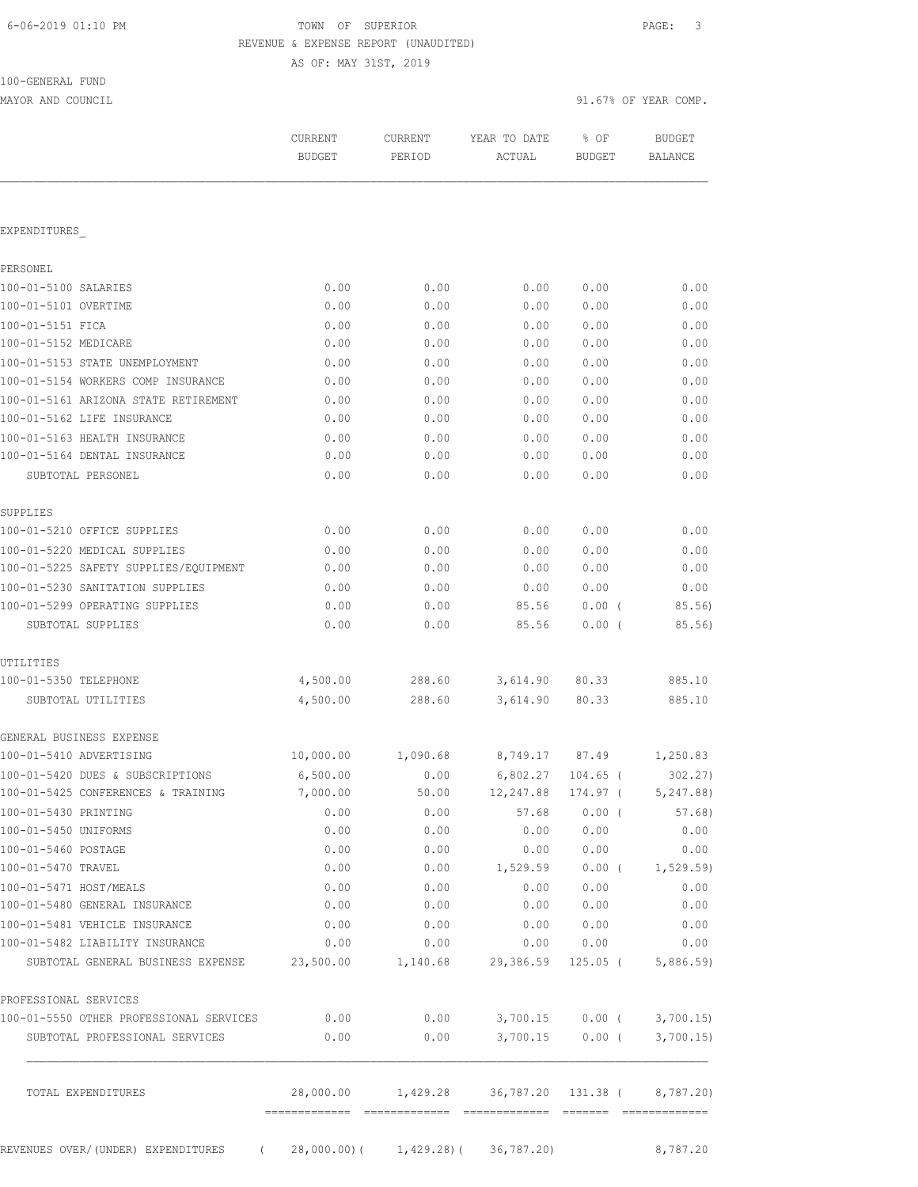TOWN OF SUPERIOR
REVENUE & EXPENSE REPORT (UNAUDITED)
AS OF: MAY 31ST, 2019

100-GENERAL FUND
MAYOR AND COUNCIL

91.67% OF YEAR COMP.

| | CURRENT BUDGET | CURRENT PERIOD | YEAR TO DATE ACTUAL | % OF BUDGET | BUDGET BALANCE |
|---|---|---|---|---|---|
| **EXPENDITURES** | | | | | |
| **PERSONEL** | | | | | |
| 100-01-5100 SALARIES | 0.00 | 0.00 | 0.00 | 0.00 | 0.00 |
| 100-01-5101 OVERTIME | 0.00 | 0.00 | 0.00 | 0.00 | 0.00 |
| 100-01-5151 FICA | 0.00 | 0.00 | 0.00 | 0.00 | 0.00 |
| 100-01-5152 MEDICARE | 0.00 | 0.00 | 0.00 | 0.00 | 0.00 |
| 100-01-5153 STATE UNEMPLOYMENT | 0.00 | 0.00 | 0.00 | 0.00 | 0.00 |
| 100-01-5154 WORKERS COMP INSURANCE | 0.00 | 0.00 | 0.00 | 0.00 | 0.00 |
| 100-01-5161 ARIZONA STATE RETIREMENT | 0.00 | 0.00 | 0.00 | 0.00 | 0.00 |
| 100-01-5162 LIFE INSURANCE | 0.00 | 0.00 | 0.00 | 0.00 | 0.00 |
| 100-01-5163 HEALTH INSURANCE | 0.00 | 0.00 | 0.00 | 0.00 | 0.00 |
| 100-01-5164 DENTAL INSURANCE | 0.00 | 0.00 | 0.00 | 0.00 | 0.00 |
| SUBTOTAL PERSONEL | 0.00 | 0.00 | 0.00 | 0.00 | 0.00 |
| **SUPPLIES** | | | | | |
| 100-01-5210 OFFICE SUPPLIES | 0.00 | 0.00 | 0.00 | 0.00 | 0.00 |
| 100-01-5220 MEDICAL SUPPLIES | 0.00 | 0.00 | 0.00 | 0.00 | 0.00 |
| 100-01-5225 SAFETY SUPPLIES/EQUIPMENT | 0.00 | 0.00 | 0.00 | 0.00 | 0.00 |
| 100-01-5230 SANITATION SUPPLIES | 0.00 | 0.00 | 0.00 | 0.00 | 0.00 |
| 100-01-5299 OPERATING SUPPLIES | 0.00 | 0.00 | 85.56 | 0.00 | ( 85.56) |
| SUBTOTAL SUPPLIES | 0.00 | 0.00 | 85.56 | 0.00 | ( 85.56) |
| **UTILITIES** | | | | | |
| 100-01-5350 TELEPHONE | 4,500.00 | 288.60 | 3,614.90 | 80.33 | 885.10 |
| SUBTOTAL UTILITIES | 4,500.00 | 288.60 | 3,614.90 | 80.33 | 885.10 |
| **GENERAL BUSINESS EXPENSE** | | | | | |
| 100-01-5410 ADVERTISING | 10,000.00 | 1,090.68 | 8,749.17 | 87.49 | 1,250.83 |
| 100-01-5420 DUES & SUBSCRIPTIONS | 6,500.00 | 0.00 | 6,802.27 | 104.65 | ( 302.27) |
| 100-01-5425 CONFERENCES & TRAINING | 7,000.00 | 50.00 | 12,247.88 | 174.97 | ( 5,247.88) |
| 100-01-5430 PRINTING | 0.00 | 0.00 | 57.68 | 0.00 | ( 57.68) |
| 100-01-5450 UNIFORMS | 0.00 | 0.00 | 0.00 | 0.00 | 0.00 |
| 100-01-5460 POSTAGE | 0.00 | 0.00 | 0.00 | 0.00 | 0.00 |
| 100-01-5470 TRAVEL | 0.00 | 0.00 | 1,529.59 | 0.00 | ( 1,529.59) |
| 100-01-5471 HOST/MEALS | 0.00 | 0.00 | 0.00 | 0.00 | 0.00 |
| 100-01-5480 GENERAL INSURANCE | 0.00 | 0.00 | 0.00 | 0.00 | 0.00 |
| 100-01-5481 VEHICLE INSURANCE | 0.00 | 0.00 | 0.00 | 0.00 | 0.00 |
| 100-01-5482 LIABILITY INSURANCE | 0.00 | 0.00 | 0.00 | 0.00 | 0.00 |
| SUBTOTAL GENERAL BUSINESS EXPENSE | 23,500.00 | 1,140.68 | 29,386.59 | 125.05 | ( 5,886.59) |
| **PROFESSIONAL SERVICES** | | | | | |
| 100-01-5550 OTHER PROFESSIONAL SERVICES | 0.00 | 0.00 | 3,700.15 | 0.00 | ( 3,700.15) |
| SUBTOTAL PROFESSIONAL SERVICES | 0.00 | 0.00 | 3,700.15 | 0.00 | ( 3,700.15) |
| TOTAL EXPENDITURES | 28,000.00 | 1,429.28 | 36,787.20 | 131.38 | ( 8,787.20) |
| REVENUES OVER/(UNDER) EXPENDITURES | ( 28,000.00) | ( 1,429.28) | ( 36,787.20) | | 8,787.20 |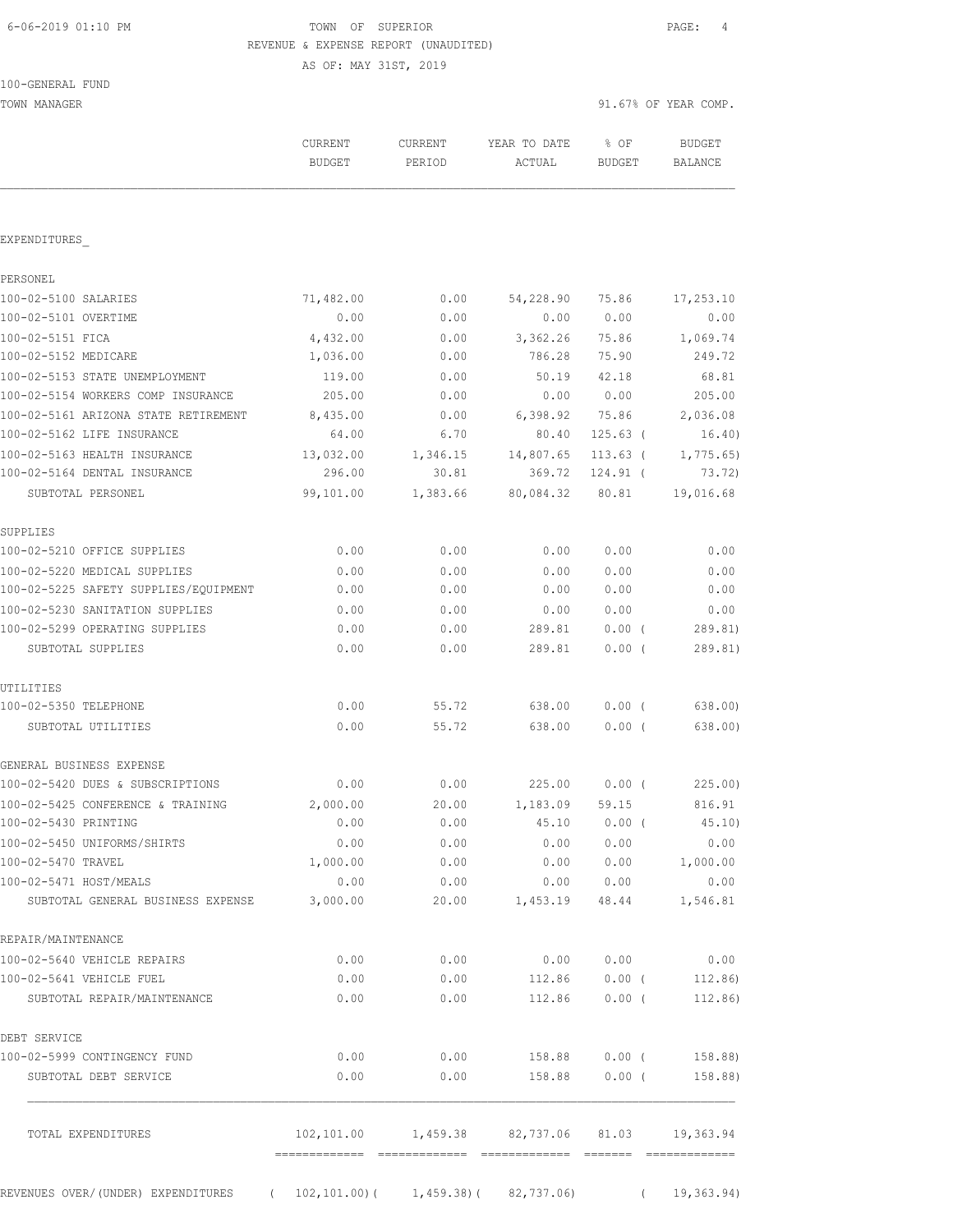TOWN OF SUPERIOR
REVENUE & EXPENSE REPORT (UNAUDITED)
AS OF: MAY 31ST, 2019

100-GENERAL FUND
TOWN MANAGER

91.67% OF YEAR COMP.

| | CURRENT BUDGET | CURRENT PERIOD | YEAR TO DATE ACTUAL | % OF BUDGET | BUDGET BALANCE |
|---|---|---|---|---|---|
| EXPENDITURES_ | | | | | |
| PERSONEL | | | | | |
| 100-02-5100 SALARIES | 71,482.00 | 0.00 | 54,228.90 | 75.86 | 17,253.10 |
| 100-02-5101 OVERTIME | 0.00 | 0.00 | 0.00 | 0.00 | 0.00 |
| 100-02-5151 FICA | 4,432.00 | 0.00 | 3,362.26 | 75.86 | 1,069.74 |
| 100-02-5152 MEDICARE | 1,036.00 | 0.00 | 786.28 | 75.90 | 249.72 |
| 100-02-5153 STATE UNEMPLOYMENT | 119.00 | 0.00 | 50.19 | 42.18 | 68.81 |
| 100-02-5154 WORKERS COMP INSURANCE | 205.00 | 0.00 | 0.00 | 0.00 | 205.00 |
| 100-02-5161 ARIZONA STATE RETIREMENT | 8,435.00 | 0.00 | 6,398.92 | 75.86 | 2,036.08 |
| 100-02-5162 LIFE INSURANCE | 64.00 | 6.70 | 80.40 | 125.63 ( | 16.40) |
| 100-02-5163 HEALTH INSURANCE | 13,032.00 | 1,346.15 | 14,807.65 | 113.63 ( | 1,775.65) |
| 100-02-5164 DENTAL INSURANCE | 296.00 | 30.81 | 369.72 | 124.91 ( | 73.72) |
| SUBTOTAL PERSONEL | 99,101.00 | 1,383.66 | 80,084.32 | 80.81 | 19,016.68 |
| SUPPLIES | | | | | |
| 100-02-5210 OFFICE SUPPLIES | 0.00 | 0.00 | 0.00 | 0.00 | 0.00 |
| 100-02-5220 MEDICAL SUPPLIES | 0.00 | 0.00 | 0.00 | 0.00 | 0.00 |
| 100-02-5225 SAFETY SUPPLIES/EQUIPMENT | 0.00 | 0.00 | 0.00 | 0.00 | 0.00 |
| 100-02-5230 SANITATION SUPPLIES | 0.00 | 0.00 | 0.00 | 0.00 | 0.00 |
| 100-02-5299 OPERATING SUPPLIES | 0.00 | 0.00 | 289.81 | 0.00 ( | 289.81) |
| SUBTOTAL SUPPLIES | 0.00 | 0.00 | 289.81 | 0.00 ( | 289.81) |
| UTILITIES | | | | | |
| 100-02-5350 TELEPHONE | 0.00 | 55.72 | 638.00 | 0.00 ( | 638.00) |
| SUBTOTAL UTILITIES | 0.00 | 55.72 | 638.00 | 0.00 ( | 638.00) |
| GENERAL BUSINESS EXPENSE | | | | | |
| 100-02-5420 DUES & SUBSCRIPTIONS | 0.00 | 0.00 | 225.00 | 0.00 ( | 225.00) |
| 100-02-5425 CONFERENCE & TRAINING | 2,000.00 | 20.00 | 1,183.09 | 59.15 | 816.91 |
| 100-02-5430 PRINTING | 0.00 | 0.00 | 45.10 | 0.00 ( | 45.10) |
| 100-02-5450 UNIFORMS/SHIRTS | 0.00 | 0.00 | 0.00 | 0.00 | 0.00 |
| 100-02-5470 TRAVEL | 1,000.00 | 0.00 | 0.00 | 0.00 | 1,000.00 |
| 100-02-5471 HOST/MEALS | 0.00 | 0.00 | 0.00 | 0.00 | 0.00 |
| SUBTOTAL GENERAL BUSINESS EXPENSE | 3,000.00 | 20.00 | 1,453.19 | 48.44 | 1,546.81 |
| REPAIR/MAINTENANCE | | | | | |
| 100-02-5640 VEHICLE REPAIRS | 0.00 | 0.00 | 0.00 | 0.00 | 0.00 |
| 100-02-5641 VEHICLE FUEL | 0.00 | 0.00 | 112.86 | 0.00 ( | 112.86) |
| SUBTOTAL REPAIR/MAINTENANCE | 0.00 | 0.00 | 112.86 | 0.00 ( | 112.86) |
| DEBT SERVICE | | | | | |
| 100-02-5999 CONTINGENCY FUND | 0.00 | 0.00 | 158.88 | 0.00 ( | 158.88) |
| SUBTOTAL DEBT SERVICE | 0.00 | 0.00 | 158.88 | 0.00 ( | 158.88) |
| TOTAL EXPENDITURES | 102,101.00 | 1,459.38 | 82,737.06 | 81.03 | 19,363.94 |
| REVENUES OVER/(UNDER) EXPENDITURES | ( 102,101.00)( | 1,459.38)( | 82,737.06) | ( | 19,363.94) |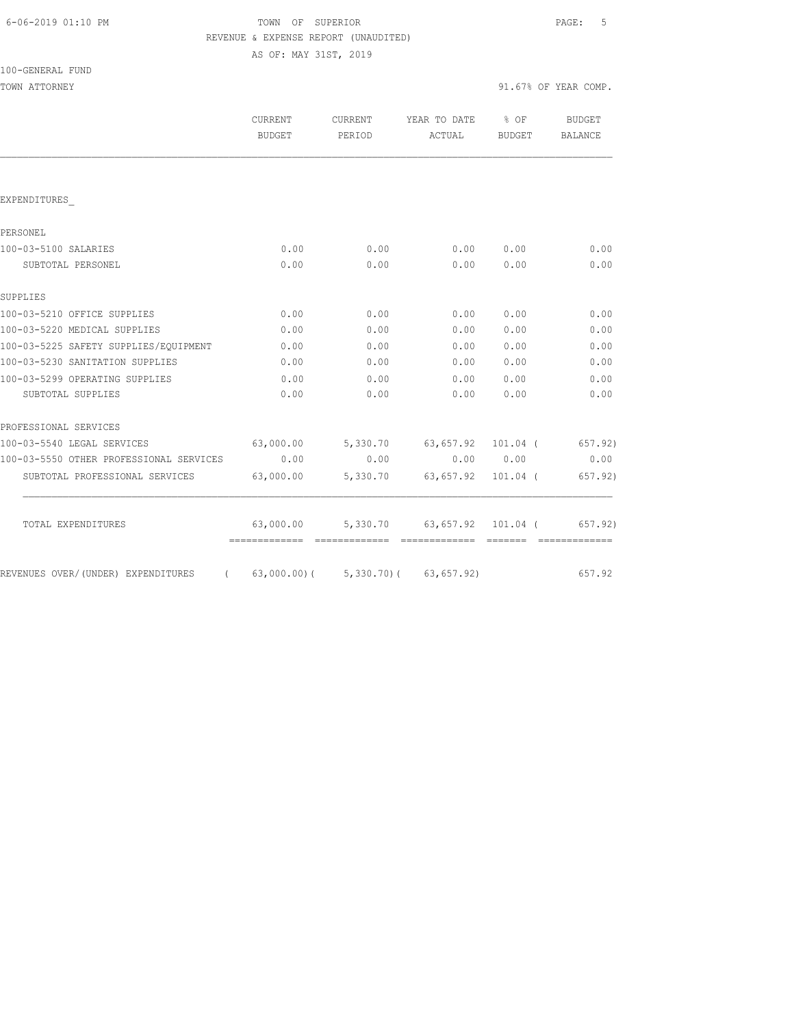TOWN OF SUPERIOR

REVENUE & EXPENSE REPORT (UNAUDITED)

AS OF: MAY 31ST, 2019

100-GENERAL FUND

TOWN ATTORNEY

91.67% OF YEAR COMP.

| | CURRENT BUDGET | CURRENT PERIOD | YEAR TO DATE ACTUAL | % OF BUDGET | BUDGET BALANCE |
|---|---|---|---|---|---|
| EXPENDITURES_ | | | | | |
| PERSONEL | | | | | |
| 100-03-5100 SALARIES | 0.00 | 0.00 | 0.00 | 0.00 | 0.00 |
| SUBTOTAL PERSONEL | 0.00 | 0.00 | 0.00 | 0.00 | 0.00 |
| SUPPLIES | | | | | |
| 100-03-5210 OFFICE SUPPLIES | 0.00 | 0.00 | 0.00 | 0.00 | 0.00 |
| 100-03-5220 MEDICAL SUPPLIES | 0.00 | 0.00 | 0.00 | 0.00 | 0.00 |
| 100-03-5225 SAFETY SUPPLIES/EQUIPMENT | 0.00 | 0.00 | 0.00 | 0.00 | 0.00 |
| 100-03-5230 SANITATION SUPPLIES | 0.00 | 0.00 | 0.00 | 0.00 | 0.00 |
| 100-03-5299 OPERATING SUPPLIES | 0.00 | 0.00 | 0.00 | 0.00 | 0.00 |
| SUBTOTAL SUPPLIES | 0.00 | 0.00 | 0.00 | 0.00 | 0.00 |
| PROFESSIONAL SERVICES | | | | | |
| 100-03-5540 LEGAL SERVICES | 63,000.00 | 5,330.70 | 63,657.92 | 101.04 | ( 657.92) |
| 100-03-5550 OTHER PROFESSIONAL SERVICES | 0.00 | 0.00 | 0.00 | 0.00 | 0.00 |
| SUBTOTAL PROFESSIONAL SERVICES | 63,000.00 | 5,330.70 | 63,657.92 | 101.04 | ( 657.92) |
| TOTAL EXPENDITURES | 63,000.00 | 5,330.70 | 63,657.92 | 101.04 | ( 657.92) |
| REVENUES OVER/(UNDER) EXPENDITURES | ( 63,000.00) | ( 5,330.70) | ( 63,657.92) | | 657.92 |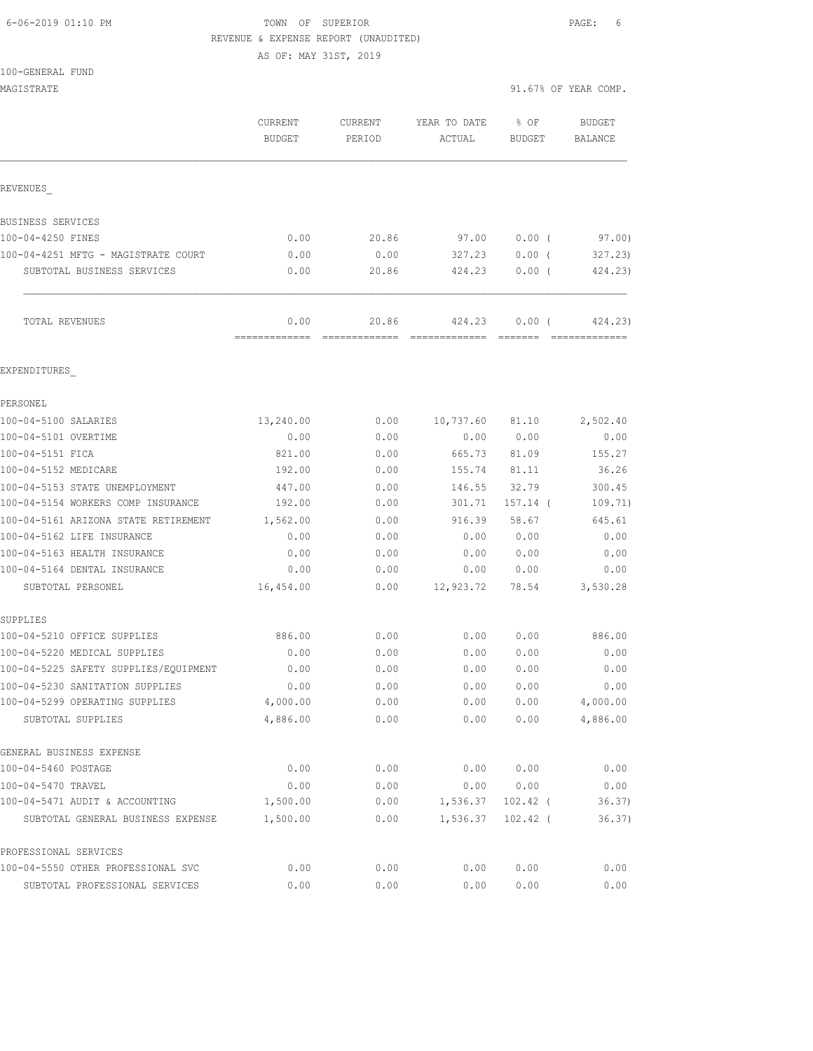6-06-2019 01:10 PM

TOWN OF SUPERIOR
REVENUE & EXPENSE REPORT (UNAUDITED)
AS OF: MAY 31ST, 2019

100-GENERAL FUND
MAGISTRATE — 91.67% OF YEAR COMP.

| | CURRENT BUDGET | CURRENT PERIOD | YEAR TO DATE ACTUAL | % OF BUDGET | BUDGET BALANCE |
|---|---|---|---|---|---|
| **REVENUES** | | | | | |
| **BUSINESS SERVICES** | | | | | |
| 100-04-4250 FINES | 0.00 | 20.86 | 97.00 | 0.00 ( | 97.00) |
| 100-04-4251 MFTG - MAGISTRATE COURT | 0.00 | 0.00 | 327.23 | 0.00 ( | 327.23) |
| SUBTOTAL BUSINESS SERVICES | 0.00 | 20.86 | 424.23 | 0.00 ( | 424.23) |
| TOTAL REVENUES | 0.00 | 20.86 | 424.23 | 0.00 ( | 424.23) |
| **EXPENDITURES** | | | | | |
| **PERSONEL** | | | | | |
| 100-04-5100 SALARIES | 13,240.00 | 0.00 | 10,737.60 | 81.10 | 2,502.40 |
| 100-04-5101 OVERTIME | 0.00 | 0.00 | 0.00 | 0.00 | 0.00 |
| 100-04-5151 FICA | 821.00 | 0.00 | 665.73 | 81.09 | 155.27 |
| 100-04-5152 MEDICARE | 192.00 | 0.00 | 155.74 | 81.11 | 36.26 |
| 100-04-5153 STATE UNEMPLOYMENT | 447.00 | 0.00 | 146.55 | 32.79 | 300.45 |
| 100-04-5154 WORKERS COMP INSURANCE | 192.00 | 0.00 | 301.71 | 157.14 ( | 109.71) |
| 100-04-5161 ARIZONA STATE RETIREMENT | 1,562.00 | 0.00 | 916.39 | 58.67 | 645.61 |
| 100-04-5162 LIFE INSURANCE | 0.00 | 0.00 | 0.00 | 0.00 | 0.00 |
| 100-04-5163 HEALTH INSURANCE | 0.00 | 0.00 | 0.00 | 0.00 | 0.00 |
| 100-04-5164 DENTAL INSURANCE | 0.00 | 0.00 | 0.00 | 0.00 | 0.00 |
| SUBTOTAL PERSONEL | 16,454.00 | 0.00 | 12,923.72 | 78.54 | 3,530.28 |
| **SUPPLIES** | | | | | |
| 100-04-5210 OFFICE SUPPLIES | 886.00 | 0.00 | 0.00 | 0.00 | 886.00 |
| 100-04-5220 MEDICAL SUPPLIES | 0.00 | 0.00 | 0.00 | 0.00 | 0.00 |
| 100-04-5225 SAFETY SUPPLIES/EQUIPMENT | 0.00 | 0.00 | 0.00 | 0.00 | 0.00 |
| 100-04-5230 SANITATION SUPPLIES | 0.00 | 0.00 | 0.00 | 0.00 | 0.00 |
| 100-04-5299 OPERATING SUPPLIES | 4,000.00 | 0.00 | 0.00 | 0.00 | 4,000.00 |
| SUBTOTAL SUPPLIES | 4,886.00 | 0.00 | 0.00 | 0.00 | 4,886.00 |
| **GENERAL BUSINESS EXPENSE** | | | | | |
| 100-04-5460 POSTAGE | 0.00 | 0.00 | 0.00 | 0.00 | 0.00 |
| 100-04-5470 TRAVEL | 0.00 | 0.00 | 0.00 | 0.00 | 0.00 |
| 100-04-5471 AUDIT & ACCOUNTING | 1,500.00 | 0.00 | 1,536.37 | 102.42 ( | 36.37) |
| SUBTOTAL GENERAL BUSINESS EXPENSE | 1,500.00 | 0.00 | 1,536.37 | 102.42 ( | 36.37) |
| **PROFESSIONAL SERVICES** | | | | | |
| 100-04-5550 OTHER PROFESSIONAL SVC | 0.00 | 0.00 | 0.00 | 0.00 | 0.00 |
| SUBTOTAL PROFESSIONAL SERVICES | 0.00 | 0.00 | 0.00 | 0.00 | 0.00 |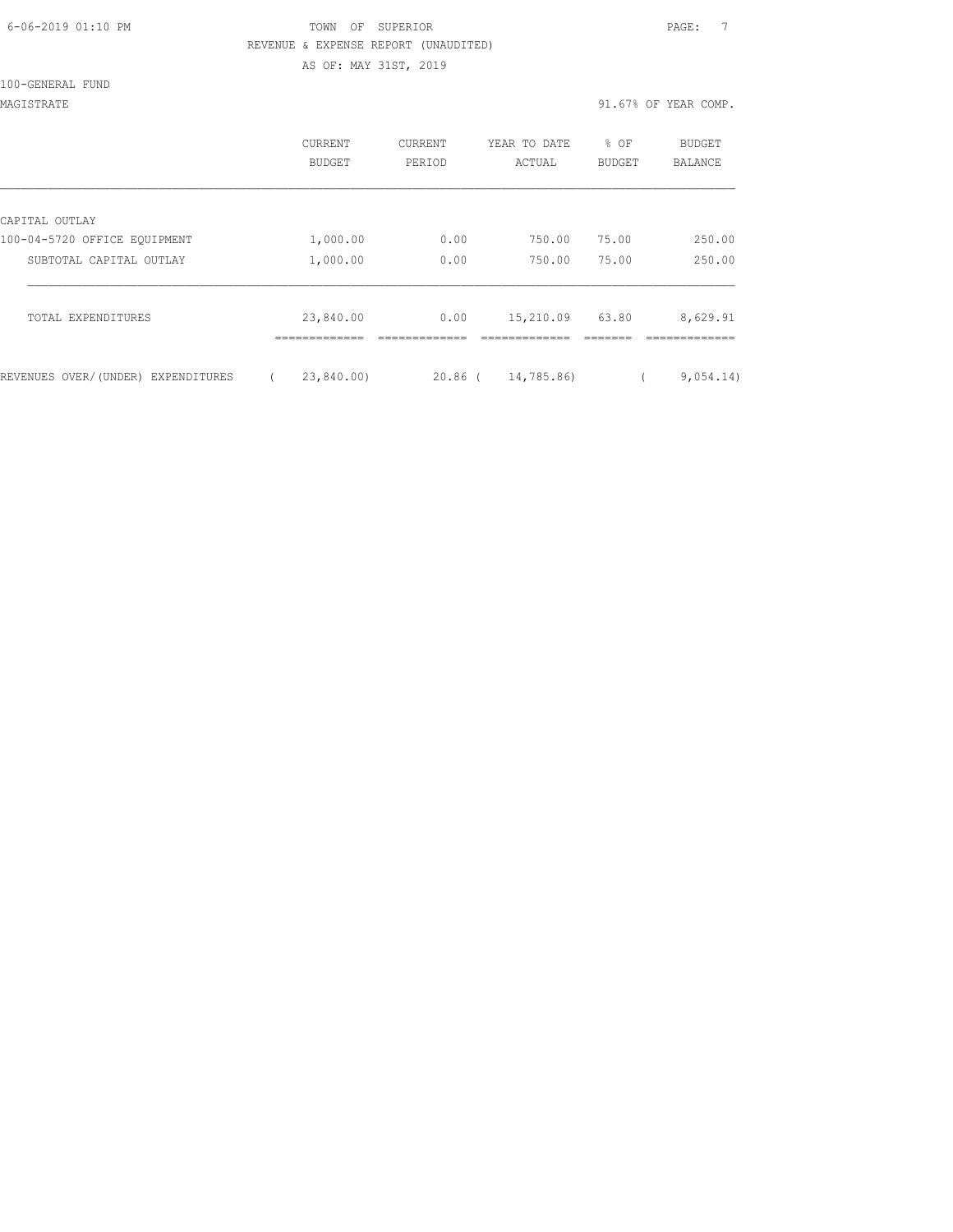TOWN OF SUPERIOR
REVENUE & EXPENSE REPORT (UNAUDITED)
AS OF: MAY 31ST, 2019

100-GENERAL FUND

MAGISTRATE — 91.67% OF YEAR COMP.

| | CURRENT BUDGET | CURRENT PERIOD | YEAR TO DATE ACTUAL | % OF BUDGET | BUDGET BALANCE |
|---|---|---|---|---|---|
| CAPITAL OUTLAY | | | | | |
| 100-04-5720 OFFICE EQUIPMENT | 1,000.00 | 0.00 | 750.00 | 75.00 | 250.00 |
| SUBTOTAL CAPITAL OUTLAY | 1,000.00 | 0.00 | 750.00 | 75.00 | 250.00 |
| TOTAL EXPENDITURES | 23,840.00 | 0.00 | 15,210.09 | 63.80 | 8,629.91 |
| REVENUES OVER/(UNDER) EXPENDITURES | ( 23,840.00) | 20.86 | ( 14,785.86) | | ( 9,054.14) |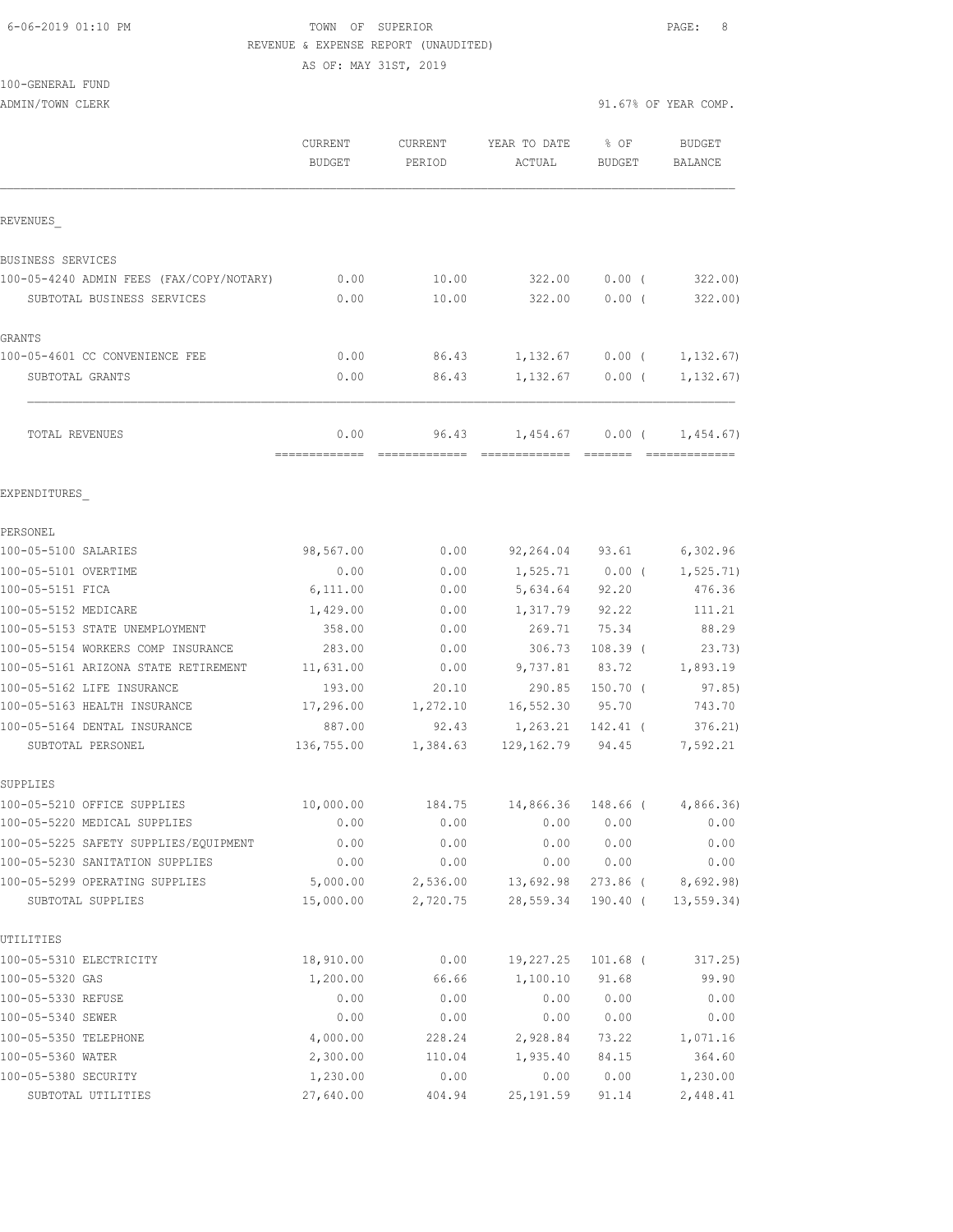6-06-2019 01:10 PM — TOWN OF SUPERIOR — PAGE: 8

REVENUE & EXPENSE REPORT (UNAUDITED)

AS OF: MAY 31ST, 2019

100-GENERAL FUND

ADMIN/TOWN CLERK — 91.67% OF YEAR COMP.

| | CURRENT BUDGET | CURRENT PERIOD | YEAR TO DATE ACTUAL | % OF BUDGET | BUDGET BALANCE |
|---|---|---|---|---|---|
| **REVENUES** | | | | | |
| BUSINESS SERVICES | | | | | |
| 100-05-4240 ADMIN FEES (FAX/COPY/NOTARY) | 0.00 | 10.00 | 322.00 | 0.00 ( | 322.00) |
| SUBTOTAL BUSINESS SERVICES | 0.00 | 10.00 | 322.00 | 0.00 ( | 322.00) |
| GRANTS | | | | | |
| 100-05-4601 CC CONVENIENCE FEE | 0.00 | 86.43 | 1,132.67 | 0.00 ( | 1,132.67) |
| SUBTOTAL GRANTS | 0.00 | 86.43 | 1,132.67 | 0.00 ( | 1,132.67) |
| TOTAL REVENUES | 0.00 | 96.43 | 1,454.67 | 0.00 ( | 1,454.67) |
| **EXPENDITURES** | | | | | |
| PERSONEL | | | | | |
| 100-05-5100 SALARIES | 98,567.00 | 0.00 | 92,264.04 | 93.61 | 6,302.96 |
| 100-05-5101 OVERTIME | 0.00 | 0.00 | 1,525.71 | 0.00 ( | 1,525.71) |
| 100-05-5151 FICA | 6,111.00 | 0.00 | 5,634.64 | 92.20 | 476.36 |
| 100-05-5152 MEDICARE | 1,429.00 | 0.00 | 1,317.79 | 92.22 | 111.21 |
| 100-05-5153 STATE UNEMPLOYMENT | 358.00 | 0.00 | 269.71 | 75.34 | 88.29 |
| 100-05-5154 WORKERS COMP INSURANCE | 283.00 | 0.00 | 306.73 | 108.39 ( | 23.73) |
| 100-05-5161 ARIZONA STATE RETIREMENT | 11,631.00 | 0.00 | 9,737.81 | 83.72 | 1,893.19 |
| 100-05-5162 LIFE INSURANCE | 193.00 | 20.10 | 290.85 | 150.70 ( | 97.85) |
| 100-05-5163 HEALTH INSURANCE | 17,296.00 | 1,272.10 | 16,552.30 | 95.70 | 743.70 |
| 100-05-5164 DENTAL INSURANCE | 887.00 | 92.43 | 1,263.21 | 142.41 ( | 376.21) |
| SUBTOTAL PERSONEL | 136,755.00 | 1,384.63 | 129,162.79 | 94.45 | 7,592.21 |
| SUPPLIES | | | | | |
| 100-05-5210 OFFICE SUPPLIES | 10,000.00 | 184.75 | 14,866.36 | 148.66 ( | 4,866.36) |
| 100-05-5220 MEDICAL SUPPLIES | 0.00 | 0.00 | 0.00 | 0.00 | 0.00 |
| 100-05-5225 SAFETY SUPPLIES/EQUIPMENT | 0.00 | 0.00 | 0.00 | 0.00 | 0.00 |
| 100-05-5230 SANITATION SUPPLIES | 0.00 | 0.00 | 0.00 | 0.00 | 0.00 |
| 100-05-5299 OPERATING SUPPLIES | 5,000.00 | 2,536.00 | 13,692.98 | 273.86 ( | 8,692.98) |
| SUBTOTAL SUPPLIES | 15,000.00 | 2,720.75 | 28,559.34 | 190.40 ( | 13,559.34) |
| UTILITIES | | | | | |
| 100-05-5310 ELECTRICITY | 18,910.00 | 0.00 | 19,227.25 | 101.68 ( | 317.25) |
| 100-05-5320 GAS | 1,200.00 | 66.66 | 1,100.10 | 91.68 | 99.90 |
| 100-05-5330 REFUSE | 0.00 | 0.00 | 0.00 | 0.00 | 0.00 |
| 100-05-5340 SEWER | 0.00 | 0.00 | 0.00 | 0.00 | 0.00 |
| 100-05-5350 TELEPHONE | 4,000.00 | 228.24 | 2,928.84 | 73.22 | 1,071.16 |
| 100-05-5360 WATER | 2,300.00 | 110.04 | 1,935.40 | 84.15 | 364.60 |
| 100-05-5380 SECURITY | 1,230.00 | 0.00 | 0.00 | 0.00 | 1,230.00 |
| SUBTOTAL UTILITIES | 27,640.00 | 404.94 | 25,191.59 | 91.14 | 2,448.41 |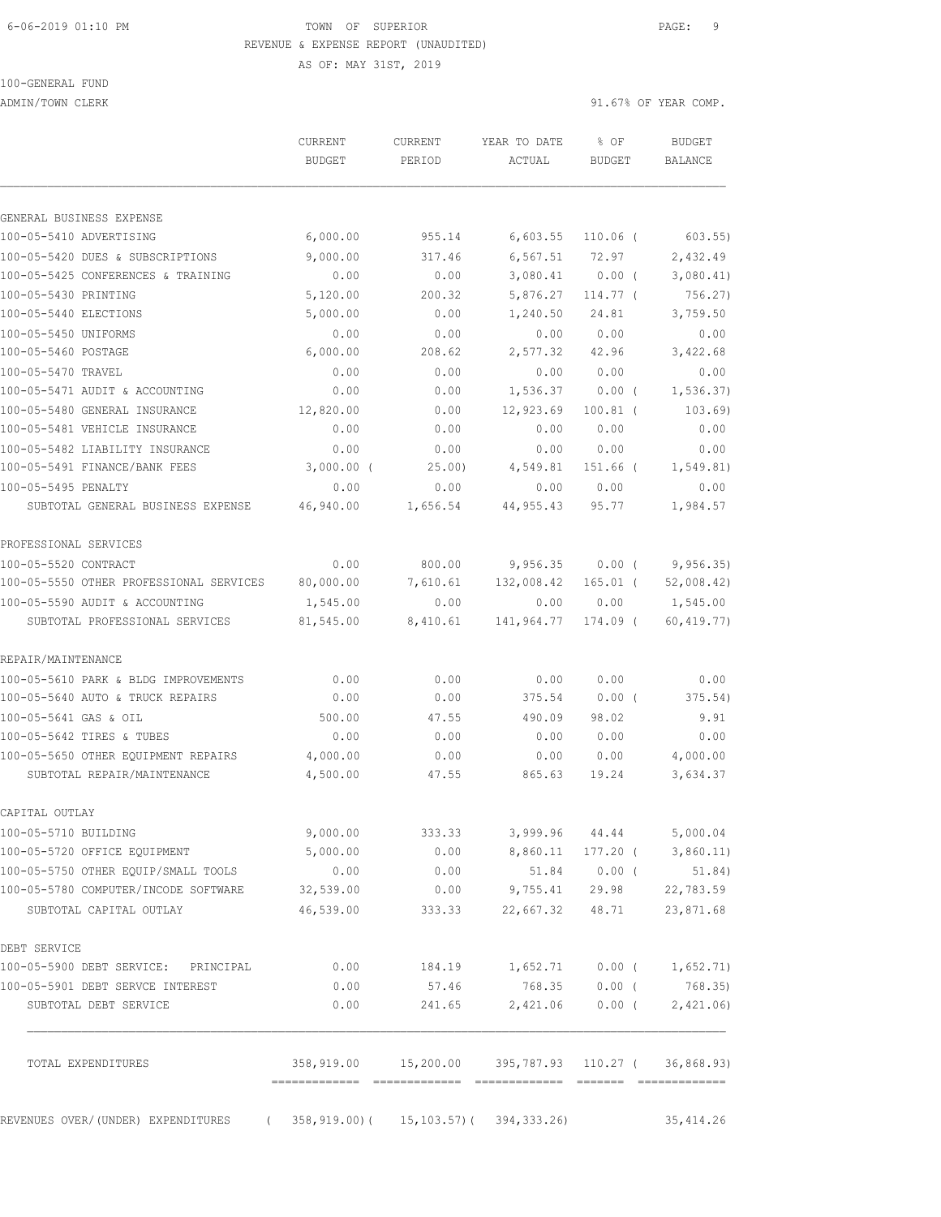6-06-2019 01:10 PM TOWN OF SUPERIOR

REVENUE & EXPENSE REPORT (UNAUDITED)

AS OF: MAY 31ST, 2019

100-GENERAL FUND

ADMIN/TOWN CLERK 91.67% OF YEAR COMP.

| | CURRENT BUDGET | CURRENT PERIOD | YEAR TO DATE ACTUAL | % OF BUDGET | BUDGET BALANCE |
|---|---|---|---|---|---|
| GENERAL BUSINESS EXPENSE | | | | | |
| 100-05-5410 ADVERTISING | 6,000.00 | 955.14 | 6,603.55 | 110.06 ( | 603.55) |
| 100-05-5420 DUES & SUBSCRIPTIONS | 9,000.00 | 317.46 | 6,567.51 | 72.97 | 2,432.49 |
| 100-05-5425 CONFERENCES & TRAINING | 0.00 | 0.00 | 3,080.41 | 0.00 ( | 3,080.41) |
| 100-05-5430 PRINTING | 5,120.00 | 200.32 | 5,876.27 | 114.77 ( | 756.27) |
| 100-05-5440 ELECTIONS | 5,000.00 | 0.00 | 1,240.50 | 24.81 | 3,759.50 |
| 100-05-5450 UNIFORMS | 0.00 | 0.00 | 0.00 | 0.00 | 0.00 |
| 100-05-5460 POSTAGE | 6,000.00 | 208.62 | 2,577.32 | 42.96 | 3,422.68 |
| 100-05-5470 TRAVEL | 0.00 | 0.00 | 0.00 | 0.00 | 0.00 |
| 100-05-5471 AUDIT & ACCOUNTING | 0.00 | 0.00 | 1,536.37 | 0.00 ( | 1,536.37) |
| 100-05-5480 GENERAL INSURANCE | 12,820.00 | 0.00 | 12,923.69 | 100.81 ( | 103.69) |
| 100-05-5481 VEHICLE INSURANCE | 0.00 | 0.00 | 0.00 | 0.00 | 0.00 |
| 100-05-5482 LIABILITY INSURANCE | 0.00 | 0.00 | 0.00 | 0.00 | 0.00 |
| 100-05-5491 FINANCE/BANK FEES | 3,000.00 ( | 25.00) | 4,549.81 | 151.66 ( | 1,549.81) |
| 100-05-5495 PENALTY | 0.00 | 0.00 | 0.00 | 0.00 | 0.00 |
| SUBTOTAL GENERAL BUSINESS EXPENSE | 46,940.00 | 1,656.54 | 44,955.43 | 95.77 | 1,984.57 |
| PROFESSIONAL SERVICES | | | | | |
| 100-05-5520 CONTRACT | 0.00 | 800.00 | 9,956.35 | 0.00 ( | 9,956.35) |
| 100-05-5550 OTHER PROFESSIONAL SERVICES | 80,000.00 | 7,610.61 | 132,008.42 | 165.01 ( | 52,008.42) |
| 100-05-5590 AUDIT & ACCOUNTING | 1,545.00 | 0.00 | 0.00 | 0.00 | 1,545.00 |
| SUBTOTAL PROFESSIONAL SERVICES | 81,545.00 | 8,410.61 | 141,964.77 | 174.09 ( | 60,419.77) |
| REPAIR/MAINTENANCE | | | | | |
| 100-05-5610 PARK & BLDG IMPROVEMENTS | 0.00 | 0.00 | 0.00 | 0.00 | 0.00 |
| 100-05-5640 AUTO & TRUCK REPAIRS | 0.00 | 0.00 | 375.54 | 0.00 ( | 375.54) |
| 100-05-5641 GAS & OIL | 500.00 | 47.55 | 490.09 | 98.02 | 9.91 |
| 100-05-5642 TIRES & TUBES | 0.00 | 0.00 | 0.00 | 0.00 | 0.00 |
| 100-05-5650 OTHER EQUIPMENT REPAIRS | 4,000.00 | 0.00 | 0.00 | 0.00 | 4,000.00 |
| SUBTOTAL REPAIR/MAINTENANCE | 4,500.00 | 47.55 | 865.63 | 19.24 | 3,634.37 |
| CAPITAL OUTLAY | | | | | |
| 100-05-5710 BUILDING | 9,000.00 | 333.33 | 3,999.96 | 44.44 | 5,000.04 |
| 100-05-5720 OFFICE EQUIPMENT | 5,000.00 | 0.00 | 8,860.11 | 177.20 ( | 3,860.11) |
| 100-05-5750 OTHER EQUIP/SMALL TOOLS | 0.00 | 0.00 | 51.84 | 0.00 ( | 51.84) |
| 100-05-5780 COMPUTER/INCODE SOFTWARE | 32,539.00 | 0.00 | 9,755.41 | 29.98 | 22,783.59 |
| SUBTOTAL CAPITAL OUTLAY | 46,539.00 | 333.33 | 22,667.32 | 48.71 | 23,871.68 |
| DEBT SERVICE | | | | | |
| 100-05-5900 DEBT SERVICE: PRINCIPAL | 0.00 | 184.19 | 1,652.71 | 0.00 ( | 1,652.71) |
| 100-05-5901 DEBT SERVCE INTEREST | 0.00 | 57.46 | 768.35 | 0.00 ( | 768.35) |
| SUBTOTAL DEBT SERVICE | 0.00 | 241.65 | 2,421.06 | 0.00 ( | 2,421.06) |
| TOTAL EXPENDITURES | 358,919.00 | 15,200.00 | 395,787.93 | 110.27 ( | 36,868.93) |
| REVENUES OVER/(UNDER) EXPENDITURES | ( 358,919.00)( | 15,103.57)( | 394,333.26) | | 35,414.26 |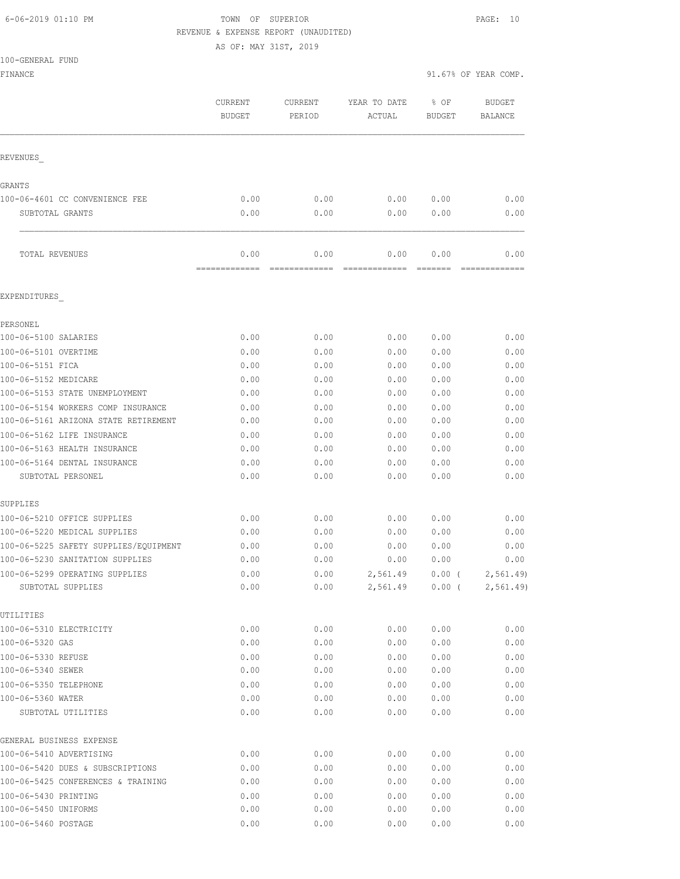TOWN OF SUPERIOR
REVENUE & EXPENSE REPORT (UNAUDITED)
AS OF: MAY 31ST, 2019

100-GENERAL FUND
FINANCE — 91.67% OF YEAR COMP.

| | CURRENT BUDGET | CURRENT PERIOD | YEAR TO DATE ACTUAL | % OF BUDGET | BUDGET BALANCE |
|---|---|---|---|---|---|
| **REVENUES_** | | | | | |
| **GRANTS** | | | | | |
| 100-06-4601 CC CONVENIENCE FEE | 0.00 | 0.00 | 0.00 | 0.00 | 0.00 |
| SUBTOTAL GRANTS | 0.00 | 0.00 | 0.00 | 0.00 | 0.00 |
| TOTAL REVENUES | 0.00 | 0.00 | 0.00 | 0.00 | 0.00 |
| **EXPENDITURES_** | | | | | |
| **PERSONEL** | | | | | |
| 100-06-5100 SALARIES | 0.00 | 0.00 | 0.00 | 0.00 | 0.00 |
| 100-06-5101 OVERTIME | 0.00 | 0.00 | 0.00 | 0.00 | 0.00 |
| 100-06-5151 FICA | 0.00 | 0.00 | 0.00 | 0.00 | 0.00 |
| 100-06-5152 MEDICARE | 0.00 | 0.00 | 0.00 | 0.00 | 0.00 |
| 100-06-5153 STATE UNEMPLOYMENT | 0.00 | 0.00 | 0.00 | 0.00 | 0.00 |
| 100-06-5154 WORKERS COMP INSURANCE | 0.00 | 0.00 | 0.00 | 0.00 | 0.00 |
| 100-06-5161 ARIZONA STATE RETIREMENT | 0.00 | 0.00 | 0.00 | 0.00 | 0.00 |
| 100-06-5162 LIFE INSURANCE | 0.00 | 0.00 | 0.00 | 0.00 | 0.00 |
| 100-06-5163 HEALTH INSURANCE | 0.00 | 0.00 | 0.00 | 0.00 | 0.00 |
| 100-06-5164 DENTAL INSURANCE | 0.00 | 0.00 | 0.00 | 0.00 | 0.00 |
| SUBTOTAL PERSONEL | 0.00 | 0.00 | 0.00 | 0.00 | 0.00 |
| **SUPPLIES** | | | | | |
| 100-06-5210 OFFICE SUPPLIES | 0.00 | 0.00 | 0.00 | 0.00 | 0.00 |
| 100-06-5220 MEDICAL SUPPLIES | 0.00 | 0.00 | 0.00 | 0.00 | 0.00 |
| 100-06-5225 SAFETY SUPPLIES/EQUIPMENT | 0.00 | 0.00 | 0.00 | 0.00 | 0.00 |
| 100-06-5230 SANITATION SUPPLIES | 0.00 | 0.00 | 0.00 | 0.00 | 0.00 |
| 100-06-5299 OPERATING SUPPLIES | 0.00 | 0.00 | 2,561.49 | 0.00 | ( 2,561.49) |
| SUBTOTAL SUPPLIES | 0.00 | 0.00 | 2,561.49 | 0.00 | ( 2,561.49) |
| **UTILITIES** | | | | | |
| 100-06-5310 ELECTRICITY | 0.00 | 0.00 | 0.00 | 0.00 | 0.00 |
| 100-06-5320 GAS | 0.00 | 0.00 | 0.00 | 0.00 | 0.00 |
| 100-06-5330 REFUSE | 0.00 | 0.00 | 0.00 | 0.00 | 0.00 |
| 100-06-5340 SEWER | 0.00 | 0.00 | 0.00 | 0.00 | 0.00 |
| 100-06-5350 TELEPHONE | 0.00 | 0.00 | 0.00 | 0.00 | 0.00 |
| 100-06-5360 WATER | 0.00 | 0.00 | 0.00 | 0.00 | 0.00 |
| SUBTOTAL UTILITIES | 0.00 | 0.00 | 0.00 | 0.00 | 0.00 |
| **GENERAL BUSINESS EXPENSE** | | | | | |
| 100-06-5410 ADVERTISING | 0.00 | 0.00 | 0.00 | 0.00 | 0.00 |
| 100-06-5420 DUES & SUBSCRIPTIONS | 0.00 | 0.00 | 0.00 | 0.00 | 0.00 |
| 100-06-5425 CONFERENCES & TRAINING | 0.00 | 0.00 | 0.00 | 0.00 | 0.00 |
| 100-06-5430 PRINTING | 0.00 | 0.00 | 0.00 | 0.00 | 0.00 |
| 100-06-5450 UNIFORMS | 0.00 | 0.00 | 0.00 | 0.00 | 0.00 |
| 100-06-5460 POSTAGE | 0.00 | 0.00 | 0.00 | 0.00 | 0.00 |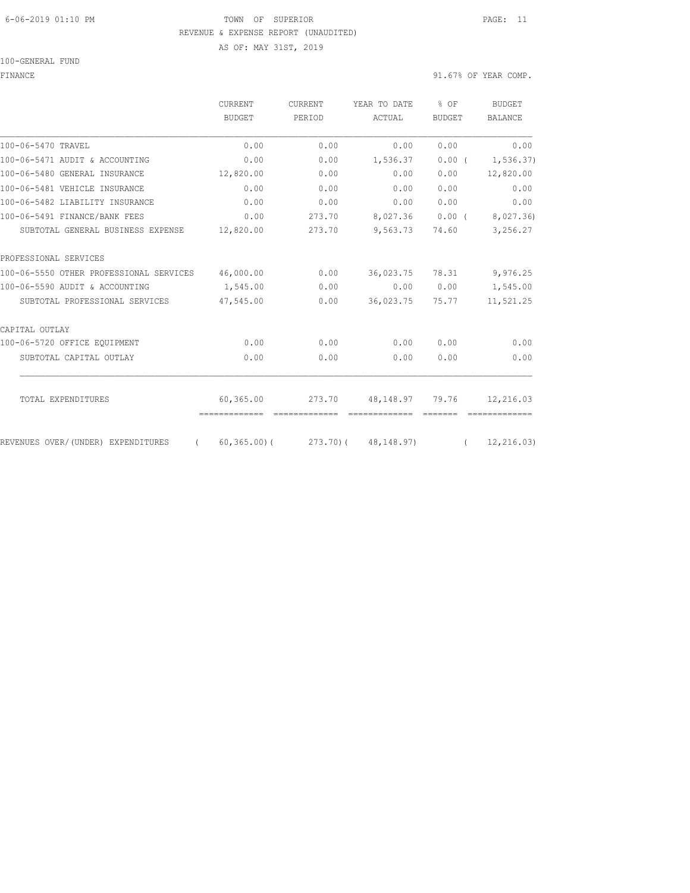TOWN OF SUPERIOR

REVENUE & EXPENSE REPORT (UNAUDITED)

AS OF: MAY 31ST, 2019

100-GENERAL FUND

FINANCE

91.67% OF YEAR COMP.

| | CURRENT BUDGET | CURRENT PERIOD | YEAR TO DATE ACTUAL | % OF BUDGET | BUDGET BALANCE |
|---|---|---|---|---|---|
| 100-06-5470 TRAVEL | 0.00 | 0.00 | 0.00 | 0.00 | 0.00 |
| 100-06-5471 AUDIT & ACCOUNTING | 0.00 | 0.00 | 1,536.37 | 0.00 | ( 1,536.37) |
| 100-06-5480 GENERAL INSURANCE | 12,820.00 | 0.00 | 0.00 | 0.00 | 12,820.00 |
| 100-06-5481 VEHICLE INSURANCE | 0.00 | 0.00 | 0.00 | 0.00 | 0.00 |
| 100-06-5482 LIABILITY INSURANCE | 0.00 | 0.00 | 0.00 | 0.00 | 0.00 |
| 100-06-5491 FINANCE/BANK FEES | 0.00 | 273.70 | 8,027.36 | 0.00 | ( 8,027.36) |
| SUBTOTAL GENERAL BUSINESS EXPENSE | 12,820.00 | 273.70 | 9,563.73 | 74.60 | 3,256.27 |
| PROFESSIONAL SERVICES | | | | | |
| 100-06-5550 OTHER PROFESSIONAL SERVICES | 46,000.00 | 0.00 | 36,023.75 | 78.31 | 9,976.25 |
| 100-06-5590 AUDIT & ACCOUNTING | 1,545.00 | 0.00 | 0.00 | 0.00 | 1,545.00 |
| SUBTOTAL PROFESSIONAL SERVICES | 47,545.00 | 0.00 | 36,023.75 | 75.77 | 11,521.25 |
| CAPITAL OUTLAY | | | | | |
| 100-06-5720 OFFICE EQUIPMENT | 0.00 | 0.00 | 0.00 | 0.00 | 0.00 |
| SUBTOTAL CAPITAL OUTLAY | 0.00 | 0.00 | 0.00 | 0.00 | 0.00 |
| TOTAL EXPENDITURES | 60,365.00 | 273.70 | 48,148.97 | 79.76 | 12,216.03 |
| REVENUES OVER/(UNDER) EXPENDITURES | ( 60,365.00) | ( 273.70) | ( 48,148.97) | | ( 12,216.03) |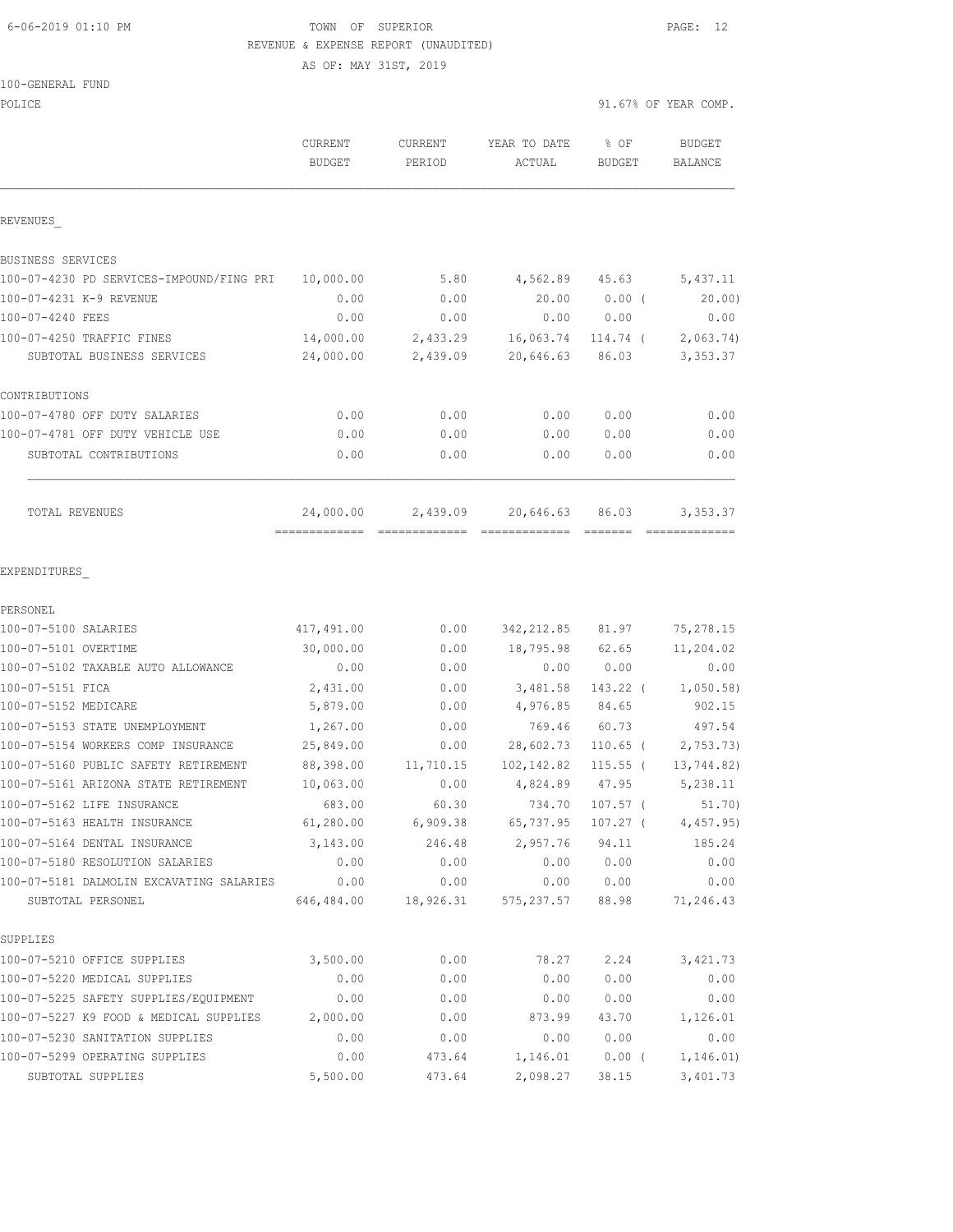6-06-2019 01:10 PM

TOWN OF SUPERIOR

REVENUE & EXPENSE REPORT (UNAUDITED)

AS OF: MAY 31ST, 2019

100-GENERAL FUND

POLICE — 91.67% OF YEAR COMP.

| | CURRENT BUDGET | CURRENT PERIOD | YEAR TO DATE ACTUAL | % OF BUDGET | BUDGET BALANCE |
|---|---|---|---|---|---|
| **REVENUES_** | | | | | |
| BUSINESS SERVICES | | | | | |
| 100-07-4230 PD SERVICES-IMPOUND/FING PRI | 10,000.00 | 5.80 | 4,562.89 | 45.63 | 5,437.11 |
| 100-07-4231 K-9 REVENUE | 0.00 | 0.00 | 20.00 | 0.00 ( | 20.00) |
| 100-07-4240 FEES | 0.00 | 0.00 | 0.00 | 0.00 | 0.00 |
| 100-07-4250 TRAFFIC FINES | 14,000.00 | 2,433.29 | 16,063.74 | 114.74 ( | 2,063.74) |
| SUBTOTAL BUSINESS SERVICES | 24,000.00 | 2,439.09 | 20,646.63 | 86.03 | 3,353.37 |
| CONTRIBUTIONS | | | | | |
| 100-07-4780 OFF DUTY SALARIES | 0.00 | 0.00 | 0.00 | 0.00 | 0.00 |
| 100-07-4781 OFF DUTY VEHICLE USE | 0.00 | 0.00 | 0.00 | 0.00 | 0.00 |
| SUBTOTAL CONTRIBUTIONS | 0.00 | 0.00 | 0.00 | 0.00 | 0.00 |
| TOTAL REVENUES | 24,000.00 | 2,439.09 | 20,646.63 | 86.03 | 3,353.37 |
| **EXPENDITURES_** | | | | | |
| PERSONEL | | | | | |
| 100-07-5100 SALARIES | 417,491.00 | 0.00 | 342,212.85 | 81.97 | 75,278.15 |
| 100-07-5101 OVERTIME | 30,000.00 | 0.00 | 18,795.98 | 62.65 | 11,204.02 |
| 100-07-5102 TAXABLE AUTO ALLOWANCE | 0.00 | 0.00 | 0.00 | 0.00 | 0.00 |
| 100-07-5151 FICA | 2,431.00 | 0.00 | 3,481.58 | 143.22 ( | 1,050.58) |
| 100-07-5152 MEDICARE | 5,879.00 | 0.00 | 4,976.85 | 84.65 | 902.15 |
| 100-07-5153 STATE UNEMPLOYMENT | 1,267.00 | 0.00 | 769.46 | 60.73 | 497.54 |
| 100-07-5154 WORKERS COMP INSURANCE | 25,849.00 | 0.00 | 28,602.73 | 110.65 ( | 2,753.73) |
| 100-07-5160 PUBLIC SAFETY RETIREMENT | 88,398.00 | 11,710.15 | 102,142.82 | 115.55 ( | 13,744.82) |
| 100-07-5161 ARIZONA STATE RETIREMENT | 10,063.00 | 0.00 | 4,824.89 | 47.95 | 5,238.11 |
| 100-07-5162 LIFE INSURANCE | 683.00 | 60.30 | 734.70 | 107.57 ( | 51.70) |
| 100-07-5163 HEALTH INSURANCE | 61,280.00 | 6,909.38 | 65,737.95 | 107.27 ( | 4,457.95) |
| 100-07-5164 DENTAL INSURANCE | 3,143.00 | 246.48 | 2,957.76 | 94.11 | 185.24 |
| 100-07-5180 RESOLUTION SALARIES | 0.00 | 0.00 | 0.00 | 0.00 | 0.00 |
| 100-07-5181 DALMOLIN EXCAVATING SALARIES | 0.00 | 0.00 | 0.00 | 0.00 | 0.00 |
| SUBTOTAL PERSONEL | 646,484.00 | 18,926.31 | 575,237.57 | 88.98 | 71,246.43 |
| SUPPLIES | | | | | |
| 100-07-5210 OFFICE SUPPLIES | 3,500.00 | 0.00 | 78.27 | 2.24 | 3,421.73 |
| 100-07-5220 MEDICAL SUPPLIES | 0.00 | 0.00 | 0.00 | 0.00 | 0.00 |
| 100-07-5225 SAFETY SUPPLIES/EQUIPMENT | 0.00 | 0.00 | 0.00 | 0.00 | 0.00 |
| 100-07-5227 K9 FOOD & MEDICAL SUPPLIES | 2,000.00 | 0.00 | 873.99 | 43.70 | 1,126.01 |
| 100-07-5230 SANITATION SUPPLIES | 0.00 | 0.00 | 0.00 | 0.00 | 0.00 |
| 100-07-5299 OPERATING SUPPLIES | 0.00 | 473.64 | 1,146.01 | 0.00 ( | 1,146.01) |
| SUBTOTAL SUPPLIES | 5,500.00 | 473.64 | 2,098.27 | 38.15 | 3,401.73 |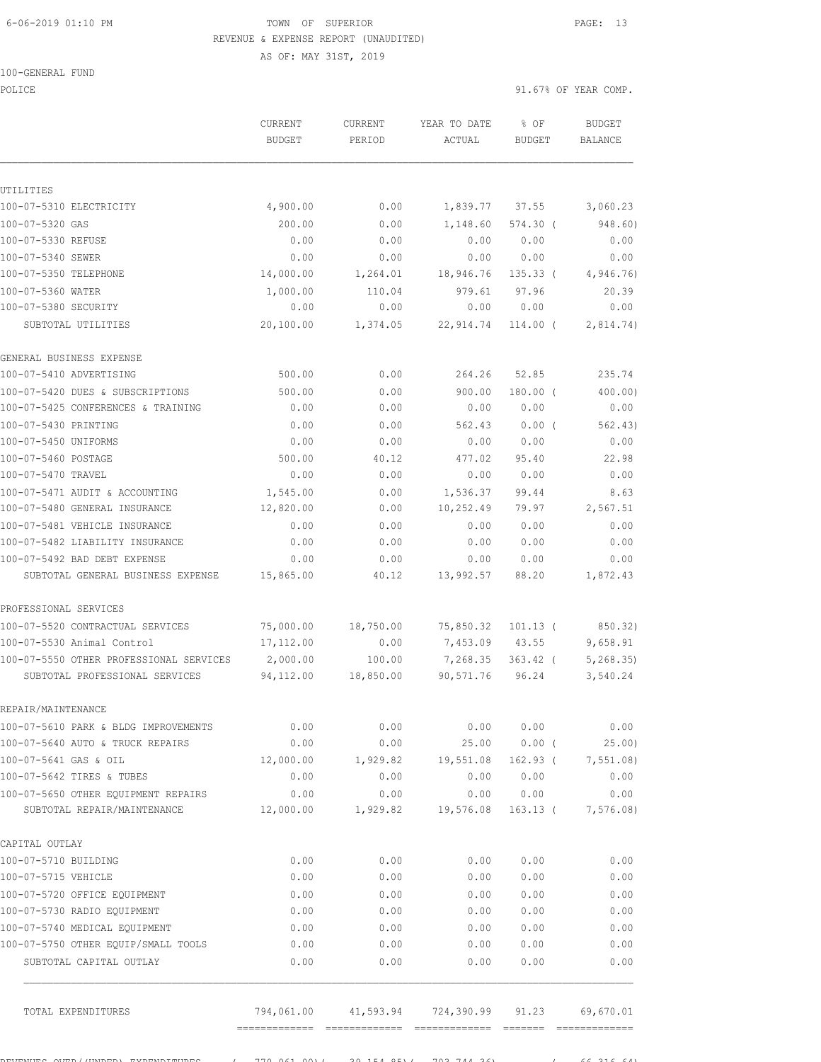TOWN OF SUPERIOR
REVENUE & EXPENSE REPORT (UNAUDITED)
AS OF: MAY 31ST, 2019

100-GENERAL FUND
POLICE — 91.67% OF YEAR COMP.

| | CURRENT BUDGET | CURRENT PERIOD | YEAR TO DATE ACTUAL | % OF BUDGET | BUDGET BALANCE |
|---|---|---|---|---|---|
| **UTILITIES** | | | | | |
| 100-07-5310 ELECTRICITY | 4,900.00 | 0.00 | 1,839.77 | 37.55 | 3,060.23 |
| 100-07-5320 GAS | 200.00 | 0.00 | 1,148.60 | 574.30 | ( 948.60) |
| 100-07-5330 REFUSE | 0.00 | 0.00 | 0.00 | 0.00 | 0.00 |
| 100-07-5340 SEWER | 0.00 | 0.00 | 0.00 | 0.00 | 0.00 |
| 100-07-5350 TELEPHONE | 14,000.00 | 1,264.01 | 18,946.76 | 135.33 | ( 4,946.76) |
| 100-07-5360 WATER | 1,000.00 | 110.04 | 979.61 | 97.96 | 20.39 |
| 100-07-5380 SECURITY | 0.00 | 0.00 | 0.00 | 0.00 | 0.00 |
| SUBTOTAL UTILITIES | 20,100.00 | 1,374.05 | 22,914.74 | 114.00 | ( 2,814.74) |
| **GENERAL BUSINESS EXPENSE** | | | | | |
| 100-07-5410 ADVERTISING | 500.00 | 0.00 | 264.26 | 52.85 | 235.74 |
| 100-07-5420 DUES & SUBSCRIPTIONS | 500.00 | 0.00 | 900.00 | 180.00 | ( 400.00) |
| 100-07-5425 CONFERENCES & TRAINING | 0.00 | 0.00 | 0.00 | 0.00 | 0.00 |
| 100-07-5430 PRINTING | 0.00 | 0.00 | 562.43 | 0.00 | ( 562.43) |
| 100-07-5450 UNIFORMS | 0.00 | 0.00 | 0.00 | 0.00 | 0.00 |
| 100-07-5460 POSTAGE | 500.00 | 40.12 | 477.02 | 95.40 | 22.98 |
| 100-07-5470 TRAVEL | 0.00 | 0.00 | 0.00 | 0.00 | 0.00 |
| 100-07-5471 AUDIT & ACCOUNTING | 1,545.00 | 0.00 | 1,536.37 | 99.44 | 8.63 |
| 100-07-5480 GENERAL INSURANCE | 12,820.00 | 0.00 | 10,252.49 | 79.97 | 2,567.51 |
| 100-07-5481 VEHICLE INSURANCE | 0.00 | 0.00 | 0.00 | 0.00 | 0.00 |
| 100-07-5482 LIABILITY INSURANCE | 0.00 | 0.00 | 0.00 | 0.00 | 0.00 |
| 100-07-5492 BAD DEBT EXPENSE | 0.00 | 0.00 | 0.00 | 0.00 | 0.00 |
| SUBTOTAL GENERAL BUSINESS EXPENSE | 15,865.00 | 40.12 | 13,992.57 | 88.20 | 1,872.43 |
| **PROFESSIONAL SERVICES** | | | | | |
| 100-07-5520 CONTRACTUAL SERVICES | 75,000.00 | 18,750.00 | 75,850.32 | 101.13 | ( 850.32) |
| 100-07-5530 Animal Control | 17,112.00 | 0.00 | 7,453.09 | 43.55 | 9,658.91 |
| 100-07-5550 OTHER PROFESSIONAL SERVICES | 2,000.00 | 100.00 | 7,268.35 | 363.42 | ( 5,268.35) |
| SUBTOTAL PROFESSIONAL SERVICES | 94,112.00 | 18,850.00 | 90,571.76 | 96.24 | 3,540.24 |
| **REPAIR/MAINTENANCE** | | | | | |
| 100-07-5610 PARK & BLDG IMPROVEMENTS | 0.00 | 0.00 | 0.00 | 0.00 | 0.00 |
| 100-07-5640 AUTO & TRUCK REPAIRS | 0.00 | 0.00 | 25.00 | 0.00 | ( 25.00) |
| 100-07-5641 GAS & OIL | 12,000.00 | 1,929.82 | 19,551.08 | 162.93 | ( 7,551.08) |
| 100-07-5642 TIRES & TUBES | 0.00 | 0.00 | 0.00 | 0.00 | 0.00 |
| 100-07-5650 OTHER EQUIPMENT REPAIRS | 0.00 | 0.00 | 0.00 | 0.00 | 0.00 |
| SUBTOTAL REPAIR/MAINTENANCE | 12,000.00 | 1,929.82 | 19,576.08 | 163.13 | ( 7,576.08) |
| **CAPITAL OUTLAY** | | | | | |
| 100-07-5710 BUILDING | 0.00 | 0.00 | 0.00 | 0.00 | 0.00 |
| 100-07-5715 VEHICLE | 0.00 | 0.00 | 0.00 | 0.00 | 0.00 |
| 100-07-5720 OFFICE EQUIPMENT | 0.00 | 0.00 | 0.00 | 0.00 | 0.00 |
| 100-07-5730 RADIO EQUIPMENT | 0.00 | 0.00 | 0.00 | 0.00 | 0.00 |
| 100-07-5740 MEDICAL EQUIPMENT | 0.00 | 0.00 | 0.00 | 0.00 | 0.00 |
| 100-07-5750 OTHER EQUIP/SMALL TOOLS | 0.00 | 0.00 | 0.00 | 0.00 | 0.00 |
| SUBTOTAL CAPITAL OUTLAY | 0.00 | 0.00 | 0.00 | 0.00 | 0.00 |
| TOTAL EXPENDITURES | 794,061.00 | 41,593.94 | 724,390.99 | 91.23 | 69,670.01 |
| REVENUES OVER/(UNDER) EXPENDITURES | ( 770,061.00) | ( 39,154.85) | ( 703,744.36) | | ( 66,316.64) |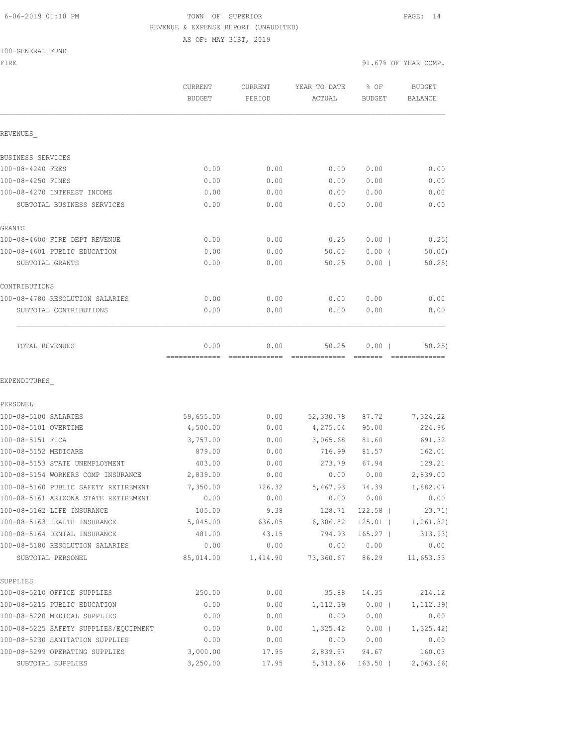6-06-2019 01:10 PM TOWN OF SUPERIOR

REVENUE & EXPENSE REPORT (UNAUDITED)

AS OF: MAY 31ST, 2019

100-GENERAL FUND

FIRE 91.67% OF YEAR COMP.

| | CURRENT BUDGET | CURRENT PERIOD | YEAR TO DATE ACTUAL | % OF BUDGET | BUDGET BALANCE |
|---|---|---|---|---|---|
| REVENUES_ | | | | | |
| BUSINESS SERVICES | | | | | |
| 100-08-4240 FEES | 0.00 | 0.00 | 0.00 | 0.00 | 0.00 |
| 100-08-4250 FINES | 0.00 | 0.00 | 0.00 | 0.00 | 0.00 |
| 100-08-4270 INTEREST INCOME | 0.00 | 0.00 | 0.00 | 0.00 | 0.00 |
| SUBTOTAL BUSINESS SERVICES | 0.00 | 0.00 | 0.00 | 0.00 | 0.00 |
| GRANTS | | | | | |
| 100-08-4600 FIRE DEPT REVENUE | 0.00 | 0.00 | 0.25 | 0.00 ( | 0.25) |
| 100-08-4601 PUBLIC EDUCATION | 0.00 | 0.00 | 50.00 | 0.00 ( | 50.00) |
| SUBTOTAL GRANTS | 0.00 | 0.00 | 50.25 | 0.00 ( | 50.25) |
| CONTRIBUTIONS | | | | | |
| 100-08-4780 RESOLUTION SALARIES | 0.00 | 0.00 | 0.00 | 0.00 | 0.00 |
| SUBTOTAL CONTRIBUTIONS | 0.00 | 0.00 | 0.00 | 0.00 | 0.00 |
| TOTAL REVENUES | 0.00 | 0.00 | 50.25 | 0.00 ( | 50.25) |
| EXPENDITURES_ | | | | | |
| PERSONEL | | | | | |
| 100-08-5100 SALARIES | 59,655.00 | 0.00 | 52,330.78 | 87.72 | 7,324.22 |
| 100-08-5101 OVERTIME | 4,500.00 | 0.00 | 4,275.04 | 95.00 | 224.96 |
| 100-08-5151 FICA | 3,757.00 | 0.00 | 3,065.68 | 81.60 | 691.32 |
| 100-08-5152 MEDICARE | 879.00 | 0.00 | 716.99 | 81.57 | 162.01 |
| 100-08-5153 STATE UNEMPLOYMENT | 403.00 | 0.00 | 273.79 | 67.94 | 129.21 |
| 100-08-5154 WORKERS COMP INSURANCE | 2,839.00 | 0.00 | 0.00 | 0.00 | 2,839.00 |
| 100-08-5160 PUBLIC SAFETY RETIREMENT | 7,350.00 | 726.32 | 5,467.93 | 74.39 | 1,882.07 |
| 100-08-5161 ARIZONA STATE RETIREMENT | 0.00 | 0.00 | 0.00 | 0.00 | 0.00 |
| 100-08-5162 LIFE INSURANCE | 105.00 | 9.38 | 128.71 | 122.58 ( | 23.71) |
| 100-08-5163 HEALTH INSURANCE | 5,045.00 | 636.05 | 6,306.82 | 125.01 ( | 1,261.82) |
| 100-08-5164 DENTAL INSURANCE | 481.00 | 43.15 | 794.93 | 165.27 ( | 313.93) |
| 100-08-5180 RESOLUTION SALARIES | 0.00 | 0.00 | 0.00 | 0.00 | 0.00 |
| SUBTOTAL PERSONEL | 85,014.00 | 1,414.90 | 73,360.67 | 86.29 | 11,653.33 |
| SUPPLIES | | | | | |
| 100-08-5210 OFFICE SUPPLIES | 250.00 | 0.00 | 35.88 | 14.35 | 214.12 |
| 100-08-5215 PUBLIC EDUCATION | 0.00 | 0.00 | 1,112.39 | 0.00 ( | 1,112.39) |
| 100-08-5220 MEDICAL SUPPLIES | 0.00 | 0.00 | 0.00 | 0.00 | 0.00 |
| 100-08-5225 SAFETY SUPPLIES/EQUIPMENT | 0.00 | 0.00 | 1,325.42 | 0.00 ( | 1,325.42) |
| 100-08-5230 SANITATION SUPPLIES | 0.00 | 0.00 | 0.00 | 0.00 | 0.00 |
| 100-08-5299 OPERATING SUPPLIES | 3,000.00 | 17.95 | 2,839.97 | 94.67 | 160.03 |
| SUBTOTAL SUPPLIES | 3,250.00 | 17.95 | 5,313.66 | 163.50 ( | 2,063.66) |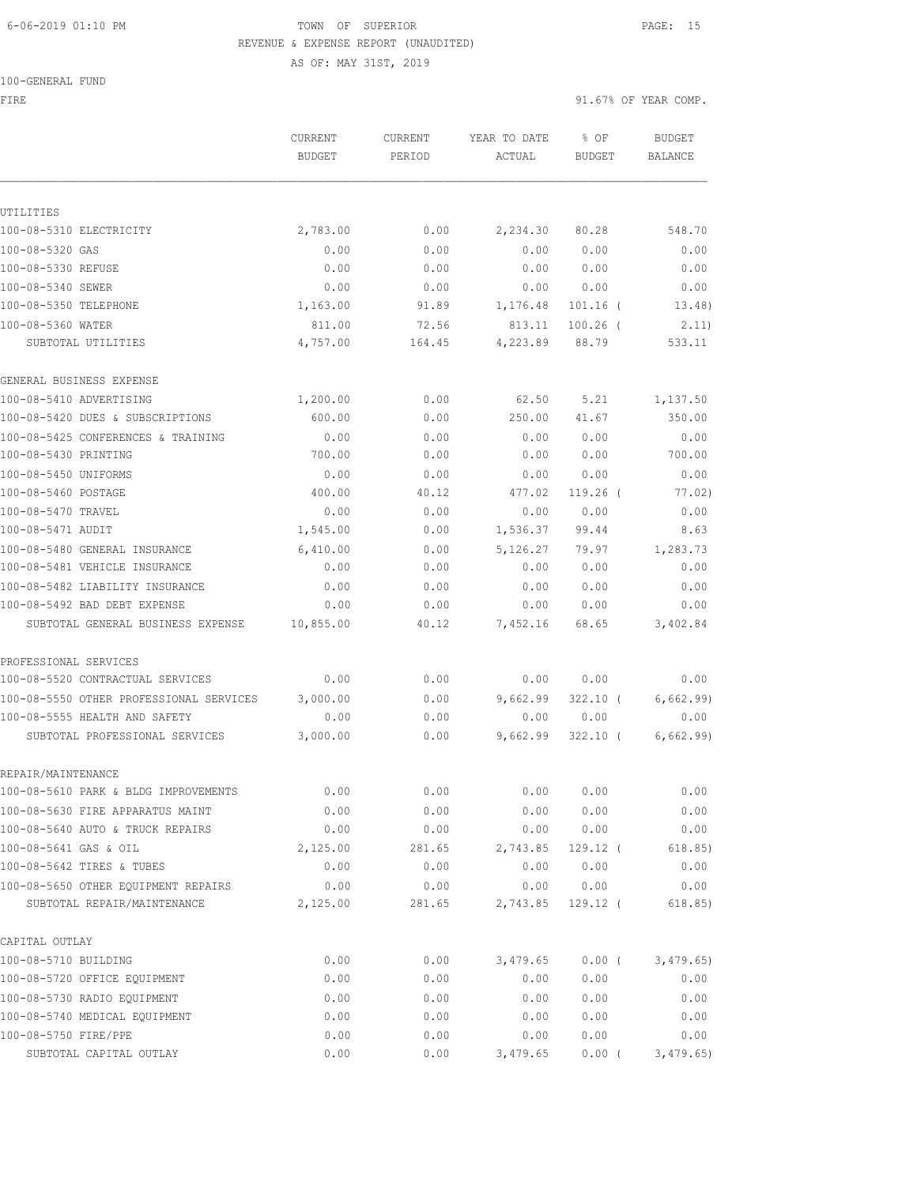6-06-2019 01:10 PM TOWN OF SUPERIOR

REVENUE & EXPENSE REPORT (UNAUDITED)

AS OF: MAY 31ST, 2019

100-GENERAL FUND

FIRE 91.67% OF YEAR COMP.

| | CURRENT BUDGET | CURRENT PERIOD | YEAR TO DATE ACTUAL | % OF BUDGET | BUDGET BALANCE |
|---|---|---|---|---|---|
| UTILITIES | | | | | |
| 100-08-5310 ELECTRICITY | 2,783.00 | 0.00 | 2,234.30 | 80.28 | 548.70 |
| 100-08-5320 GAS | 0.00 | 0.00 | 0.00 | 0.00 | 0.00 |
| 100-08-5330 REFUSE | 0.00 | 0.00 | 0.00 | 0.00 | 0.00 |
| 100-08-5340 SEWER | 0.00 | 0.00 | 0.00 | 0.00 | 0.00 |
| 100-08-5350 TELEPHONE | 1,163.00 | 91.89 | 1,176.48 | 101.16 ( | 13.48) |
| 100-08-5360 WATER | 811.00 | 72.56 | 813.11 | 100.26 ( | 2.11) |
| SUBTOTAL UTILITIES | 4,757.00 | 164.45 | 4,223.89 | 88.79 | 533.11 |
| GENERAL BUSINESS EXPENSE | | | | | |
| 100-08-5410 ADVERTISING | 1,200.00 | 0.00 | 62.50 | 5.21 | 1,137.50 |
| 100-08-5420 DUES & SUBSCRIPTIONS | 600.00 | 0.00 | 250.00 | 41.67 | 350.00 |
| 100-08-5425 CONFERENCES & TRAINING | 0.00 | 0.00 | 0.00 | 0.00 | 0.00 |
| 100-08-5430 PRINTING | 700.00 | 0.00 | 0.00 | 0.00 | 700.00 |
| 100-08-5450 UNIFORMS | 0.00 | 0.00 | 0.00 | 0.00 | 0.00 |
| 100-08-5460 POSTAGE | 400.00 | 40.12 | 477.02 | 119.26 ( | 77.02) |
| 100-08-5470 TRAVEL | 0.00 | 0.00 | 0.00 | 0.00 | 0.00 |
| 100-08-5471 AUDIT | 1,545.00 | 0.00 | 1,536.37 | 99.44 | 8.63 |
| 100-08-5480 GENERAL INSURANCE | 6,410.00 | 0.00 | 5,126.27 | 79.97 | 1,283.73 |
| 100-08-5481 VEHICLE INSURANCE | 0.00 | 0.00 | 0.00 | 0.00 | 0.00 |
| 100-08-5482 LIABILITY INSURANCE | 0.00 | 0.00 | 0.00 | 0.00 | 0.00 |
| 100-08-5492 BAD DEBT EXPENSE | 0.00 | 0.00 | 0.00 | 0.00 | 0.00 |
| SUBTOTAL GENERAL BUSINESS EXPENSE | 10,855.00 | 40.12 | 7,452.16 | 68.65 | 3,402.84 |
| PROFESSIONAL SERVICES | | | | | |
| 100-08-5520 CONTRACTUAL SERVICES | 0.00 | 0.00 | 0.00 | 0.00 | 0.00 |
| 100-08-5550 OTHER PROFESSIONAL SERVICES | 3,000.00 | 0.00 | 9,662.99 | 322.10 ( | 6,662.99) |
| 100-08-5555 HEALTH AND SAFETY | 0.00 | 0.00 | 0.00 | 0.00 | 0.00 |
| SUBTOTAL PROFESSIONAL SERVICES | 3,000.00 | 0.00 | 9,662.99 | 322.10 ( | 6,662.99) |
| REPAIR/MAINTENANCE | | | | | |
| 100-08-5610 PARK & BLDG IMPROVEMENTS | 0.00 | 0.00 | 0.00 | 0.00 | 0.00 |
| 100-08-5630 FIRE APPARATUS MAINT | 0.00 | 0.00 | 0.00 | 0.00 | 0.00 |
| 100-08-5640 AUTO & TRUCK REPAIRS | 0.00 | 0.00 | 0.00 | 0.00 | 0.00 |
| 100-08-5641 GAS & OIL | 2,125.00 | 281.65 | 2,743.85 | 129.12 ( | 618.85) |
| 100-08-5642 TIRES & TUBES | 0.00 | 0.00 | 0.00 | 0.00 | 0.00 |
| 100-08-5650 OTHER EQUIPMENT REPAIRS | 0.00 | 0.00 | 0.00 | 0.00 | 0.00 |
| SUBTOTAL REPAIR/MAINTENANCE | 2,125.00 | 281.65 | 2,743.85 | 129.12 ( | 618.85) |
| CAPITAL OUTLAY | | | | | |
| 100-08-5710 BUILDING | 0.00 | 0.00 | 3,479.65 | 0.00 ( | 3,479.65) |
| 100-08-5720 OFFICE EQUIPMENT | 0.00 | 0.00 | 0.00 | 0.00 | 0.00 |
| 100-08-5730 RADIO EQUIPMENT | 0.00 | 0.00 | 0.00 | 0.00 | 0.00 |
| 100-08-5740 MEDICAL EQUIPMENT | 0.00 | 0.00 | 0.00 | 0.00 | 0.00 |
| 100-08-5750 FIRE/PPE | 0.00 | 0.00 | 0.00 | 0.00 | 0.00 |
| SUBTOTAL CAPITAL OUTLAY | 0.00 | 0.00 | 3,479.65 | 0.00 ( | 3,479.65) |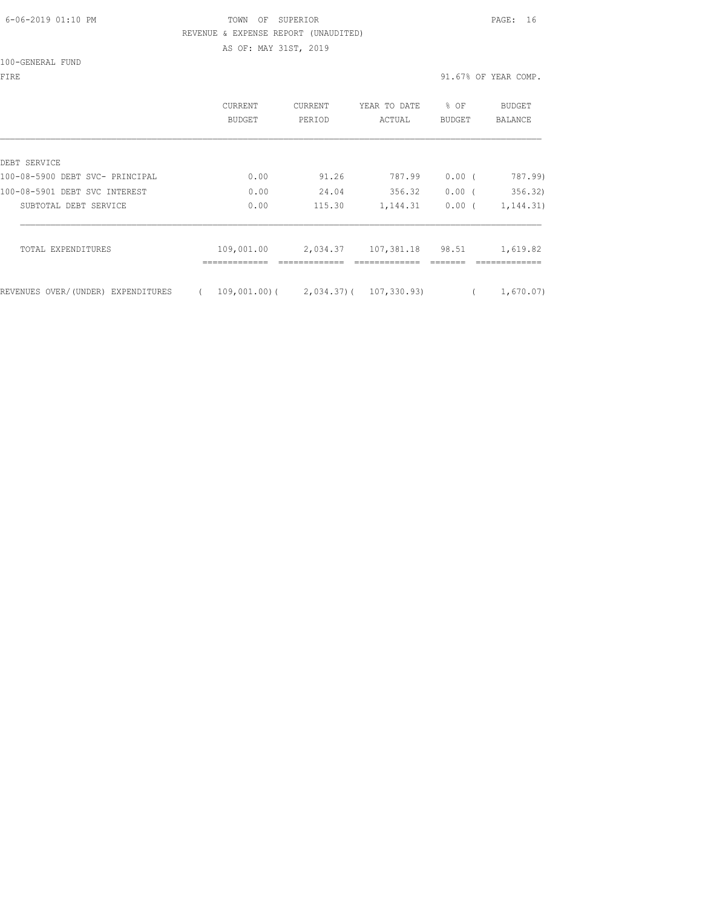TOWN OF SUPERIOR

REVENUE & EXPENSE REPORT (UNAUDITED)

AS OF: MAY 31ST, 2019

100-GENERAL FUND

FIRE — 91.67% OF YEAR COMP.

| | CURRENT BUDGET | CURRENT PERIOD | YEAR TO DATE ACTUAL | % OF BUDGET | BUDGET BALANCE |
|---|---|---|---|---|---|
| DEBT SERVICE | | | | | |
| 100-08-5900 DEBT SVC- PRINCIPAL | 0.00 | 91.26 | 787.99 | 0.00 | ( 787.99) |
| 100-08-5901 DEBT SVC INTEREST | 0.00 | 24.04 | 356.32 | 0.00 | ( 356.32) |
| SUBTOTAL DEBT SERVICE | 0.00 | 115.30 | 1,144.31 | 0.00 | ( 1,144.31) |
| TOTAL EXPENDITURES | 109,001.00 | 2,034.37 | 107,381.18 | 98.51 | 1,619.82 |
| REVENUES OVER/(UNDER) EXPENDITURES | ( 109,001.00) | ( 2,034.37) | ( 107,330.93) | | ( 1,670.07) |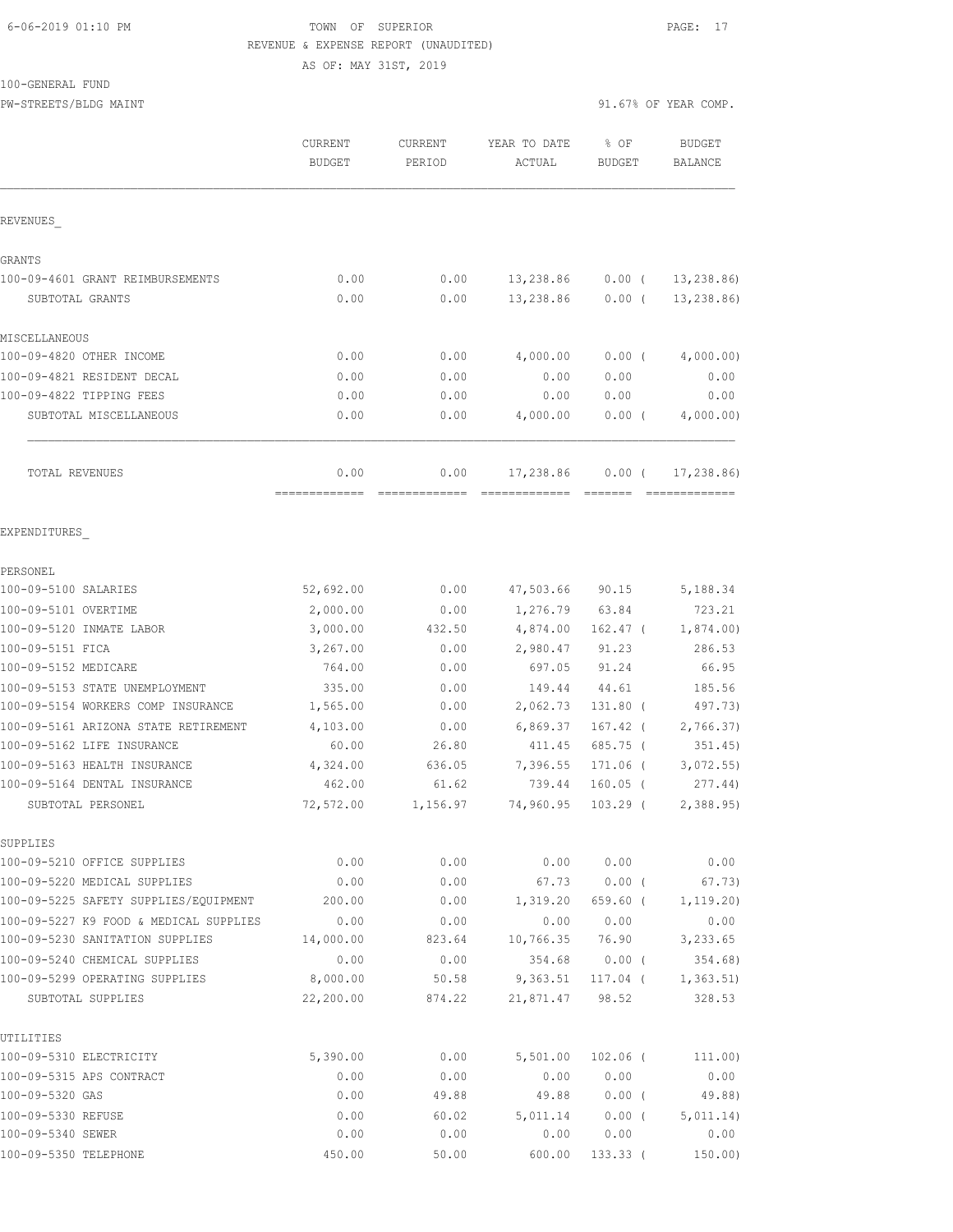6-06-2019 01:10 PM TOWN OF SUPERIOR

REVENUE & EXPENSE REPORT (UNAUDITED)

AS OF: MAY 31ST, 2019

100-GENERAL FUND

PW-STREETS/BLDG MAINT 91.67% OF YEAR COMP.

| | CURRENT BUDGET | CURRENT PERIOD | YEAR TO DATE ACTUAL | % OF BUDGET | BUDGET BALANCE |
|---|---|---|---|---|---|
| REVENUES_ | | | | | |
| GRANTS | | | | | |
| 100-09-4601 GRANT REIMBURSEMENTS | 0.00 | 0.00 | 13,238.86 | 0.00 ( | 13,238.86) |
| SUBTOTAL GRANTS | 0.00 | 0.00 | 13,238.86 | 0.00 ( | 13,238.86) |
| MISCELLANEOUS | | | | | |
| 100-09-4820 OTHER INCOME | 0.00 | 0.00 | 4,000.00 | 0.00 ( | 4,000.00) |
| 100-09-4821 RESIDENT DECAL | 0.00 | 0.00 | 0.00 | 0.00 | 0.00 |
| 100-09-4822 TIPPING FEES | 0.00 | 0.00 | 0.00 | 0.00 | 0.00 |
| SUBTOTAL MISCELLANEOUS | 0.00 | 0.00 | 4,000.00 | 0.00 ( | 4,000.00) |
| TOTAL REVENUES | 0.00 | 0.00 | 17,238.86 | 0.00 ( | 17,238.86) |
| EXPENDITURES_ | | | | | |
| PERSONEL | | | | | |
| 100-09-5100 SALARIES | 52,692.00 | 0.00 | 47,503.66 | 90.15 | 5,188.34 |
| 100-09-5101 OVERTIME | 2,000.00 | 0.00 | 1,276.79 | 63.84 | 723.21 |
| 100-09-5120 INMATE LABOR | 3,000.00 | 432.50 | 4,874.00 | 162.47 ( | 1,874.00) |
| 100-09-5151 FICA | 3,267.00 | 0.00 | 2,980.47 | 91.23 | 286.53 |
| 100-09-5152 MEDICARE | 764.00 | 0.00 | 697.05 | 91.24 | 66.95 |
| 100-09-5153 STATE UNEMPLOYMENT | 335.00 | 0.00 | 149.44 | 44.61 | 185.56 |
| 100-09-5154 WORKERS COMP INSURANCE | 1,565.00 | 0.00 | 2,062.73 | 131.80 ( | 497.73) |
| 100-09-5161 ARIZONA STATE RETIREMENT | 4,103.00 | 0.00 | 6,869.37 | 167.42 ( | 2,766.37) |
| 100-09-5162 LIFE INSURANCE | 60.00 | 26.80 | 411.45 | 685.75 ( | 351.45) |
| 100-09-5163 HEALTH INSURANCE | 4,324.00 | 636.05 | 7,396.55 | 171.06 ( | 3,072.55) |
| 100-09-5164 DENTAL INSURANCE | 462.00 | 61.62 | 739.44 | 160.05 ( | 277.44) |
| SUBTOTAL PERSONEL | 72,572.00 | 1,156.97 | 74,960.95 | 103.29 ( | 2,388.95) |
| SUPPLIES | | | | | |
| 100-09-5210 OFFICE SUPPLIES | 0.00 | 0.00 | 0.00 | 0.00 | 0.00 |
| 100-09-5220 MEDICAL SUPPLIES | 0.00 | 0.00 | 67.73 | 0.00 ( | 67.73) |
| 100-09-5225 SAFETY SUPPLIES/EQUIPMENT | 200.00 | 0.00 | 1,319.20 | 659.60 ( | 1,119.20) |
| 100-09-5227 K9 FOOD & MEDICAL SUPPLIES | 0.00 | 0.00 | 0.00 | 0.00 | 0.00 |
| 100-09-5230 SANITATION SUPPLIES | 14,000.00 | 823.64 | 10,766.35 | 76.90 | 3,233.65 |
| 100-09-5240 CHEMICAL SUPPLIES | 0.00 | 0.00 | 354.68 | 0.00 ( | 354.68) |
| 100-09-5299 OPERATING SUPPLIES | 8,000.00 | 50.58 | 9,363.51 | 117.04 ( | 1,363.51) |
| SUBTOTAL SUPPLIES | 22,200.00 | 874.22 | 21,871.47 | 98.52 | 328.53 |
| UTILITIES | | | | | |
| 100-09-5310 ELECTRICITY | 5,390.00 | 0.00 | 5,501.00 | 102.06 ( | 111.00) |
| 100-09-5315 APS CONTRACT | 0.00 | 0.00 | 0.00 | 0.00 | 0.00 |
| 100-09-5320 GAS | 0.00 | 49.88 | 49.88 | 0.00 ( | 49.88) |
| 100-09-5330 REFUSE | 0.00 | 60.02 | 5,011.14 | 0.00 ( | 5,011.14) |
| 100-09-5340 SEWER | 0.00 | 0.00 | 0.00 | 0.00 | 0.00 |
| 100-09-5350 TELEPHONE | 450.00 | 50.00 | 600.00 | 133.33 ( | 150.00) |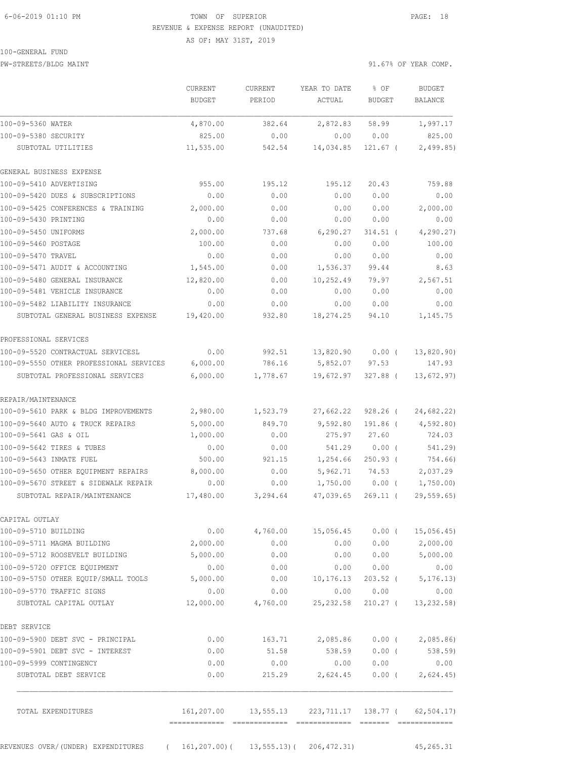TOWN OF SUPERIOR
REVENUE & EXPENSE REPORT (UNAUDITED)
AS OF: MAY 31ST, 2019

100-GENERAL FUND
PW-STREETS/BLDG MAINT

91.67% OF YEAR COMP.

| | CURRENT BUDGET | CURRENT PERIOD | YEAR TO DATE ACTUAL | % OF BUDGET | BUDGET BALANCE |
|---|---|---|---|---|---|
| 100-09-5360 WATER | 4,870.00 | 382.64 | 2,872.83 | 58.99 | 1,997.17 |
| 100-09-5380 SECURITY | 825.00 | 0.00 | 0.00 | 0.00 | 825.00 |
| SUBTOTAL UTILITIES | 11,535.00 | 542.54 | 14,034.85 | 121.67 ( | 2,499.85) |
| GENERAL BUSINESS EXPENSE | | | | | |
| 100-09-5410 ADVERTISING | 955.00 | 195.12 | 195.12 | 20.43 | 759.88 |
| 100-09-5420 DUES & SUBSCRIPTIONS | 0.00 | 0.00 | 0.00 | 0.00 | 0.00 |
| 100-09-5425 CONFERENCES & TRAINING | 2,000.00 | 0.00 | 0.00 | 0.00 | 2,000.00 |
| 100-09-5430 PRINTING | 0.00 | 0.00 | 0.00 | 0.00 | 0.00 |
| 100-09-5450 UNIFORMS | 2,000.00 | 737.68 | 6,290.27 | 314.51 ( | 4,290.27) |
| 100-09-5460 POSTAGE | 100.00 | 0.00 | 0.00 | 0.00 | 100.00 |
| 100-09-5470 TRAVEL | 0.00 | 0.00 | 0.00 | 0.00 | 0.00 |
| 100-09-5471 AUDIT & ACCOUNTING | 1,545.00 | 0.00 | 1,536.37 | 99.44 | 8.63 |
| 100-09-5480 GENERAL INSURANCE | 12,820.00 | 0.00 | 10,252.49 | 79.97 | 2,567.51 |
| 100-09-5481 VEHICLE INSURANCE | 0.00 | 0.00 | 0.00 | 0.00 | 0.00 |
| 100-09-5482 LIABILITY INSURANCE | 0.00 | 0.00 | 0.00 | 0.00 | 0.00 |
| SUBTOTAL GENERAL BUSINESS EXPENSE | 19,420.00 | 932.80 | 18,274.25 | 94.10 | 1,145.75 |
| PROFESSIONAL SERVICES | | | | | |
| 100-09-5520 CONTRACTUAL SERVICESL | 0.00 | 992.51 | 13,820.90 | 0.00 ( | 13,820.90) |
| 100-09-5550 OTHER PROFESSIONAL SERVICES | 6,000.00 | 786.16 | 5,852.07 | 97.53 | 147.93 |
| SUBTOTAL PROFESSIONAL SERVICES | 6,000.00 | 1,778.67 | 19,672.97 | 327.88 ( | 13,672.97) |
| REPAIR/MAINTENANCE | | | | | |
| 100-09-5610 PARK & BLDG IMPROVEMENTS | 2,980.00 | 1,523.79 | 27,662.22 | 928.26 ( | 24,682.22) |
| 100-09-5640 AUTO & TRUCK REPAIRS | 5,000.00 | 849.70 | 9,592.80 | 191.86 ( | 4,592.80) |
| 100-09-5641 GAS & OIL | 1,000.00 | 0.00 | 275.97 | 27.60 | 724.03 |
| 100-09-5642 TIRES & TUBES | 0.00 | 0.00 | 541.29 | 0.00 ( | 541.29) |
| 100-09-5643 INMATE FUEL | 500.00 | 921.15 | 1,254.66 | 250.93 ( | 754.66) |
| 100-09-5650 OTHER EQUIPMENT REPAIRS | 8,000.00 | 0.00 | 5,962.71 | 74.53 | 2,037.29 |
| 100-09-5670 STREET & SIDEWALK REPAIR | 0.00 | 0.00 | 1,750.00 | 0.00 ( | 1,750.00) |
| SUBTOTAL REPAIR/MAINTENANCE | 17,480.00 | 3,294.64 | 47,039.65 | 269.11 ( | 29,559.65) |
| CAPITAL OUTLAY | | | | | |
| 100-09-5710 BUILDING | 0.00 | 4,760.00 | 15,056.45 | 0.00 ( | 15,056.45) |
| 100-09-5711 MAGMA BUILDING | 2,000.00 | 0.00 | 0.00 | 0.00 | 2,000.00 |
| 100-09-5712 ROOSEVELT BUILDING | 5,000.00 | 0.00 | 0.00 | 0.00 | 5,000.00 |
| 100-09-5720 OFFICE EQUIPMENT | 0.00 | 0.00 | 0.00 | 0.00 | 0.00 |
| 100-09-5750 OTHER EQUIP/SMALL TOOLS | 5,000.00 | 0.00 | 10,176.13 | 203.52 ( | 5,176.13) |
| 100-09-5770 TRAFFIC SIGNS | 0.00 | 0.00 | 0.00 | 0.00 | 0.00 |
| SUBTOTAL CAPITAL OUTLAY | 12,000.00 | 4,760.00 | 25,232.58 | 210.27 ( | 13,232.58) |
| DEBT SERVICE | | | | | |
| 100-09-5900 DEBT SVC - PRINCIPAL | 0.00 | 163.71 | 2,085.86 | 0.00 ( | 2,085.86) |
| 100-09-5901 DEBT SVC - INTEREST | 0.00 | 51.58 | 538.59 | 0.00 ( | 538.59) |
| 100-09-5999 CONTINGENCY | 0.00 | 0.00 | 0.00 | 0.00 | 0.00 |
| SUBTOTAL DEBT SERVICE | 0.00 | 215.29 | 2,624.45 | 0.00 ( | 2,624.45) |
| TOTAL EXPENDITURES | 161,207.00 | 13,555.13 | 223,711.17 | 138.77 ( | 62,504.17) |
| REVENUES OVER/(UNDER) EXPENDITURES | ( 161,207.00)( | 13,555.13)( | 206,472.31) | | 45,265.31 |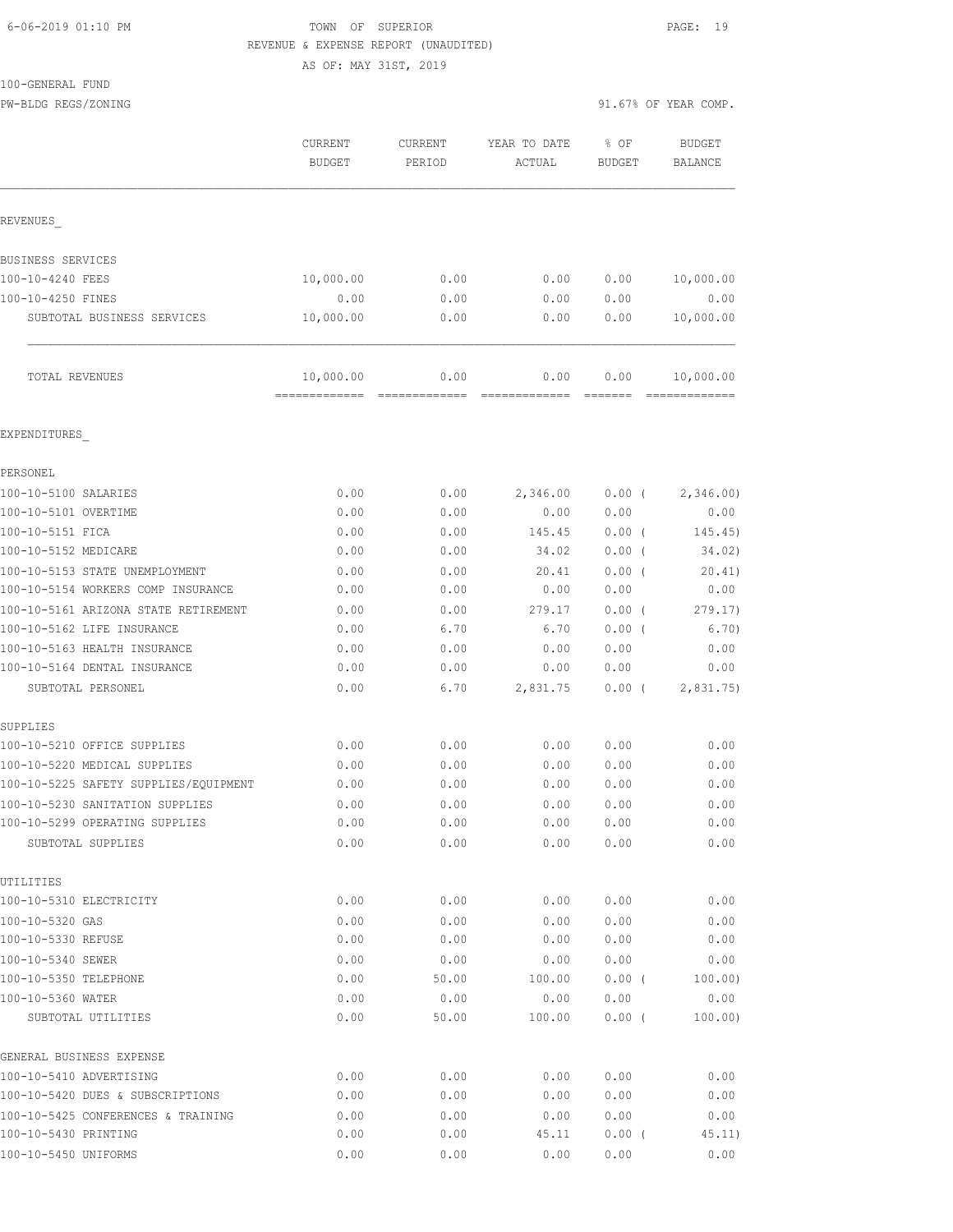TOWN OF SUPERIOR
REVENUE & EXPENSE REPORT (UNAUDITED)
AS OF: MAY 31ST, 2019

100-GENERAL FUND
PW-BLDG REGS/ZONING — 91.67% OF YEAR COMP.

| | CURRENT BUDGET | CURRENT PERIOD | YEAR TO DATE ACTUAL | % OF BUDGET | BUDGET BALANCE |
|---|---|---|---|---|---|
| **REVENUES** | | | | | |
| BUSINESS SERVICES | | | | | |
| 100-10-4240 FEES | 10,000.00 | 0.00 | 0.00 | 0.00 | 10,000.00 |
| 100-10-4250 FINES | 0.00 | 0.00 | 0.00 | 0.00 | 0.00 |
| SUBTOTAL BUSINESS SERVICES | 10,000.00 | 0.00 | 0.00 | 0.00 | 10,000.00 |
| TOTAL REVENUES | 10,000.00 | 0.00 | 0.00 | 0.00 | 10,000.00 |
| **EXPENDITURES** | | | | | |
| PERSONEL | | | | | |
| 100-10-5100 SALARIES | 0.00 | 0.00 | 2,346.00 | 0.00 ( | 2,346.00) |
| 100-10-5101 OVERTIME | 0.00 | 0.00 | 0.00 | 0.00 | 0.00 |
| 100-10-5151 FICA | 0.00 | 0.00 | 145.45 | 0.00 ( | 145.45) |
| 100-10-5152 MEDICARE | 0.00 | 0.00 | 34.02 | 0.00 ( | 34.02) |
| 100-10-5153 STATE UNEMPLOYMENT | 0.00 | 0.00 | 20.41 | 0.00 ( | 20.41) |
| 100-10-5154 WORKERS COMP INSURANCE | 0.00 | 0.00 | 0.00 | 0.00 | 0.00 |
| 100-10-5161 ARIZONA STATE RETIREMENT | 0.00 | 0.00 | 279.17 | 0.00 ( | 279.17) |
| 100-10-5162 LIFE INSURANCE | 0.00 | 6.70 | 6.70 | 0.00 ( | 6.70) |
| 100-10-5163 HEALTH INSURANCE | 0.00 | 0.00 | 0.00 | 0.00 | 0.00 |
| 100-10-5164 DENTAL INSURANCE | 0.00 | 0.00 | 0.00 | 0.00 | 0.00 |
| SUBTOTAL PERSONEL | 0.00 | 6.70 | 2,831.75 | 0.00 ( | 2,831.75) |
| SUPPLIES | | | | | |
| 100-10-5210 OFFICE SUPPLIES | 0.00 | 0.00 | 0.00 | 0.00 | 0.00 |
| 100-10-5220 MEDICAL SUPPLIES | 0.00 | 0.00 | 0.00 | 0.00 | 0.00 |
| 100-10-5225 SAFETY SUPPLIES/EQUIPMENT | 0.00 | 0.00 | 0.00 | 0.00 | 0.00 |
| 100-10-5230 SANITATION SUPPLIES | 0.00 | 0.00 | 0.00 | 0.00 | 0.00 |
| 100-10-5299 OPERATING SUPPLIES | 0.00 | 0.00 | 0.00 | 0.00 | 0.00 |
| SUBTOTAL SUPPLIES | 0.00 | 0.00 | 0.00 | 0.00 | 0.00 |
| UTILITIES | | | | | |
| 100-10-5310 ELECTRICITY | 0.00 | 0.00 | 0.00 | 0.00 | 0.00 |
| 100-10-5320 GAS | 0.00 | 0.00 | 0.00 | 0.00 | 0.00 |
| 100-10-5330 REFUSE | 0.00 | 0.00 | 0.00 | 0.00 | 0.00 |
| 100-10-5340 SEWER | 0.00 | 0.00 | 0.00 | 0.00 | 0.00 |
| 100-10-5350 TELEPHONE | 0.00 | 50.00 | 100.00 | 0.00 ( | 100.00) |
| 100-10-5360 WATER | 0.00 | 0.00 | 0.00 | 0.00 | 0.00 |
| SUBTOTAL UTILITIES | 0.00 | 50.00 | 100.00 | 0.00 ( | 100.00) |
| GENERAL BUSINESS EXPENSE | | | | | |
| 100-10-5410 ADVERTISING | 0.00 | 0.00 | 0.00 | 0.00 | 0.00 |
| 100-10-5420 DUES & SUBSCRIPTIONS | 0.00 | 0.00 | 0.00 | 0.00 | 0.00 |
| 100-10-5425 CONFERENCES & TRAINING | 0.00 | 0.00 | 0.00 | 0.00 | 0.00 |
| 100-10-5430 PRINTING | 0.00 | 0.00 | 45.11 | 0.00 ( | 45.11) |
| 100-10-5450 UNIFORMS | 0.00 | 0.00 | 0.00 | 0.00 | 0.00 |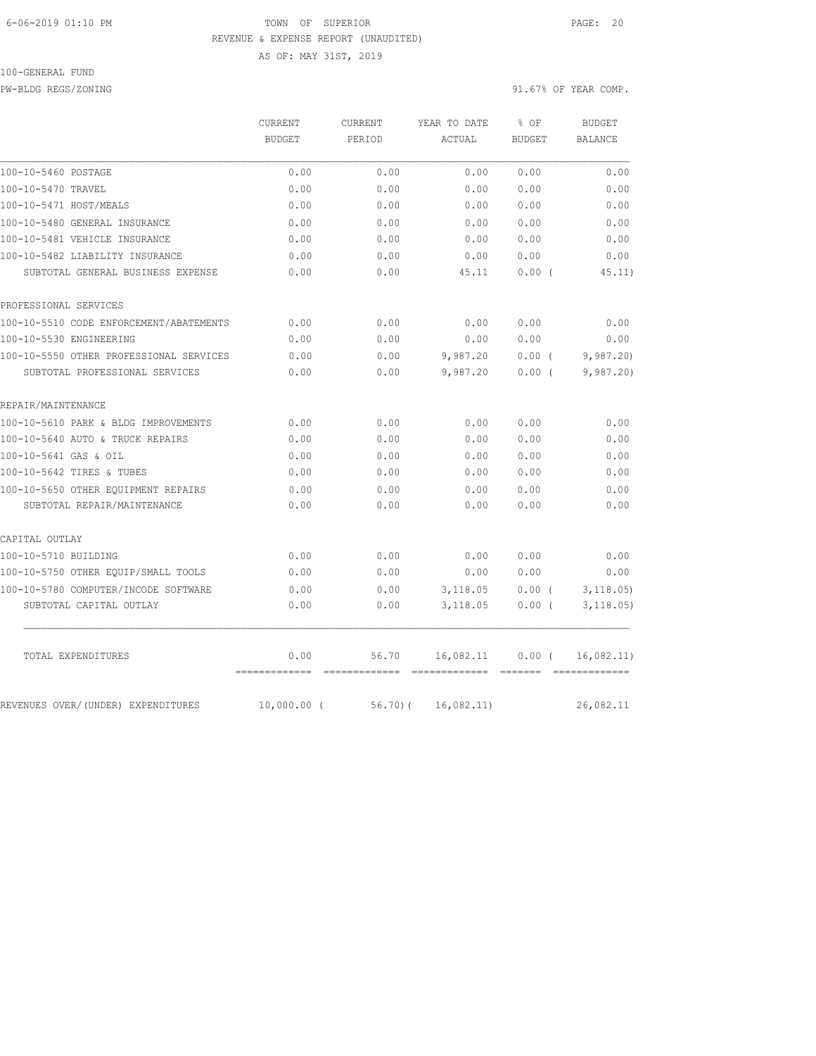TOWN OF SUPERIOR
REVENUE & EXPENSE REPORT (UNAUDITED)
AS OF: MAY 31ST, 2019

100-GENERAL FUND

PW-BLDG REGS/ZONING

91.67% OF YEAR COMP.

| | CURRENT BUDGET | CURRENT PERIOD | YEAR TO DATE ACTUAL | % OF BUDGET | BUDGET BALANCE |
|---|---|---|---|---|---|
| 100-10-5460 POSTAGE | 0.00 | 0.00 | 0.00 | 0.00 | 0.00 |
| 100-10-5470 TRAVEL | 0.00 | 0.00 | 0.00 | 0.00 | 0.00 |
| 100-10-5471 HOST/MEALS | 0.00 | 0.00 | 0.00 | 0.00 | 0.00 |
| 100-10-5480 GENERAL INSURANCE | 0.00 | 0.00 | 0.00 | 0.00 | 0.00 |
| 100-10-5481 VEHICLE INSURANCE | 0.00 | 0.00 | 0.00 | 0.00 | 0.00 |
| 100-10-5482 LIABILITY INSURANCE | 0.00 | 0.00 | 0.00 | 0.00 | 0.00 |
| SUBTOTAL GENERAL BUSINESS EXPENSE | 0.00 | 0.00 | 45.11 | 0.00 ( | 45.11) |
| PROFESSIONAL SERVICES | | | | | |
| 100-10-5510 CODE ENFORCEMENT/ABATEMENTS | 0.00 | 0.00 | 0.00 | 0.00 | 0.00 |
| 100-10-5530 ENGINEERING | 0.00 | 0.00 | 0.00 | 0.00 | 0.00 |
| 100-10-5550 OTHER PROFESSIONAL SERVICES | 0.00 | 0.00 | 9,987.20 | 0.00 ( | 9,987.20) |
| SUBTOTAL PROFESSIONAL SERVICES | 0.00 | 0.00 | 9,987.20 | 0.00 ( | 9,987.20) |
| REPAIR/MAINTENANCE | | | | | |
| 100-10-5610 PARK & BLDG IMPROVEMENTS | 0.00 | 0.00 | 0.00 | 0.00 | 0.00 |
| 100-10-5640 AUTO & TRUCK REPAIRS | 0.00 | 0.00 | 0.00 | 0.00 | 0.00 |
| 100-10-5641 GAS & OIL | 0.00 | 0.00 | 0.00 | 0.00 | 0.00 |
| 100-10-5642 TIRES & TUBES | 0.00 | 0.00 | 0.00 | 0.00 | 0.00 |
| 100-10-5650 OTHER EQUIPMENT REPAIRS | 0.00 | 0.00 | 0.00 | 0.00 | 0.00 |
| SUBTOTAL REPAIR/MAINTENANCE | 0.00 | 0.00 | 0.00 | 0.00 | 0.00 |
| CAPITAL OUTLAY | | | | | |
| 100-10-5710 BUILDING | 0.00 | 0.00 | 0.00 | 0.00 | 0.00 |
| 100-10-5750 OTHER EQUIP/SMALL TOOLS | 0.00 | 0.00 | 0.00 | 0.00 | 0.00 |
| 100-10-5780 COMPUTER/INCODE SOFTWARE | 0.00 | 0.00 | 3,118.05 | 0.00 ( | 3,118.05) |
| SUBTOTAL CAPITAL OUTLAY | 0.00 | 0.00 | 3,118.05 | 0.00 ( | 3,118.05) |
| TOTAL EXPENDITURES | 0.00 | 56.70 | 16,082.11 | 0.00 ( | 16,082.11) |
| REVENUES OVER/(UNDER) EXPENDITURES | 10,000.00 ( | 56.70)( | 16,082.11) | | 26,082.11 |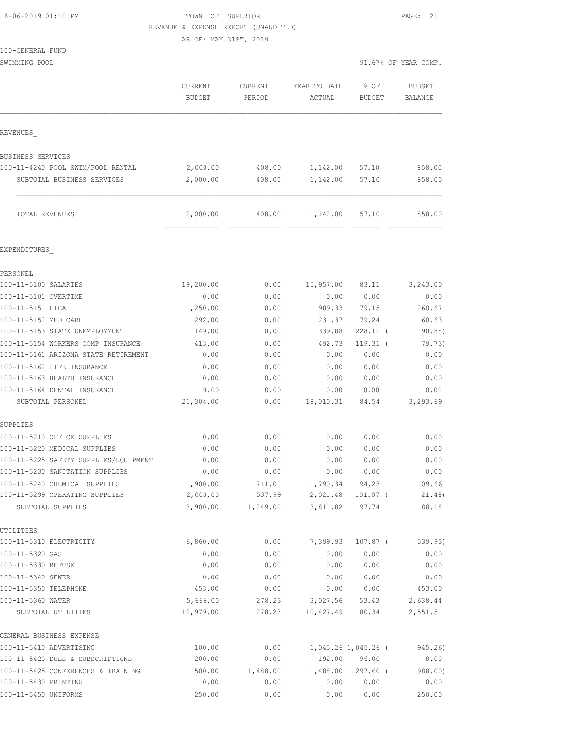6-06-2019 01:10 PM

# TOWN OF SUPERIOR

REVENUE & EXPENSE REPORT (UNAUDITED)

AS OF: MAY 31ST, 2019

100-GENERAL FUND

SWIMMING POOL — 91.67% OF YEAR COMP.

| | CURRENT BUDGET | CURRENT PERIOD | YEAR TO DATE ACTUAL | % OF BUDGET | BUDGET BALANCE |
|---|---|---|---|---|---|
| **REVENUES** | | | | | |
| BUSINESS SERVICES | | | | | |
| 100-11-4240 POOL SWIM/POOL RENTAL | 2,000.00 | 408.00 | 1,142.00 | 57.10 | 858.00 |
| SUBTOTAL BUSINESS SERVICES | 2,000.00 | 408.00 | 1,142.00 | 57.10 | 858.00 |
| TOTAL REVENUES | 2,000.00 | 408.00 | 1,142.00 | 57.10 | 858.00 |
| **EXPENDITURES** | | | | | |
| PERSONEL | | | | | |
| 100-11-5100 SALARIES | 19,200.00 | 0.00 | 15,957.00 | 83.11 | 3,243.00 |
| 100-11-5101 OVERTIME | 0.00 | 0.00 | 0.00 | 0.00 | 0.00 |
| 100-11-5151 FICA | 1,250.00 | 0.00 | 989.33 | 79.15 | 260.67 |
| 100-11-5152 MEDICARE | 292.00 | 0.00 | 231.37 | 79.24 | 60.63 |
| 100-11-5153 STATE UNEMPLOYMENT | 149.00 | 0.00 | 339.88 | 228.11 | ( 190.88) |
| 100-11-5154 WORKERS COMP INSURANCE | 413.00 | 0.00 | 492.73 | 119.31 | ( 79.73) |
| 100-11-5161 ARIZONA STATE RETIREMENT | 0.00 | 0.00 | 0.00 | 0.00 | 0.00 |
| 100-11-5162 LIFE INSURANCE | 0.00 | 0.00 | 0.00 | 0.00 | 0.00 |
| 100-11-5163 HEALTH INSURANCE | 0.00 | 0.00 | 0.00 | 0.00 | 0.00 |
| 100-11-5164 DENTAL INSURANCE | 0.00 | 0.00 | 0.00 | 0.00 | 0.00 |
| SUBTOTAL PERSONEL | 21,304.00 | 0.00 | 18,010.31 | 84.54 | 3,293.69 |
| SUPPLIES | | | | | |
| 100-11-5210 OFFICE SUPPLIES | 0.00 | 0.00 | 0.00 | 0.00 | 0.00 |
| 100-11-5220 MEDICAL SUPPLIES | 0.00 | 0.00 | 0.00 | 0.00 | 0.00 |
| 100-11-5225 SAFETY SUPPLIES/EQUIPMENT | 0.00 | 0.00 | 0.00 | 0.00 | 0.00 |
| 100-11-5230 SANITATION SUPPLIES | 0.00 | 0.00 | 0.00 | 0.00 | 0.00 |
| 100-11-5240 CHEMICAL SUPPLIES | 1,900.00 | 711.01 | 1,790.34 | 94.23 | 109.66 |
| 100-11-5299 OPERATING SUPPLIES | 2,000.00 | 537.99 | 2,021.48 | 101.07 | ( 21.48) |
| SUBTOTAL SUPPLIES | 3,900.00 | 1,249.00 | 3,811.82 | 97.74 | 88.18 |
| UTILITIES | | | | | |
| 100-11-5310 ELECTRICITY | 6,860.00 | 0.00 | 7,399.93 | 107.87 | ( 539.93) |
| 100-11-5320 GAS | 0.00 | 0.00 | 0.00 | 0.00 | 0.00 |
| 100-11-5330 REFUSE | 0.00 | 0.00 | 0.00 | 0.00 | 0.00 |
| 100-11-5340 SEWER | 0.00 | 0.00 | 0.00 | 0.00 | 0.00 |
| 100-11-5350 TELEPHONE | 453.00 | 0.00 | 0.00 | 0.00 | 453.00 |
| 100-11-5360 WATER | 5,666.00 | 278.23 | 3,027.56 | 53.43 | 2,638.44 |
| SUBTOTAL UTILITIES | 12,979.00 | 278.23 | 10,427.49 | 80.34 | 2,551.51 |
| GENERAL BUSINESS EXPENSE | | | | | |
| 100-11-5410 ADVERTISING | 100.00 | 0.00 | 1,045.26 | 1,045.26 | ( 945.26) |
| 100-11-5420 DUES & SUBSCRIPTIONS | 200.00 | 0.00 | 192.00 | 96.00 | 8.00 |
| 100-11-5425 CONFERENCES & TRAINING | 500.00 | 1,488.00 | 1,488.00 | 297.60 | ( 988.00) |
| 100-11-5430 PRINTING | 0.00 | 0.00 | 0.00 | 0.00 | 0.00 |
| 100-11-5450 UNIFORMS | 250.00 | 0.00 | 0.00 | 0.00 | 250.00 |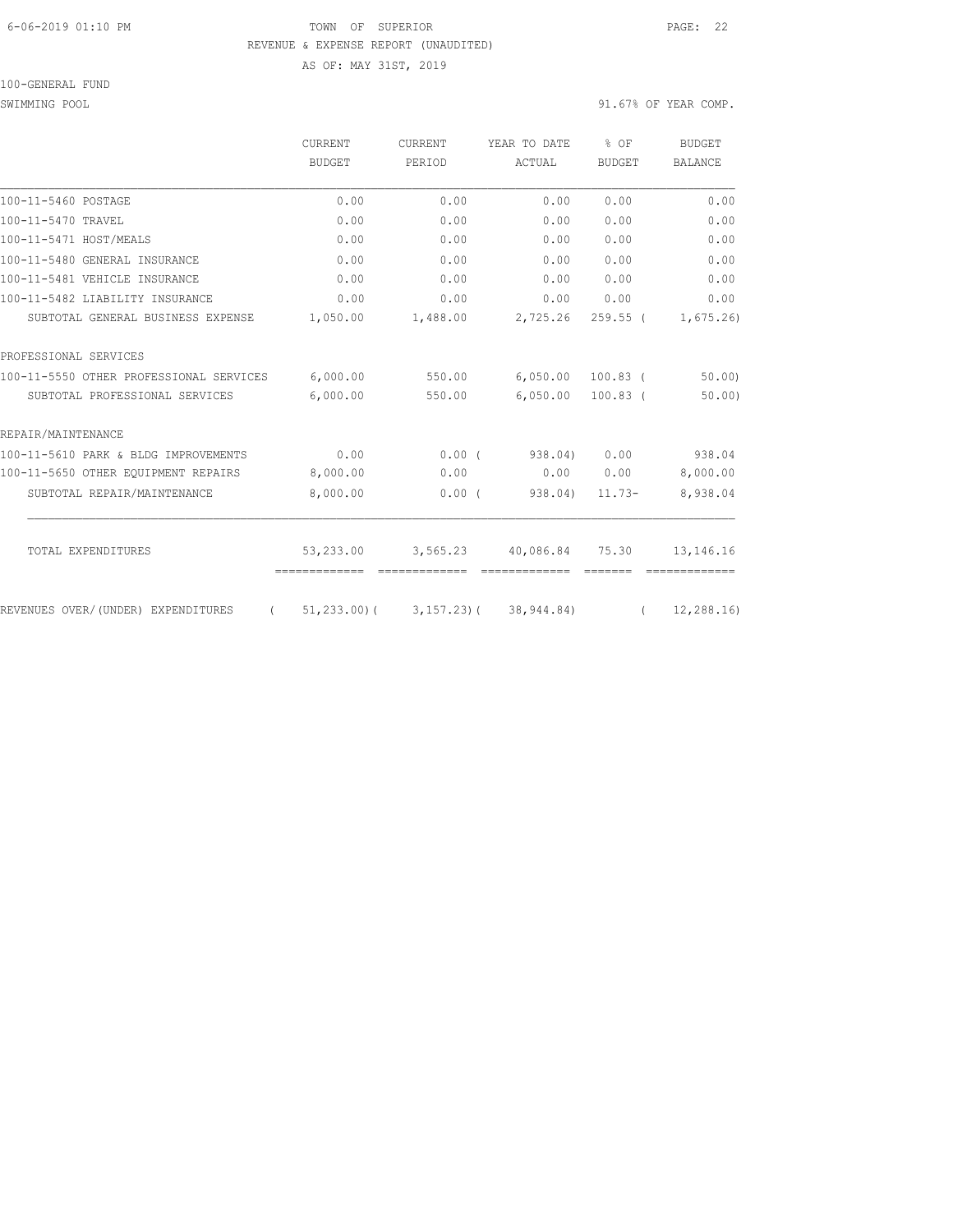6-06-2019 01:10 PM TOWN OF SUPERIOR

REVENUE & EXPENSE REPORT (UNAUDITED)

AS OF: MAY 31ST, 2019

100-GENERAL FUND

SWIMMING POOL 91.67% OF YEAR COMP.

| | CURRENT BUDGET | CURRENT PERIOD | YEAR TO DATE ACTUAL | % OF BUDGET | BUDGET BALANCE |
|---|---|---|---|---|---|
| 100-11-5460 POSTAGE | 0.00 | 0.00 | 0.00 | 0.00 | 0.00 |
| 100-11-5470 TRAVEL | 0.00 | 0.00 | 0.00 | 0.00 | 0.00 |
| 100-11-5471 HOST/MEALS | 0.00 | 0.00 | 0.00 | 0.00 | 0.00 |
| 100-11-5480 GENERAL INSURANCE | 0.00 | 0.00 | 0.00 | 0.00 | 0.00 |
| 100-11-5481 VEHICLE INSURANCE | 0.00 | 0.00 | 0.00 | 0.00 | 0.00 |
| 100-11-5482 LIABILITY INSURANCE | 0.00 | 0.00 | 0.00 | 0.00 | 0.00 |
| SUBTOTAL GENERAL BUSINESS EXPENSE | 1,050.00 | 1,488.00 | 2,725.26 | 259.55 | ( 1,675.26) |
| PROFESSIONAL SERVICES | | | | | |
| 100-11-5550 OTHER PROFESSIONAL SERVICES | 6,000.00 | 550.00 | 6,050.00 | 100.83 | ( 50.00) |
| SUBTOTAL PROFESSIONAL SERVICES | 6,000.00 | 550.00 | 6,050.00 | 100.83 | ( 50.00) |
| REPAIR/MAINTENANCE | | | | | |
| 100-11-5610 PARK & BLDG IMPROVEMENTS | 0.00 | 0.00 | ( 938.04) | 0.00 | 938.04 |
| 100-11-5650 OTHER EQUIPMENT REPAIRS | 8,000.00 | 0.00 | 0.00 | 0.00 | 8,000.00 |
| SUBTOTAL REPAIR/MAINTENANCE | 8,000.00 | 0.00 | ( 938.04) | 11.73- | 8,938.04 |
| TOTAL EXPENDITURES | 53,233.00 | 3,565.23 | 40,086.84 | 75.30 | 13,146.16 |
| REVENUES OVER/(UNDER) EXPENDITURES | ( 51,233.00) | ( 3,157.23) | ( 38,944.84) | | ( 12,288.16) |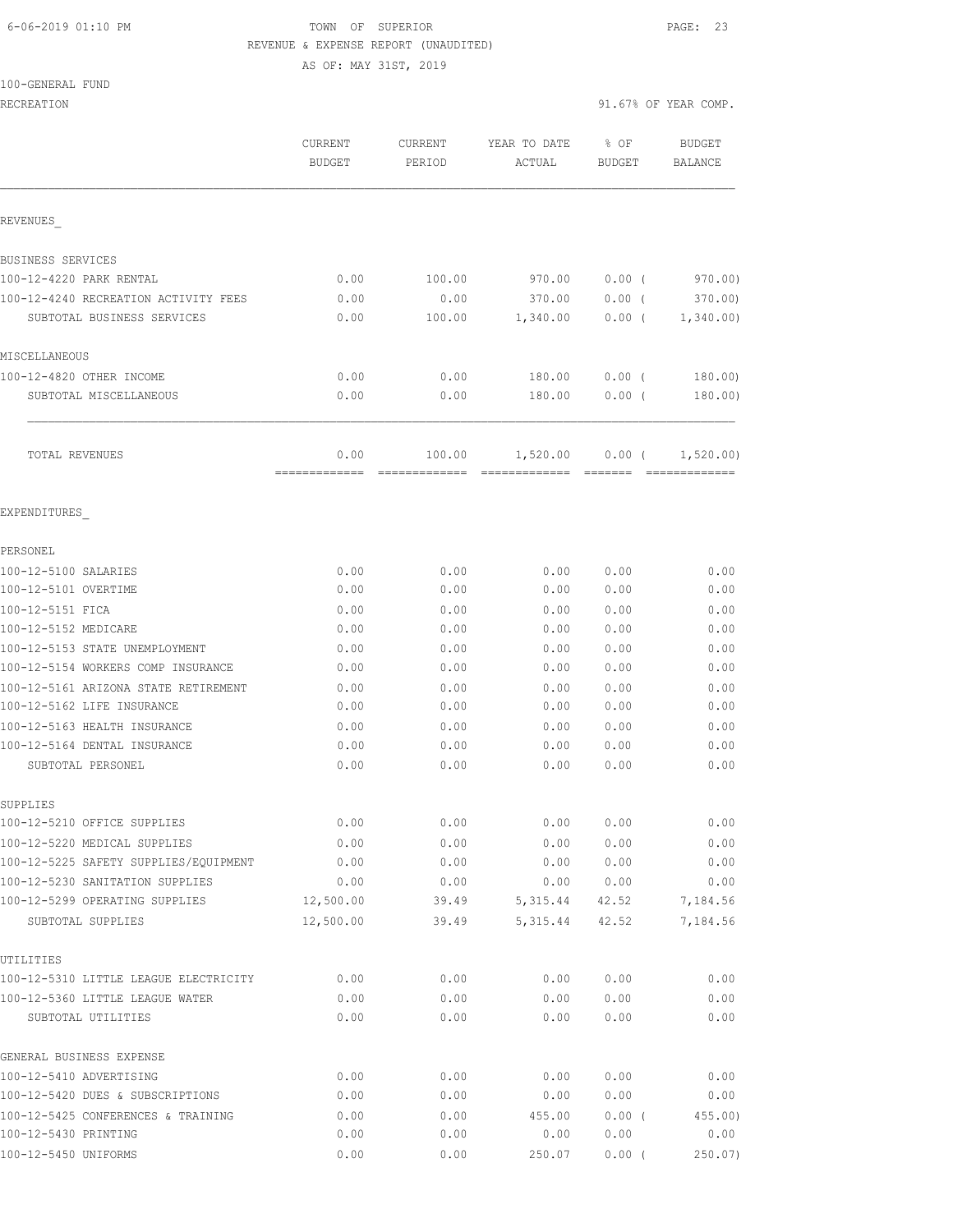TOWN OF SUPERIOR
REVENUE & EXPENSE REPORT (UNAUDITED)
AS OF: MAY 31ST, 2019

6-06-2019 01:10 PM

100-GENERAL FUND
RECREATION

91.67% OF YEAR COMP.

| | CURRENT BUDGET | CURRENT PERIOD | YEAR TO DATE ACTUAL | % OF BUDGET | BUDGET BALANCE |
|---|---|---|---|---|---|
| **REVENUES** | | | | | |
| BUSINESS SERVICES | | | | | |
| 100-12-4220 PARK RENTAL | 0.00 | 100.00 | 970.00 | 0.00 | ( 970.00) |
| 100-12-4240 RECREATION ACTIVITY FEES | 0.00 | 0.00 | 370.00 | 0.00 | ( 370.00) |
| SUBTOTAL BUSINESS SERVICES | 0.00 | 100.00 | 1,340.00 | 0.00 | ( 1,340.00) |
| MISCELLANEOUS | | | | | |
| 100-12-4820 OTHER INCOME | 0.00 | 0.00 | 180.00 | 0.00 | ( 180.00) |
| SUBTOTAL MISCELLANEOUS | 0.00 | 0.00 | 180.00 | 0.00 | ( 180.00) |
| TOTAL REVENUES | 0.00 | 100.00 | 1,520.00 | 0.00 | ( 1,520.00) |
| **EXPENDITURES** | | | | | |
| PERSONEL | | | | | |
| 100-12-5100 SALARIES | 0.00 | 0.00 | 0.00 | 0.00 | 0.00 |
| 100-12-5101 OVERTIME | 0.00 | 0.00 | 0.00 | 0.00 | 0.00 |
| 100-12-5151 FICA | 0.00 | 0.00 | 0.00 | 0.00 | 0.00 |
| 100-12-5152 MEDICARE | 0.00 | 0.00 | 0.00 | 0.00 | 0.00 |
| 100-12-5153 STATE UNEMPLOYMENT | 0.00 | 0.00 | 0.00 | 0.00 | 0.00 |
| 100-12-5154 WORKERS COMP INSURANCE | 0.00 | 0.00 | 0.00 | 0.00 | 0.00 |
| 100-12-5161 ARIZONA STATE RETIREMENT | 0.00 | 0.00 | 0.00 | 0.00 | 0.00 |
| 100-12-5162 LIFE INSURANCE | 0.00 | 0.00 | 0.00 | 0.00 | 0.00 |
| 100-12-5163 HEALTH INSURANCE | 0.00 | 0.00 | 0.00 | 0.00 | 0.00 |
| 100-12-5164 DENTAL INSURANCE | 0.00 | 0.00 | 0.00 | 0.00 | 0.00 |
| SUBTOTAL PERSONEL | 0.00 | 0.00 | 0.00 | 0.00 | 0.00 |
| SUPPLIES | | | | | |
| 100-12-5210 OFFICE SUPPLIES | 0.00 | 0.00 | 0.00 | 0.00 | 0.00 |
| 100-12-5220 MEDICAL SUPPLIES | 0.00 | 0.00 | 0.00 | 0.00 | 0.00 |
| 100-12-5225 SAFETY SUPPLIES/EQUIPMENT | 0.00 | 0.00 | 0.00 | 0.00 | 0.00 |
| 100-12-5230 SANITATION SUPPLIES | 0.00 | 0.00 | 0.00 | 0.00 | 0.00 |
| 100-12-5299 OPERATING SUPPLIES | 12,500.00 | 39.49 | 5,315.44 | 42.52 | 7,184.56 |
| SUBTOTAL SUPPLIES | 12,500.00 | 39.49 | 5,315.44 | 42.52 | 7,184.56 |
| UTILITIES | | | | | |
| 100-12-5310 LITTLE LEAGUE ELECTRICITY | 0.00 | 0.00 | 0.00 | 0.00 | 0.00 |
| 100-12-5360 LITTLE LEAGUE WATER | 0.00 | 0.00 | 0.00 | 0.00 | 0.00 |
| SUBTOTAL UTILITIES | 0.00 | 0.00 | 0.00 | 0.00 | 0.00 |
| GENERAL BUSINESS EXPENSE | | | | | |
| 100-12-5410 ADVERTISING | 0.00 | 0.00 | 0.00 | 0.00 | 0.00 |
| 100-12-5420 DUES & SUBSCRIPTIONS | 0.00 | 0.00 | 0.00 | 0.00 | 0.00 |
| 100-12-5425 CONFERENCES & TRAINING | 0.00 | 0.00 | 455.00 | 0.00 | ( 455.00) |
| 100-12-5430 PRINTING | 0.00 | 0.00 | 0.00 | 0.00 | 0.00 |
| 100-12-5450 UNIFORMS | 0.00 | 0.00 | 250.07 | 0.00 | ( 250.07) |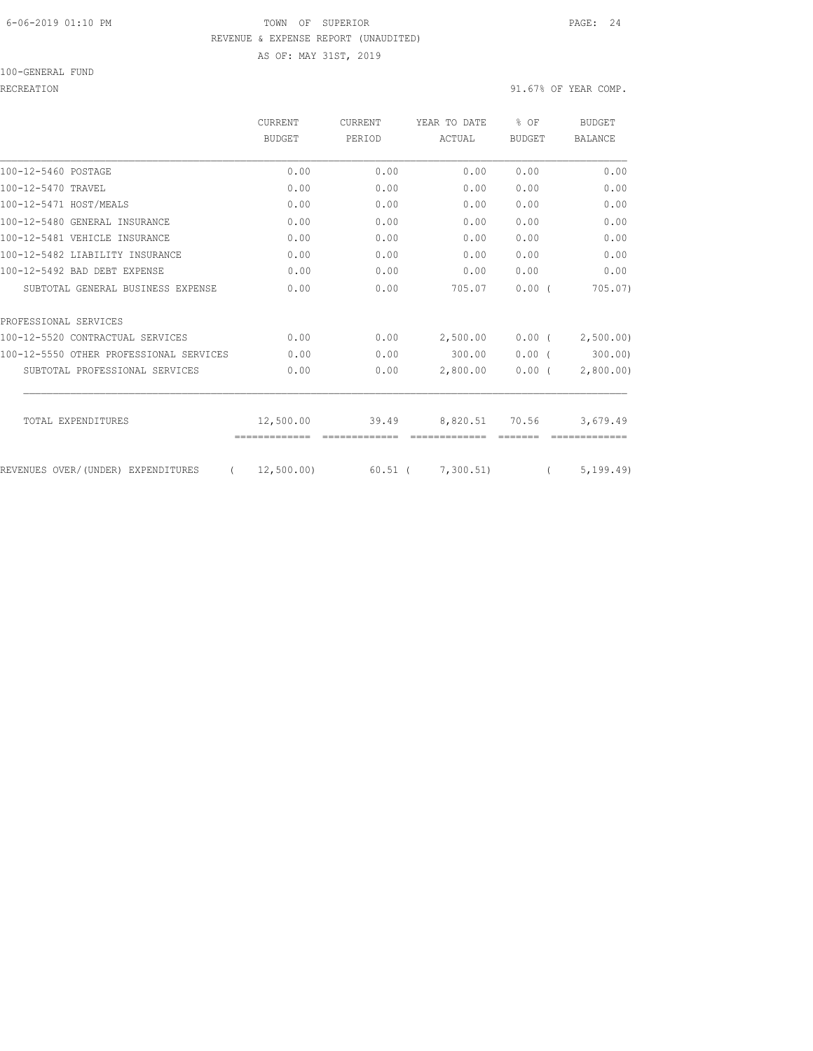TOWN OF SUPERIOR
REVENUE & EXPENSE REPORT (UNAUDITED)
AS OF: MAY 31ST, 2019

100-GENERAL FUND

RECREATION — 91.67% OF YEAR COMP.

| | CURRENT BUDGET | CURRENT PERIOD | YEAR TO DATE ACTUAL | % OF BUDGET | BUDGET BALANCE |
|---|---|---|---|---|---|
| 100-12-5460 POSTAGE | 0.00 | 0.00 | 0.00 | 0.00 | 0.00 |
| 100-12-5470 TRAVEL | 0.00 | 0.00 | 0.00 | 0.00 | 0.00 |
| 100-12-5471 HOST/MEALS | 0.00 | 0.00 | 0.00 | 0.00 | 0.00 |
| 100-12-5480 GENERAL INSURANCE | 0.00 | 0.00 | 0.00 | 0.00 | 0.00 |
| 100-12-5481 VEHICLE INSURANCE | 0.00 | 0.00 | 0.00 | 0.00 | 0.00 |
| 100-12-5482 LIABILITY INSURANCE | 0.00 | 0.00 | 0.00 | 0.00 | 0.00 |
| 100-12-5492 BAD DEBT EXPENSE | 0.00 | 0.00 | 0.00 | 0.00 | 0.00 |
| SUBTOTAL GENERAL BUSINESS EXPENSE | 0.00 | 0.00 | 705.07 | 0.00 | ( 705.07) |
| PROFESSIONAL SERVICES | | | | | |
| 100-12-5520 CONTRACTUAL SERVICES | 0.00 | 0.00 | 2,500.00 | 0.00 | ( 2,500.00) |
| 100-12-5550 OTHER PROFESSIONAL SERVICES | 0.00 | 0.00 | 300.00 | 0.00 | ( 300.00) |
| SUBTOTAL PROFESSIONAL SERVICES | 0.00 | 0.00 | 2,800.00 | 0.00 | ( 2,800.00) |
| TOTAL EXPENDITURES | 12,500.00 | 39.49 | 8,820.51 | 70.56 | 3,679.49 |
| REVENUES OVER/(UNDER) EXPENDITURES | ( 12,500.00) | 60.51 | ( 7,300.51) | | ( 5,199.49) |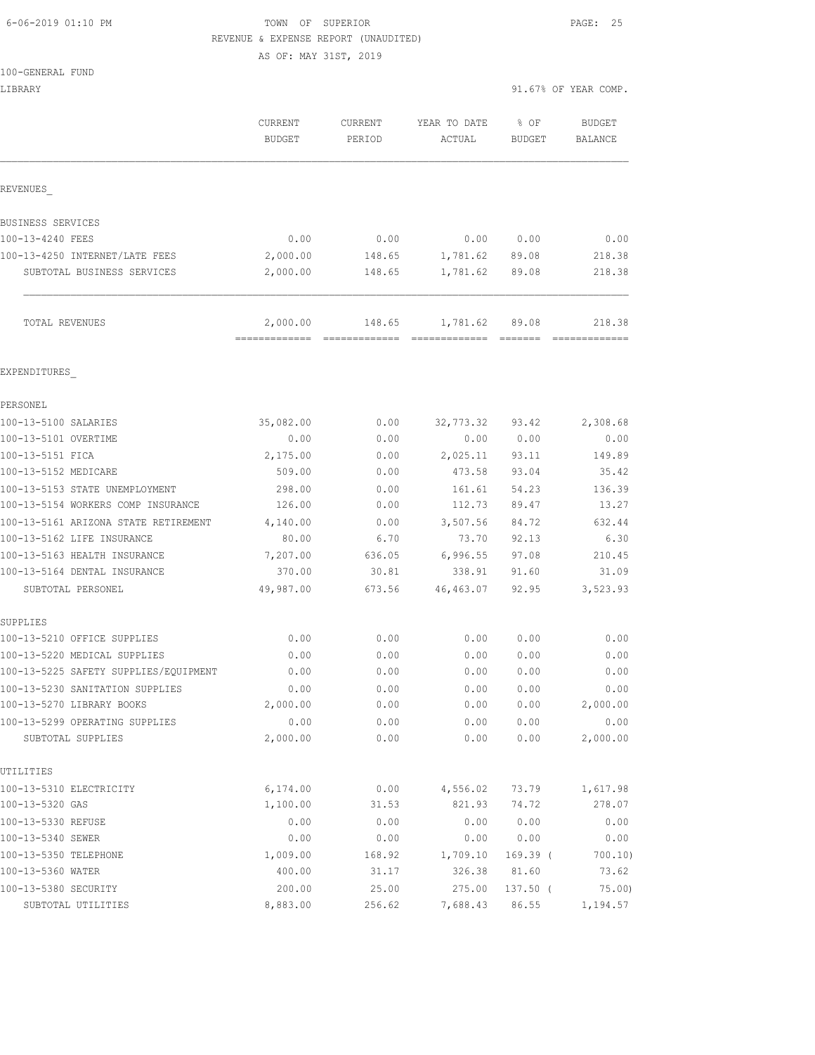TOWN OF SUPERIOR
REVENUE & EXPENSE REPORT (UNAUDITED)
AS OF: MAY 31ST, 2019

6-06-2019 01:10 PM

100-GENERAL FUND
LIBRARY — 91.67% OF YEAR COMP.

| | CURRENT BUDGET | CURRENT PERIOD | YEAR TO DATE ACTUAL | % OF BUDGET | BUDGET BALANCE |
|---|---|---|---|---|---|
| **REVENUES_** | | | | | |
| BUSINESS SERVICES | | | | | |
| 100-13-4240 FEES | 0.00 | 0.00 | 0.00 | 0.00 | 0.00 |
| 100-13-4250 INTERNET/LATE FEES | 2,000.00 | 148.65 | 1,781.62 | 89.08 | 218.38 |
| SUBTOTAL BUSINESS SERVICES | 2,000.00 | 148.65 | 1,781.62 | 89.08 | 218.38 |
| TOTAL REVENUES | 2,000.00 | 148.65 | 1,781.62 | 89.08 | 218.38 |
| **EXPENDITURES_** | | | | | |
| PERSONEL | | | | | |
| 100-13-5100 SALARIES | 35,082.00 | 0.00 | 32,773.32 | 93.42 | 2,308.68 |
| 100-13-5101 OVERTIME | 0.00 | 0.00 | 0.00 | 0.00 | 0.00 |
| 100-13-5151 FICA | 2,175.00 | 0.00 | 2,025.11 | 93.11 | 149.89 |
| 100-13-5152 MEDICARE | 509.00 | 0.00 | 473.58 | 93.04 | 35.42 |
| 100-13-5153 STATE UNEMPLOYMENT | 298.00 | 0.00 | 161.61 | 54.23 | 136.39 |
| 100-13-5154 WORKERS COMP INSURANCE | 126.00 | 0.00 | 112.73 | 89.47 | 13.27 |
| 100-13-5161 ARIZONA STATE RETIREMENT | 4,140.00 | 0.00 | 3,507.56 | 84.72 | 632.44 |
| 100-13-5162 LIFE INSURANCE | 80.00 | 6.70 | 73.70 | 92.13 | 6.30 |
| 100-13-5163 HEALTH INSURANCE | 7,207.00 | 636.05 | 6,996.55 | 97.08 | 210.45 |
| 100-13-5164 DENTAL INSURANCE | 370.00 | 30.81 | 338.91 | 91.60 | 31.09 |
| SUBTOTAL PERSONEL | 49,987.00 | 673.56 | 46,463.07 | 92.95 | 3,523.93 |
| SUPPLIES | | | | | |
| 100-13-5210 OFFICE SUPPLIES | 0.00 | 0.00 | 0.00 | 0.00 | 0.00 |
| 100-13-5220 MEDICAL SUPPLIES | 0.00 | 0.00 | 0.00 | 0.00 | 0.00 |
| 100-13-5225 SAFETY SUPPLIES/EQUIPMENT | 0.00 | 0.00 | 0.00 | 0.00 | 0.00 |
| 100-13-5230 SANITATION SUPPLIES | 0.00 | 0.00 | 0.00 | 0.00 | 0.00 |
| 100-13-5270 LIBRARY BOOKS | 2,000.00 | 0.00 | 0.00 | 0.00 | 2,000.00 |
| 100-13-5299 OPERATING SUPPLIES | 0.00 | 0.00 | 0.00 | 0.00 | 0.00 |
| SUBTOTAL SUPPLIES | 2,000.00 | 0.00 | 0.00 | 0.00 | 2,000.00 |
| UTILITIES | | | | | |
| 100-13-5310 ELECTRICITY | 6,174.00 | 0.00 | 4,556.02 | 73.79 | 1,617.98 |
| 100-13-5320 GAS | 1,100.00 | 31.53 | 821.93 | 74.72 | 278.07 |
| 100-13-5330 REFUSE | 0.00 | 0.00 | 0.00 | 0.00 | 0.00 |
| 100-13-5340 SEWER | 0.00 | 0.00 | 0.00 | 0.00 | 0.00 |
| 100-13-5350 TELEPHONE | 1,009.00 | 168.92 | 1,709.10 | 169.39 | ( 700.10) |
| 100-13-5360 WATER | 400.00 | 31.17 | 326.38 | 81.60 | 73.62 |
| 100-13-5380 SECURITY | 200.00 | 25.00 | 275.00 | 137.50 | ( 75.00) |
| SUBTOTAL UTILITIES | 8,883.00 | 256.62 | 7,688.43 | 86.55 | 1,194.57 |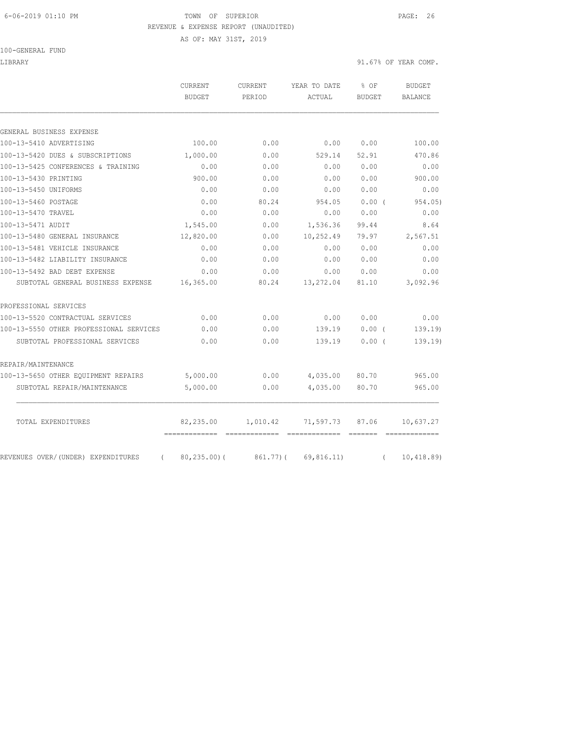TOWN OF SUPERIOR

REVENUE & EXPENSE REPORT (UNAUDITED)

AS OF: MAY 31ST, 2019

100-GENERAL FUND

LIBRARY — 91.67% OF YEAR COMP.

| | CURRENT BUDGET | CURRENT PERIOD | YEAR TO DATE ACTUAL | % OF BUDGET | BUDGET BALANCE |
|---|---|---|---|---|---|
| **GENERAL BUSINESS EXPENSE** | | | | | |
| 100-13-5410 ADVERTISING | 100.00 | 0.00 | 0.00 | 0.00 | 100.00 |
| 100-13-5420 DUES & SUBSCRIPTIONS | 1,000.00 | 0.00 | 529.14 | 52.91 | 470.86 |
| 100-13-5425 CONFERENCES & TRAINING | 0.00 | 0.00 | 0.00 | 0.00 | 0.00 |
| 100-13-5430 PRINTING | 900.00 | 0.00 | 0.00 | 0.00 | 900.00 |
| 100-13-5450 UNIFORMS | 0.00 | 0.00 | 0.00 | 0.00 | 0.00 |
| 100-13-5460 POSTAGE | 0.00 | 80.24 | 954.05 | 0.00 | ( 954.05) |
| 100-13-5470 TRAVEL | 0.00 | 0.00 | 0.00 | 0.00 | 0.00 |
| 100-13-5471 AUDIT | 1,545.00 | 0.00 | 1,536.36 | 99.44 | 8.64 |
| 100-13-5480 GENERAL INSURANCE | 12,820.00 | 0.00 | 10,252.49 | 79.97 | 2,567.51 |
| 100-13-5481 VEHICLE INSURANCE | 0.00 | 0.00 | 0.00 | 0.00 | 0.00 |
| 100-13-5482 LIABILITY INSURANCE | 0.00 | 0.00 | 0.00 | 0.00 | 0.00 |
| 100-13-5492 BAD DEBT EXPENSE | 0.00 | 0.00 | 0.00 | 0.00 | 0.00 |
| SUBTOTAL GENERAL BUSINESS EXPENSE | 16,365.00 | 80.24 | 13,272.04 | 81.10 | 3,092.96 |
| **PROFESSIONAL SERVICES** | | | | | |
| 100-13-5520 CONTRACTUAL SERVICES | 0.00 | 0.00 | 0.00 | 0.00 | 0.00 |
| 100-13-5550 OTHER PROFESSIONAL SERVICES | 0.00 | 0.00 | 139.19 | 0.00 | ( 139.19) |
| SUBTOTAL PROFESSIONAL SERVICES | 0.00 | 0.00 | 139.19 | 0.00 | ( 139.19) |
| **REPAIR/MAINTENANCE** | | | | | |
| 100-13-5650 OTHER EQUIPMENT REPAIRS | 5,000.00 | 0.00 | 4,035.00 | 80.70 | 965.00 |
| SUBTOTAL REPAIR/MAINTENANCE | 5,000.00 | 0.00 | 4,035.00 | 80.70 | 965.00 |
| TOTAL EXPENDITURES | 82,235.00 | 1,010.42 | 71,597.73 | 87.06 | 10,637.27 |
| REVENUES OVER/(UNDER) EXPENDITURES | ( 80,235.00) | ( 861.77) | ( 69,816.11) | | ( 10,418.89) |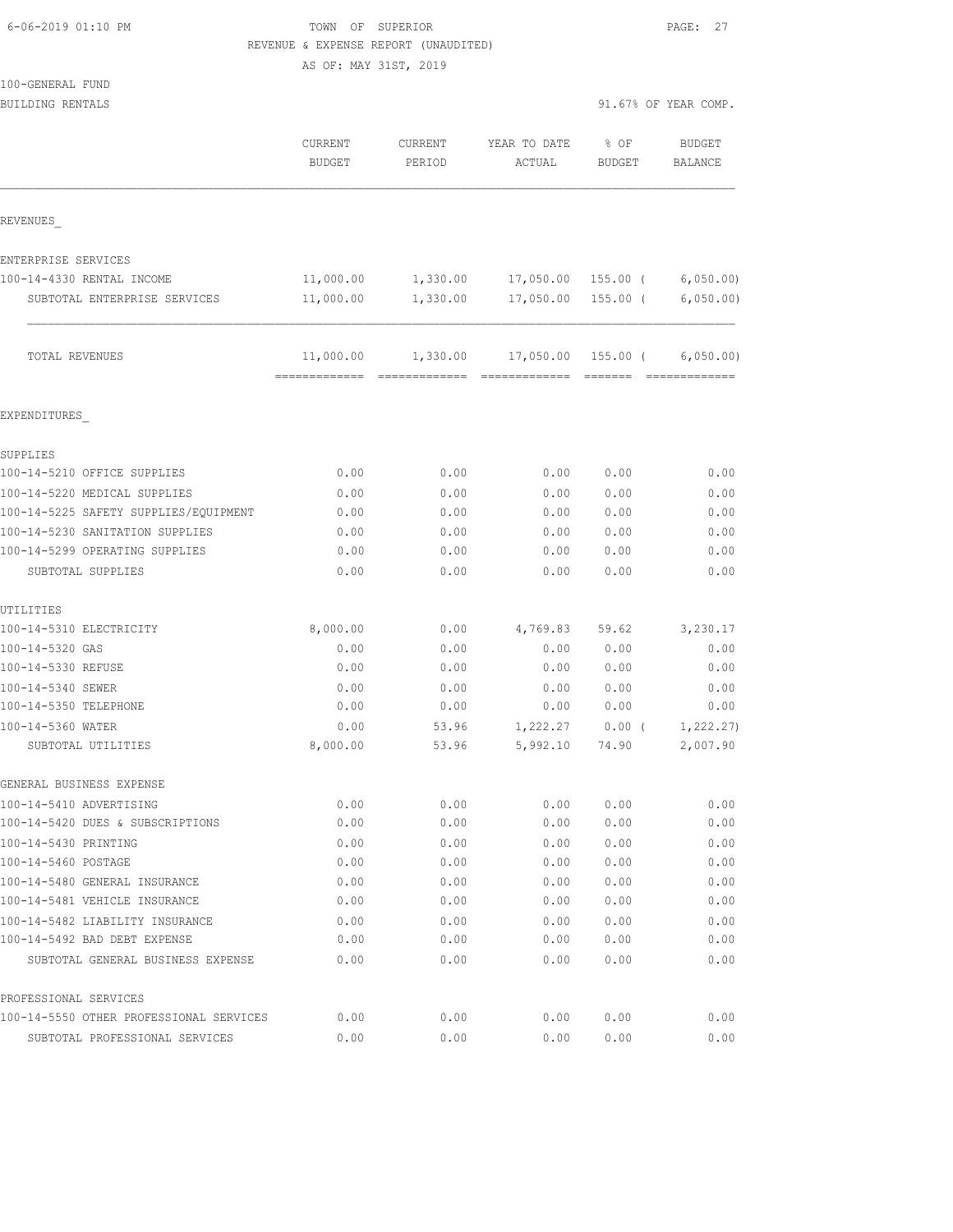6-06-2019 01:10 PM

TOWN OF SUPERIOR

REVENUE & EXPENSE REPORT (UNAUDITED)

AS OF: MAY 31ST, 2019

100-GENERAL FUND

BUILDING RENTALS

91.67% OF YEAR COMP.

| | CURRENT BUDGET | CURRENT PERIOD | YEAR TO DATE ACTUAL | % OF BUDGET | BUDGET BALANCE |
|---|---|---|---|---|---|
| REVENUES_ | | | | | |
| ENTERPRISE SERVICES | | | | | |
| 100-14-4330 RENTAL INCOME | 11,000.00 | 1,330.00 | 17,050.00 | 155.00 ( | 6,050.00) |
| SUBTOTAL ENTERPRISE SERVICES | 11,000.00 | 1,330.00 | 17,050.00 | 155.00 ( | 6,050.00) |
| TOTAL REVENUES | 11,000.00 | 1,330.00 | 17,050.00 | 155.00 ( | 6,050.00) |
| | ============= | ============= | ============= | ======= | ============= |
| EXPENDITURES_ | | | | | |
| SUPPLIES | | | | | |
| 100-14-5210 OFFICE SUPPLIES | 0.00 | 0.00 | 0.00 | 0.00 | 0.00 |
| 100-14-5220 MEDICAL SUPPLIES | 0.00 | 0.00 | 0.00 | 0.00 | 0.00 |
| 100-14-5225 SAFETY SUPPLIES/EQUIPMENT | 0.00 | 0.00 | 0.00 | 0.00 | 0.00 |
| 100-14-5230 SANITATION SUPPLIES | 0.00 | 0.00 | 0.00 | 0.00 | 0.00 |
| 100-14-5299 OPERATING SUPPLIES | 0.00 | 0.00 | 0.00 | 0.00 | 0.00 |
| SUBTOTAL SUPPLIES | 0.00 | 0.00 | 0.00 | 0.00 | 0.00 |
| UTILITIES | | | | | |
| 100-14-5310 ELECTRICITY | 8,000.00 | 0.00 | 4,769.83 | 59.62 | 3,230.17 |
| 100-14-5320 GAS | 0.00 | 0.00 | 0.00 | 0.00 | 0.00 |
| 100-14-5330 REFUSE | 0.00 | 0.00 | 0.00 | 0.00 | 0.00 |
| 100-14-5340 SEWER | 0.00 | 0.00 | 0.00 | 0.00 | 0.00 |
| 100-14-5350 TELEPHONE | 0.00 | 0.00 | 0.00 | 0.00 | 0.00 |
| 100-14-5360 WATER | 0.00 | 53.96 | 1,222.27 | 0.00 ( | 1,222.27) |
| SUBTOTAL UTILITIES | 8,000.00 | 53.96 | 5,992.10 | 74.90 | 2,007.90 |
| GENERAL BUSINESS EXPENSE | | | | | |
| 100-14-5410 ADVERTISING | 0.00 | 0.00 | 0.00 | 0.00 | 0.00 |
| 100-14-5420 DUES & SUBSCRIPTIONS | 0.00 | 0.00 | 0.00 | 0.00 | 0.00 |
| 100-14-5430 PRINTING | 0.00 | 0.00 | 0.00 | 0.00 | 0.00 |
| 100-14-5460 POSTAGE | 0.00 | 0.00 | 0.00 | 0.00 | 0.00 |
| 100-14-5480 GENERAL INSURANCE | 0.00 | 0.00 | 0.00 | 0.00 | 0.00 |
| 100-14-5481 VEHICLE INSURANCE | 0.00 | 0.00 | 0.00 | 0.00 | 0.00 |
| 100-14-5482 LIABILITY INSURANCE | 0.00 | 0.00 | 0.00 | 0.00 | 0.00 |
| 100-14-5492 BAD DEBT EXPENSE | 0.00 | 0.00 | 0.00 | 0.00 | 0.00 |
| SUBTOTAL GENERAL BUSINESS EXPENSE | 0.00 | 0.00 | 0.00 | 0.00 | 0.00 |
| PROFESSIONAL SERVICES | | | | | |
| 100-14-5550 OTHER PROFESSIONAL SERVICES | 0.00 | 0.00 | 0.00 | 0.00 | 0.00 |
| SUBTOTAL PROFESSIONAL SERVICES | 0.00 | 0.00 | 0.00 | 0.00 | 0.00 |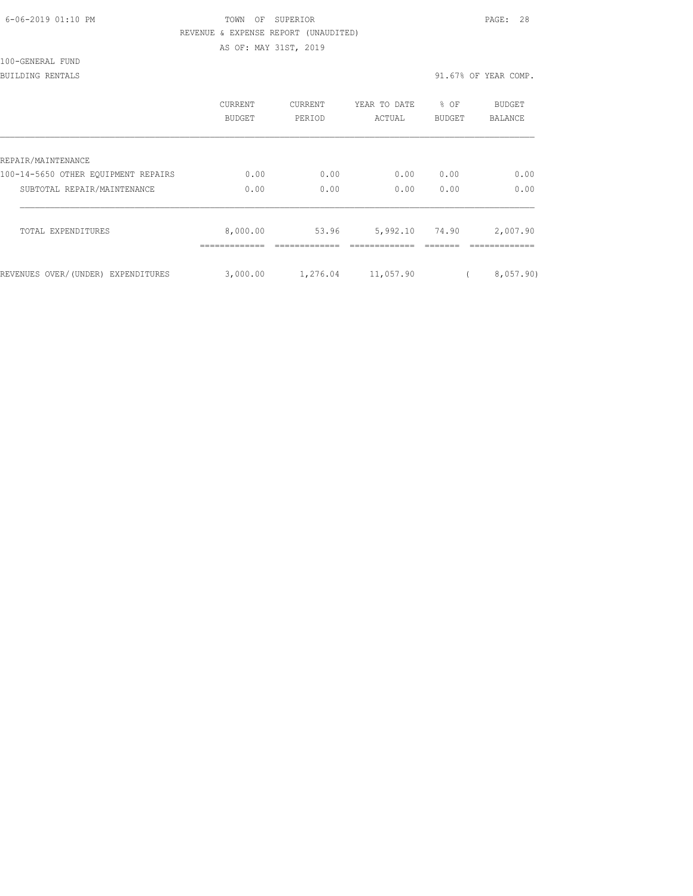TOWN OF SUPERIOR
REVENUE & EXPENSE REPORT (UNAUDITED)
AS OF: MAY 31ST, 2019

100-GENERAL FUND
BUILDING RENTALS

91.67% OF YEAR COMP.

| | CURRENT BUDGET | CURRENT PERIOD | YEAR TO DATE ACTUAL | % OF BUDGET | BUDGET BALANCE |
|---|---|---|---|---|---|
| REPAIR/MAINTENANCE | | | | | |
| 100-14-5650 OTHER EQUIPMENT REPAIRS | 0.00 | 0.00 | 0.00 | 0.00 | 0.00 |
| SUBTOTAL REPAIR/MAINTENANCE | 0.00 | 0.00 | 0.00 | 0.00 | 0.00 |
| TOTAL EXPENDITURES | 8,000.00 | 53.96 | 5,992.10 | 74.90 | 2,007.90 |
| REVENUES OVER/(UNDER) EXPENDITURES | 3,000.00 | 1,276.04 | 11,057.90 | | ( 8,057.90) |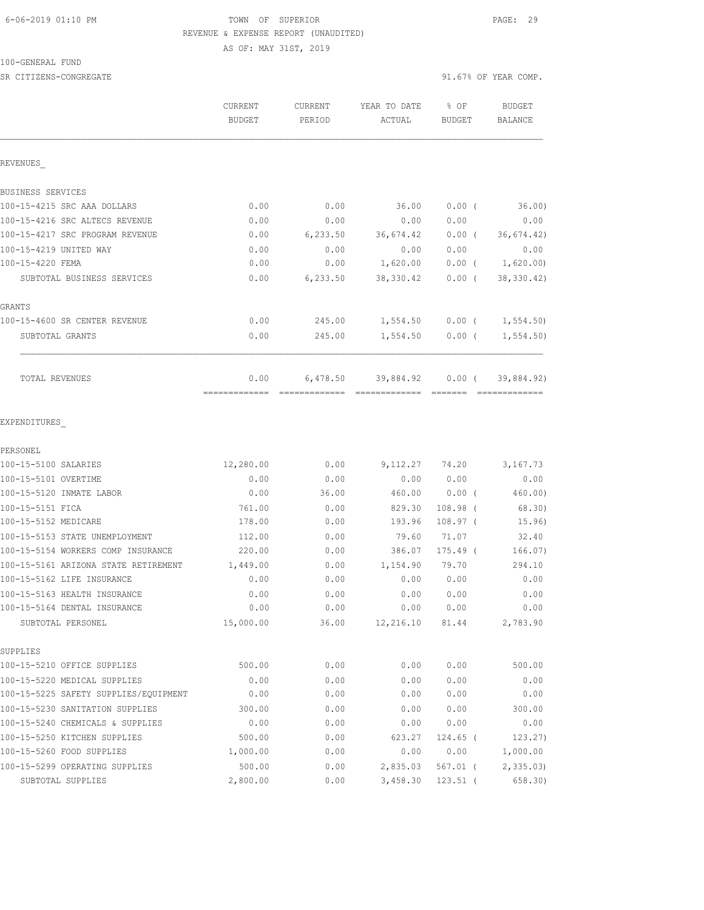TOWN OF SUPERIOR
REVENUE & EXPENSE REPORT (UNAUDITED)
AS OF: MAY 31ST, 2019

6-06-2019 01:10 PM

100-GENERAL FUND

SR CITIZENS-CONGREGATE — 91.67% OF YEAR COMP.

| | CURRENT BUDGET | CURRENT PERIOD | YEAR TO DATE ACTUAL | % OF BUDGET | BUDGET BALANCE |
|---|---|---|---|---|---|
| **REVENUES** | | | | | |
| BUSINESS SERVICES | | | | | |
| 100-15-4215 SRC AAA DOLLARS | 0.00 | 0.00 | 36.00 | 0.00 ( | 36.00) |
| 100-15-4216 SRC ALTECS REVENUE | 0.00 | 0.00 | 0.00 | 0.00 | 0.00 |
| 100-15-4217 SRC PROGRAM REVENUE | 0.00 | 6,233.50 | 36,674.42 | 0.00 ( | 36,674.42) |
| 100-15-4219 UNITED WAY | 0.00 | 0.00 | 0.00 | 0.00 | 0.00 |
| 100-15-4220 FEMA | 0.00 | 0.00 | 1,620.00 | 0.00 ( | 1,620.00) |
| SUBTOTAL BUSINESS SERVICES | 0.00 | 6,233.50 | 38,330.42 | 0.00 ( | 38,330.42) |
| GRANTS | | | | | |
| 100-15-4600 SR CENTER REVENUE | 0.00 | 245.00 | 1,554.50 | 0.00 ( | 1,554.50) |
| SUBTOTAL GRANTS | 0.00 | 245.00 | 1,554.50 | 0.00 ( | 1,554.50) |
| TOTAL REVENUES | 0.00 | 6,478.50 | 39,884.92 | 0.00 ( | 39,884.92) |
| **EXPENDITURES** | | | | | |
| PERSONEL | | | | | |
| 100-15-5100 SALARIES | 12,280.00 | 0.00 | 9,112.27 | 74.20 | 3,167.73 |
| 100-15-5101 OVERTIME | 0.00 | 0.00 | 0.00 | 0.00 | 0.00 |
| 100-15-5120 INMATE LABOR | 0.00 | 36.00 | 460.00 | 0.00 ( | 460.00) |
| 100-15-5151 FICA | 761.00 | 0.00 | 829.30 | 108.98 ( | 68.30) |
| 100-15-5152 MEDICARE | 178.00 | 0.00 | 193.96 | 108.97 ( | 15.96) |
| 100-15-5153 STATE UNEMPLOYMENT | 112.00 | 0.00 | 79.60 | 71.07 | 32.40 |
| 100-15-5154 WORKERS COMP INSURANCE | 220.00 | 0.00 | 386.07 | 175.49 ( | 166.07) |
| 100-15-5161 ARIZONA STATE RETIREMENT | 1,449.00 | 0.00 | 1,154.90 | 79.70 | 294.10 |
| 100-15-5162 LIFE INSURANCE | 0.00 | 0.00 | 0.00 | 0.00 | 0.00 |
| 100-15-5163 HEALTH INSURANCE | 0.00 | 0.00 | 0.00 | 0.00 | 0.00 |
| 100-15-5164 DENTAL INSURANCE | 0.00 | 0.00 | 0.00 | 0.00 | 0.00 |
| SUBTOTAL PERSONEL | 15,000.00 | 36.00 | 12,216.10 | 81.44 | 2,783.90 |
| SUPPLIES | | | | | |
| 100-15-5210 OFFICE SUPPLIES | 500.00 | 0.00 | 0.00 | 0.00 | 500.00 |
| 100-15-5220 MEDICAL SUPPLIES | 0.00 | 0.00 | 0.00 | 0.00 | 0.00 |
| 100-15-5225 SAFETY SUPPLIES/EQUIPMENT | 0.00 | 0.00 | 0.00 | 0.00 | 0.00 |
| 100-15-5230 SANITATION SUPPLIES | 300.00 | 0.00 | 0.00 | 0.00 | 300.00 |
| 100-15-5240 CHEMICALS & SUPPLIES | 0.00 | 0.00 | 0.00 | 0.00 | 0.00 |
| 100-15-5250 KITCHEN SUPPLIES | 500.00 | 0.00 | 623.27 | 124.65 ( | 123.27) |
| 100-15-5260 FOOD SUPPLIES | 1,000.00 | 0.00 | 0.00 | 0.00 | 1,000.00 |
| 100-15-5299 OPERATING SUPPLIES | 500.00 | 0.00 | 2,835.03 | 567.01 ( | 2,335.03) |
| SUBTOTAL SUPPLIES | 2,800.00 | 0.00 | 3,458.30 | 123.51 ( | 658.30) |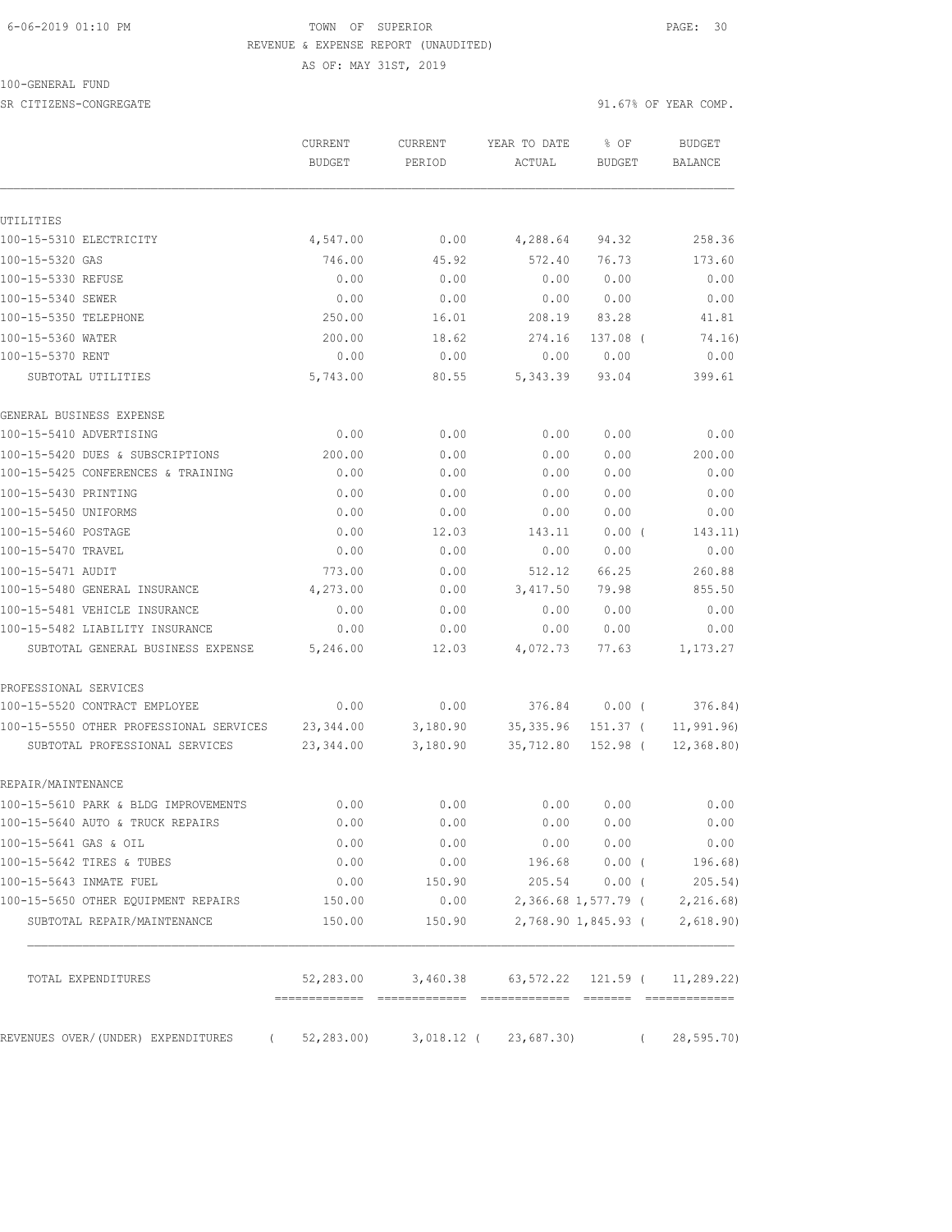6-06-2019 01:10 PM TOWN OF SUPERIOR

REVENUE & EXPENSE REPORT (UNAUDITED)

AS OF: MAY 31ST, 2019

100-GENERAL FUND

SR CITIZENS-CONGREGATE 91.67% OF YEAR COMP.

| | CURRENT BUDGET | CURRENT PERIOD | YEAR TO DATE ACTUAL | % OF BUDGET | BUDGET BALANCE |
|---|---|---|---|---|---|
| UTILITIES | | | | | |
| 100-15-5310 ELECTRICITY | 4,547.00 | 0.00 | 4,288.64 | 94.32 | 258.36 |
| 100-15-5320 GAS | 746.00 | 45.92 | 572.40 | 76.73 | 173.60 |
| 100-15-5330 REFUSE | 0.00 | 0.00 | 0.00 | 0.00 | 0.00 |
| 100-15-5340 SEWER | 0.00 | 0.00 | 0.00 | 0.00 | 0.00 |
| 100-15-5350 TELEPHONE | 250.00 | 16.01 | 208.19 | 83.28 | 41.81 |
| 100-15-5360 WATER | 200.00 | 18.62 | 274.16 | 137.08 ( | 74.16) |
| 100-15-5370 RENT | 0.00 | 0.00 | 0.00 | 0.00 | 0.00 |
| SUBTOTAL UTILITIES | 5,743.00 | 80.55 | 5,343.39 | 93.04 | 399.61 |
| GENERAL BUSINESS EXPENSE | | | | | |
| 100-15-5410 ADVERTISING | 0.00 | 0.00 | 0.00 | 0.00 | 0.00 |
| 100-15-5420 DUES & SUBSCRIPTIONS | 200.00 | 0.00 | 0.00 | 0.00 | 200.00 |
| 100-15-5425 CONFERENCES & TRAINING | 0.00 | 0.00 | 0.00 | 0.00 | 0.00 |
| 100-15-5430 PRINTING | 0.00 | 0.00 | 0.00 | 0.00 | 0.00 |
| 100-15-5450 UNIFORMS | 0.00 | 0.00 | 0.00 | 0.00 | 0.00 |
| 100-15-5460 POSTAGE | 0.00 | 12.03 | 143.11 | 0.00 ( | 143.11) |
| 100-15-5470 TRAVEL | 0.00 | 0.00 | 0.00 | 0.00 | 0.00 |
| 100-15-5471 AUDIT | 773.00 | 0.00 | 512.12 | 66.25 | 260.88 |
| 100-15-5480 GENERAL INSURANCE | 4,273.00 | 0.00 | 3,417.50 | 79.98 | 855.50 |
| 100-15-5481 VEHICLE INSURANCE | 0.00 | 0.00 | 0.00 | 0.00 | 0.00 |
| 100-15-5482 LIABILITY INSURANCE | 0.00 | 0.00 | 0.00 | 0.00 | 0.00 |
| SUBTOTAL GENERAL BUSINESS EXPENSE | 5,246.00 | 12.03 | 4,072.73 | 77.63 | 1,173.27 |
| PROFESSIONAL SERVICES | | | | | |
| 100-15-5520 CONTRACT EMPLOYEE | 0.00 | 0.00 | 376.84 | 0.00 ( | 376.84) |
| 100-15-5550 OTHER PROFESSIONAL SERVICES | 23,344.00 | 3,180.90 | 35,335.96 | 151.37 ( | 11,991.96) |
| SUBTOTAL PROFESSIONAL SERVICES | 23,344.00 | 3,180.90 | 35,712.80 | 152.98 ( | 12,368.80) |
| REPAIR/MAINTENANCE | | | | | |
| 100-15-5610 PARK & BLDG IMPROVEMENTS | 0.00 | 0.00 | 0.00 | 0.00 | 0.00 |
| 100-15-5640 AUTO & TRUCK REPAIRS | 0.00 | 0.00 | 0.00 | 0.00 | 0.00 |
| 100-15-5641 GAS & OIL | 0.00 | 0.00 | 0.00 | 0.00 | 0.00 |
| 100-15-5642 TIRES & TUBES | 0.00 | 0.00 | 196.68 | 0.00 ( | 196.68) |
| 100-15-5643 INMATE FUEL | 0.00 | 150.90 | 205.54 | 0.00 ( | 205.54) |
| 100-15-5650 OTHER EQUIPMENT REPAIRS | 150.00 | 0.00 | 2,366.68 | 1,577.79 ( | 2,216.68) |
| SUBTOTAL REPAIR/MAINTENANCE | 150.00 | 150.90 | 2,768.90 | 1,845.93 ( | 2,618.90) |
| TOTAL EXPENDITURES | 52,283.00 | 3,460.38 | 63,572.22 | 121.59 ( | 11,289.22) |
| REVENUES OVER/(UNDER) EXPENDITURES | ( 52,283.00) | 3,018.12 ( | 23,687.30) | ( | 28,595.70) |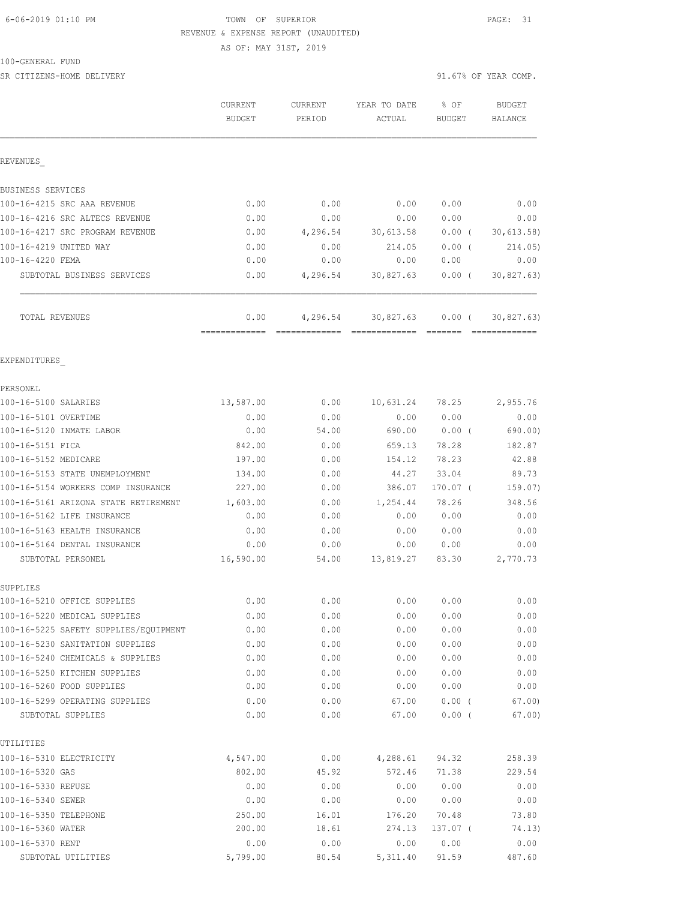TOWN OF SUPERIOR

REVENUE & EXPENSE REPORT (UNAUDITED)

AS OF: MAY 31ST, 2019

100-GENERAL FUND

SR CITIZENS-HOME DELIVERY

91.67% OF YEAR COMP.

| | CURRENT BUDGET | CURRENT PERIOD | YEAR TO DATE ACTUAL | % OF BUDGET | BUDGET BALANCE |
|---|---|---|---|---|---|
| **REVENUES** | | | | | |
| BUSINESS SERVICES | | | | | |
| 100-16-4215 SRC AAA REVENUE | 0.00 | 0.00 | 0.00 | 0.00 | 0.00 |
| 100-16-4216 SRC ALTECS REVENUE | 0.00 | 0.00 | 0.00 | 0.00 | 0.00 |
| 100-16-4217 SRC PROGRAM REVENUE | 0.00 | 4,296.54 | 30,613.58 | 0.00 ( | 30,613.58) |
| 100-16-4219 UNITED WAY | 0.00 | 0.00 | 214.05 | 0.00 ( | 214.05) |
| 100-16-4220 FEMA | 0.00 | 0.00 | 0.00 | 0.00 | 0.00 |
| SUBTOTAL BUSINESS SERVICES | 0.00 | 4,296.54 | 30,827.63 | 0.00 ( | 30,827.63) |
| TOTAL REVENUES | 0.00 | 4,296.54 | 30,827.63 | 0.00 ( | 30,827.63) |
| **EXPENDITURES** | | | | | |
| PERSONEL | | | | | |
| 100-16-5100 SALARIES | 13,587.00 | 0.00 | 10,631.24 | 78.25 | 2,955.76 |
| 100-16-5101 OVERTIME | 0.00 | 0.00 | 0.00 | 0.00 | 0.00 |
| 100-16-5120 INMATE LABOR | 0.00 | 54.00 | 690.00 | 0.00 ( | 690.00) |
| 100-16-5151 FICA | 842.00 | 0.00 | 659.13 | 78.28 | 182.87 |
| 100-16-5152 MEDICARE | 197.00 | 0.00 | 154.12 | 78.23 | 42.88 |
| 100-16-5153 STATE UNEMPLOYMENT | 134.00 | 0.00 | 44.27 | 33.04 | 89.73 |
| 100-16-5154 WORKERS COMP INSURANCE | 227.00 | 0.00 | 386.07 | 170.07 ( | 159.07) |
| 100-16-5161 ARIZONA STATE RETIREMENT | 1,603.00 | 0.00 | 1,254.44 | 78.26 | 348.56 |
| 100-16-5162 LIFE INSURANCE | 0.00 | 0.00 | 0.00 | 0.00 | 0.00 |
| 100-16-5163 HEALTH INSURANCE | 0.00 | 0.00 | 0.00 | 0.00 | 0.00 |
| 100-16-5164 DENTAL INSURANCE | 0.00 | 0.00 | 0.00 | 0.00 | 0.00 |
| SUBTOTAL PERSONEL | 16,590.00 | 54.00 | 13,819.27 | 83.30 | 2,770.73 |
| SUPPLIES | | | | | |
| 100-16-5210 OFFICE SUPPLIES | 0.00 | 0.00 | 0.00 | 0.00 | 0.00 |
| 100-16-5220 MEDICAL SUPPLIES | 0.00 | 0.00 | 0.00 | 0.00 | 0.00 |
| 100-16-5225 SAFETY SUPPLIES/EQUIPMENT | 0.00 | 0.00 | 0.00 | 0.00 | 0.00 |
| 100-16-5230 SANITATION SUPPLIES | 0.00 | 0.00 | 0.00 | 0.00 | 0.00 |
| 100-16-5240 CHEMICALS & SUPPLIES | 0.00 | 0.00 | 0.00 | 0.00 | 0.00 |
| 100-16-5250 KITCHEN SUPPLIES | 0.00 | 0.00 | 0.00 | 0.00 | 0.00 |
| 100-16-5260 FOOD SUPPLIES | 0.00 | 0.00 | 0.00 | 0.00 | 0.00 |
| 100-16-5299 OPERATING SUPPLIES | 0.00 | 0.00 | 67.00 | 0.00 ( | 67.00) |
| SUBTOTAL SUPPLIES | 0.00 | 0.00 | 67.00 | 0.00 ( | 67.00) |
| UTILITIES | | | | | |
| 100-16-5310 ELECTRICITY | 4,547.00 | 0.00 | 4,288.61 | 94.32 | 258.39 |
| 100-16-5320 GAS | 802.00 | 45.92 | 572.46 | 71.38 | 229.54 |
| 100-16-5330 REFUSE | 0.00 | 0.00 | 0.00 | 0.00 | 0.00 |
| 100-16-5340 SEWER | 0.00 | 0.00 | 0.00 | 0.00 | 0.00 |
| 100-16-5350 TELEPHONE | 250.00 | 16.01 | 176.20 | 70.48 | 73.80 |
| 100-16-5360 WATER | 200.00 | 18.61 | 274.13 | 137.07 ( | 74.13) |
| 100-16-5370 RENT | 0.00 | 0.00 | 0.00 | 0.00 | 0.00 |
| SUBTOTAL UTILITIES | 5,799.00 | 80.54 | 5,311.40 | 91.59 | 487.60 |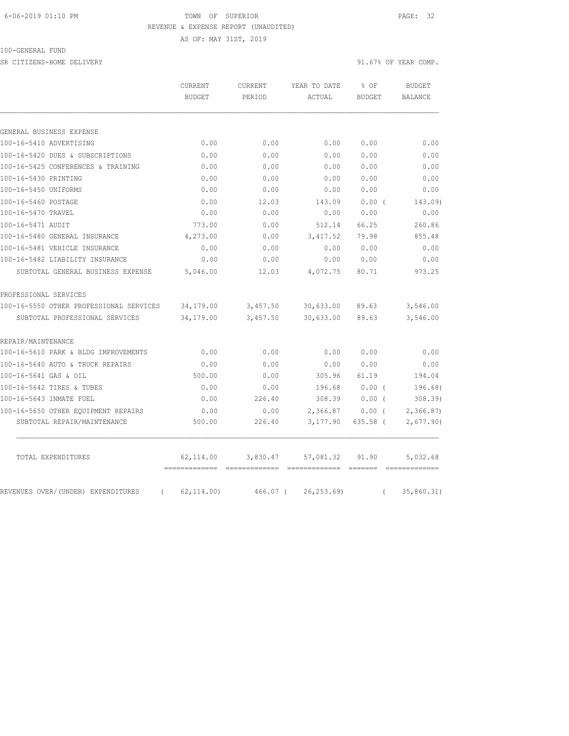6-06-2019 01:10 PM TOWN OF SUPERIOR

REVENUE & EXPENSE REPORT (UNAUDITED)

AS OF: MAY 31ST, 2019

100-GENERAL FUND

SR CITIZENS-HOME DELIVERY 91.67% OF YEAR COMP.

| | CURRENT BUDGET | CURRENT PERIOD | YEAR TO DATE ACTUAL | % OF BUDGET | BUDGET BALANCE |
|---|---|---|---|---|---|
| GENERAL BUSINESS EXPENSE | | | | | |
| 100-16-5410 ADVERTISING | 0.00 | 0.00 | 0.00 | 0.00 | 0.00 |
| 100-16-5420 DUES & SUBSCRIPTIONS | 0.00 | 0.00 | 0.00 | 0.00 | 0.00 |
| 100-16-5425 CONFERENCES & TRAINING | 0.00 | 0.00 | 0.00 | 0.00 | 0.00 |
| 100-16-5430 PRINTING | 0.00 | 0.00 | 0.00 | 0.00 | 0.00 |
| 100-16-5450 UNIFORMS | 0.00 | 0.00 | 0.00 | 0.00 | 0.00 |
| 100-16-5460 POSTAGE | 0.00 | 12.03 | 143.09 | 0.00 ( | 143.09) |
| 100-16-5470 TRAVEL | 0.00 | 0.00 | 0.00 | 0.00 | 0.00 |
| 100-16-5471 AUDIT | 773.00 | 0.00 | 512.14 | 66.25 | 260.86 |
| 100-16-5480 GENERAL INSURANCE | 4,273.00 | 0.00 | 3,417.52 | 79.98 | 855.48 |
| 100-16-5481 VEHICLE INSURANCE | 0.00 | 0.00 | 0.00 | 0.00 | 0.00 |
| 100-16-5482 LIABILITY INSURANCE | 0.00 | 0.00 | 0.00 | 0.00 | 0.00 |
| SUBTOTAL GENERAL BUSINESS EXPENSE | 5,046.00 | 12.03 | 4,072.75 | 80.71 | 973.25 |
| PROFESSIONAL SERVICES | | | | | |
| 100-16-5550 OTHER PROFESSIONAL SERVICES | 34,179.00 | 3,457.50 | 30,633.00 | 89.63 | 3,546.00 |
| SUBTOTAL PROFESSIONAL SERVICES | 34,179.00 | 3,457.50 | 30,633.00 | 89.63 | 3,546.00 |
| REPAIR/MAINTENANCE | | | | | |
| 100-16-5610 PARK & BLDG IMPROVEMENTS | 0.00 | 0.00 | 0.00 | 0.00 | 0.00 |
| 100-16-5640 AUTO & TRUCK REPAIRS | 0.00 | 0.00 | 0.00 | 0.00 | 0.00 |
| 100-16-5641 GAS & OIL | 500.00 | 0.00 | 305.96 | 61.19 | 194.04 |
| 100-16-5642 TIRES & TUBES | 0.00 | 0.00 | 196.68 | 0.00 ( | 196.68) |
| 100-16-5643 INMATE FUEL | 0.00 | 226.40 | 308.39 | 0.00 ( | 308.39) |
| 100-16-5650 OTHER EQUIPMENT REPAIRS | 0.00 | 0.00 | 2,366.87 | 0.00 ( | 2,366.87) |
| SUBTOTAL REPAIR/MAINTENANCE | 500.00 | 226.40 | 3,177.90 | 635.58 ( | 2,677.90) |
| TOTAL EXPENDITURES | 62,114.00 | 3,830.47 | 57,081.32 | 91.90 | 5,032.68 |
| REVENUES OVER/(UNDER) EXPENDITURES | ( 62,114.00) | 466.07 | ( 26,253.69) | ( | 35,860.31) |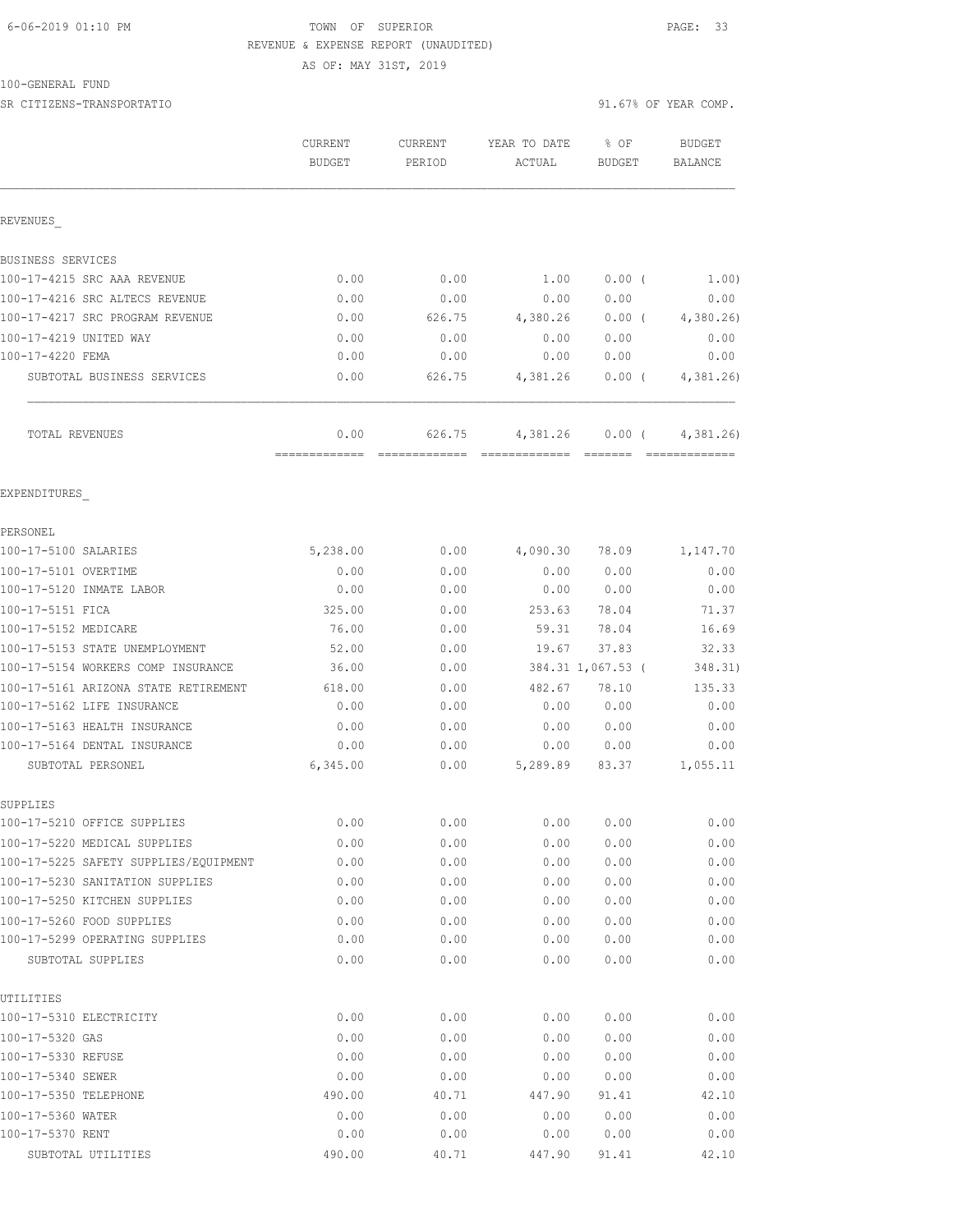6-06-2019 01:10 PM — TOWN OF SUPERIOR

REVENUE & EXPENSE REPORT (UNAUDITED)

AS OF: MAY 31ST, 2019

100-GENERAL FUND

SR CITIZENS-TRANSPORTATIO — 91.67% OF YEAR COMP.

| | CURRENT BUDGET | CURRENT PERIOD | YEAR TO DATE ACTUAL | % OF BUDGET | BUDGET BALANCE |
|---|---|---|---|---|---|
| **REVENUES** | | | | | |
| BUSINESS SERVICES | | | | | |
| 100-17-4215 SRC AAA REVENUE | 0.00 | 0.00 | 1.00 | 0.00 ( | 1.00) |
| 100-17-4216 SRC ALTECS REVENUE | 0.00 | 0.00 | 0.00 | 0.00 | 0.00 |
| 100-17-4217 SRC PROGRAM REVENUE | 0.00 | 626.75 | 4,380.26 | 0.00 ( | 4,380.26) |
| 100-17-4219 UNITED WAY | 0.00 | 0.00 | 0.00 | 0.00 | 0.00 |
| 100-17-4220 FEMA | 0.00 | 0.00 | 0.00 | 0.00 | 0.00 |
| SUBTOTAL BUSINESS SERVICES | 0.00 | 626.75 | 4,381.26 | 0.00 ( | 4,381.26) |
| TOTAL REVENUES | 0.00 | 626.75 | 4,381.26 | 0.00 ( | 4,381.26) |
| **EXPENDITURES** | | | | | |
| PERSONEL | | | | | |
| 100-17-5100 SALARIES | 5,238.00 | 0.00 | 4,090.30 | 78.09 | 1,147.70 |
| 100-17-5101 OVERTIME | 0.00 | 0.00 | 0.00 | 0.00 | 0.00 |
| 100-17-5120 INMATE LABOR | 0.00 | 0.00 | 0.00 | 0.00 | 0.00 |
| 100-17-5151 FICA | 325.00 | 0.00 | 253.63 | 78.04 | 71.37 |
| 100-17-5152 MEDICARE | 76.00 | 0.00 | 59.31 | 78.04 | 16.69 |
| 100-17-5153 STATE UNEMPLOYMENT | 52.00 | 0.00 | 19.67 | 37.83 | 32.33 |
| 100-17-5154 WORKERS COMP INSURANCE | 36.00 | 0.00 | 384.31 | 1,067.53 ( | 348.31) |
| 100-17-5161 ARIZONA STATE RETIREMENT | 618.00 | 0.00 | 482.67 | 78.10 | 135.33 |
| 100-17-5162 LIFE INSURANCE | 0.00 | 0.00 | 0.00 | 0.00 | 0.00 |
| 100-17-5163 HEALTH INSURANCE | 0.00 | 0.00 | 0.00 | 0.00 | 0.00 |
| 100-17-5164 DENTAL INSURANCE | 0.00 | 0.00 | 0.00 | 0.00 | 0.00 |
| SUBTOTAL PERSONEL | 6,345.00 | 0.00 | 5,289.89 | 83.37 | 1,055.11 |
| SUPPLIES | | | | | |
| 100-17-5210 OFFICE SUPPLIES | 0.00 | 0.00 | 0.00 | 0.00 | 0.00 |
| 100-17-5220 MEDICAL SUPPLIES | 0.00 | 0.00 | 0.00 | 0.00 | 0.00 |
| 100-17-5225 SAFETY SUPPLIES/EQUIPMENT | 0.00 | 0.00 | 0.00 | 0.00 | 0.00 |
| 100-17-5230 SANITATION SUPPLIES | 0.00 | 0.00 | 0.00 | 0.00 | 0.00 |
| 100-17-5250 KITCHEN SUPPLIES | 0.00 | 0.00 | 0.00 | 0.00 | 0.00 |
| 100-17-5260 FOOD SUPPLIES | 0.00 | 0.00 | 0.00 | 0.00 | 0.00 |
| 100-17-5299 OPERATING SUPPLIES | 0.00 | 0.00 | 0.00 | 0.00 | 0.00 |
| SUBTOTAL SUPPLIES | 0.00 | 0.00 | 0.00 | 0.00 | 0.00 |
| UTILITIES | | | | | |
| 100-17-5310 ELECTRICITY | 0.00 | 0.00 | 0.00 | 0.00 | 0.00 |
| 100-17-5320 GAS | 0.00 | 0.00 | 0.00 | 0.00 | 0.00 |
| 100-17-5330 REFUSE | 0.00 | 0.00 | 0.00 | 0.00 | 0.00 |
| 100-17-5340 SEWER | 0.00 | 0.00 | 0.00 | 0.00 | 0.00 |
| 100-17-5350 TELEPHONE | 490.00 | 40.71 | 447.90 | 91.41 | 42.10 |
| 100-17-5360 WATER | 0.00 | 0.00 | 0.00 | 0.00 | 0.00 |
| 100-17-5370 RENT | 0.00 | 0.00 | 0.00 | 0.00 | 0.00 |
| SUBTOTAL UTILITIES | 490.00 | 40.71 | 447.90 | 91.41 | 42.10 |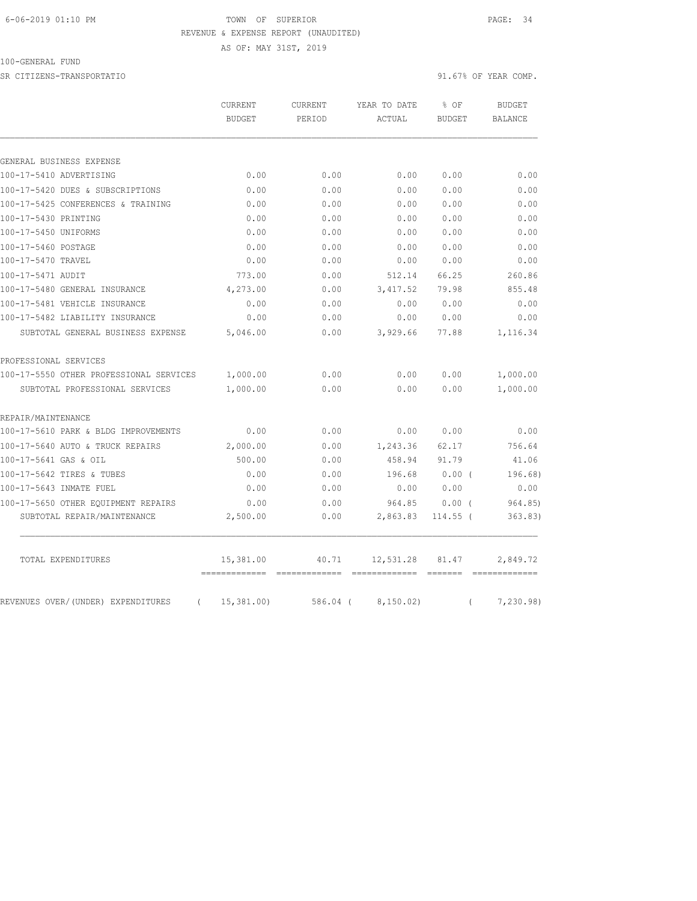6-06-2019 01:10 PM TOWN OF SUPERIOR

REVENUE & EXPENSE REPORT (UNAUDITED)

AS OF: MAY 31ST, 2019

100-GENERAL FUND

SR CITIZENS-TRANSPORTATIO 91.67% OF YEAR COMP.

| | CURRENT BUDGET | CURRENT PERIOD | YEAR TO DATE ACTUAL | % OF BUDGET | BUDGET BALANCE |
|---|---|---|---|---|---|
| GENERAL BUSINESS EXPENSE | | | | | |
| 100-17-5410 ADVERTISING | 0.00 | 0.00 | 0.00 | 0.00 | 0.00 |
| 100-17-5420 DUES & SUBSCRIPTIONS | 0.00 | 0.00 | 0.00 | 0.00 | 0.00 |
| 100-17-5425 CONFERENCES & TRAINING | 0.00 | 0.00 | 0.00 | 0.00 | 0.00 |
| 100-17-5430 PRINTING | 0.00 | 0.00 | 0.00 | 0.00 | 0.00 |
| 100-17-5450 UNIFORMS | 0.00 | 0.00 | 0.00 | 0.00 | 0.00 |
| 100-17-5460 POSTAGE | 0.00 | 0.00 | 0.00 | 0.00 | 0.00 |
| 100-17-5470 TRAVEL | 0.00 | 0.00 | 0.00 | 0.00 | 0.00 |
| 100-17-5471 AUDIT | 773.00 | 0.00 | 512.14 | 66.25 | 260.86 |
| 100-17-5480 GENERAL INSURANCE | 4,273.00 | 0.00 | 3,417.52 | 79.98 | 855.48 |
| 100-17-5481 VEHICLE INSURANCE | 0.00 | 0.00 | 0.00 | 0.00 | 0.00 |
| 100-17-5482 LIABILITY INSURANCE | 0.00 | 0.00 | 0.00 | 0.00 | 0.00 |
| SUBTOTAL GENERAL BUSINESS EXPENSE | 5,046.00 | 0.00 | 3,929.66 | 77.88 | 1,116.34 |
| PROFESSIONAL SERVICES | | | | | |
| 100-17-5550 OTHER PROFESSIONAL SERVICES | 1,000.00 | 0.00 | 0.00 | 0.00 | 1,000.00 |
| SUBTOTAL PROFESSIONAL SERVICES | 1,000.00 | 0.00 | 0.00 | 0.00 | 1,000.00 |
| REPAIR/MAINTENANCE | | | | | |
| 100-17-5610 PARK & BLDG IMPROVEMENTS | 0.00 | 0.00 | 0.00 | 0.00 | 0.00 |
| 100-17-5640 AUTO & TRUCK REPAIRS | 2,000.00 | 0.00 | 1,243.36 | 62.17 | 756.64 |
| 100-17-5641 GAS & OIL | 500.00 | 0.00 | 458.94 | 91.79 | 41.06 |
| 100-17-5642 TIRES & TUBES | 0.00 | 0.00 | 196.68 | 0.00 ( | 196.68) |
| 100-17-5643 INMATE FUEL | 0.00 | 0.00 | 0.00 | 0.00 | 0.00 |
| 100-17-5650 OTHER EQUIPMENT REPAIRS | 0.00 | 0.00 | 964.85 | 0.00 ( | 964.85) |
| SUBTOTAL REPAIR/MAINTENANCE | 2,500.00 | 0.00 | 2,863.83 | 114.55 ( | 363.83) |
| TOTAL EXPENDITURES | 15,381.00 | 40.71 | 12,531.28 | 81.47 | 2,849.72 |
| REVENUES OVER/(UNDER) EXPENDITURES | ( 15,381.00) | 586.04 | ( 8,150.02) | ( | 7,230.98) |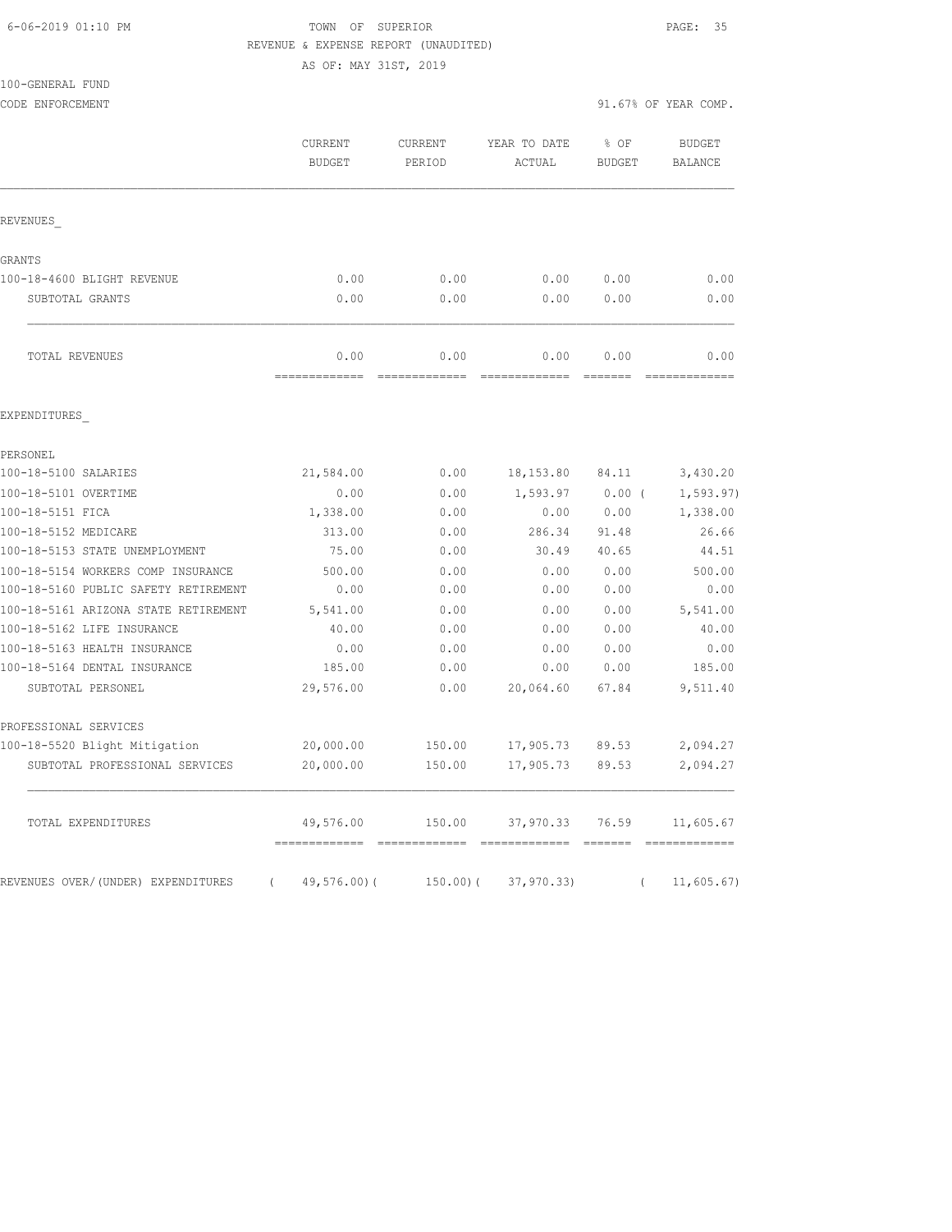6-06-2019 01:10 PM TOWN OF SUPERIOR

REVENUE & EXPENSE REPORT (UNAUDITED)

AS OF: MAY 31ST, 2019

100-GENERAL FUND

CODE ENFORCEMENT 91.67% OF YEAR COMP.

| | CURRENT BUDGET | CURRENT PERIOD | YEAR TO DATE ACTUAL | % OF BUDGET | BUDGET BALANCE |
|---|---|---|---|---|---|
| REVENUES_ | | | | | |
| GRANTS | | | | | |
| 100-18-4600 BLIGHT REVENUE | 0.00 | 0.00 | 0.00 | 0.00 | 0.00 |
| SUBTOTAL GRANTS | 0.00 | 0.00 | 0.00 | 0.00 | 0.00 |
| TOTAL REVENUES | 0.00 | 0.00 | 0.00 | 0.00 | 0.00 |
| EXPENDITURES_ | | | | | |
| PERSONEL | | | | | |
| 100-18-5100 SALARIES | 21,584.00 | 0.00 | 18,153.80 | 84.11 | 3,430.20 |
| 100-18-5101 OVERTIME | 0.00 | 0.00 | 1,593.97 | 0.00 ( | 1,593.97) |
| 100-18-5151 FICA | 1,338.00 | 0.00 | 0.00 | 0.00 | 1,338.00 |
| 100-18-5152 MEDICARE | 313.00 | 0.00 | 286.34 | 91.48 | 26.66 |
| 100-18-5153 STATE UNEMPLOYMENT | 75.00 | 0.00 | 30.49 | 40.65 | 44.51 |
| 100-18-5154 WORKERS COMP INSURANCE | 500.00 | 0.00 | 0.00 | 0.00 | 500.00 |
| 100-18-5160 PUBLIC SAFETY RETIREMENT | 0.00 | 0.00 | 0.00 | 0.00 | 0.00 |
| 100-18-5161 ARIZONA STATE RETIREMENT | 5,541.00 | 0.00 | 0.00 | 0.00 | 5,541.00 |
| 100-18-5162 LIFE INSURANCE | 40.00 | 0.00 | 0.00 | 0.00 | 40.00 |
| 100-18-5163 HEALTH INSURANCE | 0.00 | 0.00 | 0.00 | 0.00 | 0.00 |
| 100-18-5164 DENTAL INSURANCE | 185.00 | 0.00 | 0.00 | 0.00 | 185.00 |
| SUBTOTAL PERSONEL | 29,576.00 | 0.00 | 20,064.60 | 67.84 | 9,511.40 |
| PROFESSIONAL SERVICES | | | | | |
| 100-18-5520 Blight Mitigation | 20,000.00 | 150.00 | 17,905.73 | 89.53 | 2,094.27 |
| SUBTOTAL PROFESSIONAL SERVICES | 20,000.00 | 150.00 | 17,905.73 | 89.53 | 2,094.27 |
| TOTAL EXPENDITURES | 49,576.00 | 150.00 | 37,970.33 | 76.59 | 11,605.67 |
| REVENUES OVER/(UNDER) EXPENDITURES | ( 49,576.00)( | 150.00)( | 37,970.33) | ( | 11,605.67) |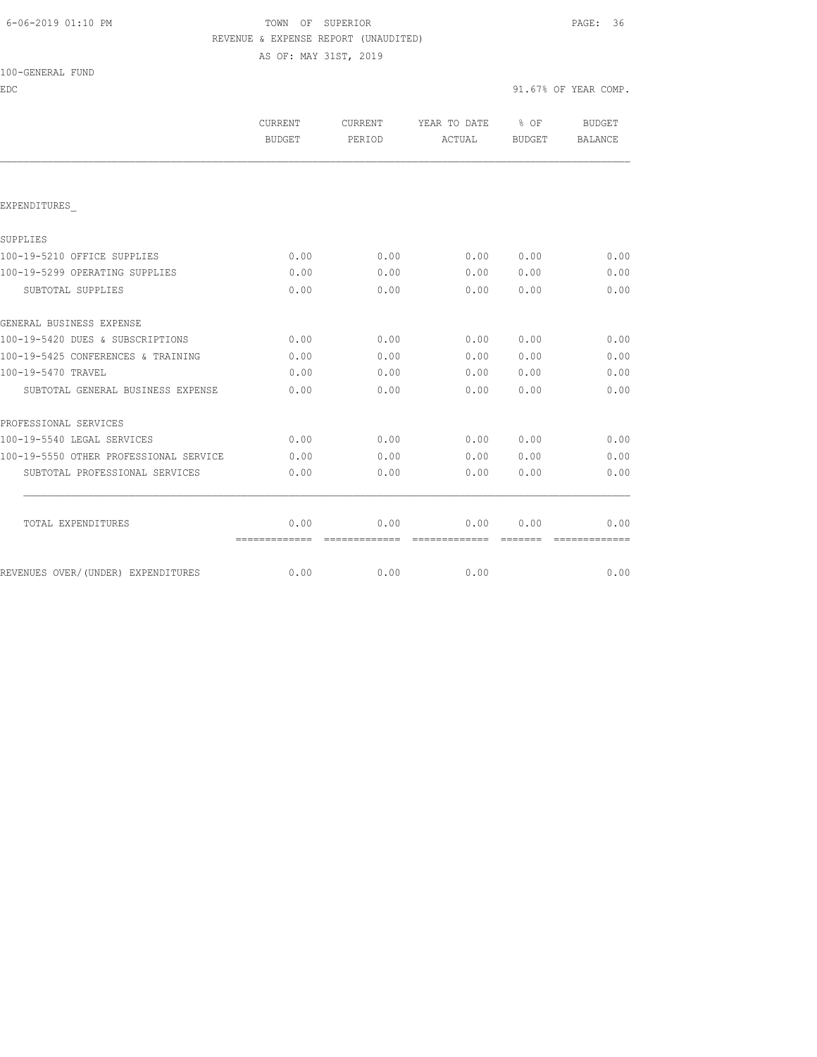6-06-2019 01:10 PM

TOWN OF SUPERIOR

REVENUE & EXPENSE REPORT (UNAUDITED)

AS OF: MAY 31ST, 2019

100-GENERAL FUND

EDC

91.67% OF YEAR COMP.

| | CURRENT BUDGET | CURRENT PERIOD | YEAR TO DATE ACTUAL | % OF BUDGET | BUDGET BALANCE |
|---|---|---|---|---|---|
| EXPENDITURES_ | | | | | |
| SUPPLIES | | | | | |
| 100-19-5210 OFFICE SUPPLIES | 0.00 | 0.00 | 0.00 | 0.00 | 0.00 |
| 100-19-5299 OPERATING SUPPLIES | 0.00 | 0.00 | 0.00 | 0.00 | 0.00 |
| SUBTOTAL SUPPLIES | 0.00 | 0.00 | 0.00 | 0.00 | 0.00 |
| GENERAL BUSINESS EXPENSE | | | | | |
| 100-19-5420 DUES & SUBSCRIPTIONS | 0.00 | 0.00 | 0.00 | 0.00 | 0.00 |
| 100-19-5425 CONFERENCES & TRAINING | 0.00 | 0.00 | 0.00 | 0.00 | 0.00 |
| 100-19-5470 TRAVEL | 0.00 | 0.00 | 0.00 | 0.00 | 0.00 |
| SUBTOTAL GENERAL BUSINESS EXPENSE | 0.00 | 0.00 | 0.00 | 0.00 | 0.00 |
| PROFESSIONAL SERVICES | | | | | |
| 100-19-5540 LEGAL SERVICES | 0.00 | 0.00 | 0.00 | 0.00 | 0.00 |
| 100-19-5550 OTHER PROFESSIONAL SERVICE | 0.00 | 0.00 | 0.00 | 0.00 | 0.00 |
| SUBTOTAL PROFESSIONAL SERVICES | 0.00 | 0.00 | 0.00 | 0.00 | 0.00 |
| TOTAL EXPENDITURES | 0.00 | 0.00 | 0.00 | 0.00 | 0.00 |
| REVENUES OVER/(UNDER) EXPENDITURES | 0.00 | 0.00 | 0.00 | | 0.00 |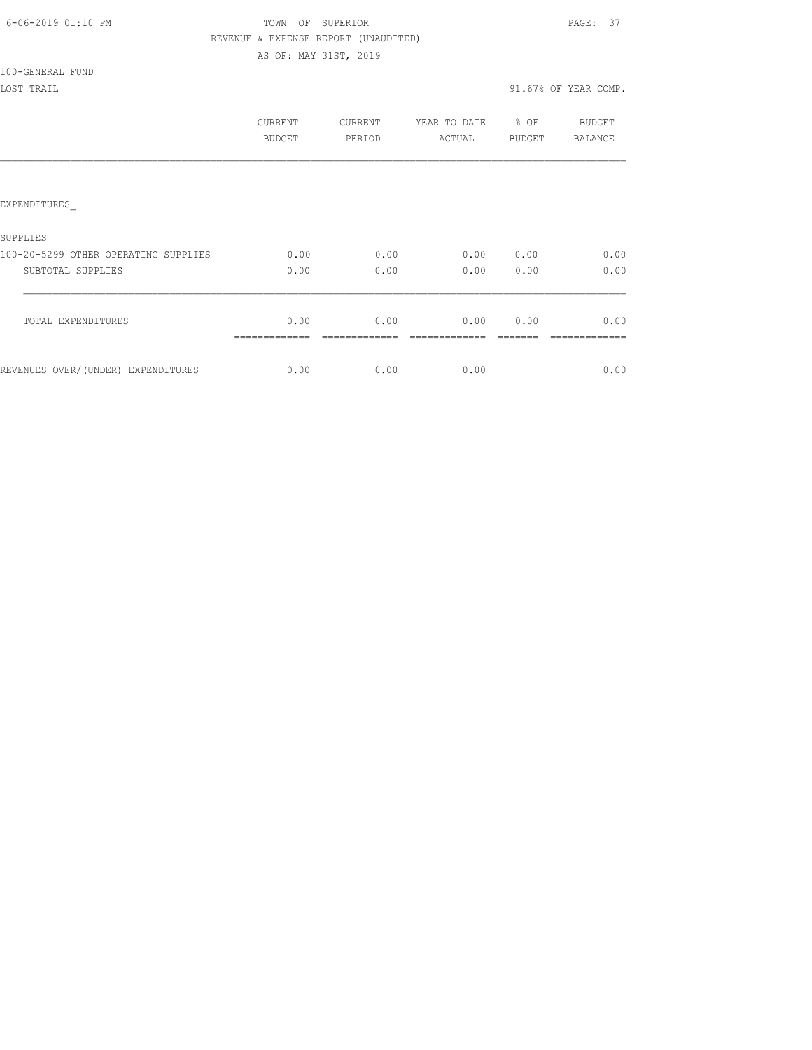TOWN OF SUPERIOR

REVENUE & EXPENSE REPORT (UNAUDITED)

AS OF: MAY 31ST, 2019

100-GENERAL FUND

LOST TRAIL

91.67% OF YEAR COMP.

| | CURRENT BUDGET | CURRENT PERIOD | YEAR TO DATE ACTUAL | % OF BUDGET | BUDGET BALANCE |
|---|---|---|---|---|---|
| EXPENDITURES_ | | | | | |
| SUPPLIES | | | | | |
| 100-20-5299 OTHER OPERATING SUPPLIES | 0.00 | 0.00 | 0.00 | 0.00 | 0.00 |
| SUBTOTAL SUPPLIES | 0.00 | 0.00 | 0.00 | 0.00 | 0.00 |
| TOTAL EXPENDITURES | 0.00 | 0.00 | 0.00 | 0.00 | 0.00 |
| REVENUES OVER/(UNDER) EXPENDITURES | 0.00 | 0.00 | 0.00 | | 0.00 |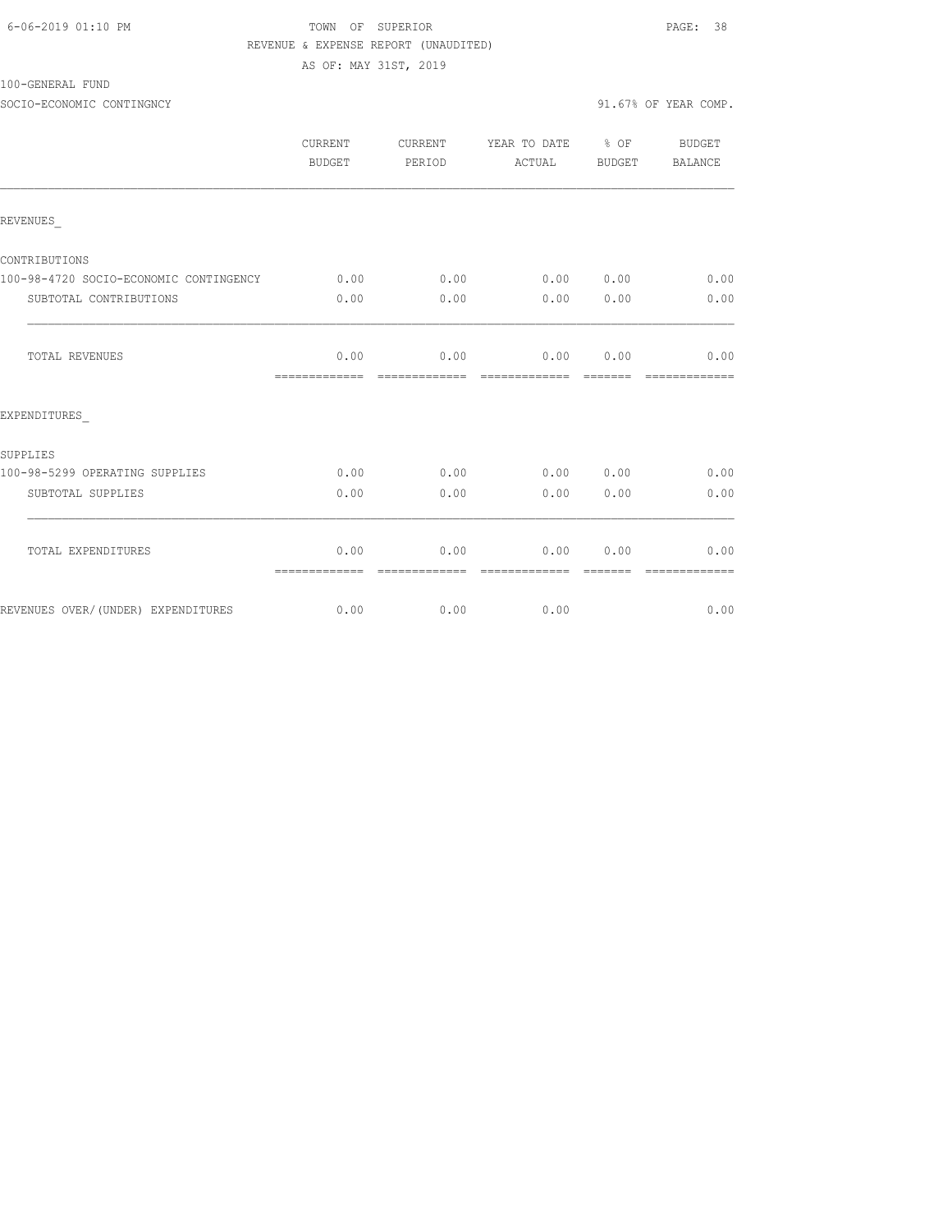TOWN OF SUPERIOR

REVENUE & EXPENSE REPORT (UNAUDITED)

AS OF: MAY 31ST, 2019

100-GENERAL FUND

SOCIO-ECONOMIC CONTINGNCY — 91.67% OF YEAR COMP.

| | CURRENT BUDGET | CURRENT PERIOD | YEAR TO DATE ACTUAL | % OF BUDGET | BUDGET BALANCE |
|---|---|---|---|---|---|
| REVENUES_ | | | | | |
| CONTRIBUTIONS | | | | | |
| 100-98-4720 SOCIO-ECONOMIC CONTINGENCY | 0.00 | 0.00 | 0.00 | 0.00 | 0.00 |
| SUBTOTAL CONTRIBUTIONS | 0.00 | 0.00 | 0.00 | 0.00 | 0.00 |
| TOTAL REVENUES | 0.00 | 0.00 | 0.00 | 0.00 | 0.00 |
| EXPENDITURES_ | | | | | |
| SUPPLIES | | | | | |
| 100-98-5299 OPERATING SUPPLIES | 0.00 | 0.00 | 0.00 | 0.00 | 0.00 |
| SUBTOTAL SUPPLIES | 0.00 | 0.00 | 0.00 | 0.00 | 0.00 |
| TOTAL EXPENDITURES | 0.00 | 0.00 | 0.00 | 0.00 | 0.00 |
| REVENUES OVER/(UNDER) EXPENDITURES | 0.00 | 0.00 | 0.00 | | 0.00 |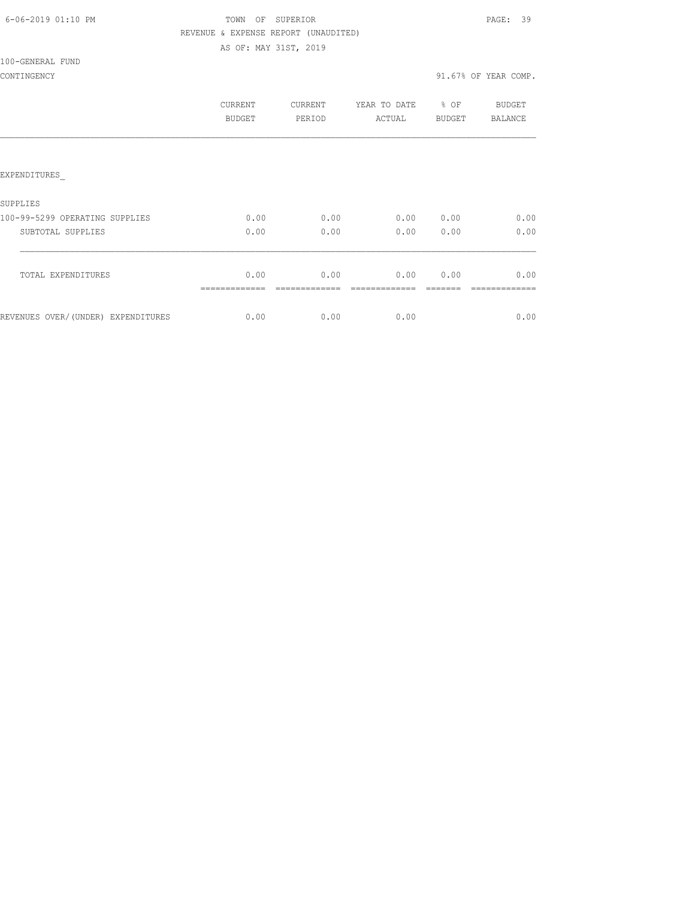TOWN OF SUPERIOR

REVENUE & EXPENSE REPORT (UNAUDITED)

AS OF: MAY 31ST, 2019

100-GENERAL FUND

CONTINGENCY

91.67% OF YEAR COMP.

| | CURRENT BUDGET | CURRENT PERIOD | YEAR TO DATE ACTUAL | % OF BUDGET | BUDGET BALANCE |
|---|---|---|---|---|---|
| EXPENDITURES_ | | | | | |
| SUPPLIES | | | | | |
| 100-99-5299 OPERATING SUPPLIES | 0.00 | 0.00 | 0.00 | 0.00 | 0.00 |
| SUBTOTAL SUPPLIES | 0.00 | 0.00 | 0.00 | 0.00 | 0.00 |
| TOTAL EXPENDITURES | 0.00 | 0.00 | 0.00 | 0.00 | 0.00 |
| REVENUES OVER/(UNDER) EXPENDITURES | 0.00 | 0.00 | 0.00 | | 0.00 |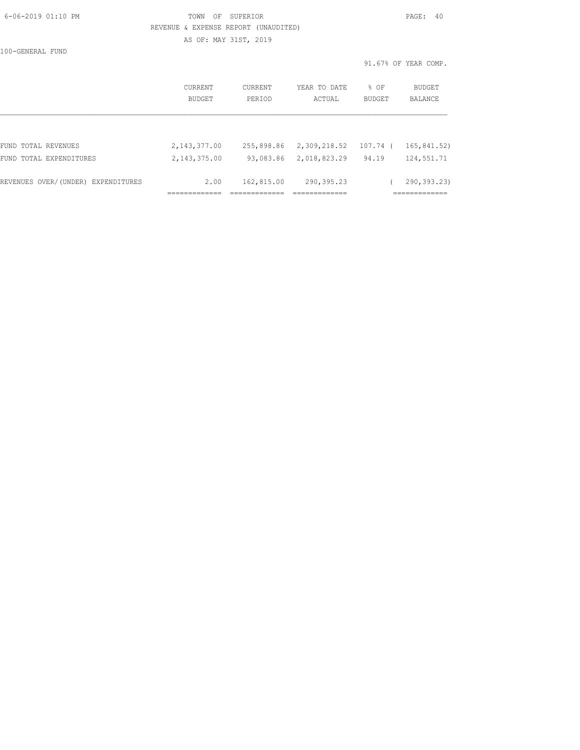TOWN OF SUPERIOR

REVENUE & EXPENSE REPORT (UNAUDITED)

AS OF: MAY 31ST, 2019

100-GENERAL FUND

91.67% OF YEAR COMP.

| | CURRENT BUDGET | CURRENT PERIOD | YEAR TO DATE ACTUAL | % OF BUDGET | BUDGET BALANCE |
|---|---|---|---|---|---|
| FUND TOTAL REVENUES | 2,143,377.00 | 255,898.86 | 2,309,218.52 | 107.74 | ( 165,841.52) |
| FUND TOTAL EXPENDITURES | 2,143,375.00 | 93,083.86 | 2,018,823.29 | 94.19 | 124,551.71 |
| REVENUES OVER/(UNDER) EXPENDITURES | 2.00 | 162,815.00 | 290,395.23 | | ( 290,393.23) |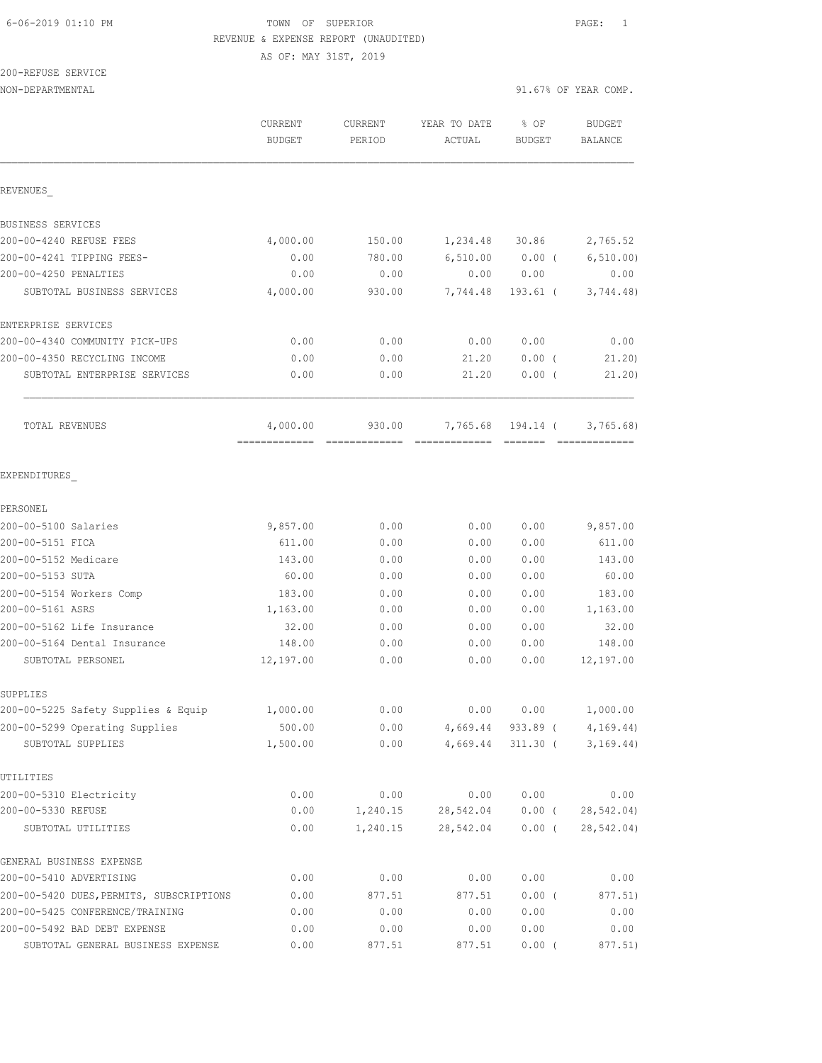6-06-2019 01:10 PM

TOWN OF SUPERIOR
REVENUE & EXPENSE REPORT (UNAUDITED)
AS OF: MAY 31ST, 2019

200-REFUSE SERVICE
NON-DEPARTMENTAL

91.67% OF YEAR COMP.

| | CURRENT BUDGET | CURRENT PERIOD | YEAR TO DATE ACTUAL | % OF BUDGET | BUDGET BALANCE |
|---|---|---|---|---|---|
| **REVENUES** | | | | | |
| BUSINESS SERVICES | | | | | |
| 200-00-4240 REFUSE FEES | 4,000.00 | 150.00 | 1,234.48 | 30.86 | 2,765.52 |
| 200-00-4241 TIPPING FEES- | 0.00 | 780.00 | 6,510.00 | 0.00 ( | 6,510.00) |
| 200-00-4250 PENALTIES | 0.00 | 0.00 | 0.00 | 0.00 | 0.00 |
| SUBTOTAL BUSINESS SERVICES | 4,000.00 | 930.00 | 7,744.48 | 193.61 ( | 3,744.48) |
| ENTERPRISE SERVICES | | | | | |
| 200-00-4340 COMMUNITY PICK-UPS | 0.00 | 0.00 | 0.00 | 0.00 | 0.00 |
| 200-00-4350 RECYCLING INCOME | 0.00 | 0.00 | 21.20 | 0.00 ( | 21.20) |
| SUBTOTAL ENTERPRISE SERVICES | 0.00 | 0.00 | 21.20 | 0.00 ( | 21.20) |
| TOTAL REVENUES | 4,000.00 | 930.00 | 7,765.68 | 194.14 ( | 3,765.68) |
| **EXPENDITURES** | | | | | |
| PERSONEL | | | | | |
| 200-00-5100 Salaries | 9,857.00 | 0.00 | 0.00 | 0.00 | 9,857.00 |
| 200-00-5151 FICA | 611.00 | 0.00 | 0.00 | 0.00 | 611.00 |
| 200-00-5152 Medicare | 143.00 | 0.00 | 0.00 | 0.00 | 143.00 |
| 200-00-5153 SUTA | 60.00 | 0.00 | 0.00 | 0.00 | 60.00 |
| 200-00-5154 Workers Comp | 183.00 | 0.00 | 0.00 | 0.00 | 183.00 |
| 200-00-5161 ASRS | 1,163.00 | 0.00 | 0.00 | 0.00 | 1,163.00 |
| 200-00-5162 Life Insurance | 32.00 | 0.00 | 0.00 | 0.00 | 32.00 |
| 200-00-5164 Dental Insurance | 148.00 | 0.00 | 0.00 | 0.00 | 148.00 |
| SUBTOTAL PERSONEL | 12,197.00 | 0.00 | 0.00 | 0.00 | 12,197.00 |
| SUPPLIES | | | | | |
| 200-00-5225 Safety Supplies & Equip | 1,000.00 | 0.00 | 0.00 | 0.00 | 1,000.00 |
| 200-00-5299 Operating Supplies | 500.00 | 0.00 | 4,669.44 | 933.89 ( | 4,169.44) |
| SUBTOTAL SUPPLIES | 1,500.00 | 0.00 | 4,669.44 | 311.30 ( | 3,169.44) |
| UTILITIES | | | | | |
| 200-00-5310 Electricity | 0.00 | 0.00 | 0.00 | 0.00 | 0.00 |
| 200-00-5330 REFUSE | 0.00 | 1,240.15 | 28,542.04 | 0.00 ( | 28,542.04) |
| SUBTOTAL UTILITIES | 0.00 | 1,240.15 | 28,542.04 | 0.00 ( | 28,542.04) |
| GENERAL BUSINESS EXPENSE | | | | | |
| 200-00-5410 ADVERTISING | 0.00 | 0.00 | 0.00 | 0.00 | 0.00 |
| 200-00-5420 DUES,PERMITS, SUBSCRIPTIONS | 0.00 | 877.51 | 877.51 | 0.00 ( | 877.51) |
| 200-00-5425 CONFERENCE/TRAINING | 0.00 | 0.00 | 0.00 | 0.00 | 0.00 |
| 200-00-5492 BAD DEBT EXPENSE | 0.00 | 0.00 | 0.00 | 0.00 | 0.00 |
| SUBTOTAL GENERAL BUSINESS EXPENSE | 0.00 | 877.51 | 877.51 | 0.00 ( | 877.51) |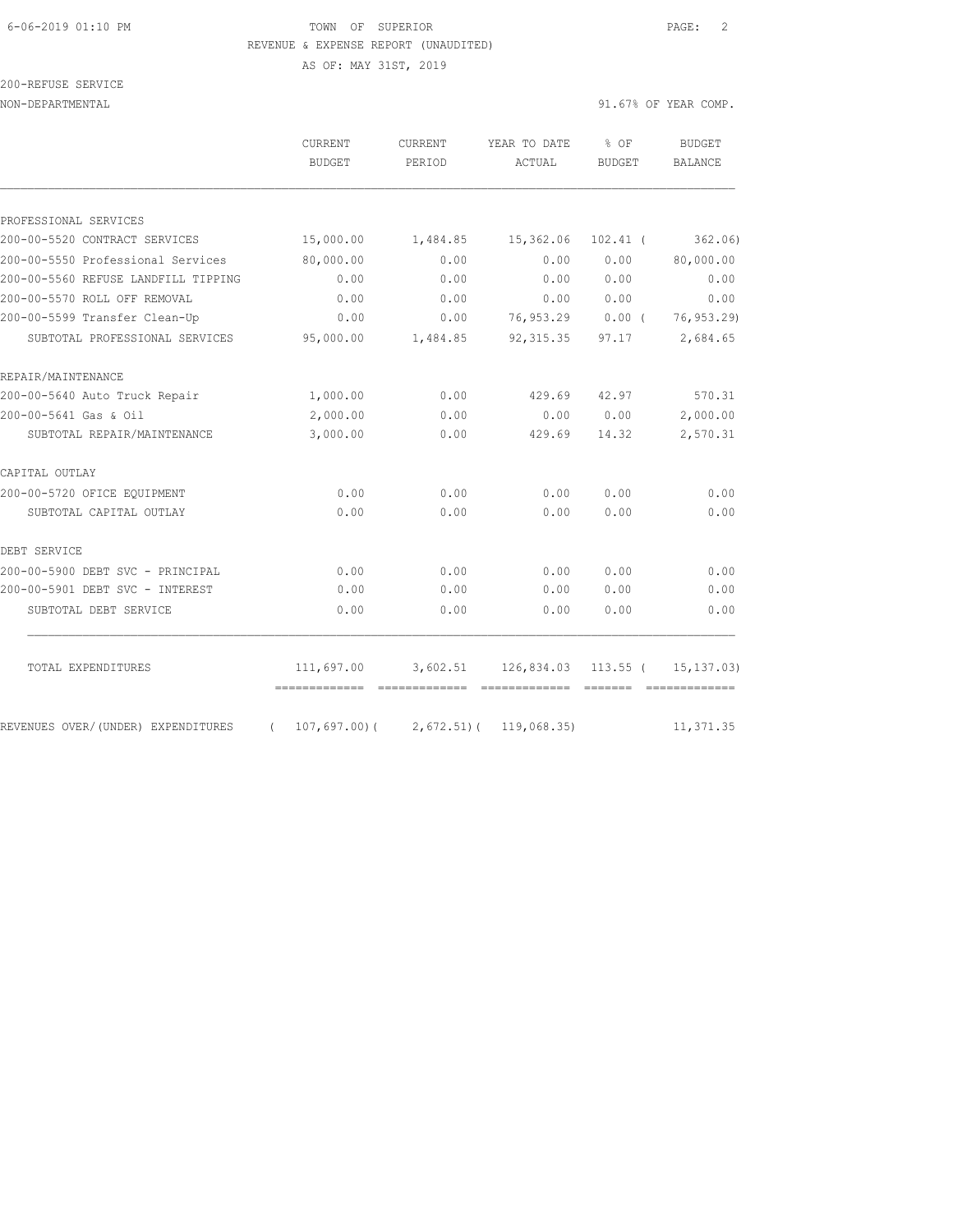TOWN OF SUPERIOR

REVENUE & EXPENSE REPORT (UNAUDITED)

AS OF: MAY 31ST, 2019

200-REFUSE SERVICE

NON-DEPARTMENTAL — 91.67% OF YEAR COMP.

| | CURRENT BUDGET | CURRENT PERIOD | YEAR TO DATE ACTUAL | % OF BUDGET | BUDGET BALANCE |
|---|---|---|---|---|---|
| PROFESSIONAL SERVICES | | | | | |
| 200-00-5520 CONTRACT SERVICES | 15,000.00 | 1,484.85 | 15,362.06 | 102.41 | ( 362.06) |
| 200-00-5550 Professional Services | 80,000.00 | 0.00 | 0.00 | 0.00 | 80,000.00 |
| 200-00-5560 REFUSE LANDFILL TIPPING | 0.00 | 0.00 | 0.00 | 0.00 | 0.00 |
| 200-00-5570 ROLL OFF REMOVAL | 0.00 | 0.00 | 0.00 | 0.00 | 0.00 |
| 200-00-5599 Transfer Clean-Up | 0.00 | 0.00 | 76,953.29 | 0.00 | ( 76,953.29) |
| SUBTOTAL PROFESSIONAL SERVICES | 95,000.00 | 1,484.85 | 92,315.35 | 97.17 | 2,684.65 |
| REPAIR/MAINTENANCE | | | | | |
| 200-00-5640 Auto Truck Repair | 1,000.00 | 0.00 | 429.69 | 42.97 | 570.31 |
| 200-00-5641 Gas & Oil | 2,000.00 | 0.00 | 0.00 | 0.00 | 2,000.00 |
| SUBTOTAL REPAIR/MAINTENANCE | 3,000.00 | 0.00 | 429.69 | 14.32 | 2,570.31 |
| CAPITAL OUTLAY | | | | | |
| 200-00-5720 OFICE EQUIPMENT | 0.00 | 0.00 | 0.00 | 0.00 | 0.00 |
| SUBTOTAL CAPITAL OUTLAY | 0.00 | 0.00 | 0.00 | 0.00 | 0.00 |
| DEBT SERVICE | | | | | |
| 200-00-5900 DEBT SVC - PRINCIPAL | 0.00 | 0.00 | 0.00 | 0.00 | 0.00 |
| 200-00-5901 DEBT SVC - INTEREST | 0.00 | 0.00 | 0.00 | 0.00 | 0.00 |
| SUBTOTAL DEBT SERVICE | 0.00 | 0.00 | 0.00 | 0.00 | 0.00 |
| TOTAL EXPENDITURES | 111,697.00 | 3,602.51 | 126,834.03 | 113.55 | ( 15,137.03) |
| REVENUES OVER/(UNDER) EXPENDITURES | ( 107,697.00) | ( 2,672.51) | ( 119,068.35) | | 11,371.35 |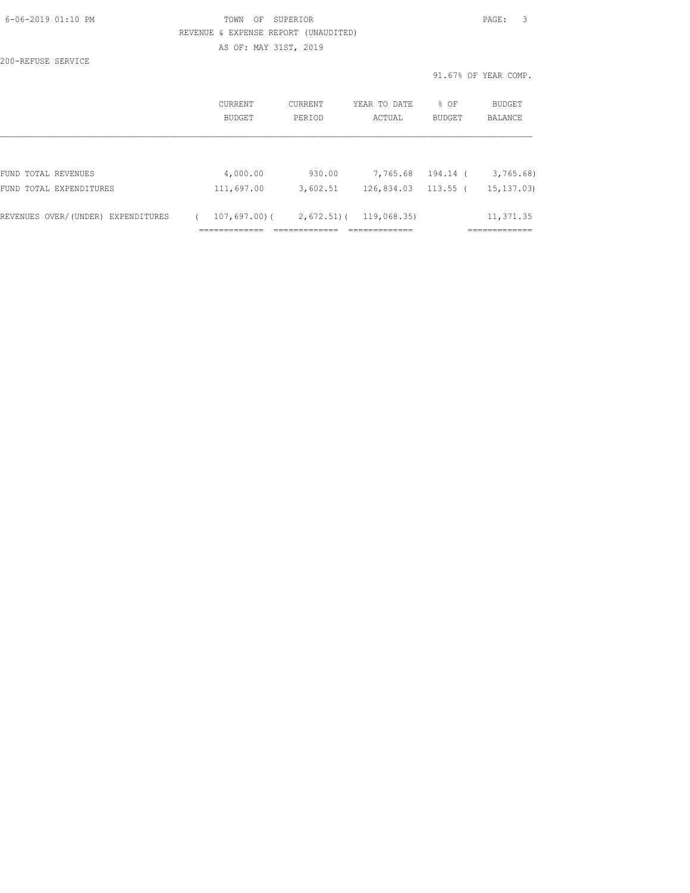TOWN OF SUPERIOR

REVENUE & EXPENSE REPORT (UNAUDITED)

AS OF: MAY 31ST, 2019

200-REFUSE SERVICE

91.67% OF YEAR COMP.

| | CURRENT BUDGET | CURRENT PERIOD | YEAR TO DATE ACTUAL | % OF BUDGET | BUDGET BALANCE |
|---|---|---|---|---|---|
| FUND TOTAL REVENUES | 4,000.00 | 930.00 | 7,765.68 | 194.14 | ( 3,765.68) |
| FUND TOTAL EXPENDITURES | 111,697.00 | 3,602.51 | 126,834.03 | 113.55 | ( 15,137.03) |
| REVENUES OVER/(UNDER) EXPENDITURES | ( 107,697.00) | ( 2,672.51) | ( 119,068.35) | | 11,371.35 |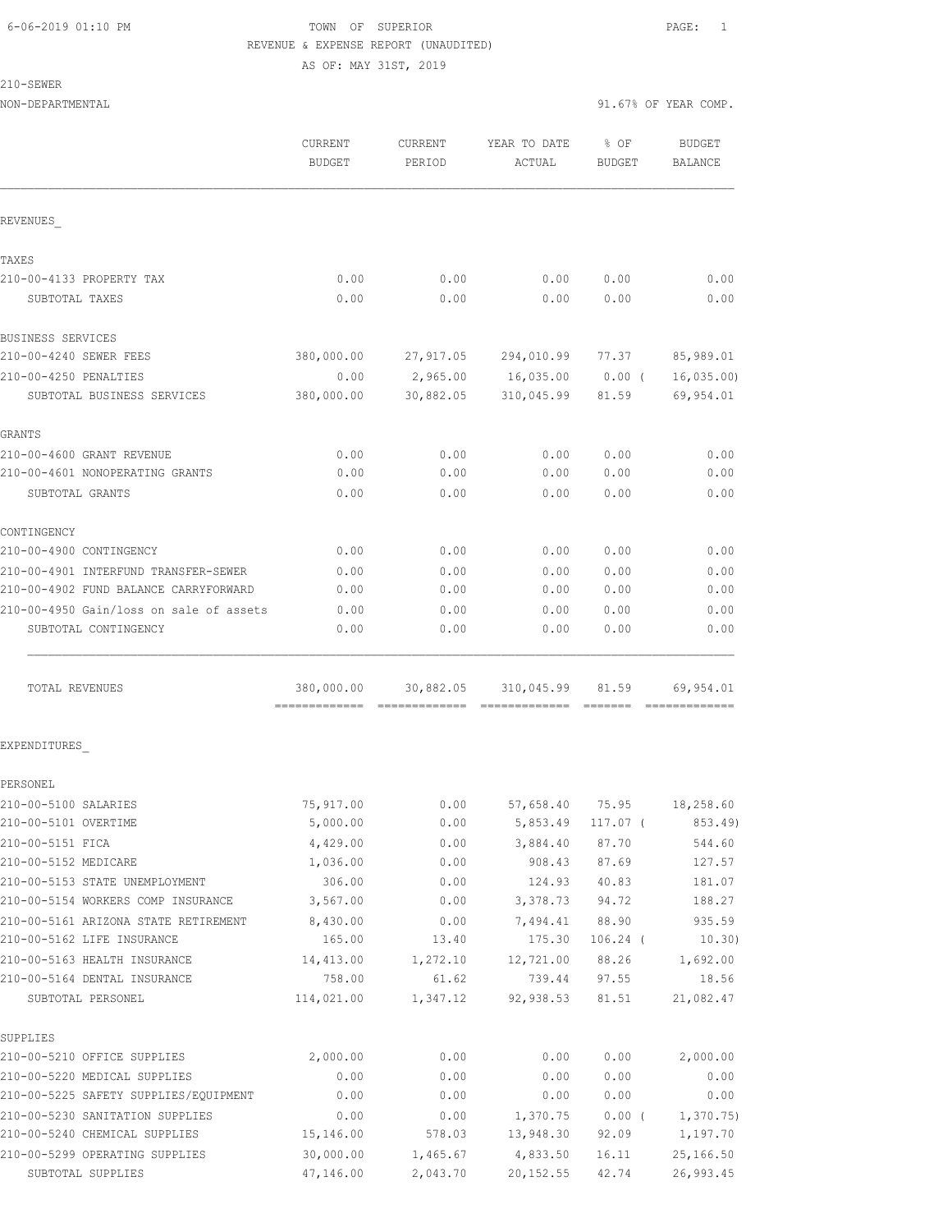6-06-2019 01:10 PM TOWN OF SUPERIOR

REVENUE & EXPENSE REPORT (UNAUDITED)

AS OF: MAY 31ST, 2019

210-SEWER

NON-DEPARTMENTAL 91.67% OF YEAR COMP.

| | CURRENT BUDGET | CURRENT PERIOD | YEAR TO DATE ACTUAL | % OF BUDGET | BUDGET BALANCE |
|---|---|---|---|---|---|
| REVENUES_ | | | | | |
| TAXES | | | | | |
| 210-00-4133 PROPERTY TAX | 0.00 | 0.00 | 0.00 | 0.00 | 0.00 |
| SUBTOTAL TAXES | 0.00 | 0.00 | 0.00 | 0.00 | 0.00 |
| BUSINESS SERVICES | | | | | |
| 210-00-4240 SEWER FEES | 380,000.00 | 27,917.05 | 294,010.99 | 77.37 | 85,989.01 |
| 210-00-4250 PENALTIES | 0.00 | 2,965.00 | 16,035.00 | 0.00 ( | 16,035.00) |
| SUBTOTAL BUSINESS SERVICES | 380,000.00 | 30,882.05 | 310,045.99 | 81.59 | 69,954.01 |
| GRANTS | | | | | |
| 210-00-4600 GRANT REVENUE | 0.00 | 0.00 | 0.00 | 0.00 | 0.00 |
| 210-00-4601 NONOPERATING GRANTS | 0.00 | 0.00 | 0.00 | 0.00 | 0.00 |
| SUBTOTAL GRANTS | 0.00 | 0.00 | 0.00 | 0.00 | 0.00 |
| CONTINGENCY | | | | | |
| 210-00-4900 CONTINGENCY | 0.00 | 0.00 | 0.00 | 0.00 | 0.00 |
| 210-00-4901 INTERFUND TRANSFER-SEWER | 0.00 | 0.00 | 0.00 | 0.00 | 0.00 |
| 210-00-4902 FUND BALANCE CARRYFORWARD | 0.00 | 0.00 | 0.00 | 0.00 | 0.00 |
| 210-00-4950 Gain/loss on sale of assets | 0.00 | 0.00 | 0.00 | 0.00 | 0.00 |
| SUBTOTAL CONTINGENCY | 0.00 | 0.00 | 0.00 | 0.00 | 0.00 |
| TOTAL REVENUES | 380,000.00 | 30,882.05 | 310,045.99 | 81.59 | 69,954.01 |
| EXPENDITURES_ | | | | | |
| PERSONEL | | | | | |
| 210-00-5100 SALARIES | 75,917.00 | 0.00 | 57,658.40 | 75.95 | 18,258.60 |
| 210-00-5101 OVERTIME | 5,000.00 | 0.00 | 5,853.49 | 117.07 ( | 853.49) |
| 210-00-5151 FICA | 4,429.00 | 0.00 | 3,884.40 | 87.70 | 544.60 |
| 210-00-5152 MEDICARE | 1,036.00 | 0.00 | 908.43 | 87.69 | 127.57 |
| 210-00-5153 STATE UNEMPLOYMENT | 306.00 | 0.00 | 124.93 | 40.83 | 181.07 |
| 210-00-5154 WORKERS COMP INSURANCE | 3,567.00 | 0.00 | 3,378.73 | 94.72 | 188.27 |
| 210-00-5161 ARIZONA STATE RETIREMENT | 8,430.00 | 0.00 | 7,494.41 | 88.90 | 935.59 |
| 210-00-5162 LIFE INSURANCE | 165.00 | 13.40 | 175.30 | 106.24 ( | 10.30) |
| 210-00-5163 HEALTH INSURANCE | 14,413.00 | 1,272.10 | 12,721.00 | 88.26 | 1,692.00 |
| 210-00-5164 DENTAL INSURANCE | 758.00 | 61.62 | 739.44 | 97.55 | 18.56 |
| SUBTOTAL PERSONEL | 114,021.00 | 1,347.12 | 92,938.53 | 81.51 | 21,082.47 |
| SUPPLIES | | | | | |
| 210-00-5210 OFFICE SUPPLIES | 2,000.00 | 0.00 | 0.00 | 0.00 | 2,000.00 |
| 210-00-5220 MEDICAL SUPPLIES | 0.00 | 0.00 | 0.00 | 0.00 | 0.00 |
| 210-00-5225 SAFETY SUPPLIES/EQUIPMENT | 0.00 | 0.00 | 0.00 | 0.00 | 0.00 |
| 210-00-5230 SANITATION SUPPLIES | 0.00 | 0.00 | 1,370.75 | 0.00 ( | 1,370.75) |
| 210-00-5240 CHEMICAL SUPPLIES | 15,146.00 | 578.03 | 13,948.30 | 92.09 | 1,197.70 |
| 210-00-5299 OPERATING SUPPLIES | 30,000.00 | 1,465.67 | 4,833.50 | 16.11 | 25,166.50 |
| SUBTOTAL SUPPLIES | 47,146.00 | 2,043.70 | 20,152.55 | 42.74 | 26,993.45 |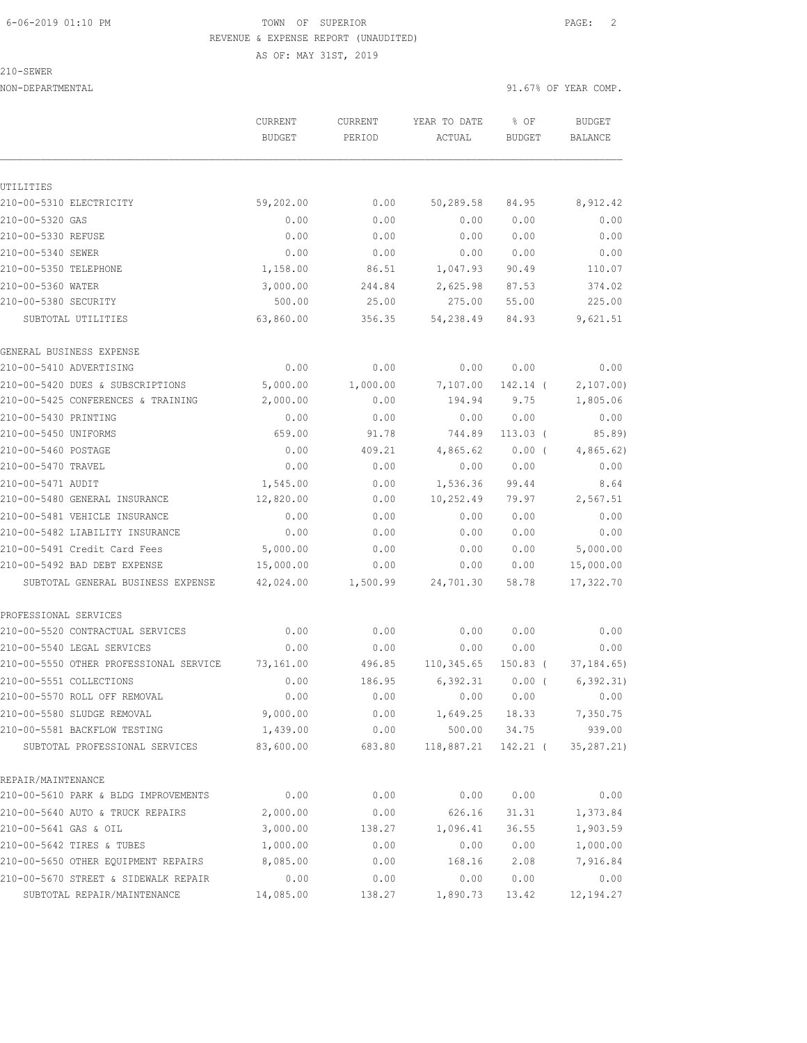TOWN OF SUPERIOR
REVENUE & EXPENSE REPORT (UNAUDITED)
AS OF: MAY 31ST, 2019

210-SEWER
NON-DEPARTMENTAL

91.67% OF YEAR COMP.

| | CURRENT BUDGET | CURRENT PERIOD | YEAR TO DATE ACTUAL | % OF BUDGET | BUDGET BALANCE |
|---|---|---|---|---|---|
| UTILITIES | | | | | |
| 210-00-5310 ELECTRICITY | 59,202.00 | 0.00 | 50,289.58 | 84.95 | 8,912.42 |
| 210-00-5320 GAS | 0.00 | 0.00 | 0.00 | 0.00 | 0.00 |
| 210-00-5330 REFUSE | 0.00 | 0.00 | 0.00 | 0.00 | 0.00 |
| 210-00-5340 SEWER | 0.00 | 0.00 | 0.00 | 0.00 | 0.00 |
| 210-00-5350 TELEPHONE | 1,158.00 | 86.51 | 1,047.93 | 90.49 | 110.07 |
| 210-00-5360 WATER | 3,000.00 | 244.84 | 2,625.98 | 87.53 | 374.02 |
| 210-00-5380 SECURITY | 500.00 | 25.00 | 275.00 | 55.00 | 225.00 |
| SUBTOTAL UTILITIES | 63,860.00 | 356.35 | 54,238.49 | 84.93 | 9,621.51 |
| GENERAL BUSINESS EXPENSE | | | | | |
| 210-00-5410 ADVERTISING | 0.00 | 0.00 | 0.00 | 0.00 | 0.00 |
| 210-00-5420 DUES & SUBSCRIPTIONS | 5,000.00 | 1,000.00 | 7,107.00 | 142.14 ( | 2,107.00) |
| 210-00-5425 CONFERENCES & TRAINING | 2,000.00 | 0.00 | 194.94 | 9.75 | 1,805.06 |
| 210-00-5430 PRINTING | 0.00 | 0.00 | 0.00 | 0.00 | 0.00 |
| 210-00-5450 UNIFORMS | 659.00 | 91.78 | 744.89 | 113.03 ( | 85.89) |
| 210-00-5460 POSTAGE | 0.00 | 409.21 | 4,865.62 | 0.00 ( | 4,865.62) |
| 210-00-5470 TRAVEL | 0.00 | 0.00 | 0.00 | 0.00 | 0.00 |
| 210-00-5471 AUDIT | 1,545.00 | 0.00 | 1,536.36 | 99.44 | 8.64 |
| 210-00-5480 GENERAL INSURANCE | 12,820.00 | 0.00 | 10,252.49 | 79.97 | 2,567.51 |
| 210-00-5481 VEHICLE INSURANCE | 0.00 | 0.00 | 0.00 | 0.00 | 0.00 |
| 210-00-5482 LIABILITY INSURANCE | 0.00 | 0.00 | 0.00 | 0.00 | 0.00 |
| 210-00-5491 Credit Card Fees | 5,000.00 | 0.00 | 0.00 | 0.00 | 5,000.00 |
| 210-00-5492 BAD DEBT EXPENSE | 15,000.00 | 0.00 | 0.00 | 0.00 | 15,000.00 |
| SUBTOTAL GENERAL BUSINESS EXPENSE | 42,024.00 | 1,500.99 | 24,701.30 | 58.78 | 17,322.70 |
| PROFESSIONAL SERVICES | | | | | |
| 210-00-5520 CONTRACTUAL SERVICES | 0.00 | 0.00 | 0.00 | 0.00 | 0.00 |
| 210-00-5540 LEGAL SERVICES | 0.00 | 0.00 | 0.00 | 0.00 | 0.00 |
| 210-00-5550 OTHER PROFESSIONAL SERVICE | 73,161.00 | 496.85 | 110,345.65 | 150.83 ( | 37,184.65) |
| 210-00-5551 COLLECTIONS | 0.00 | 186.95 | 6,392.31 | 0.00 ( | 6,392.31) |
| 210-00-5570 ROLL OFF REMOVAL | 0.00 | 0.00 | 0.00 | 0.00 | 0.00 |
| 210-00-5580 SLUDGE REMOVAL | 9,000.00 | 0.00 | 1,649.25 | 18.33 | 7,350.75 |
| 210-00-5581 BACKFLOW TESTING | 1,439.00 | 0.00 | 500.00 | 34.75 | 939.00 |
| SUBTOTAL PROFESSIONAL SERVICES | 83,600.00 | 683.80 | 118,887.21 | 142.21 ( | 35,287.21) |
| REPAIR/MAINTENANCE | | | | | |
| 210-00-5610 PARK & BLDG IMPROVEMENTS | 0.00 | 0.00 | 0.00 | 0.00 | 0.00 |
| 210-00-5640 AUTO & TRUCK REPAIRS | 2,000.00 | 0.00 | 626.16 | 31.31 | 1,373.84 |
| 210-00-5641 GAS & OIL | 3,000.00 | 138.27 | 1,096.41 | 36.55 | 1,903.59 |
| 210-00-5642 TIRES & TUBES | 1,000.00 | 0.00 | 0.00 | 0.00 | 1,000.00 |
| 210-00-5650 OTHER EQUIPMENT REPAIRS | 8,085.00 | 0.00 | 168.16 | 2.08 | 7,916.84 |
| 210-00-5670 STREET & SIDEWALK REPAIR | 0.00 | 0.00 | 0.00 | 0.00 | 0.00 |
| SUBTOTAL REPAIR/MAINTENANCE | 14,085.00 | 138.27 | 1,890.73 | 13.42 | 12,194.27 |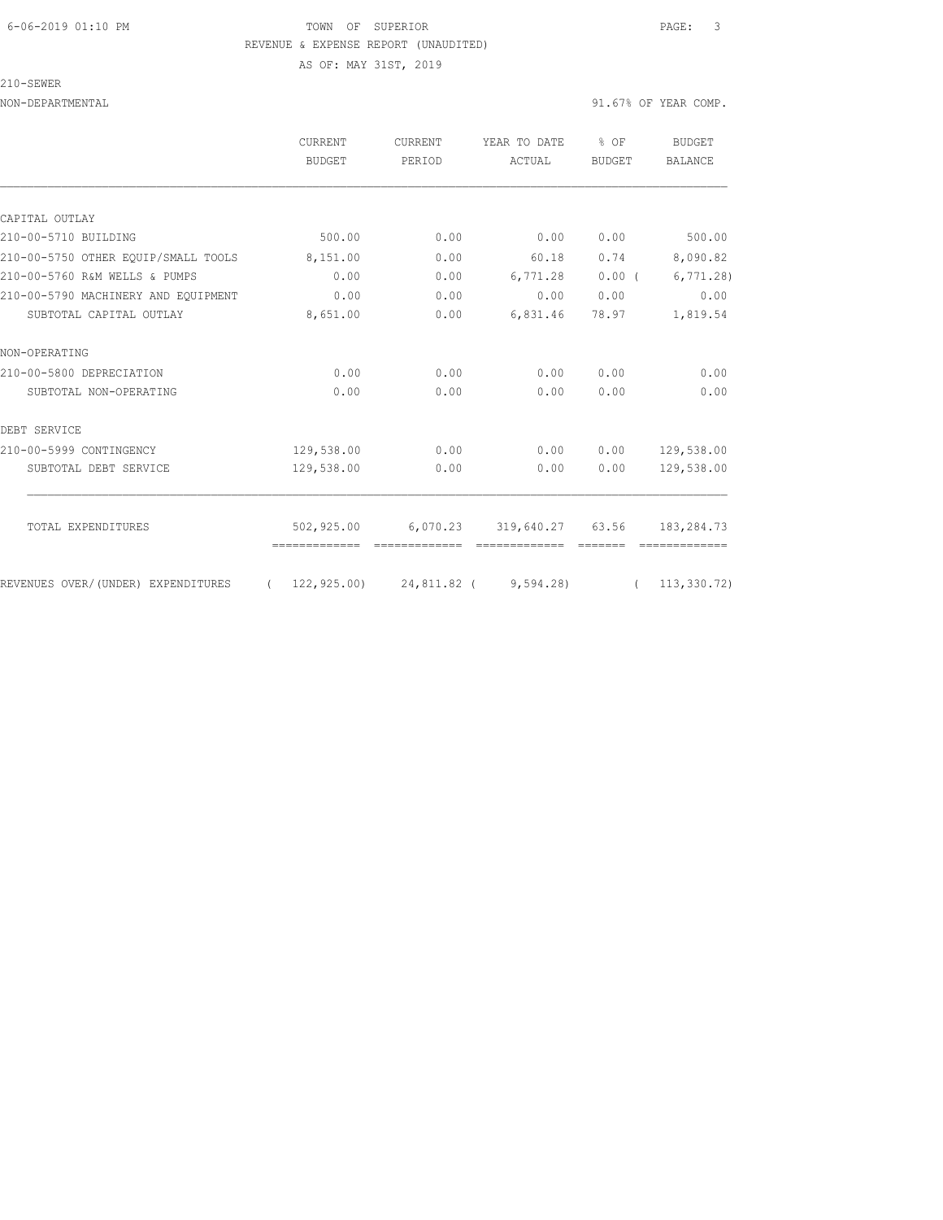TOWN OF SUPERIOR

REVENUE & EXPENSE REPORT (UNAUDITED)

AS OF: MAY 31ST, 2019

210-SEWER

NON-DEPARTMENTAL — 91.67% OF YEAR COMP.

| | CURRENT BUDGET | CURRENT PERIOD | YEAR TO DATE ACTUAL | % OF BUDGET | BUDGET BALANCE |
|---|---|---|---|---|---|
| **CAPITAL OUTLAY** | | | | | |
| 210-00-5710 BUILDING | 500.00 | 0.00 | 0.00 | 0.00 | 500.00 |
| 210-00-5750 OTHER EQUIP/SMALL TOOLS | 8,151.00 | 0.00 | 60.18 | 0.74 | 8,090.82 |
| 210-00-5760 R&M WELLS & PUMPS | 0.00 | 0.00 | 6,771.28 | 0.00 | ( 6,771.28) |
| 210-00-5790 MACHINERY AND EQUIPMENT | 0.00 | 0.00 | 0.00 | 0.00 | 0.00 |
| SUBTOTAL CAPITAL OUTLAY | 8,651.00 | 0.00 | 6,831.46 | 78.97 | 1,819.54 |
| **NON-OPERATING** | | | | | |
| 210-00-5800 DEPRECIATION | 0.00 | 0.00 | 0.00 | 0.00 | 0.00 |
| SUBTOTAL NON-OPERATING | 0.00 | 0.00 | 0.00 | 0.00 | 0.00 |
| **DEBT SERVICE** | | | | | |
| 210-00-5999 CONTINGENCY | 129,538.00 | 0.00 | 0.00 | 0.00 | 129,538.00 |
| SUBTOTAL DEBT SERVICE | 129,538.00 | 0.00 | 0.00 | 0.00 | 129,538.00 |
| TOTAL EXPENDITURES | 502,925.00 | 6,070.23 | 319,640.27 | 63.56 | 183,284.73 |
| REVENUES OVER/(UNDER) EXPENDITURES | ( 122,925.00) | 24,811.82 | ( 9,594.28) | | ( 113,330.72) |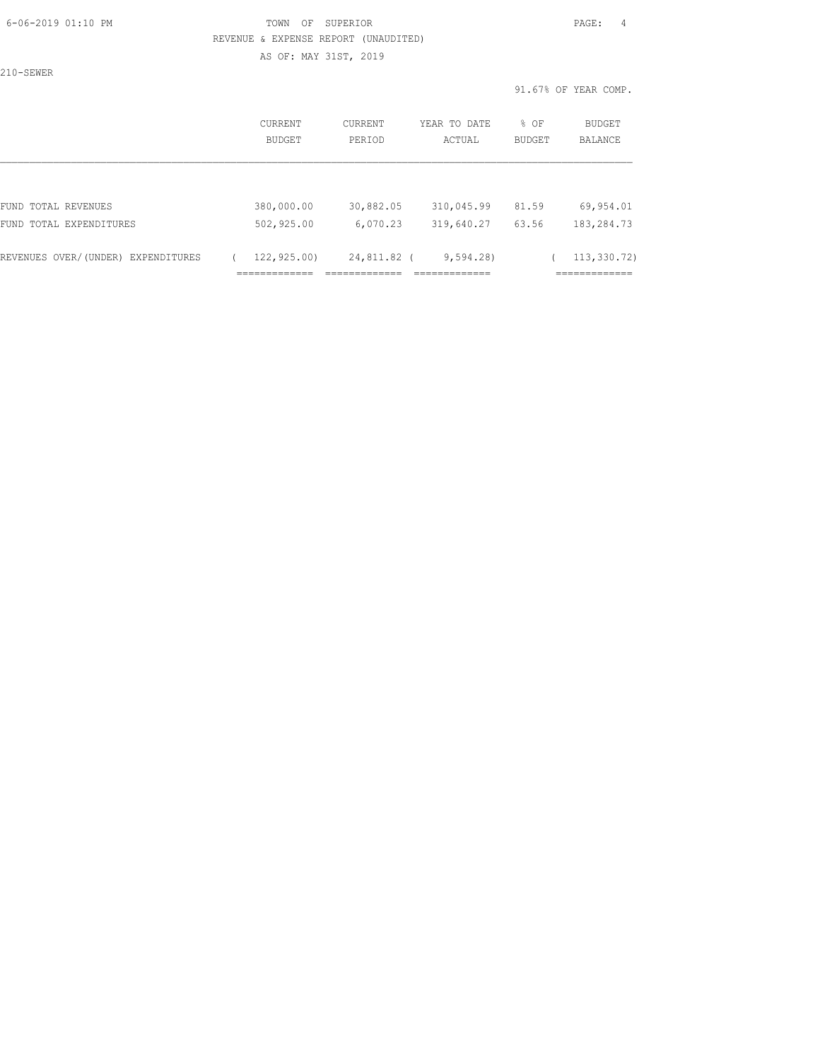TOWN OF SUPERIOR
REVENUE & EXPENSE REPORT (UNAUDITED)
AS OF: MAY 31ST, 2019

210-SEWER

91.67% OF YEAR COMP.

| | CURRENT BUDGET | CURRENT PERIOD | YEAR TO DATE ACTUAL | % OF BUDGET | BUDGET BALANCE |
|---|---|---|---|---|---|
| FUND TOTAL REVENUES | 380,000.00 | 30,882.05 | 310,045.99 | 81.59 | 69,954.01 |
| FUND TOTAL EXPENDITURES | 502,925.00 | 6,070.23 | 319,640.27 | 63.56 | 183,284.73 |
| REVENUES OVER/(UNDER) EXPENDITURES | ( 122,925.00) | 24,811.82 | ( 9,594.28) | | ( 113,330.72) |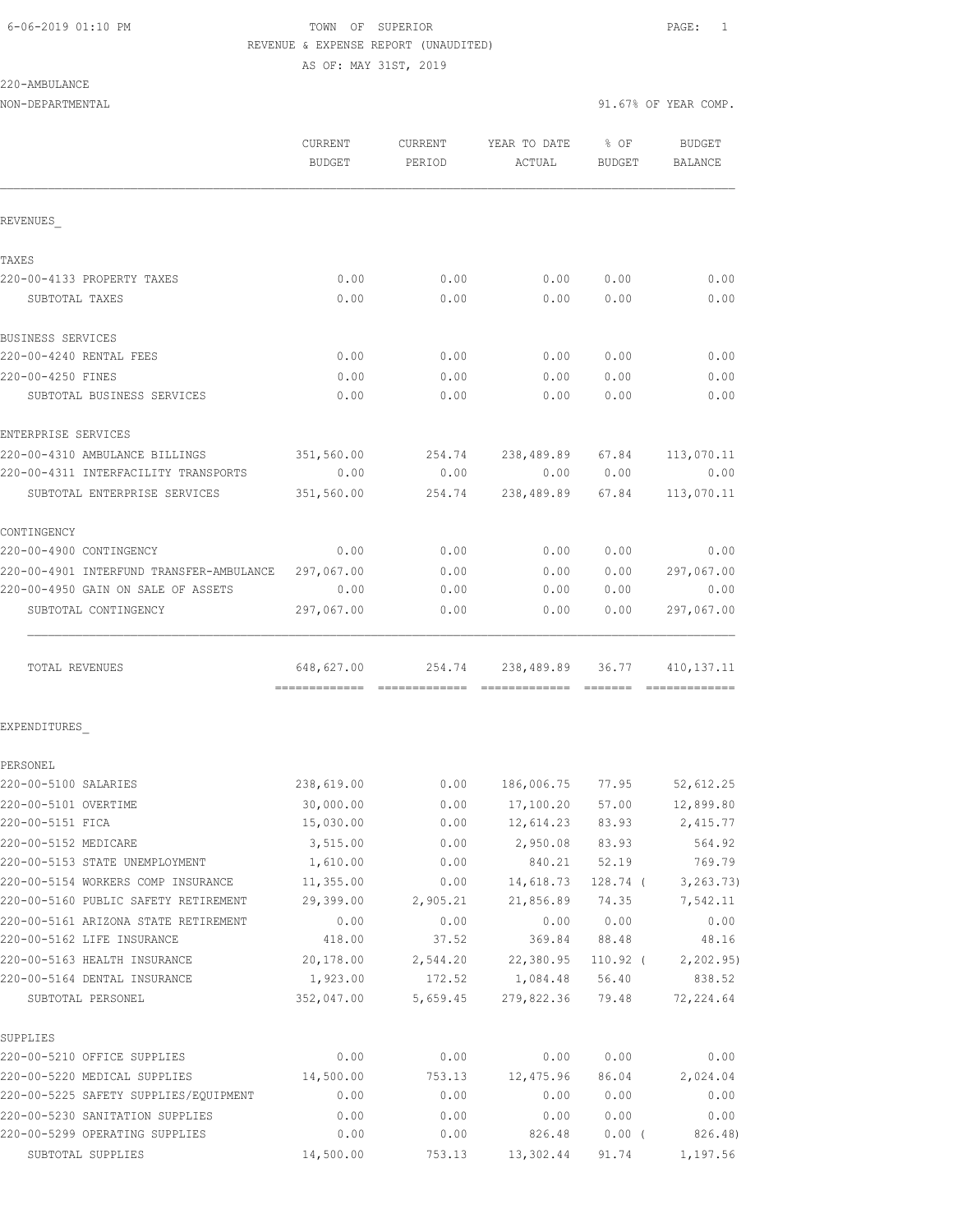6-06-2019 01:10 PM TOWN OF SUPERIOR

REVENUE & EXPENSE REPORT (UNAUDITED)

AS OF: MAY 31ST, 2019

220-AMBULANCE

NON-DEPARTMENTAL 91.67% OF YEAR COMP.

| | CURRENT BUDGET | CURRENT PERIOD | YEAR TO DATE ACTUAL | % OF BUDGET | BUDGET BALANCE |
|---|---|---|---|---|---|
| **REVENUES** | | | | | |
| **TAXES** | | | | | |
| 220-00-4133 PROPERTY TAXES | 0.00 | 0.00 | 0.00 | 0.00 | 0.00 |
| SUBTOTAL TAXES | 0.00 | 0.00 | 0.00 | 0.00 | 0.00 |
| **BUSINESS SERVICES** | | | | | |
| 220-00-4240 RENTAL FEES | 0.00 | 0.00 | 0.00 | 0.00 | 0.00 |
| 220-00-4250 FINES | 0.00 | 0.00 | 0.00 | 0.00 | 0.00 |
| SUBTOTAL BUSINESS SERVICES | 0.00 | 0.00 | 0.00 | 0.00 | 0.00 |
| **ENTERPRISE SERVICES** | | | | | |
| 220-00-4310 AMBULANCE BILLINGS | 351,560.00 | 254.74 | 238,489.89 | 67.84 | 113,070.11 |
| 220-00-4311 INTERFACILITY TRANSPORTS | 0.00 | 0.00 | 0.00 | 0.00 | 0.00 |
| SUBTOTAL ENTERPRISE SERVICES | 351,560.00 | 254.74 | 238,489.89 | 67.84 | 113,070.11 |
| **CONTINGENCY** | | | | | |
| 220-00-4900 CONTINGENCY | 0.00 | 0.00 | 0.00 | 0.00 | 0.00 |
| 220-00-4901 INTERFUND TRANSFER-AMBULANCE | 297,067.00 | 0.00 | 0.00 | 0.00 | 297,067.00 |
| 220-00-4950 GAIN ON SALE OF ASSETS | 0.00 | 0.00 | 0.00 | 0.00 | 0.00 |
| SUBTOTAL CONTINGENCY | 297,067.00 | 0.00 | 0.00 | 0.00 | 297,067.00 |
| TOTAL REVENUES | 648,627.00 | 254.74 | 238,489.89 | 36.77 | 410,137.11 |
| **EXPENDITURES** | | | | | |
| **PERSONEL** | | | | | |
| 220-00-5100 SALARIES | 238,619.00 | 0.00 | 186,006.75 | 77.95 | 52,612.25 |
| 220-00-5101 OVERTIME | 30,000.00 | 0.00 | 17,100.20 | 57.00 | 12,899.80 |
| 220-00-5151 FICA | 15,030.00 | 0.00 | 12,614.23 | 83.93 | 2,415.77 |
| 220-00-5152 MEDICARE | 3,515.00 | 0.00 | 2,950.08 | 83.93 | 564.92 |
| 220-00-5153 STATE UNEMPLOYMENT | 1,610.00 | 0.00 | 840.21 | 52.19 | 769.79 |
| 220-00-5154 WORKERS COMP INSURANCE | 11,355.00 | 0.00 | 14,618.73 | 128.74 | ( 3,263.73) |
| 220-00-5160 PUBLIC SAFETY RETIREMENT | 29,399.00 | 2,905.21 | 21,856.89 | 74.35 | 7,542.11 |
| 220-00-5161 ARIZONA STATE RETIREMENT | 0.00 | 0.00 | 0.00 | 0.00 | 0.00 |
| 220-00-5162 LIFE INSURANCE | 418.00 | 37.52 | 369.84 | 88.48 | 48.16 |
| 220-00-5163 HEALTH INSURANCE | 20,178.00 | 2,544.20 | 22,380.95 | 110.92 | ( 2,202.95) |
| 220-00-5164 DENTAL INSURANCE | 1,923.00 | 172.52 | 1,084.48 | 56.40 | 838.52 |
| SUBTOTAL PERSONEL | 352,047.00 | 5,659.45 | 279,822.36 | 79.48 | 72,224.64 |
| **SUPPLIES** | | | | | |
| 220-00-5210 OFFICE SUPPLIES | 0.00 | 0.00 | 0.00 | 0.00 | 0.00 |
| 220-00-5220 MEDICAL SUPPLIES | 14,500.00 | 753.13 | 12,475.96 | 86.04 | 2,024.04 |
| 220-00-5225 SAFETY SUPPLIES/EQUIPMENT | 0.00 | 0.00 | 0.00 | 0.00 | 0.00 |
| 220-00-5230 SANITATION SUPPLIES | 0.00 | 0.00 | 0.00 | 0.00 | 0.00 |
| 220-00-5299 OPERATING SUPPLIES | 0.00 | 0.00 | 826.48 | 0.00 | ( 826.48) |
| SUBTOTAL SUPPLIES | 14,500.00 | 753.13 | 13,302.44 | 91.74 | 1,197.56 |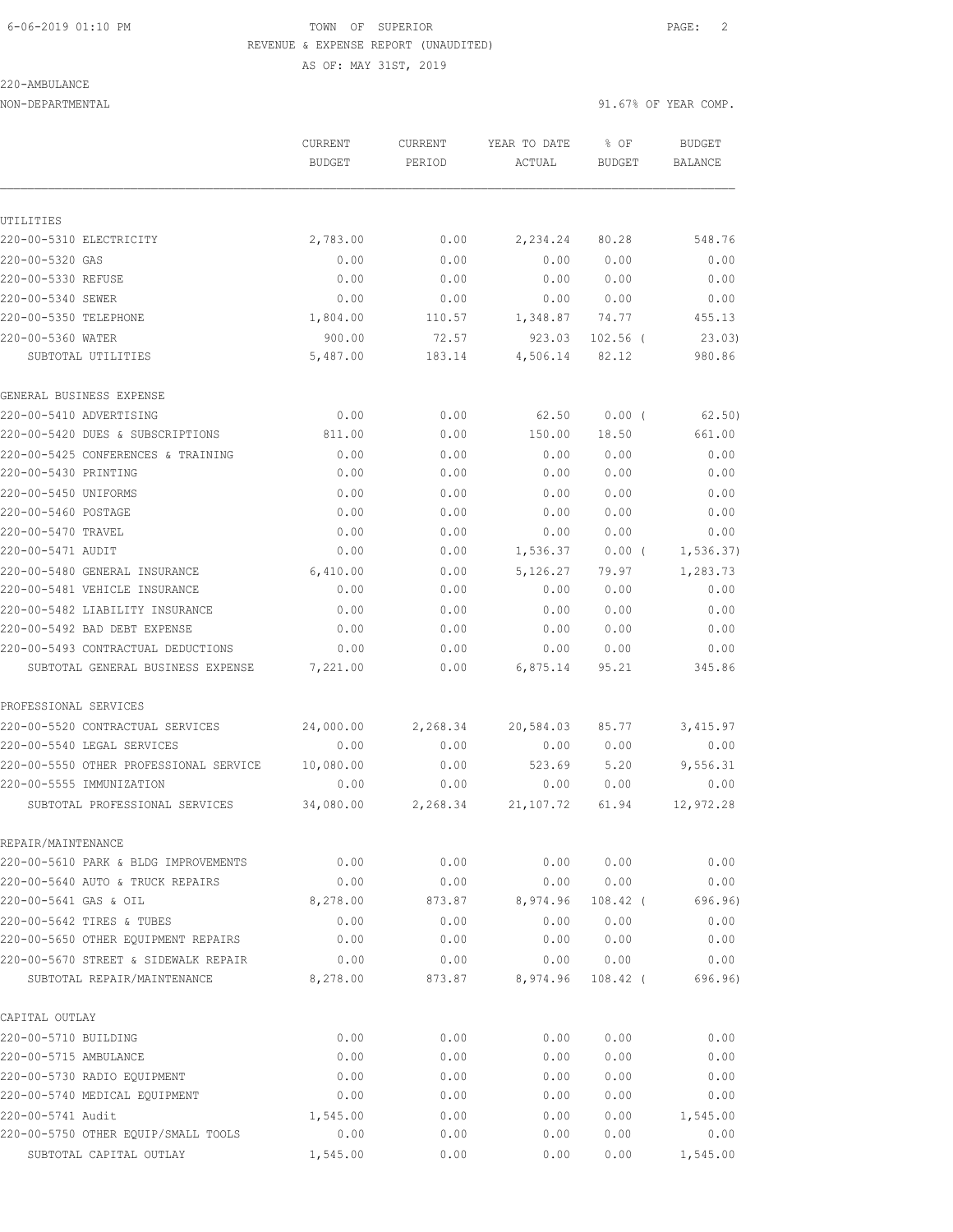TOWN OF SUPERIOR

REVENUE & EXPENSE REPORT (UNAUDITED)

AS OF: MAY 31ST, 2019

220-AMBULANCE

NON-DEPARTMENTAL — 91.67% OF YEAR COMP.

| | CURRENT BUDGET | CURRENT PERIOD | YEAR TO DATE ACTUAL | % OF BUDGET | BUDGET BALANCE |
|---|---|---|---|---|---|
| **UTILITIES** | | | | | |
| 220-00-5310 ELECTRICITY | 2,783.00 | 0.00 | 2,234.24 | 80.28 | 548.76 |
| 220-00-5320 GAS | 0.00 | 0.00 | 0.00 | 0.00 | 0.00 |
| 220-00-5330 REFUSE | 0.00 | 0.00 | 0.00 | 0.00 | 0.00 |
| 220-00-5340 SEWER | 0.00 | 0.00 | 0.00 | 0.00 | 0.00 |
| 220-00-5350 TELEPHONE | 1,804.00 | 110.57 | 1,348.87 | 74.77 | 455.13 |
| 220-00-5360 WATER | 900.00 | 72.57 | 923.03 | 102.56 ( | 23.03) |
| SUBTOTAL UTILITIES | 5,487.00 | 183.14 | 4,506.14 | 82.12 | 980.86 |
| **GENERAL BUSINESS EXPENSE** | | | | | |
| 220-00-5410 ADVERTISING | 0.00 | 0.00 | 62.50 | 0.00 ( | 62.50) |
| 220-00-5420 DUES & SUBSCRIPTIONS | 811.00 | 0.00 | 150.00 | 18.50 | 661.00 |
| 220-00-5425 CONFERENCES & TRAINING | 0.00 | 0.00 | 0.00 | 0.00 | 0.00 |
| 220-00-5430 PRINTING | 0.00 | 0.00 | 0.00 | 0.00 | 0.00 |
| 220-00-5450 UNIFORMS | 0.00 | 0.00 | 0.00 | 0.00 | 0.00 |
| 220-00-5460 POSTAGE | 0.00 | 0.00 | 0.00 | 0.00 | 0.00 |
| 220-00-5470 TRAVEL | 0.00 | 0.00 | 0.00 | 0.00 | 0.00 |
| 220-00-5471 AUDIT | 0.00 | 0.00 | 1,536.37 | 0.00 ( | 1,536.37) |
| 220-00-5480 GENERAL INSURANCE | 6,410.00 | 0.00 | 5,126.27 | 79.97 | 1,283.73 |
| 220-00-5481 VEHICLE INSURANCE | 0.00 | 0.00 | 0.00 | 0.00 | 0.00 |
| 220-00-5482 LIABILITY INSURANCE | 0.00 | 0.00 | 0.00 | 0.00 | 0.00 |
| 220-00-5492 BAD DEBT EXPENSE | 0.00 | 0.00 | 0.00 | 0.00 | 0.00 |
| 220-00-5493 CONTRACTUAL DEDUCTIONS | 0.00 | 0.00 | 0.00 | 0.00 | 0.00 |
| SUBTOTAL GENERAL BUSINESS EXPENSE | 7,221.00 | 0.00 | 6,875.14 | 95.21 | 345.86 |
| **PROFESSIONAL SERVICES** | | | | | |
| 220-00-5520 CONTRACTUAL SERVICES | 24,000.00 | 2,268.34 | 20,584.03 | 85.77 | 3,415.97 |
| 220-00-5540 LEGAL SERVICES | 0.00 | 0.00 | 0.00 | 0.00 | 0.00 |
| 220-00-5550 OTHER PROFESSIONAL SERVICE | 10,080.00 | 0.00 | 523.69 | 5.20 | 9,556.31 |
| 220-00-5555 IMMUNIZATION | 0.00 | 0.00 | 0.00 | 0.00 | 0.00 |
| SUBTOTAL PROFESSIONAL SERVICES | 34,080.00 | 2,268.34 | 21,107.72 | 61.94 | 12,972.28 |
| **REPAIR/MAINTENANCE** | | | | | |
| 220-00-5610 PARK & BLDG IMPROVEMENTS | 0.00 | 0.00 | 0.00 | 0.00 | 0.00 |
| 220-00-5640 AUTO & TRUCK REPAIRS | 0.00 | 0.00 | 0.00 | 0.00 | 0.00 |
| 220-00-5641 GAS & OIL | 8,278.00 | 873.87 | 8,974.96 | 108.42 ( | 696.96) |
| 220-00-5642 TIRES & TUBES | 0.00 | 0.00 | 0.00 | 0.00 | 0.00 |
| 220-00-5650 OTHER EQUIPMENT REPAIRS | 0.00 | 0.00 | 0.00 | 0.00 | 0.00 |
| 220-00-5670 STREET & SIDEWALK REPAIR | 0.00 | 0.00 | 0.00 | 0.00 | 0.00 |
| SUBTOTAL REPAIR/MAINTENANCE | 8,278.00 | 873.87 | 8,974.96 | 108.42 ( | 696.96) |
| **CAPITAL OUTLAY** | | | | | |
| 220-00-5710 BUILDING | 0.00 | 0.00 | 0.00 | 0.00 | 0.00 |
| 220-00-5715 AMBULANCE | 0.00 | 0.00 | 0.00 | 0.00 | 0.00 |
| 220-00-5730 RADIO EQUIPMENT | 0.00 | 0.00 | 0.00 | 0.00 | 0.00 |
| 220-00-5740 MEDICAL EQUIPMENT | 0.00 | 0.00 | 0.00 | 0.00 | 0.00 |
| 220-00-5741 Audit | 1,545.00 | 0.00 | 0.00 | 0.00 | 1,545.00 |
| 220-00-5750 OTHER EQUIP/SMALL TOOLS | 0.00 | 0.00 | 0.00 | 0.00 | 0.00 |
| SUBTOTAL CAPITAL OUTLAY | 1,545.00 | 0.00 | 0.00 | 0.00 | 1,545.00 |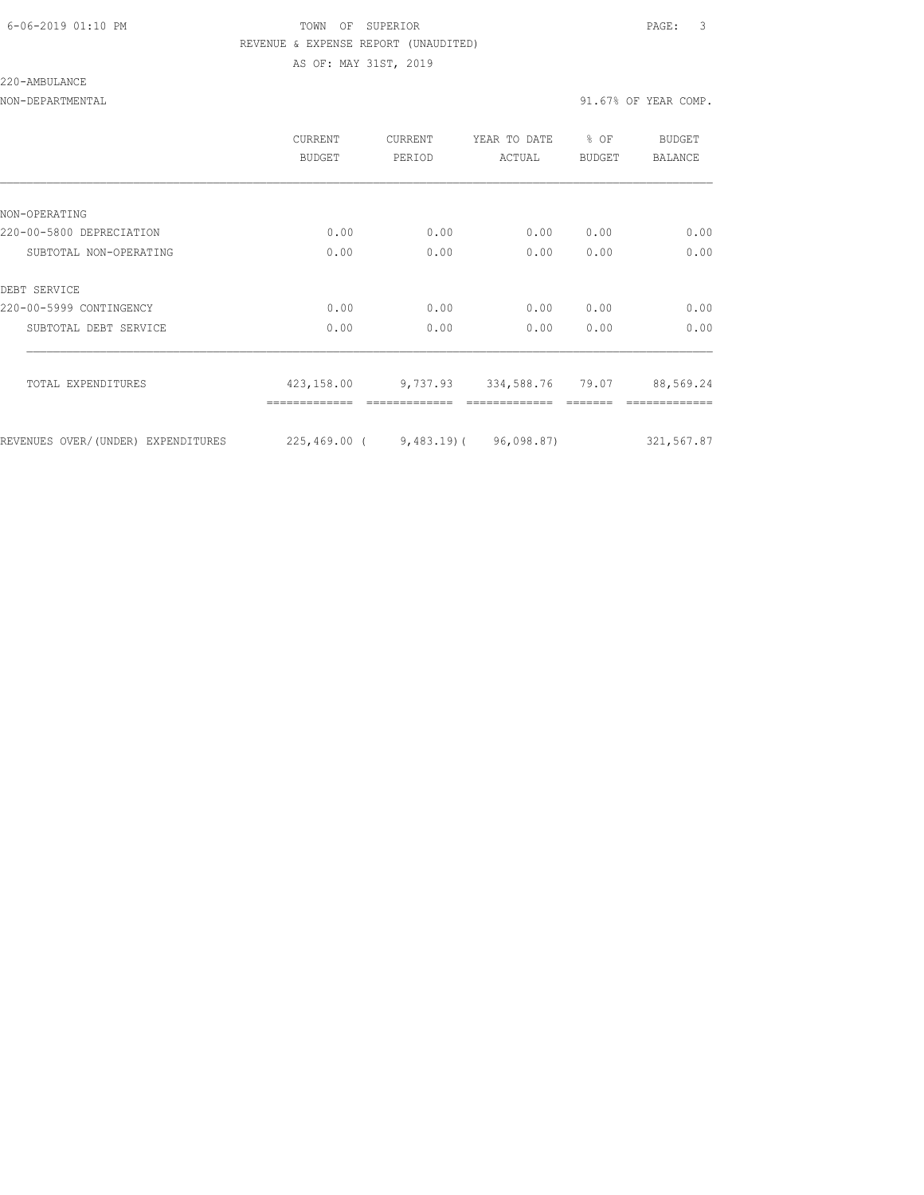TOWN OF SUPERIOR

REVENUE & EXPENSE REPORT (UNAUDITED)

AS OF: MAY 31ST, 2019

220-AMBULANCE

NON-DEPARTMENTAL — 91.67% OF YEAR COMP.

| | CURRENT BUDGET | CURRENT PERIOD | YEAR TO DATE ACTUAL | % OF BUDGET | BUDGET BALANCE |
|---|---|---|---|---|---|
| NON-OPERATING | | | | | |
| 220-00-5800 DEPRECIATION | 0.00 | 0.00 | 0.00 | 0.00 | 0.00 |
| SUBTOTAL NON-OPERATING | 0.00 | 0.00 | 0.00 | 0.00 | 0.00 |
| DEBT SERVICE | | | | | |
| 220-00-5999 CONTINGENCY | 0.00 | 0.00 | 0.00 | 0.00 | 0.00 |
| SUBTOTAL DEBT SERVICE | 0.00 | 0.00 | 0.00 | 0.00 | 0.00 |
| TOTAL EXPENDITURES | 423,158.00 | 9,737.93 | 334,588.76 | 79.07 | 88,569.24 |
| REVENUES OVER/(UNDER) EXPENDITURES | 225,469.00 | ( 9,483.19) | ( 96,098.87) | | 321,567.87 |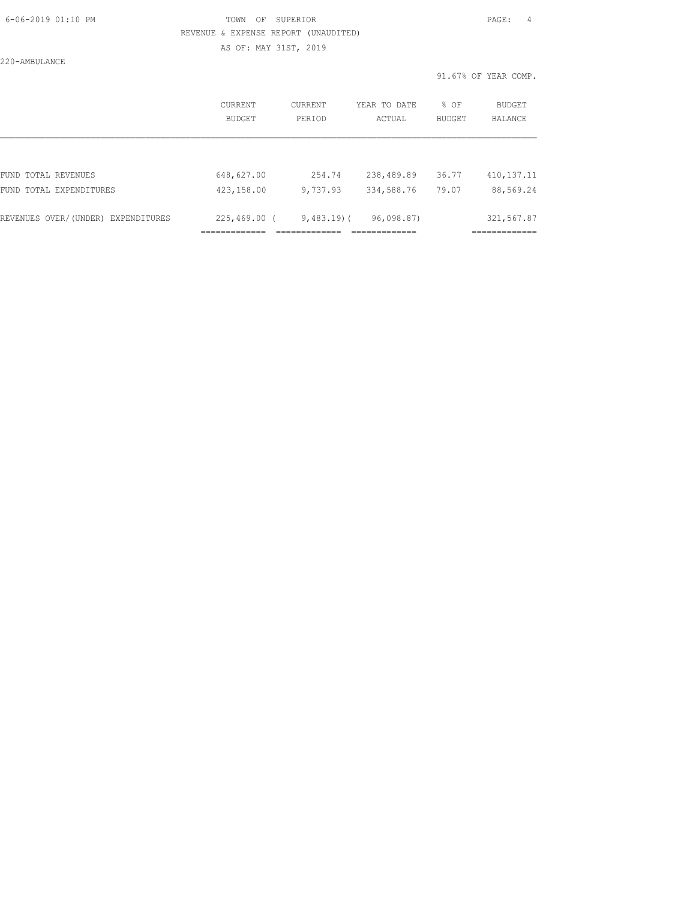TOWN OF SUPERIOR
REVENUE & EXPENSE REPORT (UNAUDITED)
AS OF: MAY 31ST, 2019

220-AMBULANCE

91.67% OF YEAR COMP.

| | CURRENT BUDGET | CURRENT PERIOD | YEAR TO DATE ACTUAL | % OF BUDGET | BUDGET BALANCE |
|---|---|---|---|---|---|
| FUND TOTAL REVENUES | 648,627.00 | 254.74 | 238,489.89 | 36.77 | 410,137.11 |
| FUND TOTAL EXPENDITURES | 423,158.00 | 9,737.93 | 334,588.76 | 79.07 | 88,569.24 |
| REVENUES OVER/(UNDER) EXPENDITURES | 225,469.00 | ( 9,483.19) | ( 96,098.87) | | 321,567.87 |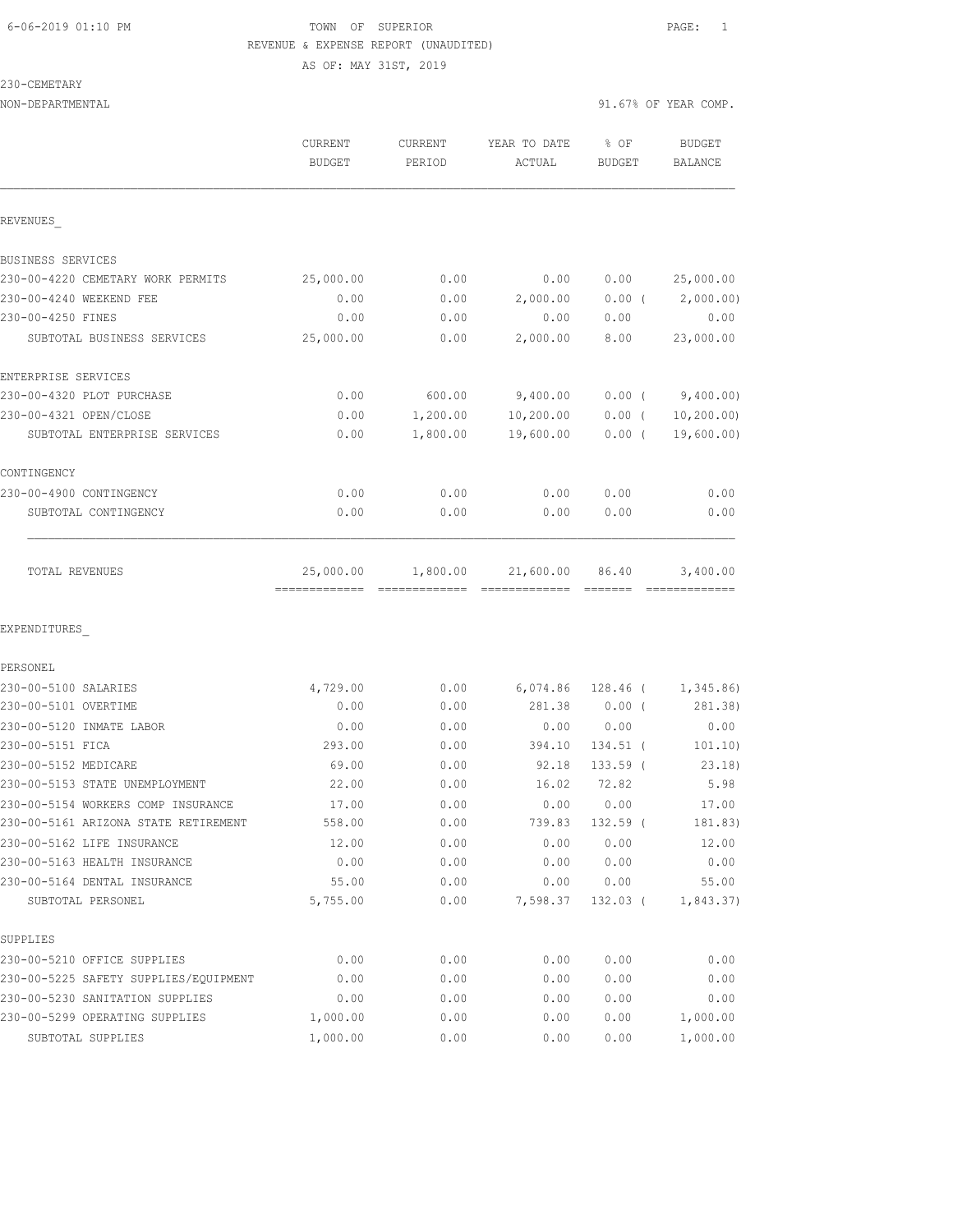6-06-2019 01:10 PM TOWN OF SUPERIOR PAGE: 1

REVENUE & EXPENSE REPORT (UNAUDITED)

AS OF: MAY 31ST, 2019

230-CEMETARY

NON-DEPARTMENTAL 91.67% OF YEAR COMP.

| | CURRENT BUDGET | CURRENT PERIOD | YEAR TO DATE ACTUAL | % OF BUDGET | BUDGET BALANCE |
|---|---|---|---|---|---|
| REVENUES_ | | | | | |
| BUSINESS SERVICES | | | | | |
| 230-00-4220 CEMETARY WORK PERMITS | 25,000.00 | 0.00 | 0.00 | 0.00 | 25,000.00 |
| 230-00-4240 WEEKEND FEE | 0.00 | 0.00 | 2,000.00 | 0.00 ( | 2,000.00) |
| 230-00-4250 FINES | 0.00 | 0.00 | 0.00 | 0.00 | 0.00 |
| SUBTOTAL BUSINESS SERVICES | 25,000.00 | 0.00 | 2,000.00 | 8.00 | 23,000.00 |
| ENTERPRISE SERVICES | | | | | |
| 230-00-4320 PLOT PURCHASE | 0.00 | 600.00 | 9,400.00 | 0.00 ( | 9,400.00) |
| 230-00-4321 OPEN/CLOSE | 0.00 | 1,200.00 | 10,200.00 | 0.00 ( | 10,200.00) |
| SUBTOTAL ENTERPRISE SERVICES | 0.00 | 1,800.00 | 19,600.00 | 0.00 ( | 19,600.00) |
| CONTINGENCY | | | | | |
| 230-00-4900 CONTINGENCY | 0.00 | 0.00 | 0.00 | 0.00 | 0.00 |
| SUBTOTAL CONTINGENCY | 0.00 | 0.00 | 0.00 | 0.00 | 0.00 |
| TOTAL REVENUES | 25,000.00 | 1,800.00 | 21,600.00 | 86.40 | 3,400.00 |
| EXPENDITURES_ | | | | | |
| PERSONEL | | | | | |
| 230-00-5100 SALARIES | 4,729.00 | 0.00 | 6,074.86 | 128.46 ( | 1,345.86) |
| 230-00-5101 OVERTIME | 0.00 | 0.00 | 281.38 | 0.00 ( | 281.38) |
| 230-00-5120 INMATE LABOR | 0.00 | 0.00 | 0.00 | 0.00 | 0.00 |
| 230-00-5151 FICA | 293.00 | 0.00 | 394.10 | 134.51 ( | 101.10) |
| 230-00-5152 MEDICARE | 69.00 | 0.00 | 92.18 | 133.59 ( | 23.18) |
| 230-00-5153 STATE UNEMPLOYMENT | 22.00 | 0.00 | 16.02 | 72.82 | 5.98 |
| 230-00-5154 WORKERS COMP INSURANCE | 17.00 | 0.00 | 0.00 | 0.00 | 17.00 |
| 230-00-5161 ARIZONA STATE RETIREMENT | 558.00 | 0.00 | 739.83 | 132.59 ( | 181.83) |
| 230-00-5162 LIFE INSURANCE | 12.00 | 0.00 | 0.00 | 0.00 | 12.00 |
| 230-00-5163 HEALTH INSURANCE | 0.00 | 0.00 | 0.00 | 0.00 | 0.00 |
| 230-00-5164 DENTAL INSURANCE | 55.00 | 0.00 | 0.00 | 0.00 | 55.00 |
| SUBTOTAL PERSONEL | 5,755.00 | 0.00 | 7,598.37 | 132.03 ( | 1,843.37) |
| SUPPLIES | | | | | |
| 230-00-5210 OFFICE SUPPLIES | 0.00 | 0.00 | 0.00 | 0.00 | 0.00 |
| 230-00-5225 SAFETY SUPPLIES/EQUIPMENT | 0.00 | 0.00 | 0.00 | 0.00 | 0.00 |
| 230-00-5230 SANITATION SUPPLIES | 0.00 | 0.00 | 0.00 | 0.00 | 0.00 |
| 230-00-5299 OPERATING SUPPLIES | 1,000.00 | 0.00 | 0.00 | 0.00 | 1,000.00 |
| SUBTOTAL SUPPLIES | 1,000.00 | 0.00 | 0.00 | 0.00 | 1,000.00 |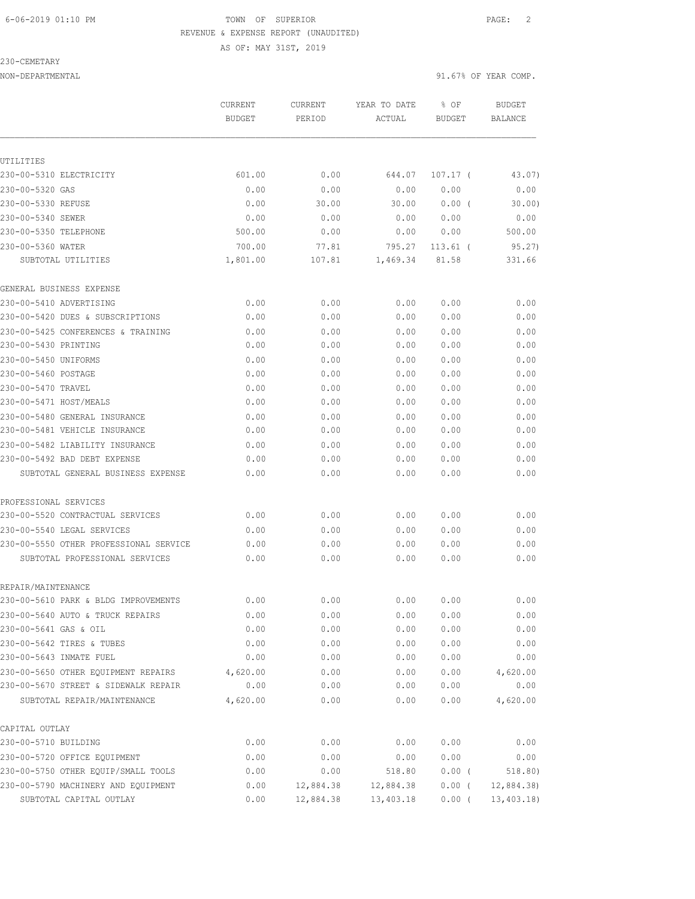TOWN OF SUPERIOR
REVENUE & EXPENSE REPORT (UNAUDITED)
AS OF: MAY 31ST, 2019

230-CEMETARY
NON-DEPARTMENTAL — 91.67% OF YEAR COMP.

| | CURRENT BUDGET | CURRENT PERIOD | YEAR TO DATE ACTUAL | % OF BUDGET | BUDGET BALANCE |
|---|---|---|---|---|---|
| **UTILITIES** | | | | | |
| 230-00-5310 ELECTRICITY | 601.00 | 0.00 | 644.07 | 107.17 ( | 43.07) |
| 230-00-5320 GAS | 0.00 | 0.00 | 0.00 | 0.00 | 0.00 |
| 230-00-5330 REFUSE | 0.00 | 30.00 | 30.00 | 0.00 ( | 30.00) |
| 230-00-5340 SEWER | 0.00 | 0.00 | 0.00 | 0.00 | 0.00 |
| 230-00-5350 TELEPHONE | 500.00 | 0.00 | 0.00 | 0.00 | 500.00 |
| 230-00-5360 WATER | 700.00 | 77.81 | 795.27 | 113.61 ( | 95.27) |
| SUBTOTAL UTILITIES | 1,801.00 | 107.81 | 1,469.34 | 81.58 | 331.66 |
| **GENERAL BUSINESS EXPENSE** | | | | | |
| 230-00-5410 ADVERTISING | 0.00 | 0.00 | 0.00 | 0.00 | 0.00 |
| 230-00-5420 DUES & SUBSCRIPTIONS | 0.00 | 0.00 | 0.00 | 0.00 | 0.00 |
| 230-00-5425 CONFERENCES & TRAINING | 0.00 | 0.00 | 0.00 | 0.00 | 0.00 |
| 230-00-5430 PRINTING | 0.00 | 0.00 | 0.00 | 0.00 | 0.00 |
| 230-00-5450 UNIFORMS | 0.00 | 0.00 | 0.00 | 0.00 | 0.00 |
| 230-00-5460 POSTAGE | 0.00 | 0.00 | 0.00 | 0.00 | 0.00 |
| 230-00-5470 TRAVEL | 0.00 | 0.00 | 0.00 | 0.00 | 0.00 |
| 230-00-5471 HOST/MEALS | 0.00 | 0.00 | 0.00 | 0.00 | 0.00 |
| 230-00-5480 GENERAL INSURANCE | 0.00 | 0.00 | 0.00 | 0.00 | 0.00 |
| 230-00-5481 VEHICLE INSURANCE | 0.00 | 0.00 | 0.00 | 0.00 | 0.00 |
| 230-00-5482 LIABILITY INSURANCE | 0.00 | 0.00 | 0.00 | 0.00 | 0.00 |
| 230-00-5492 BAD DEBT EXPENSE | 0.00 | 0.00 | 0.00 | 0.00 | 0.00 |
| SUBTOTAL GENERAL BUSINESS EXPENSE | 0.00 | 0.00 | 0.00 | 0.00 | 0.00 |
| **PROFESSIONAL SERVICES** | | | | | |
| 230-00-5520 CONTRACTUAL SERVICES | 0.00 | 0.00 | 0.00 | 0.00 | 0.00 |
| 230-00-5540 LEGAL SERVICES | 0.00 | 0.00 | 0.00 | 0.00 | 0.00 |
| 230-00-5550 OTHER PROFESSIONAL SERVICE | 0.00 | 0.00 | 0.00 | 0.00 | 0.00 |
| SUBTOTAL PROFESSIONAL SERVICES | 0.00 | 0.00 | 0.00 | 0.00 | 0.00 |
| **REPAIR/MAINTENANCE** | | | | | |
| 230-00-5610 PARK & BLDG IMPROVEMENTS | 0.00 | 0.00 | 0.00 | 0.00 | 0.00 |
| 230-00-5640 AUTO & TRUCK REPAIRS | 0.00 | 0.00 | 0.00 | 0.00 | 0.00 |
| 230-00-5641 GAS & OIL | 0.00 | 0.00 | 0.00 | 0.00 | 0.00 |
| 230-00-5642 TIRES & TUBES | 0.00 | 0.00 | 0.00 | 0.00 | 0.00 |
| 230-00-5643 INMATE FUEL | 0.00 | 0.00 | 0.00 | 0.00 | 0.00 |
| 230-00-5650 OTHER EQUIPMENT REPAIRS | 4,620.00 | 0.00 | 0.00 | 0.00 | 4,620.00 |
| 230-00-5670 STREET & SIDEWALK REPAIR | 0.00 | 0.00 | 0.00 | 0.00 | 0.00 |
| SUBTOTAL REPAIR/MAINTENANCE | 4,620.00 | 0.00 | 0.00 | 0.00 | 4,620.00 |
| **CAPITAL OUTLAY** | | | | | |
| 230-00-5710 BUILDING | 0.00 | 0.00 | 0.00 | 0.00 | 0.00 |
| 230-00-5720 OFFICE EQUIPMENT | 0.00 | 0.00 | 0.00 | 0.00 | 0.00 |
| 230-00-5750 OTHER EQUIP/SMALL TOOLS | 0.00 | 0.00 | 518.80 | 0.00 ( | 518.80) |
| 230-00-5790 MACHINERY AND EQUIPMENT | 0.00 | 12,884.38 | 12,884.38 | 0.00 ( | 12,884.38) |
| SUBTOTAL CAPITAL OUTLAY | 0.00 | 12,884.38 | 13,403.18 | 0.00 ( | 13,403.18) |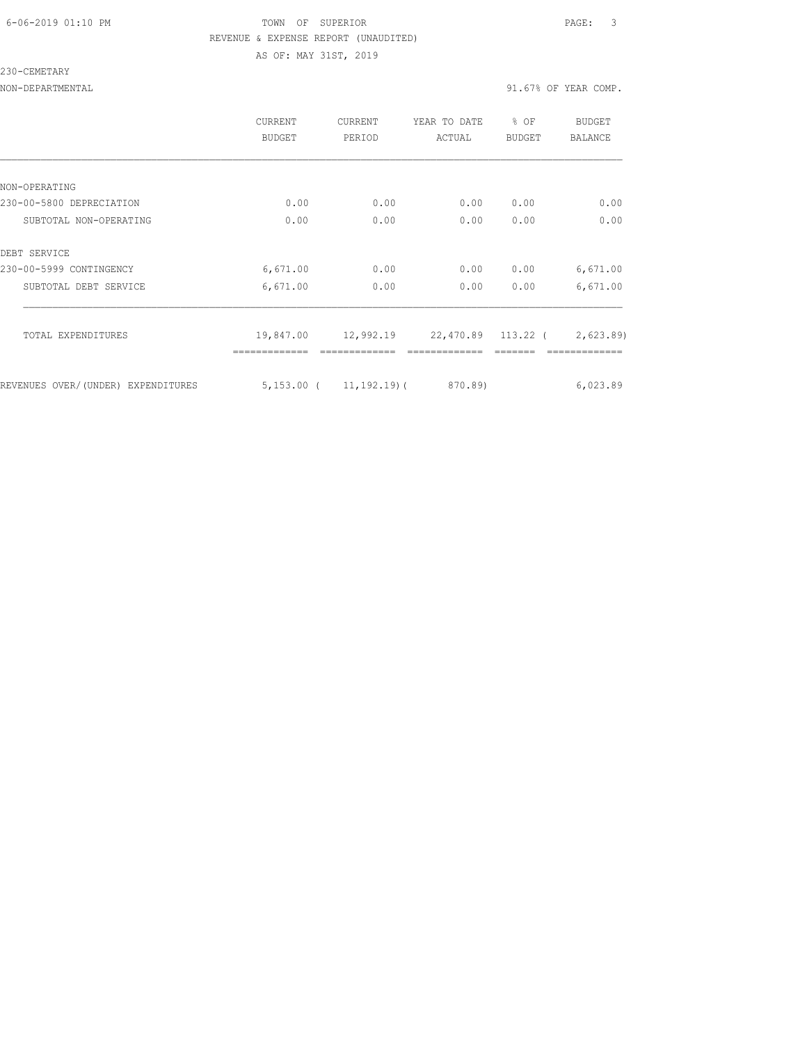TOWN OF SUPERIOR

REVENUE & EXPENSE REPORT (UNAUDITED)

AS OF: MAY 31ST, 2019

230-CEMETARY

NON-DEPARTMENTAL — 91.67% OF YEAR COMP.

| | CURRENT BUDGET | CURRENT PERIOD | YEAR TO DATE ACTUAL | % OF BUDGET | BUDGET BALANCE |
|---|---|---|---|---|---|
| NON-OPERATING | | | | | |
| 230-00-5800 DEPRECIATION | 0.00 | 0.00 | 0.00 | 0.00 | 0.00 |
| SUBTOTAL NON-OPERATING | 0.00 | 0.00 | 0.00 | 0.00 | 0.00 |
| DEBT SERVICE | | | | | |
| 230-00-5999 CONTINGENCY | 6,671.00 | 0.00 | 0.00 | 0.00 | 6,671.00 |
| SUBTOTAL DEBT SERVICE | 6,671.00 | 0.00 | 0.00 | 0.00 | 6,671.00 |
| TOTAL EXPENDITURES | 19,847.00 | 12,992.19 | 22,470.89 | 113.22 | ( 2,623.89) |
| REVENUES OVER/(UNDER) EXPENDITURES | 5,153.00 | ( 11,192.19) | ( 870.89) | | 6,023.89 |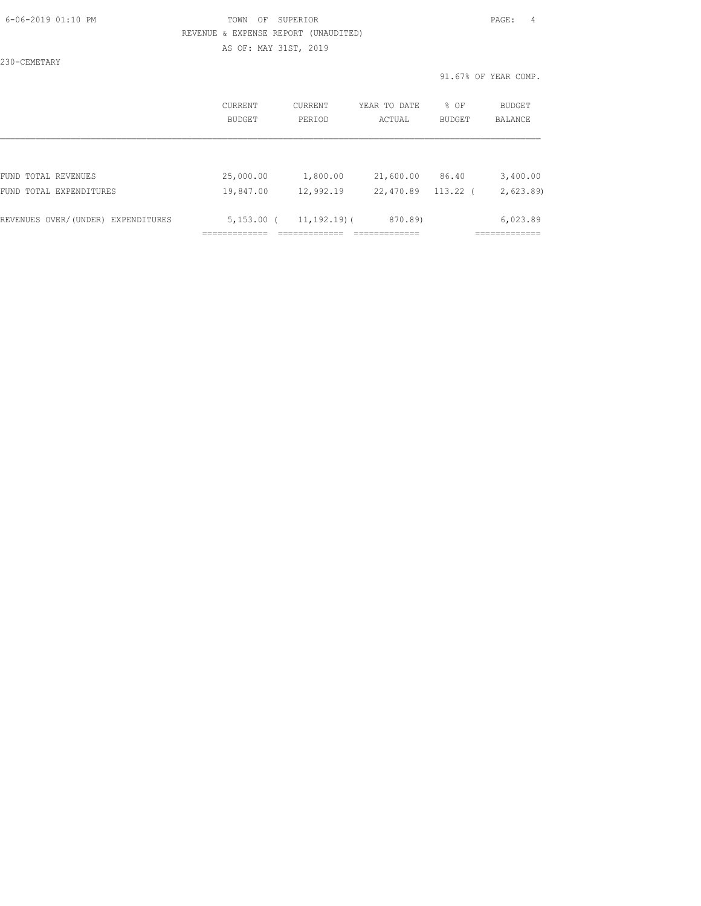TOWN OF SUPERIOR

REVENUE & EXPENSE REPORT (UNAUDITED)

AS OF: MAY 31ST, 2019

230-CEMETARY

91.67% OF YEAR COMP.

| | CURRENT BUDGET | CURRENT PERIOD | YEAR TO DATE ACTUAL | % OF BUDGET | BUDGET BALANCE |
|---|---|---|---|---|---|
| FUND TOTAL REVENUES | 25,000.00 | 1,800.00 | 21,600.00 | 86.40 | 3,400.00 |
| FUND TOTAL EXPENDITURES | 19,847.00 | 12,992.19 | 22,470.89 | 113.22 | ( 2,623.89) |
| REVENUES OVER/(UNDER) EXPENDITURES | 5,153.00 | ( 11,192.19) | ( 870.89) | | 6,023.89 |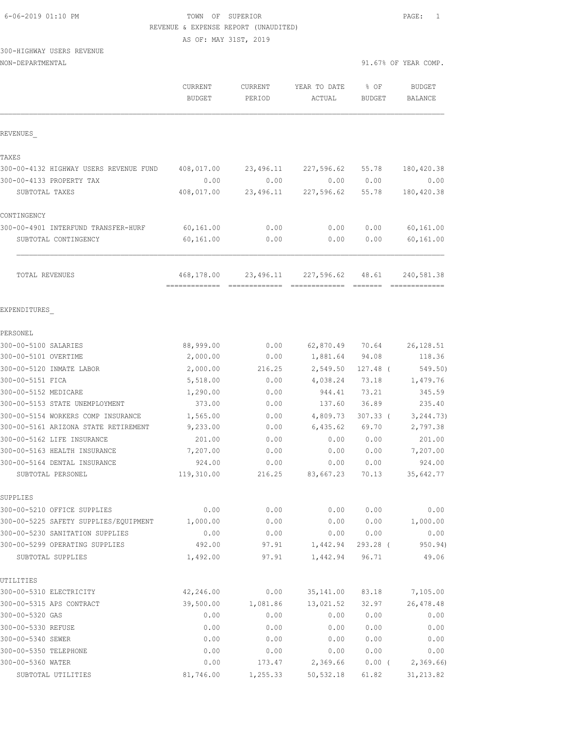TOWN OF SUPERIOR
REVENUE & EXPENSE REPORT (UNAUDITED)
AS OF: MAY 31ST, 2019

300-HIGHWAY USERS REVENUE
NON-DEPARTMENTAL

91.67% OF YEAR COMP.

| | CURRENT BUDGET | CURRENT PERIOD | YEAR TO DATE ACTUAL | % OF BUDGET | BUDGET BALANCE |
|---|---|---|---|---|---|
| **REVENUES** | | | | | |
| **TAXES** | | | | | |
| 300-00-4132 HIGHWAY USERS REVENUE FUND | 408,017.00 | 23,496.11 | 227,596.62 | 55.78 | 180,420.38 |
| 300-00-4133 PROPERTY TAX | 0.00 | 0.00 | 0.00 | 0.00 | 0.00 |
| SUBTOTAL TAXES | 408,017.00 | 23,496.11 | 227,596.62 | 55.78 | 180,420.38 |
| **CONTINGENCY** | | | | | |
| 300-00-4901 INTERFUND TRANSFER-HURF | 60,161.00 | 0.00 | 0.00 | 0.00 | 60,161.00 |
| SUBTOTAL CONTINGENCY | 60,161.00 | 0.00 | 0.00 | 0.00 | 60,161.00 |
| TOTAL REVENUES | 468,178.00 | 23,496.11 | 227,596.62 | 48.61 | 240,581.38 |
| **EXPENDITURES** | | | | | |
| **PERSONEL** | | | | | |
| 300-00-5100 SALARIES | 88,999.00 | 0.00 | 62,870.49 | 70.64 | 26,128.51 |
| 300-00-5101 OVERTIME | 2,000.00 | 0.00 | 1,881.64 | 94.08 | 118.36 |
| 300-00-5120 INMATE LABOR | 2,000.00 | 216.25 | 2,549.50 | 127.48 | ( 549.50) |
| 300-00-5151 FICA | 5,518.00 | 0.00 | 4,038.24 | 73.18 | 1,479.76 |
| 300-00-5152 MEDICARE | 1,290.00 | 0.00 | 944.41 | 73.21 | 345.59 |
| 300-00-5153 STATE UNEMPLOYMENT | 373.00 | 0.00 | 137.60 | 36.89 | 235.40 |
| 300-00-5154 WORKERS COMP INSURANCE | 1,565.00 | 0.00 | 4,809.73 | 307.33 | ( 3,244.73) |
| 300-00-5161 ARIZONA STATE RETIREMENT | 9,233.00 | 0.00 | 6,435.62 | 69.70 | 2,797.38 |
| 300-00-5162 LIFE INSURANCE | 201.00 | 0.00 | 0.00 | 0.00 | 201.00 |
| 300-00-5163 HEALTH INSURANCE | 7,207.00 | 0.00 | 0.00 | 0.00 | 7,207.00 |
| 300-00-5164 DENTAL INSURANCE | 924.00 | 0.00 | 0.00 | 0.00 | 924.00 |
| SUBTOTAL PERSONEL | 119,310.00 | 216.25 | 83,667.23 | 70.13 | 35,642.77 |
| **SUPPLIES** | | | | | |
| 300-00-5210 OFFICE SUPPLIES | 0.00 | 0.00 | 0.00 | 0.00 | 0.00 |
| 300-00-5225 SAFETY SUPPLIES/EQUIPMENT | 1,000.00 | 0.00 | 0.00 | 0.00 | 1,000.00 |
| 300-00-5230 SANITATION SUPPLIES | 0.00 | 0.00 | 0.00 | 0.00 | 0.00 |
| 300-00-5299 OPERATING SUPPLIES | 492.00 | 97.91 | 1,442.94 | 293.28 | ( 950.94) |
| SUBTOTAL SUPPLIES | 1,492.00 | 97.91 | 1,442.94 | 96.71 | 49.06 |
| **UTILITIES** | | | | | |
| 300-00-5310 ELECTRICITY | 42,246.00 | 0.00 | 35,141.00 | 83.18 | 7,105.00 |
| 300-00-5315 APS CONTRACT | 39,500.00 | 1,081.86 | 13,021.52 | 32.97 | 26,478.48 |
| 300-00-5320 GAS | 0.00 | 0.00 | 0.00 | 0.00 | 0.00 |
| 300-00-5330 REFUSE | 0.00 | 0.00 | 0.00 | 0.00 | 0.00 |
| 300-00-5340 SEWER | 0.00 | 0.00 | 0.00 | 0.00 | 0.00 |
| 300-00-5350 TELEPHONE | 0.00 | 0.00 | 0.00 | 0.00 | 0.00 |
| 300-00-5360 WATER | 0.00 | 173.47 | 2,369.66 | 0.00 | ( 2,369.66) |
| SUBTOTAL UTILITIES | 81,746.00 | 1,255.33 | 50,532.18 | 61.82 | 31,213.82 |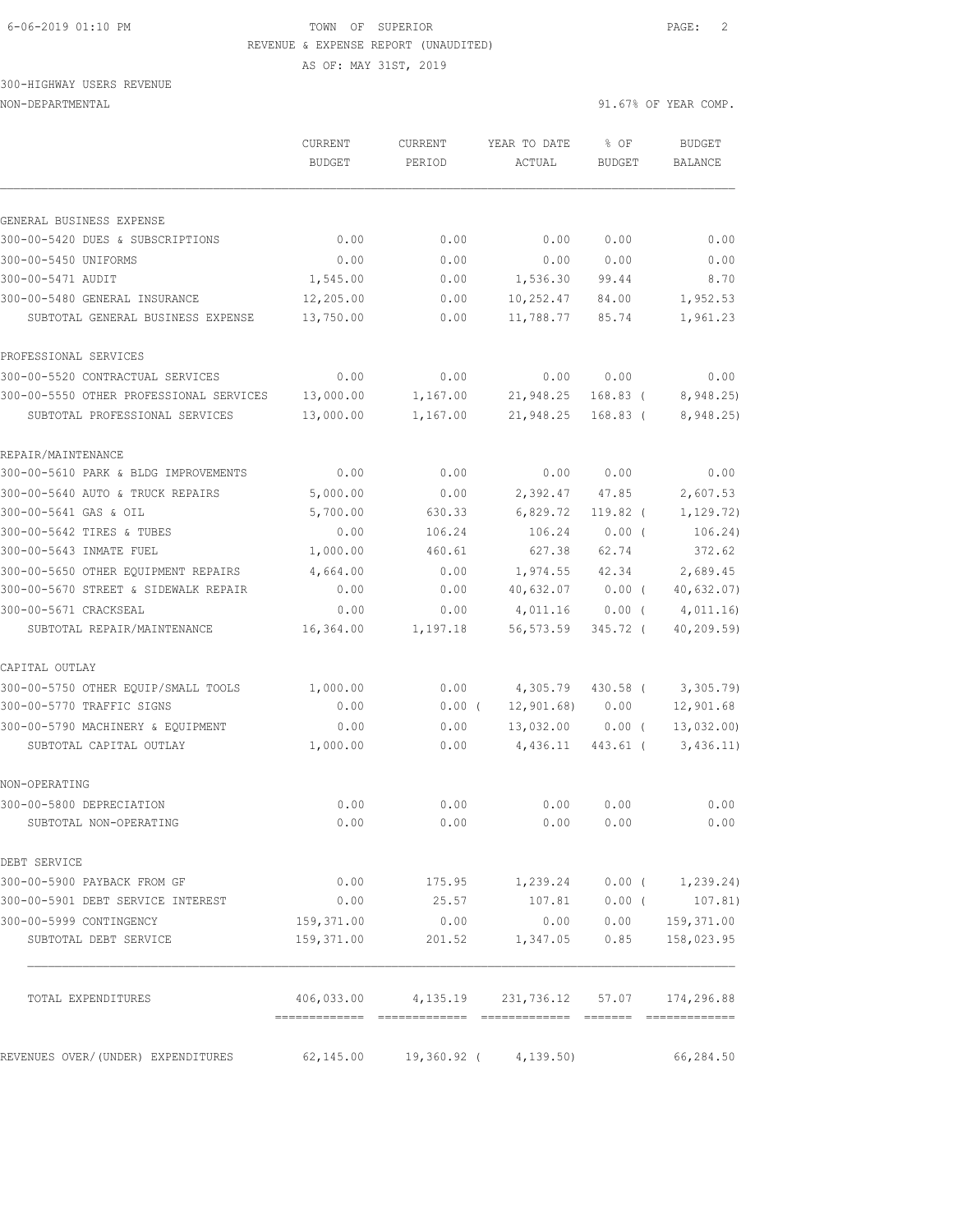TOWN OF SUPERIOR
REVENUE & EXPENSE REPORT (UNAUDITED)
AS OF: MAY 31ST, 2019

300-HIGHWAY USERS REVENUE
NON-DEPARTMENTAL

91.67% OF YEAR COMP.

| | CURRENT BUDGET | CURRENT PERIOD | YEAR TO DATE ACTUAL | % OF BUDGET | BUDGET BALANCE |
|---|---|---|---|---|---|
| **GENERAL BUSINESS EXPENSE** | | | | | |
| 300-00-5420 DUES & SUBSCRIPTIONS | 0.00 | 0.00 | 0.00 | 0.00 | 0.00 |
| 300-00-5450 UNIFORMS | 0.00 | 0.00 | 0.00 | 0.00 | 0.00 |
| 300-00-5471 AUDIT | 1,545.00 | 0.00 | 1,536.30 | 99.44 | 8.70 |
| 300-00-5480 GENERAL INSURANCE | 12,205.00 | 0.00 | 10,252.47 | 84.00 | 1,952.53 |
| SUBTOTAL GENERAL BUSINESS EXPENSE | 13,750.00 | 0.00 | 11,788.77 | 85.74 | 1,961.23 |
| **PROFESSIONAL SERVICES** | | | | | |
| 300-00-5520 CONTRACTUAL SERVICES | 0.00 | 0.00 | 0.00 | 0.00 | 0.00 |
| 300-00-5550 OTHER PROFESSIONAL SERVICES | 13,000.00 | 1,167.00 | 21,948.25 | 168.83 | ( 8,948.25) |
| SUBTOTAL PROFESSIONAL SERVICES | 13,000.00 | 1,167.00 | 21,948.25 | 168.83 | ( 8,948.25) |
| **REPAIR/MAINTENANCE** | | | | | |
| 300-00-5610 PARK & BLDG IMPROVEMENTS | 0.00 | 0.00 | 0.00 | 0.00 | 0.00 |
| 300-00-5640 AUTO & TRUCK REPAIRS | 5,000.00 | 0.00 | 2,392.47 | 47.85 | 2,607.53 |
| 300-00-5641 GAS & OIL | 5,700.00 | 630.33 | 6,829.72 | 119.82 | ( 1,129.72) |
| 300-00-5642 TIRES & TUBES | 0.00 | 106.24 | 106.24 | 0.00 | ( 106.24) |
| 300-00-5643 INMATE FUEL | 1,000.00 | 460.61 | 627.38 | 62.74 | 372.62 |
| 300-00-5650 OTHER EQUIPMENT REPAIRS | 4,664.00 | 0.00 | 1,974.55 | 42.34 | 2,689.45 |
| 300-00-5670 STREET & SIDEWALK REPAIR | 0.00 | 0.00 | 40,632.07 | 0.00 | ( 40,632.07) |
| 300-00-5671 CRACKSEAL | 0.00 | 0.00 | 4,011.16 | 0.00 | ( 4,011.16) |
| SUBTOTAL REPAIR/MAINTENANCE | 16,364.00 | 1,197.18 | 56,573.59 | 345.72 | ( 40,209.59) |
| **CAPITAL OUTLAY** | | | | | |
| 300-00-5750 OTHER EQUIP/SMALL TOOLS | 1,000.00 | 0.00 | 4,305.79 | 430.58 | ( 3,305.79) |
| 300-00-5770 TRAFFIC SIGNS | 0.00 | 0.00 | ( 12,901.68) | 0.00 | 12,901.68 |
| 300-00-5790 MACHINERY & EQUIPMENT | 0.00 | 0.00 | 13,032.00 | 0.00 | ( 13,032.00) |
| SUBTOTAL CAPITAL OUTLAY | 1,000.00 | 0.00 | 4,436.11 | 443.61 | ( 3,436.11) |
| **NON-OPERATING** | | | | | |
| 300-00-5800 DEPRECIATION | 0.00 | 0.00 | 0.00 | 0.00 | 0.00 |
| SUBTOTAL NON-OPERATING | 0.00 | 0.00 | 0.00 | 0.00 | 0.00 |
| **DEBT SERVICE** | | | | | |
| 300-00-5900 PAYBACK FROM GF | 0.00 | 175.95 | 1,239.24 | 0.00 | ( 1,239.24) |
| 300-00-5901 DEBT SERVICE INTEREST | 0.00 | 25.57 | 107.81 | 0.00 | ( 107.81) |
| 300-00-5999 CONTINGENCY | 159,371.00 | 0.00 | 0.00 | 0.00 | 159,371.00 |
| SUBTOTAL DEBT SERVICE | 159,371.00 | 201.52 | 1,347.05 | 0.85 | 158,023.95 |
| TOTAL EXPENDITURES | 406,033.00 | 4,135.19 | 231,736.12 | 57.07 | 174,296.88 |
| REVENUES OVER/(UNDER) EXPENDITURES | 62,145.00 | 19,360.92 | ( 4,139.50) | | 66,284.50 |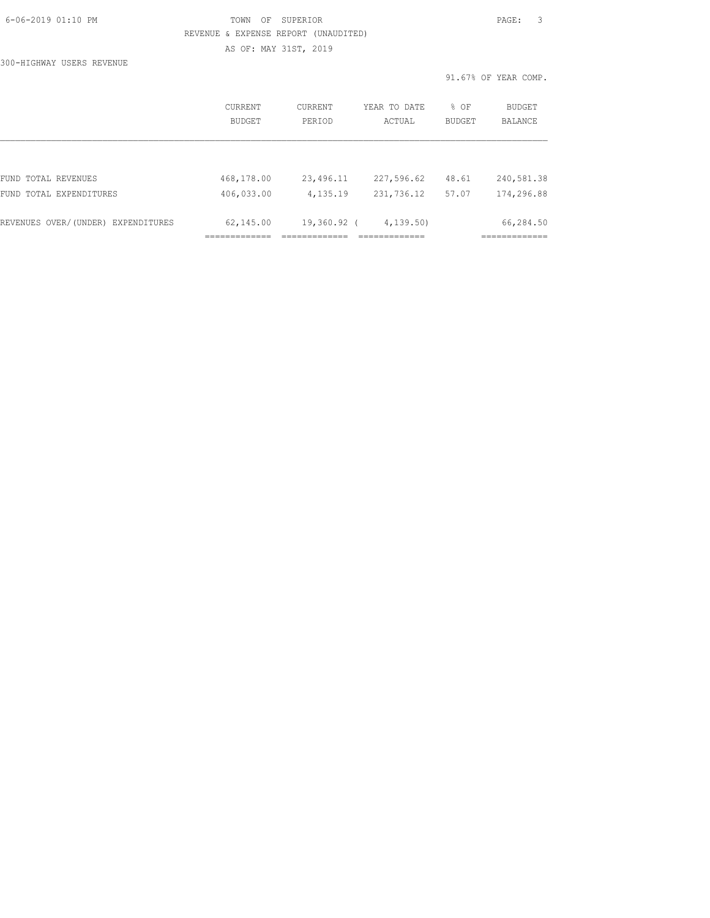TOWN OF SUPERIOR

REVENUE & EXPENSE REPORT (UNAUDITED)

AS OF: MAY 31ST, 2019

300-HIGHWAY USERS REVENUE

91.67% OF YEAR COMP.

| | CURRENT BUDGET | CURRENT PERIOD | YEAR TO DATE ACTUAL | % OF BUDGET | BUDGET BALANCE |
|---|---|---|---|---|---|
| FUND TOTAL REVENUES | 468,178.00 | 23,496.11 | 227,596.62 | 48.61 | 240,581.38 |
| FUND TOTAL EXPENDITURES | 406,033.00 | 4,135.19 | 231,736.12 | 57.07 | 174,296.88 |
| REVENUES OVER/(UNDER) EXPENDITURES | 62,145.00 | 19,360.92 | ( 4,139.50) | | 66,284.50 |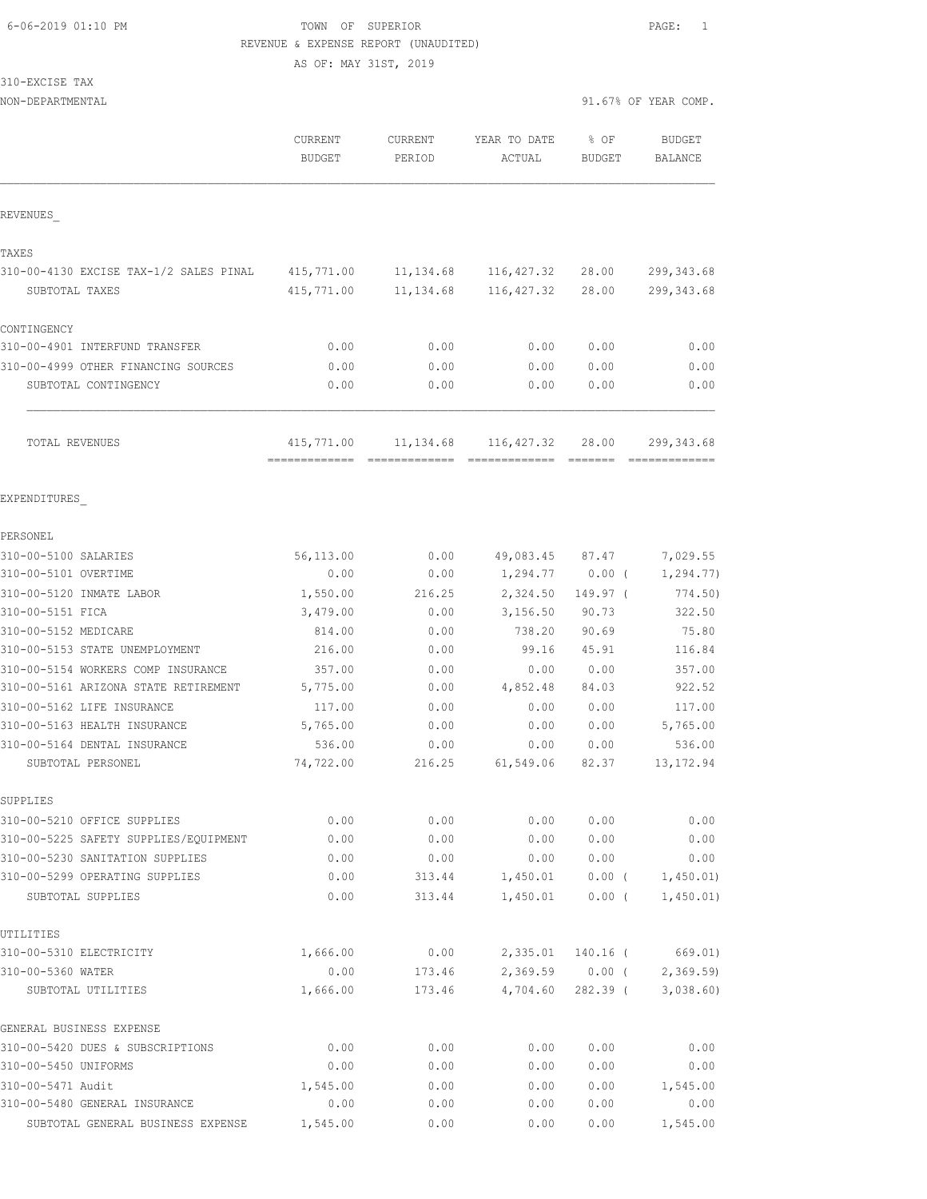6-06-2019 01:10 PM TOWN OF SUPERIOR PAGE: 1

REVENUE & EXPENSE REPORT (UNAUDITED)

AS OF: MAY 31ST, 2019

310-EXCISE TAX

NON-DEPARTMENTAL 91.67% OF YEAR COMP.

| | CURRENT BUDGET | CURRENT PERIOD | YEAR TO DATE ACTUAL | % OF BUDGET | BUDGET BALANCE |
|---|---|---|---|---|---|
| REVENUES_ | | | | | |
| TAXES | | | | | |
| 310-00-4130 EXCISE TAX-1/2 SALES PINAL | 415,771.00 | 11,134.68 | 116,427.32 | 28.00 | 299,343.68 |
| SUBTOTAL TAXES | 415,771.00 | 11,134.68 | 116,427.32 | 28.00 | 299,343.68 |
| CONTINGENCY | | | | | |
| 310-00-4901 INTERFUND TRANSFER | 0.00 | 0.00 | 0.00 | 0.00 | 0.00 |
| 310-00-4999 OTHER FINANCING SOURCES | 0.00 | 0.00 | 0.00 | 0.00 | 0.00 |
| SUBTOTAL CONTINGENCY | 0.00 | 0.00 | 0.00 | 0.00 | 0.00 |
| TOTAL REVENUES | 415,771.00 | 11,134.68 | 116,427.32 | 28.00 | 299,343.68 |
| EXPENDITURES_ | | | | | |
| PERSONEL | | | | | |
| 310-00-5100 SALARIES | 56,113.00 | 0.00 | 49,083.45 | 87.47 | 7,029.55 |
| 310-00-5101 OVERTIME | 0.00 | 0.00 | 1,294.77 | 0.00 ( | 1,294.77) |
| 310-00-5120 INMATE LABOR | 1,550.00 | 216.25 | 2,324.50 | 149.97 ( | 774.50) |
| 310-00-5151 FICA | 3,479.00 | 0.00 | 3,156.50 | 90.73 | 322.50 |
| 310-00-5152 MEDICARE | 814.00 | 0.00 | 738.20 | 90.69 | 75.80 |
| 310-00-5153 STATE UNEMPLOYMENT | 216.00 | 0.00 | 99.16 | 45.91 | 116.84 |
| 310-00-5154 WORKERS COMP INSURANCE | 357.00 | 0.00 | 0.00 | 0.00 | 357.00 |
| 310-00-5161 ARIZONA STATE RETIREMENT | 5,775.00 | 0.00 | 4,852.48 | 84.03 | 922.52 |
| 310-00-5162 LIFE INSURANCE | 117.00 | 0.00 | 0.00 | 0.00 | 117.00 |
| 310-00-5163 HEALTH INSURANCE | 5,765.00 | 0.00 | 0.00 | 0.00 | 5,765.00 |
| 310-00-5164 DENTAL INSURANCE | 536.00 | 0.00 | 0.00 | 0.00 | 536.00 |
| SUBTOTAL PERSONEL | 74,722.00 | 216.25 | 61,549.06 | 82.37 | 13,172.94 |
| SUPPLIES | | | | | |
| 310-00-5210 OFFICE SUPPLIES | 0.00 | 0.00 | 0.00 | 0.00 | 0.00 |
| 310-00-5225 SAFETY SUPPLIES/EQUIPMENT | 0.00 | 0.00 | 0.00 | 0.00 | 0.00 |
| 310-00-5230 SANITATION SUPPLIES | 0.00 | 0.00 | 0.00 | 0.00 | 0.00 |
| 310-00-5299 OPERATING SUPPLIES | 0.00 | 313.44 | 1,450.01 | 0.00 ( | 1,450.01) |
| SUBTOTAL SUPPLIES | 0.00 | 313.44 | 1,450.01 | 0.00 ( | 1,450.01) |
| UTILITIES | | | | | |
| 310-00-5310 ELECTRICITY | 1,666.00 | 0.00 | 2,335.01 | 140.16 ( | 669.01) |
| 310-00-5360 WATER | 0.00 | 173.46 | 2,369.59 | 0.00 ( | 2,369.59) |
| SUBTOTAL UTILITIES | 1,666.00 | 173.46 | 4,704.60 | 282.39 ( | 3,038.60) |
| GENERAL BUSINESS EXPENSE | | | | | |
| 310-00-5420 DUES & SUBSCRIPTIONS | 0.00 | 0.00 | 0.00 | 0.00 | 0.00 |
| 310-00-5450 UNIFORMS | 0.00 | 0.00 | 0.00 | 0.00 | 0.00 |
| 310-00-5471 Audit | 1,545.00 | 0.00 | 0.00 | 0.00 | 1,545.00 |
| 310-00-5480 GENERAL INSURANCE | 0.00 | 0.00 | 0.00 | 0.00 | 0.00 |
| SUBTOTAL GENERAL BUSINESS EXPENSE | 1,545.00 | 0.00 | 0.00 | 0.00 | 1,545.00 |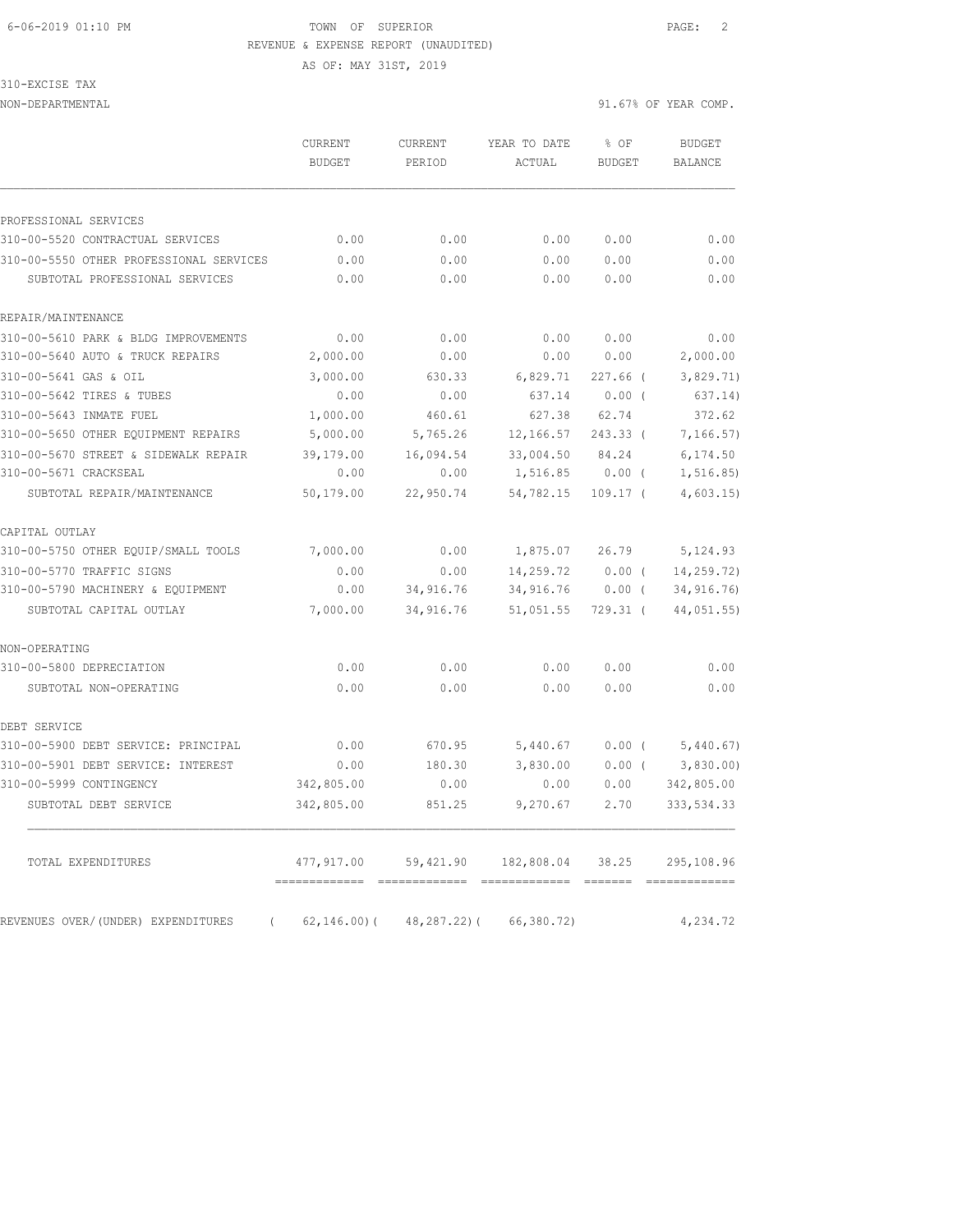TOWN OF SUPERIOR

REVENUE & EXPENSE REPORT (UNAUDITED)

AS OF: MAY 31ST, 2019

310-EXCISE TAX

NON-DEPARTMENTAL — 91.67% OF YEAR COMP.

| | CURRENT BUDGET | CURRENT PERIOD | YEAR TO DATE ACTUAL | % OF BUDGET | BUDGET BALANCE |
|---|---|---|---|---|---|
| PROFESSIONAL SERVICES | | | | | |
| 310-00-5520 CONTRACTUAL SERVICES | 0.00 | 0.00 | 0.00 | 0.00 | 0.00 |
| 310-00-5550 OTHER PROFESSIONAL SERVICES | 0.00 | 0.00 | 0.00 | 0.00 | 0.00 |
| SUBTOTAL PROFESSIONAL SERVICES | 0.00 | 0.00 | 0.00 | 0.00 | 0.00 |
| REPAIR/MAINTENANCE | | | | | |
| 310-00-5610 PARK & BLDG IMPROVEMENTS | 0.00 | 0.00 | 0.00 | 0.00 | 0.00 |
| 310-00-5640 AUTO & TRUCK REPAIRS | 2,000.00 | 0.00 | 0.00 | 0.00 | 2,000.00 |
| 310-00-5641 GAS & OIL | 3,000.00 | 630.33 | 6,829.71 | 227.66 | ( 3,829.71) |
| 310-00-5642 TIRES & TUBES | 0.00 | 0.00 | 637.14 | 0.00 | ( 637.14) |
| 310-00-5643 INMATE FUEL | 1,000.00 | 460.61 | 627.38 | 62.74 | 372.62 |
| 310-00-5650 OTHER EQUIPMENT REPAIRS | 5,000.00 | 5,765.26 | 12,166.57 | 243.33 | ( 7,166.57) |
| 310-00-5670 STREET & SIDEWALK REPAIR | 39,179.00 | 16,094.54 | 33,004.50 | 84.24 | 6,174.50 |
| 310-00-5671 CRACKSEAL | 0.00 | 0.00 | 1,516.85 | 0.00 | ( 1,516.85) |
| SUBTOTAL REPAIR/MAINTENANCE | 50,179.00 | 22,950.74 | 54,782.15 | 109.17 | ( 4,603.15) |
| CAPITAL OUTLAY | | | | | |
| 310-00-5750 OTHER EQUIP/SMALL TOOLS | 7,000.00 | 0.00 | 1,875.07 | 26.79 | 5,124.93 |
| 310-00-5770 TRAFFIC SIGNS | 0.00 | 0.00 | 14,259.72 | 0.00 | ( 14,259.72) |
| 310-00-5790 MACHINERY & EQUIPMENT | 0.00 | 34,916.76 | 34,916.76 | 0.00 | ( 34,916.76) |
| SUBTOTAL CAPITAL OUTLAY | 7,000.00 | 34,916.76 | 51,051.55 | 729.31 | ( 44,051.55) |
| NON-OPERATING | | | | | |
| 310-00-5800 DEPRECIATION | 0.00 | 0.00 | 0.00 | 0.00 | 0.00 |
| SUBTOTAL NON-OPERATING | 0.00 | 0.00 | 0.00 | 0.00 | 0.00 |
| DEBT SERVICE | | | | | |
| 310-00-5900 DEBT SERVICE: PRINCIPAL | 0.00 | 670.95 | 5,440.67 | 0.00 | ( 5,440.67) |
| 310-00-5901 DEBT SERVICE: INTEREST | 0.00 | 180.30 | 3,830.00 | 0.00 | ( 3,830.00) |
| 310-00-5999 CONTINGENCY | 342,805.00 | 0.00 | 0.00 | 0.00 | 342,805.00 |
| SUBTOTAL DEBT SERVICE | 342,805.00 | 851.25 | 9,270.67 | 2.70 | 333,534.33 |
| TOTAL EXPENDITURES | 477,917.00 | 59,421.90 | 182,808.04 | 38.25 | 295,108.96 |
| REVENUES OVER/(UNDER) EXPENDITURES | ( 62,146.00) | ( 48,287.22) | ( 66,380.72) | | 4,234.72 |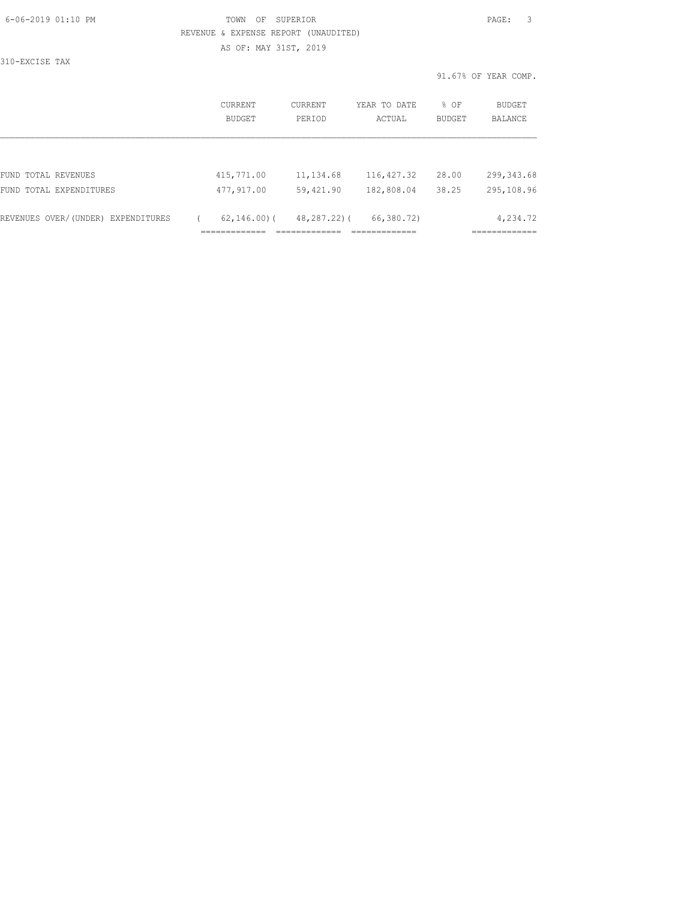TOWN OF SUPERIOR

REVENUE & EXPENSE REPORT (UNAUDITED)

AS OF: MAY 31ST, 2019

310-EXCISE TAX

91.67% OF YEAR COMP.

| | CURRENT BUDGET | CURRENT PERIOD | YEAR TO DATE ACTUAL | % OF BUDGET | BUDGET BALANCE |
|---|---|---|---|---|---|
| FUND TOTAL REVENUES | 415,771.00 | 11,134.68 | 116,427.32 | 28.00 | 299,343.68 |
| FUND TOTAL EXPENDITURES | 477,917.00 | 59,421.90 | 182,808.04 | 38.25 | 295,108.96 |
| REVENUES OVER/(UNDER) EXPENDITURES | ( 62,146.00) | ( 48,287.22) | ( 66,380.72) | | 4,234.72 |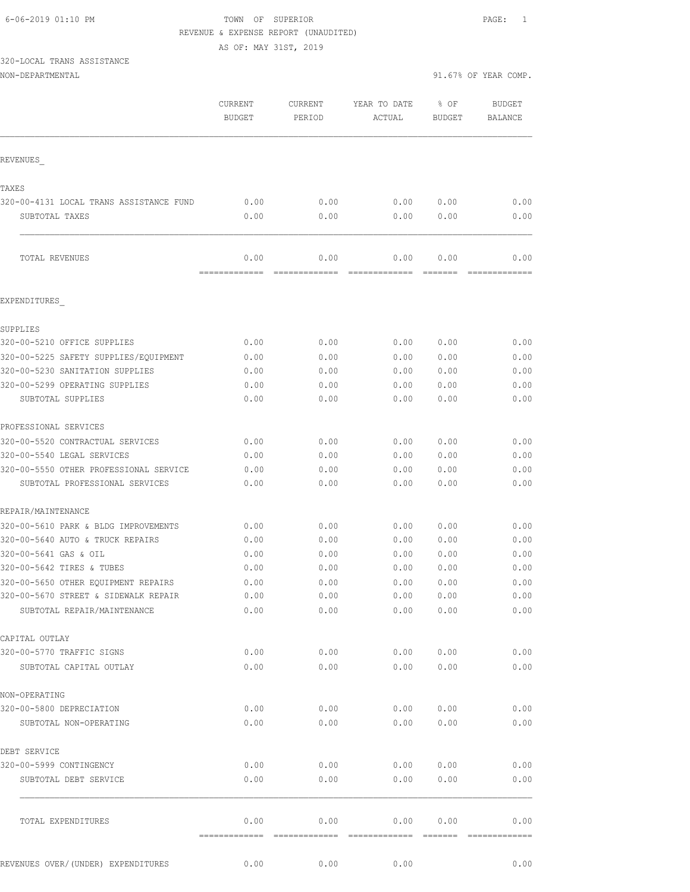6-06-2019 01:10 PM TOWN OF SUPERIOR

REVENUE & EXPENSE REPORT (UNAUDITED)

AS OF: MAY 31ST, 2019

320-LOCAL TRANS ASSISTANCE

NON-DEPARTMENTAL 91.67% OF YEAR COMP.

| | CURRENT BUDGET | CURRENT PERIOD | YEAR TO DATE ACTUAL | % OF BUDGET | BUDGET BALANCE |
|---|---|---|---|---|---|
| **REVENUES** | | | | | |
| **TAXES** | | | | | |
| 320-00-4131 LOCAL TRANS ASSISTANCE FUND | 0.00 | 0.00 | 0.00 | 0.00 | 0.00 |
| SUBTOTAL TAXES | 0.00 | 0.00 | 0.00 | 0.00 | 0.00 |
| TOTAL REVENUES | 0.00 | 0.00 | 0.00 | 0.00 | 0.00 |
| **EXPENDITURES** | | | | | |
| **SUPPLIES** | | | | | |
| 320-00-5210 OFFICE SUPPLIES | 0.00 | 0.00 | 0.00 | 0.00 | 0.00 |
| 320-00-5225 SAFETY SUPPLIES/EQUIPMENT | 0.00 | 0.00 | 0.00 | 0.00 | 0.00 |
| 320-00-5230 SANITATION SUPPLIES | 0.00 | 0.00 | 0.00 | 0.00 | 0.00 |
| 320-00-5299 OPERATING SUPPLIES | 0.00 | 0.00 | 0.00 | 0.00 | 0.00 |
| SUBTOTAL SUPPLIES | 0.00 | 0.00 | 0.00 | 0.00 | 0.00 |
| **PROFESSIONAL SERVICES** | | | | | |
| 320-00-5520 CONTRACTUAL SERVICES | 0.00 | 0.00 | 0.00 | 0.00 | 0.00 |
| 320-00-5540 LEGAL SERVICES | 0.00 | 0.00 | 0.00 | 0.00 | 0.00 |
| 320-00-5550 OTHER PROFESSIONAL SERVICE | 0.00 | 0.00 | 0.00 | 0.00 | 0.00 |
| SUBTOTAL PROFESSIONAL SERVICES | 0.00 | 0.00 | 0.00 | 0.00 | 0.00 |
| **REPAIR/MAINTENANCE** | | | | | |
| 320-00-5610 PARK & BLDG IMPROVEMENTS | 0.00 | 0.00 | 0.00 | 0.00 | 0.00 |
| 320-00-5640 AUTO & TRUCK REPAIRS | 0.00 | 0.00 | 0.00 | 0.00 | 0.00 |
| 320-00-5641 GAS & OIL | 0.00 | 0.00 | 0.00 | 0.00 | 0.00 |
| 320-00-5642 TIRES & TUBES | 0.00 | 0.00 | 0.00 | 0.00 | 0.00 |
| 320-00-5650 OTHER EQUIPMENT REPAIRS | 0.00 | 0.00 | 0.00 | 0.00 | 0.00 |
| 320-00-5670 STREET & SIDEWALK REPAIR | 0.00 | 0.00 | 0.00 | 0.00 | 0.00 |
| SUBTOTAL REPAIR/MAINTENANCE | 0.00 | 0.00 | 0.00 | 0.00 | 0.00 |
| **CAPITAL OUTLAY** | | | | | |
| 320-00-5770 TRAFFIC SIGNS | 0.00 | 0.00 | 0.00 | 0.00 | 0.00 |
| SUBTOTAL CAPITAL OUTLAY | 0.00 | 0.00 | 0.00 | 0.00 | 0.00 |
| **NON-OPERATING** | | | | | |
| 320-00-5800 DEPRECIATION | 0.00 | 0.00 | 0.00 | 0.00 | 0.00 |
| SUBTOTAL NON-OPERATING | 0.00 | 0.00 | 0.00 | 0.00 | 0.00 |
| **DEBT SERVICE** | | | | | |
| 320-00-5999 CONTINGENCY | 0.00 | 0.00 | 0.00 | 0.00 | 0.00 |
| SUBTOTAL DEBT SERVICE | 0.00 | 0.00 | 0.00 | 0.00 | 0.00 |
| TOTAL EXPENDITURES | 0.00 | 0.00 | 0.00 | 0.00 | 0.00 |
| REVENUES OVER/(UNDER) EXPENDITURES | 0.00 | 0.00 | 0.00 | | 0.00 |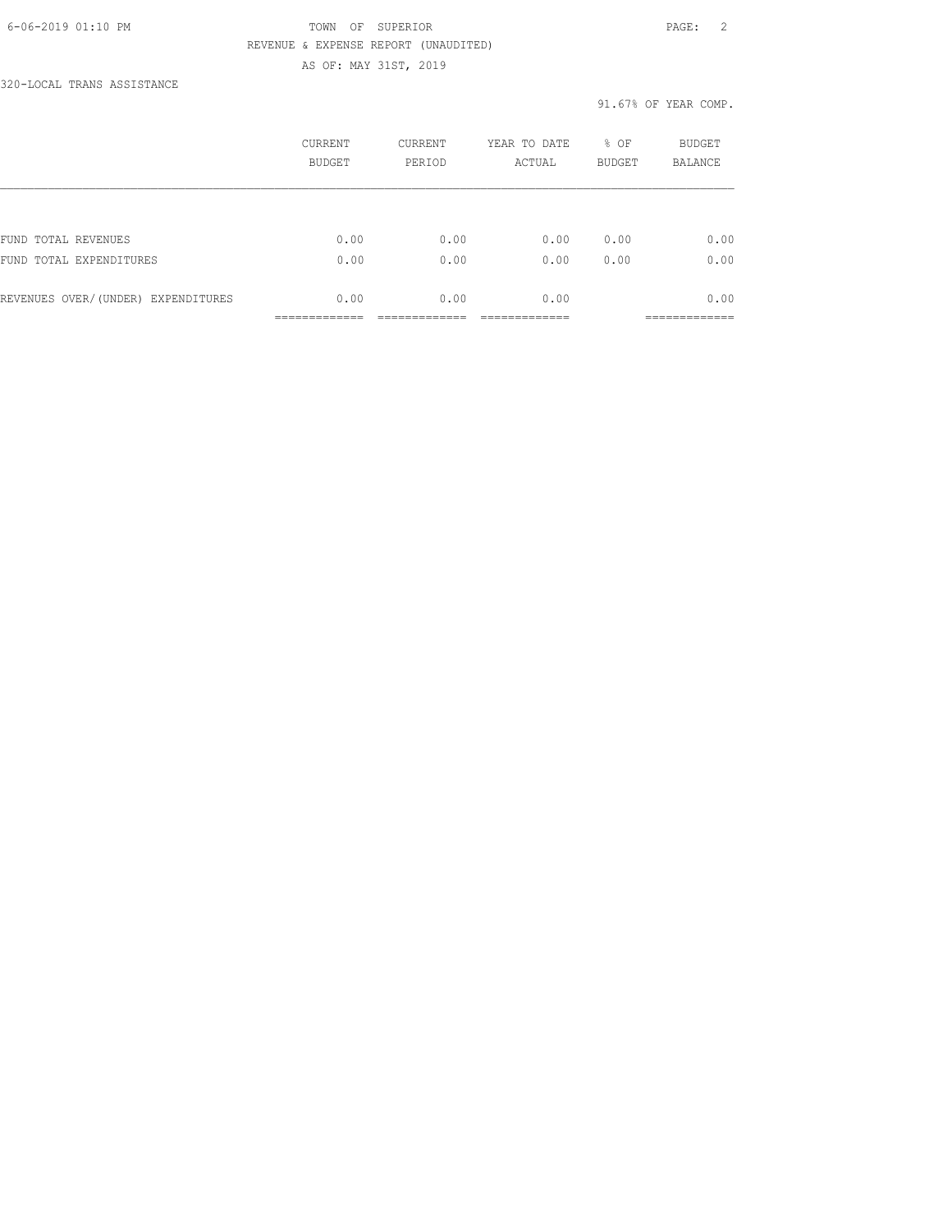TOWN OF SUPERIOR

REVENUE & EXPENSE REPORT (UNAUDITED)

AS OF: MAY 31ST, 2019

320-LOCAL TRANS ASSISTANCE

91.67% OF YEAR COMP.

| | CURRENT BUDGET | CURRENT PERIOD | YEAR TO DATE ACTUAL | % OF BUDGET | BUDGET BALANCE |
|---|---|---|---|---|---|
| FUND TOTAL REVENUES | 0.00 | 0.00 | 0.00 | 0.00 | 0.00 |
| FUND TOTAL EXPENDITURES | 0.00 | 0.00 | 0.00 | 0.00 | 0.00 |
| REVENUES OVER/(UNDER) EXPENDITURES | 0.00 | 0.00 | 0.00 | | 0.00 |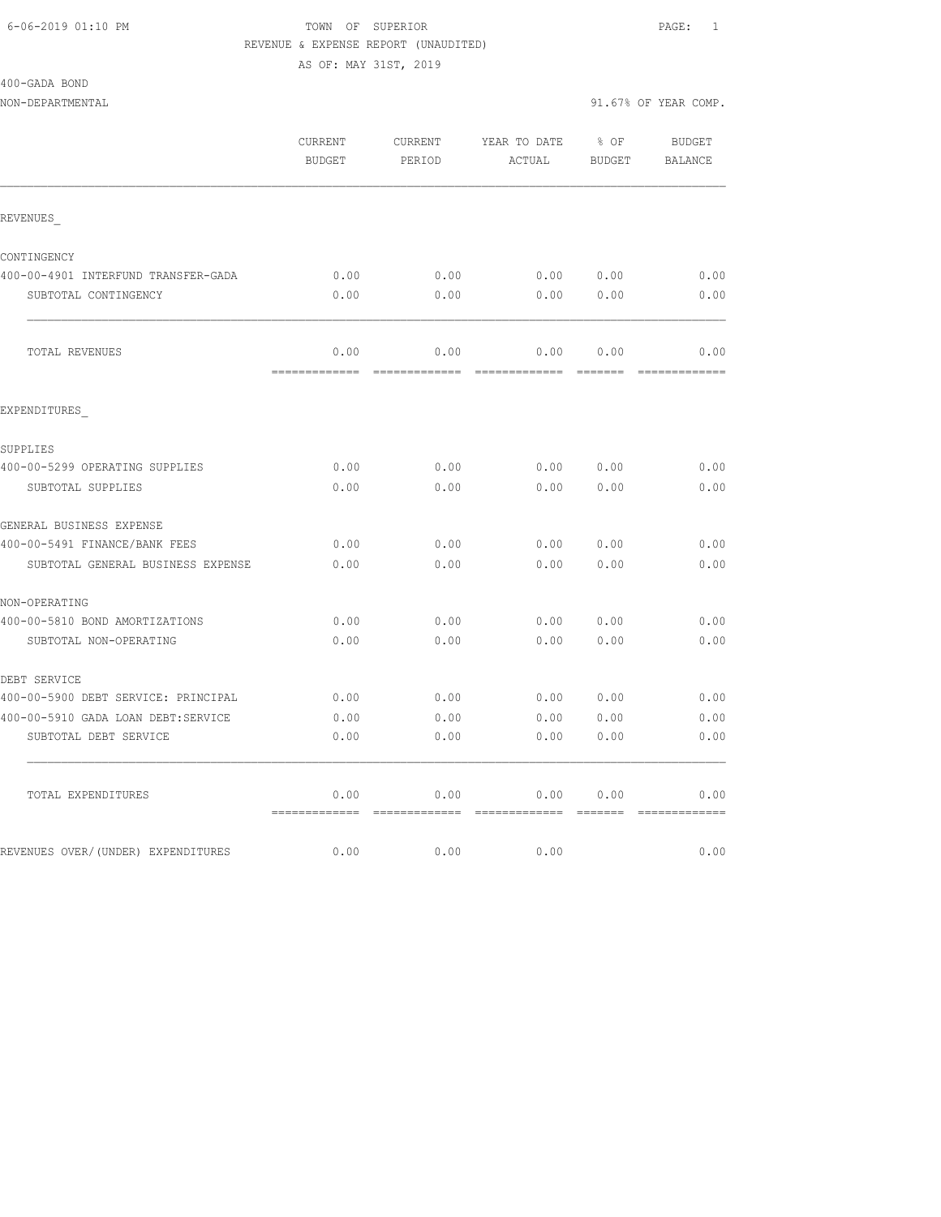6-06-2019 01:10 PM

TOWN OF SUPERIOR

REVENUE & EXPENSE REPORT (UNAUDITED)

AS OF: MAY 31ST, 2019

400-GADA BOND

NON-DEPARTMENTAL

91.67% OF YEAR COMP.

| | CURRENT BUDGET | CURRENT PERIOD | YEAR TO DATE ACTUAL | % OF BUDGET | BUDGET BALANCE |
|---|---|---|---|---|---|
| REVENUES_ | | | | | |
| CONTINGENCY | | | | | |
| 400-00-4901 INTERFUND TRANSFER-GADA | 0.00 | 0.00 | 0.00 | 0.00 | 0.00 |
| SUBTOTAL CONTINGENCY | 0.00 | 0.00 | 0.00 | 0.00 | 0.00 |
| TOTAL REVENUES | 0.00 | 0.00 | 0.00 | 0.00 | 0.00 |
| EXPENDITURES_ | | | | | |
| SUPPLIES | | | | | |
| 400-00-5299 OPERATING SUPPLIES | 0.00 | 0.00 | 0.00 | 0.00 | 0.00 |
| SUBTOTAL SUPPLIES | 0.00 | 0.00 | 0.00 | 0.00 | 0.00 |
| GENERAL BUSINESS EXPENSE | | | | | |
| 400-00-5491 FINANCE/BANK FEES | 0.00 | 0.00 | 0.00 | 0.00 | 0.00 |
| SUBTOTAL GENERAL BUSINESS EXPENSE | 0.00 | 0.00 | 0.00 | 0.00 | 0.00 |
| NON-OPERATING | | | | | |
| 400-00-5810 BOND AMORTIZATIONS | 0.00 | 0.00 | 0.00 | 0.00 | 0.00 |
| SUBTOTAL NON-OPERATING | 0.00 | 0.00 | 0.00 | 0.00 | 0.00 |
| DEBT SERVICE | | | | | |
| 400-00-5900 DEBT SERVICE: PRINCIPAL | 0.00 | 0.00 | 0.00 | 0.00 | 0.00 |
| 400-00-5910 GADA LOAN DEBT:SERVICE | 0.00 | 0.00 | 0.00 | 0.00 | 0.00 |
| SUBTOTAL DEBT SERVICE | 0.00 | 0.00 | 0.00 | 0.00 | 0.00 |
| TOTAL EXPENDITURES | 0.00 | 0.00 | 0.00 | 0.00 | 0.00 |
| REVENUES OVER/(UNDER) EXPENDITURES | 0.00 | 0.00 | 0.00 | | 0.00 |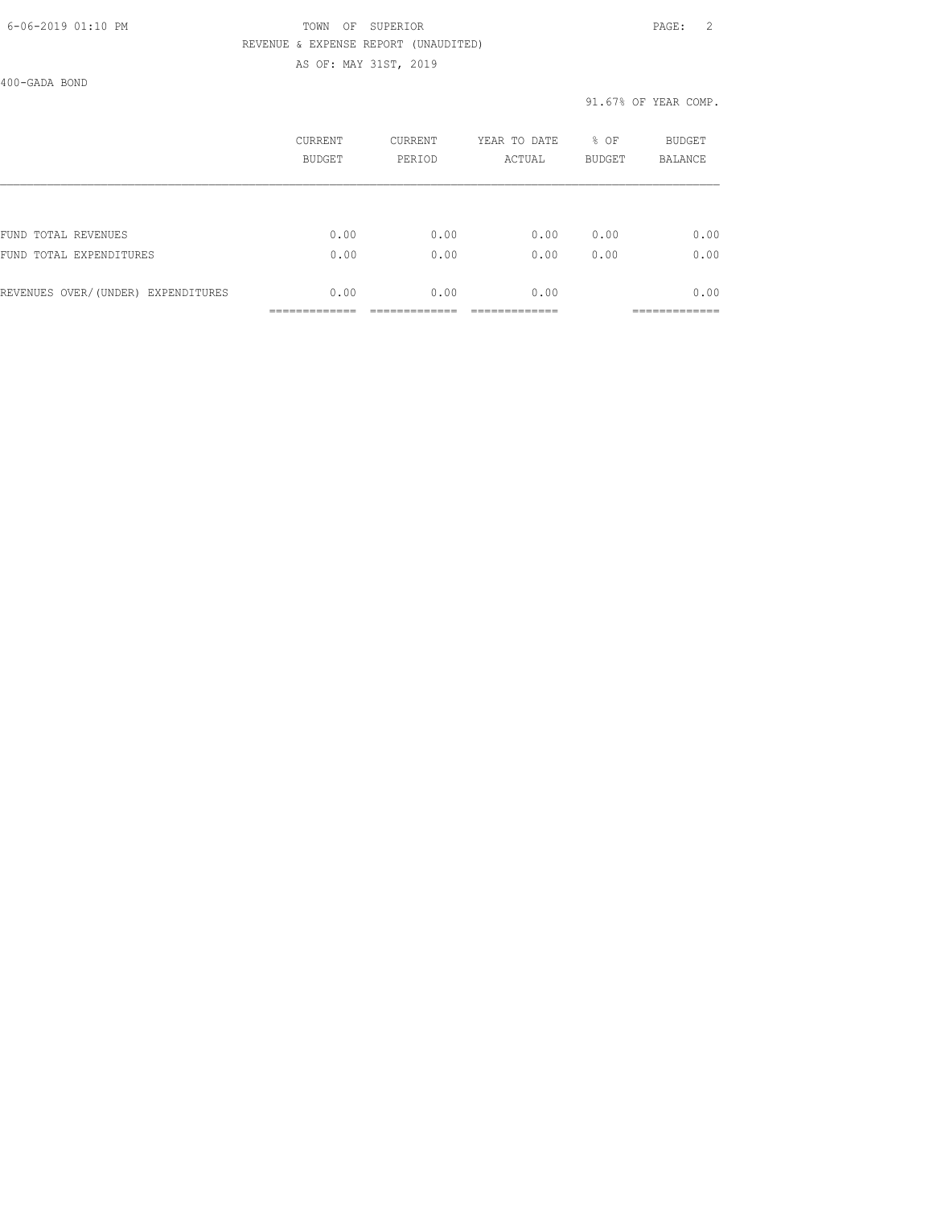TOWN OF SUPERIOR

REVENUE & EXPENSE REPORT (UNAUDITED)

AS OF: MAY 31ST, 2019

400-GADA BOND

91.67% OF YEAR COMP.

| | CURRENT BUDGET | CURRENT PERIOD | YEAR TO DATE ACTUAL | % OF BUDGET | BUDGET BALANCE |
|---|---|---|---|---|---|
| FUND TOTAL REVENUES | 0.00 | 0.00 | 0.00 | 0.00 | 0.00 |
| FUND TOTAL EXPENDITURES | 0.00 | 0.00 | 0.00 | 0.00 | 0.00 |
| REVENUES OVER/(UNDER) EXPENDITURES | 0.00 | 0.00 | 0.00 | | 0.00 |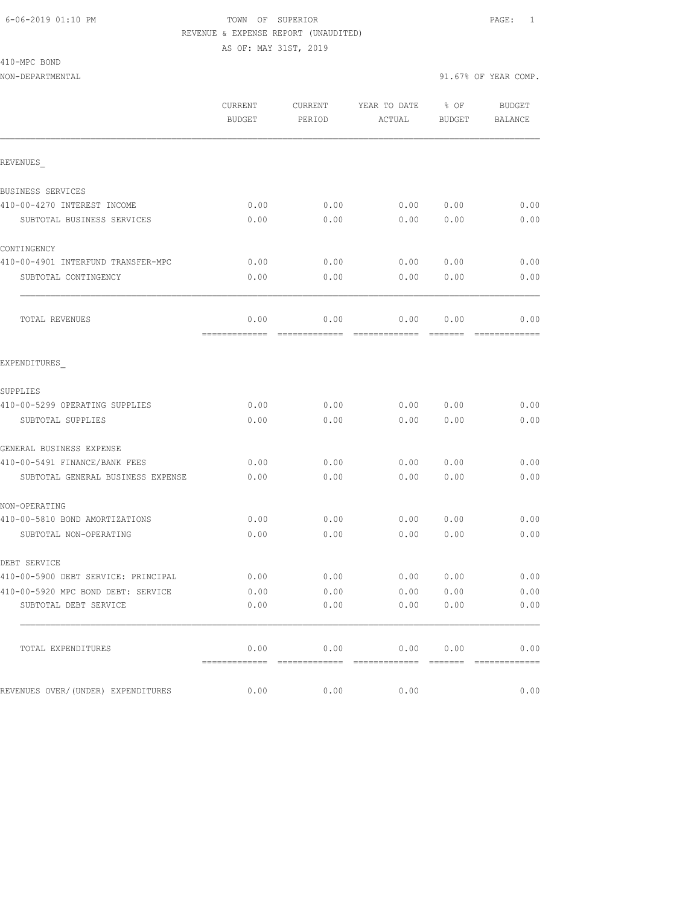6-06-2019 01:10 PM

TOWN OF SUPERIOR

REVENUE & EXPENSE REPORT (UNAUDITED)

AS OF: MAY 31ST, 2019

410-MPC BOND

NON-DEPARTMENTAL

91.67% OF YEAR COMP.

| | CURRENT BUDGET | CURRENT PERIOD | YEAR TO DATE ACTUAL | % OF BUDGET | BUDGET BALANCE |
|---|---|---|---|---|---|
| REVENUES_ | | | | | |
| BUSINESS SERVICES | | | | | |
| 410-00-4270 INTEREST INCOME | 0.00 | 0.00 | 0.00 | 0.00 | 0.00 |
| SUBTOTAL BUSINESS SERVICES | 0.00 | 0.00 | 0.00 | 0.00 | 0.00 |
| CONTINGENCY | | | | | |
| 410-00-4901 INTERFUND TRANSFER-MPC | 0.00 | 0.00 | 0.00 | 0.00 | 0.00 |
| SUBTOTAL CONTINGENCY | 0.00 | 0.00 | 0.00 | 0.00 | 0.00 |
| TOTAL REVENUES | 0.00 | 0.00 | 0.00 | 0.00 | 0.00 |
| EXPENDITURES_ | | | | | |
| SUPPLIES | | | | | |
| 410-00-5299 OPERATING SUPPLIES | 0.00 | 0.00 | 0.00 | 0.00 | 0.00 |
| SUBTOTAL SUPPLIES | 0.00 | 0.00 | 0.00 | 0.00 | 0.00 |
| GENERAL BUSINESS EXPENSE | | | | | |
| 410-00-5491 FINANCE/BANK FEES | 0.00 | 0.00 | 0.00 | 0.00 | 0.00 |
| SUBTOTAL GENERAL BUSINESS EXPENSE | 0.00 | 0.00 | 0.00 | 0.00 | 0.00 |
| NON-OPERATING | | | | | |
| 410-00-5810 BOND AMORTIZATIONS | 0.00 | 0.00 | 0.00 | 0.00 | 0.00 |
| SUBTOTAL NON-OPERATING | 0.00 | 0.00 | 0.00 | 0.00 | 0.00 |
| DEBT SERVICE | | | | | |
| 410-00-5900 DEBT SERVICE: PRINCIPAL | 0.00 | 0.00 | 0.00 | 0.00 | 0.00 |
| 410-00-5920 MPC BOND DEBT: SERVICE | 0.00 | 0.00 | 0.00 | 0.00 | 0.00 |
| SUBTOTAL DEBT SERVICE | 0.00 | 0.00 | 0.00 | 0.00 | 0.00 |
| TOTAL EXPENDITURES | 0.00 | 0.00 | 0.00 | 0.00 | 0.00 |
| REVENUES OVER/(UNDER) EXPENDITURES | 0.00 | 0.00 | 0.00 | | 0.00 |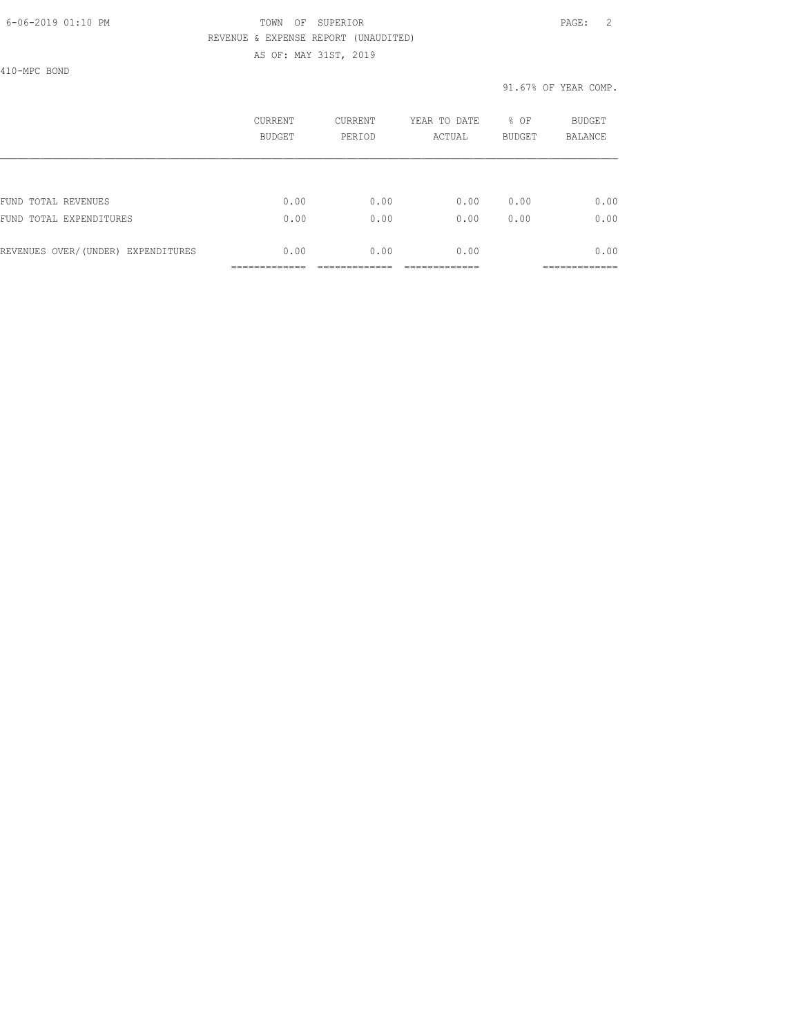TOWN OF SUPERIOR
REVENUE & EXPENSE REPORT (UNAUDITED)
AS OF: MAY 31ST, 2019

410-MPC BOND

91.67% OF YEAR COMP.

| | CURRENT BUDGET | CURRENT PERIOD | YEAR TO DATE ACTUAL | % OF BUDGET | BUDGET BALANCE |
|---|---|---|---|---|---|
| FUND TOTAL REVENUES | 0.00 | 0.00 | 0.00 | 0.00 | 0.00 |
| FUND TOTAL EXPENDITURES | 0.00 | 0.00 | 0.00 | 0.00 | 0.00 |
| REVENUES OVER/(UNDER) EXPENDITURES | 0.00 | 0.00 | 0.00 | | 0.00 |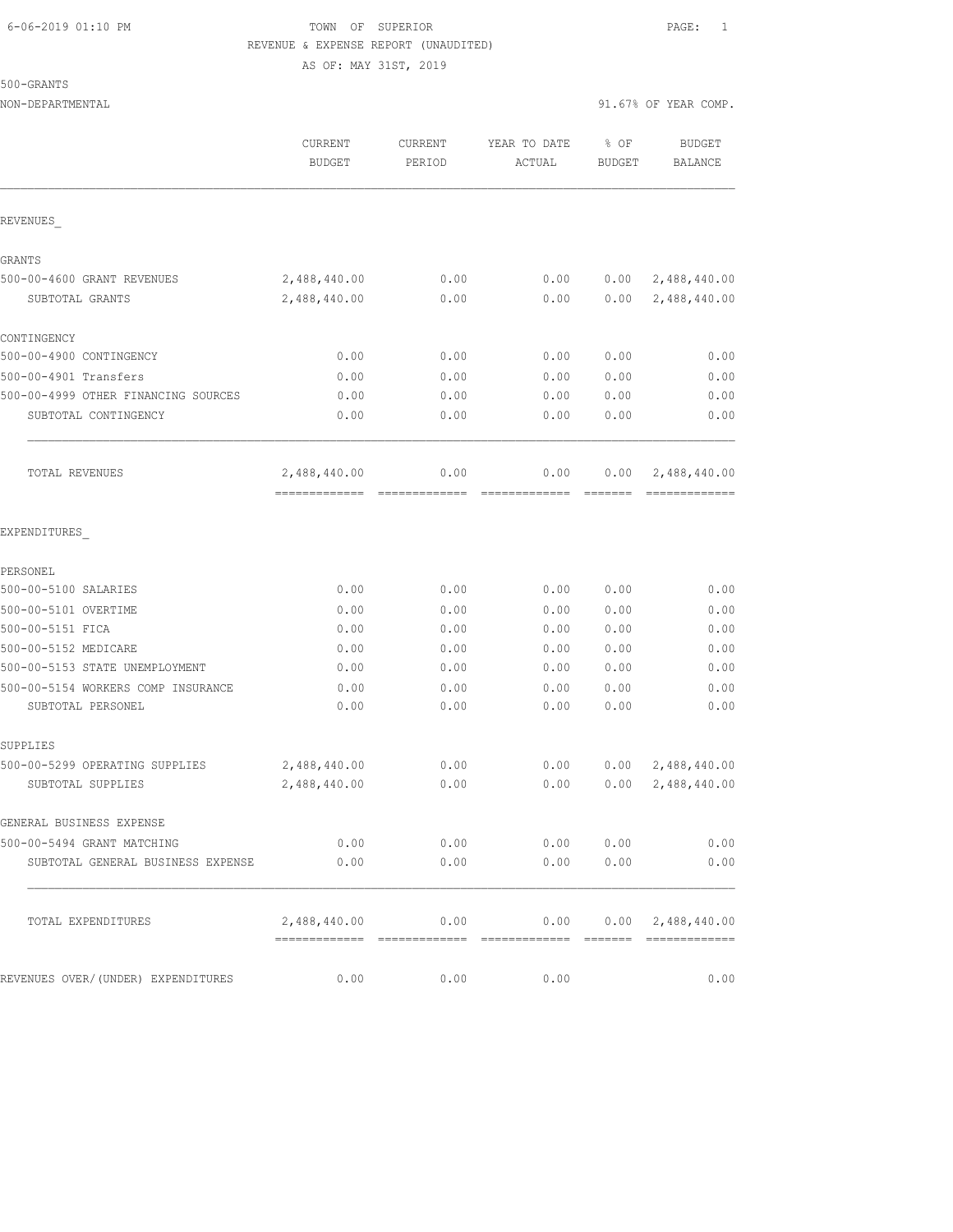6-06-2019 01:10 PM TOWN OF SUPERIOR

REVENUE & EXPENSE REPORT (UNAUDITED)

AS OF: MAY 31ST, 2019

500-GRANTS

NON-DEPARTMENTAL 91.67% OF YEAR COMP.

| | CURRENT BUDGET | CURRENT PERIOD | YEAR TO DATE ACTUAL | % OF BUDGET | BUDGET BALANCE |
|---|---|---|---|---|---|
| REVENUES_ | | | | | |
| GRANTS | | | | | |
| 500-00-4600 GRANT REVENUES | 2,488,440.00 | 0.00 | 0.00 | 0.00 | 2,488,440.00 |
| SUBTOTAL GRANTS | 2,488,440.00 | 0.00 | 0.00 | 0.00 | 2,488,440.00 |
| CONTINGENCY | | | | | |
| 500-00-4900 CONTINGENCY | 0.00 | 0.00 | 0.00 | 0.00 | 0.00 |
| 500-00-4901 Transfers | 0.00 | 0.00 | 0.00 | 0.00 | 0.00 |
| 500-00-4999 OTHER FINANCING SOURCES | 0.00 | 0.00 | 0.00 | 0.00 | 0.00 |
| SUBTOTAL CONTINGENCY | 0.00 | 0.00 | 0.00 | 0.00 | 0.00 |
| TOTAL REVENUES | 2,488,440.00 | 0.00 | 0.00 | 0.00 | 2,488,440.00 |
| EXPENDITURES_ | | | | | |
| PERSONEL | | | | | |
| 500-00-5100 SALARIES | 0.00 | 0.00 | 0.00 | 0.00 | 0.00 |
| 500-00-5101 OVERTIME | 0.00 | 0.00 | 0.00 | 0.00 | 0.00 |
| 500-00-5151 FICA | 0.00 | 0.00 | 0.00 | 0.00 | 0.00 |
| 500-00-5152 MEDICARE | 0.00 | 0.00 | 0.00 | 0.00 | 0.00 |
| 500-00-5153 STATE UNEMPLOYMENT | 0.00 | 0.00 | 0.00 | 0.00 | 0.00 |
| 500-00-5154 WORKERS COMP INSURANCE | 0.00 | 0.00 | 0.00 | 0.00 | 0.00 |
| SUBTOTAL PERSONEL | 0.00 | 0.00 | 0.00 | 0.00 | 0.00 |
| SUPPLIES | | | | | |
| 500-00-5299 OPERATING SUPPLIES | 2,488,440.00 | 0.00 | 0.00 | 0.00 | 2,488,440.00 |
| SUBTOTAL SUPPLIES | 2,488,440.00 | 0.00 | 0.00 | 0.00 | 2,488,440.00 |
| GENERAL BUSINESS EXPENSE | | | | | |
| 500-00-5494 GRANT MATCHING | 0.00 | 0.00 | 0.00 | 0.00 | 0.00 |
| SUBTOTAL GENERAL BUSINESS EXPENSE | 0.00 | 0.00 | 0.00 | 0.00 | 0.00 |
| TOTAL EXPENDITURES | 2,488,440.00 | 0.00 | 0.00 | 0.00 | 2,488,440.00 |
| REVENUES OVER/(UNDER) EXPENDITURES | 0.00 | 0.00 | 0.00 | | 0.00 |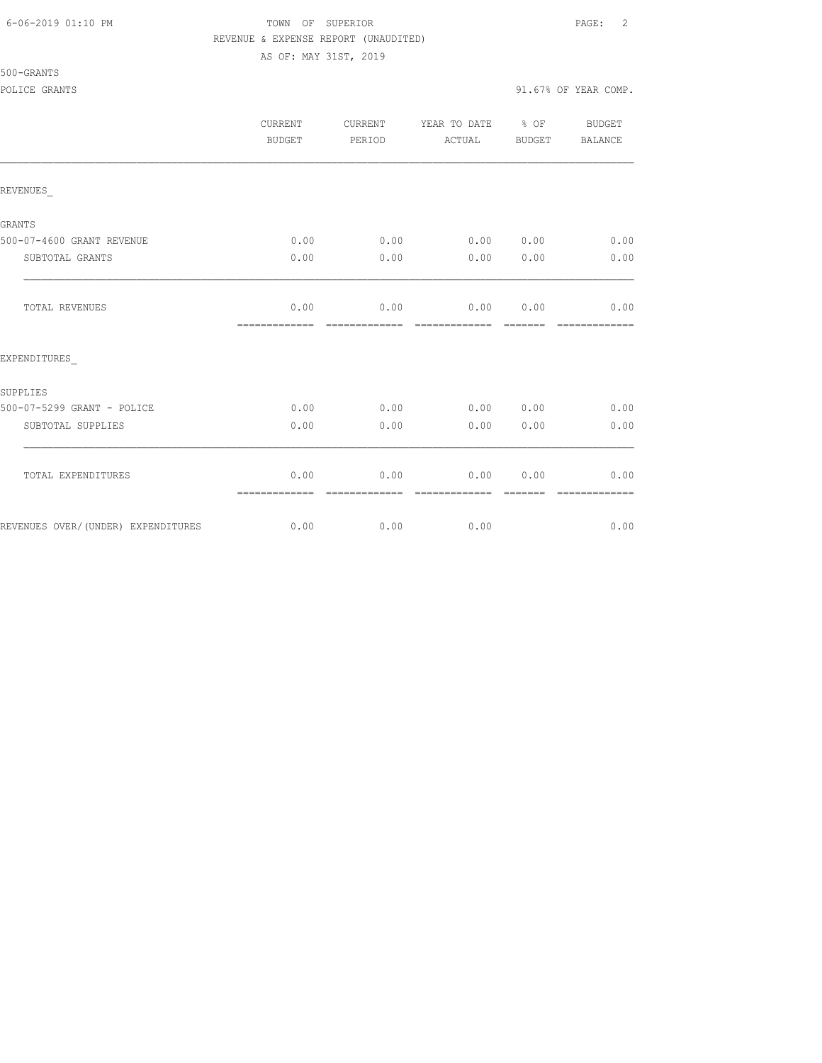TOWN OF SUPERIOR

REVENUE & EXPENSE REPORT (UNAUDITED)

AS OF: MAY 31ST, 2019

500-GRANTS

POLICE GRANTS

91.67% OF YEAR COMP.

| | CURRENT BUDGET | CURRENT PERIOD | YEAR TO DATE ACTUAL | % OF BUDGET | BUDGET BALANCE |
|---|---|---|---|---|---|
| REVENUES_ | | | | | |
| GRANTS | | | | | |
| 500-07-4600 GRANT REVENUE | 0.00 | 0.00 | 0.00 | 0.00 | 0.00 |
| SUBTOTAL GRANTS | 0.00 | 0.00 | 0.00 | 0.00 | 0.00 |
| TOTAL REVENUES | 0.00 | 0.00 | 0.00 | 0.00 | 0.00 |
| EXPENDITURES_ | | | | | |
| SUPPLIES | | | | | |
| 500-07-5299 GRANT - POLICE | 0.00 | 0.00 | 0.00 | 0.00 | 0.00 |
| SUBTOTAL SUPPLIES | 0.00 | 0.00 | 0.00 | 0.00 | 0.00 |
| TOTAL EXPENDITURES | 0.00 | 0.00 | 0.00 | 0.00 | 0.00 |
| REVENUES OVER/(UNDER) EXPENDITURES | 0.00 | 0.00 | 0.00 | | 0.00 |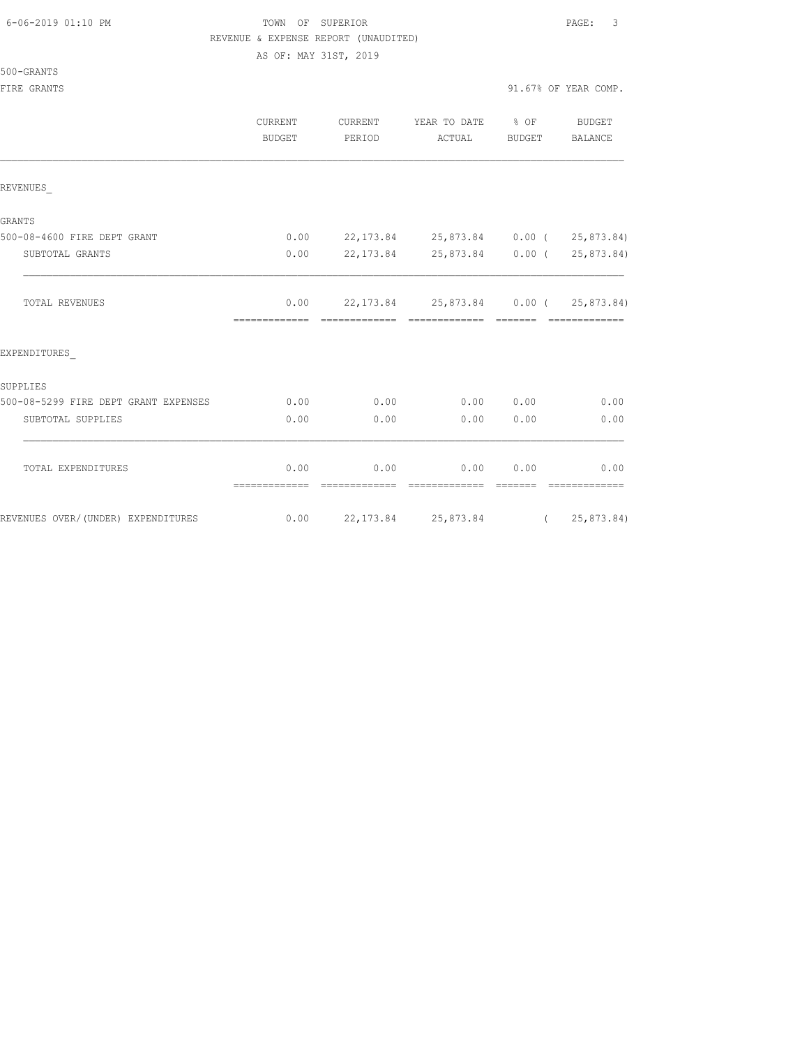TOWN OF SUPERIOR

REVENUE & EXPENSE REPORT (UNAUDITED)

AS OF: MAY 31ST, 2019

500-GRANTS

FIRE GRANTS

91.67% OF YEAR COMP.

| | CURRENT BUDGET | CURRENT PERIOD | YEAR TO DATE ACTUAL | % OF BUDGET | BUDGET BALANCE |
|---|---|---|---|---|---|
| REVENUES_ | | | | | |
| GRANTS | | | | | |
| 500-08-4600 FIRE DEPT GRANT | 0.00 | 22,173.84 | 25,873.84 | 0.00 | ( 25,873.84) |
| SUBTOTAL GRANTS | 0.00 | 22,173.84 | 25,873.84 | 0.00 | ( 25,873.84) |
| TOTAL REVENUES | 0.00 | 22,173.84 | 25,873.84 | 0.00 | ( 25,873.84) |
| EXPENDITURES_ | | | | | |
| SUPPLIES | | | | | |
| 500-08-5299 FIRE DEPT GRANT EXPENSES | 0.00 | 0.00 | 0.00 | 0.00 | 0.00 |
| SUBTOTAL SUPPLIES | 0.00 | 0.00 | 0.00 | 0.00 | 0.00 |
| TOTAL EXPENDITURES | 0.00 | 0.00 | 0.00 | 0.00 | 0.00 |
| REVENUES OVER/(UNDER) EXPENDITURES | 0.00 | 22,173.84 | 25,873.84 | | ( 25,873.84) |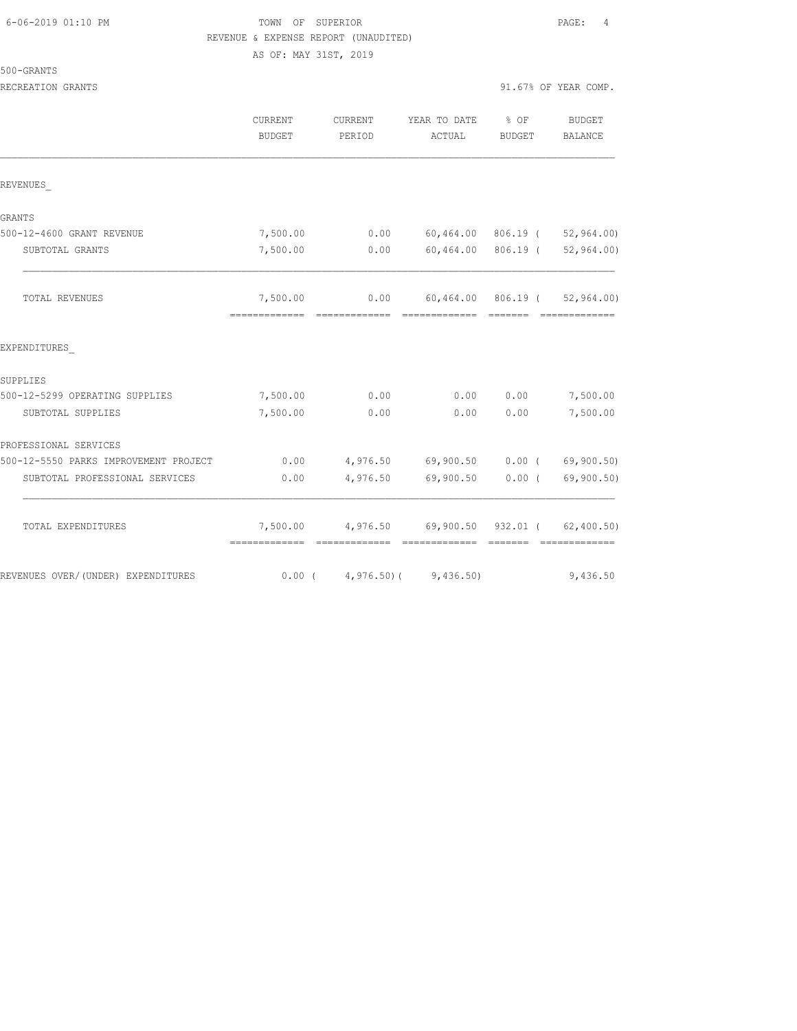TOWN OF SUPERIOR

REVENUE & EXPENSE REPORT (UNAUDITED)

AS OF: MAY 31ST, 2019

500-GRANTS

RECREATION GRANTS

91.67% OF YEAR COMP.

| | CURRENT BUDGET | CURRENT PERIOD | YEAR TO DATE ACTUAL | % OF BUDGET | BUDGET BALANCE |
|---|---|---|---|---|---|
| REVENUES_ | | | | | |
| GRANTS | | | | | |
| 500-12-4600 GRANT REVENUE | 7,500.00 | 0.00 | 60,464.00 | 806.19 | ( 52,964.00) |
| SUBTOTAL GRANTS | 7,500.00 | 0.00 | 60,464.00 | 806.19 | ( 52,964.00) |
| TOTAL REVENUES | 7,500.00 | 0.00 | 60,464.00 | 806.19 | ( 52,964.00) |
| EXPENDITURES_ | | | | | |
| SUPPLIES | | | | | |
| 500-12-5299 OPERATING SUPPLIES | 7,500.00 | 0.00 | 0.00 | 0.00 | 7,500.00 |
| SUBTOTAL SUPPLIES | 7,500.00 | 0.00 | 0.00 | 0.00 | 7,500.00 |
| PROFESSIONAL SERVICES | | | | | |
| 500-12-5550 PARKS IMPROVEMENT PROJECT | 0.00 | 4,976.50 | 69,900.50 | 0.00 | ( 69,900.50) |
| SUBTOTAL PROFESSIONAL SERVICES | 0.00 | 4,976.50 | 69,900.50 | 0.00 | ( 69,900.50) |
| TOTAL EXPENDITURES | 7,500.00 | 4,976.50 | 69,900.50 | 932.01 | ( 62,400.50) |
| REVENUES OVER/(UNDER) EXPENDITURES | 0.00 | ( 4,976.50) | ( 9,436.50) | | 9,436.50 |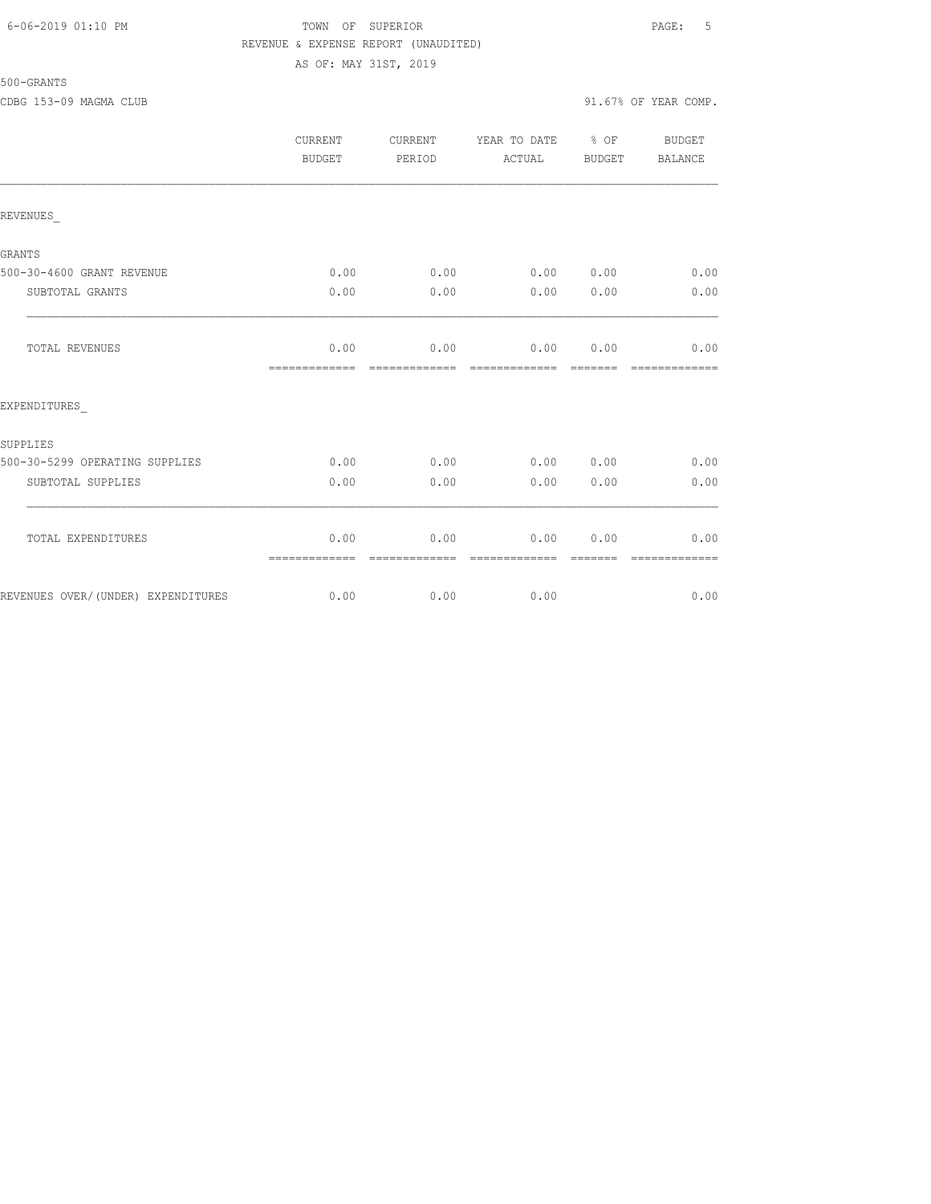TOWN OF SUPERIOR
REVENUE & EXPENSE REPORT (UNAUDITED)
AS OF: MAY 31ST, 2019

500-GRANTS

CDBG 153-09 MAGMA CLUB

91.67% OF YEAR COMP.

| | CURRENT BUDGET | CURRENT PERIOD | YEAR TO DATE ACTUAL | % OF BUDGET | BUDGET BALANCE |
|---|---|---|---|---|---|
| REVENUES_ | | | | | |
| GRANTS | | | | | |
| 500-30-4600 GRANT REVENUE | 0.00 | 0.00 | 0.00 | 0.00 | 0.00 |
| SUBTOTAL GRANTS | 0.00 | 0.00 | 0.00 | 0.00 | 0.00 |
| TOTAL REVENUES | 0.00 | 0.00 | 0.00 | 0.00 | 0.00 |
| EXPENDITURES_ | | | | | |
| SUPPLIES | | | | | |
| 500-30-5299 OPERATING SUPPLIES | 0.00 | 0.00 | 0.00 | 0.00 | 0.00 |
| SUBTOTAL SUPPLIES | 0.00 | 0.00 | 0.00 | 0.00 | 0.00 |
| TOTAL EXPENDITURES | 0.00 | 0.00 | 0.00 | 0.00 | 0.00 |
| REVENUES OVER/(UNDER) EXPENDITURES | 0.00 | 0.00 | 0.00 | | 0.00 |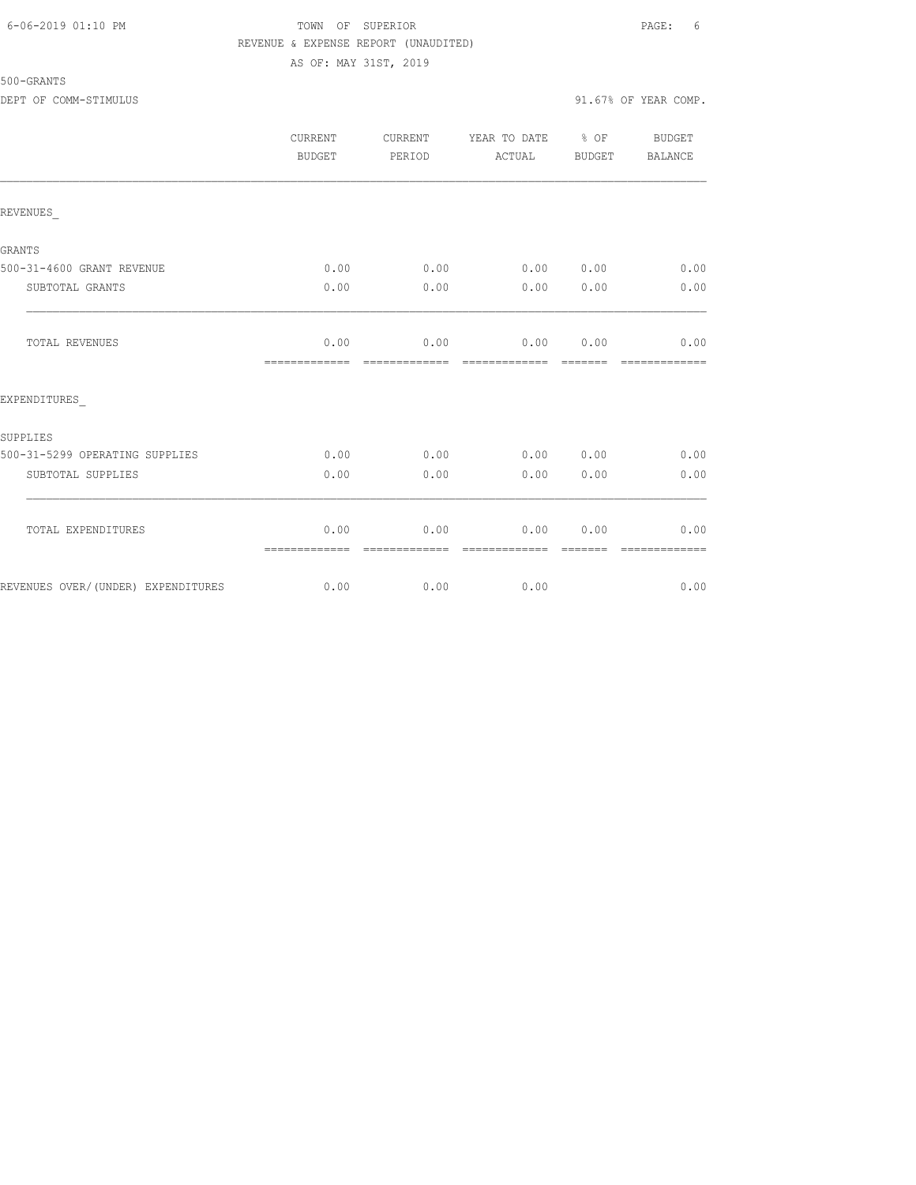TOWN OF SUPERIOR
REVENUE & EXPENSE REPORT (UNAUDITED)
AS OF: MAY 31ST, 2019

500-GRANTS
DEPT OF COMM-STIMULUS

91.67% OF YEAR COMP.

| | CURRENT BUDGET | CURRENT PERIOD | YEAR TO DATE ACTUAL | % OF BUDGET | BUDGET BALANCE |
|---|---|---|---|---|---|
| REVENUES_ | | | | | |
| GRANTS | | | | | |
| 500-31-4600 GRANT REVENUE | 0.00 | 0.00 | 0.00 | 0.00 | 0.00 |
| SUBTOTAL GRANTS | 0.00 | 0.00 | 0.00 | 0.00 | 0.00 |
| TOTAL REVENUES | 0.00 | 0.00 | 0.00 | 0.00 | 0.00 |
| EXPENDITURES_ | | | | | |
| SUPPLIES | | | | | |
| 500-31-5299 OPERATING SUPPLIES | 0.00 | 0.00 | 0.00 | 0.00 | 0.00 |
| SUBTOTAL SUPPLIES | 0.00 | 0.00 | 0.00 | 0.00 | 0.00 |
| TOTAL EXPENDITURES | 0.00 | 0.00 | 0.00 | 0.00 | 0.00 |
| REVENUES OVER/(UNDER) EXPENDITURES | 0.00 | 0.00 | 0.00 | | 0.00 |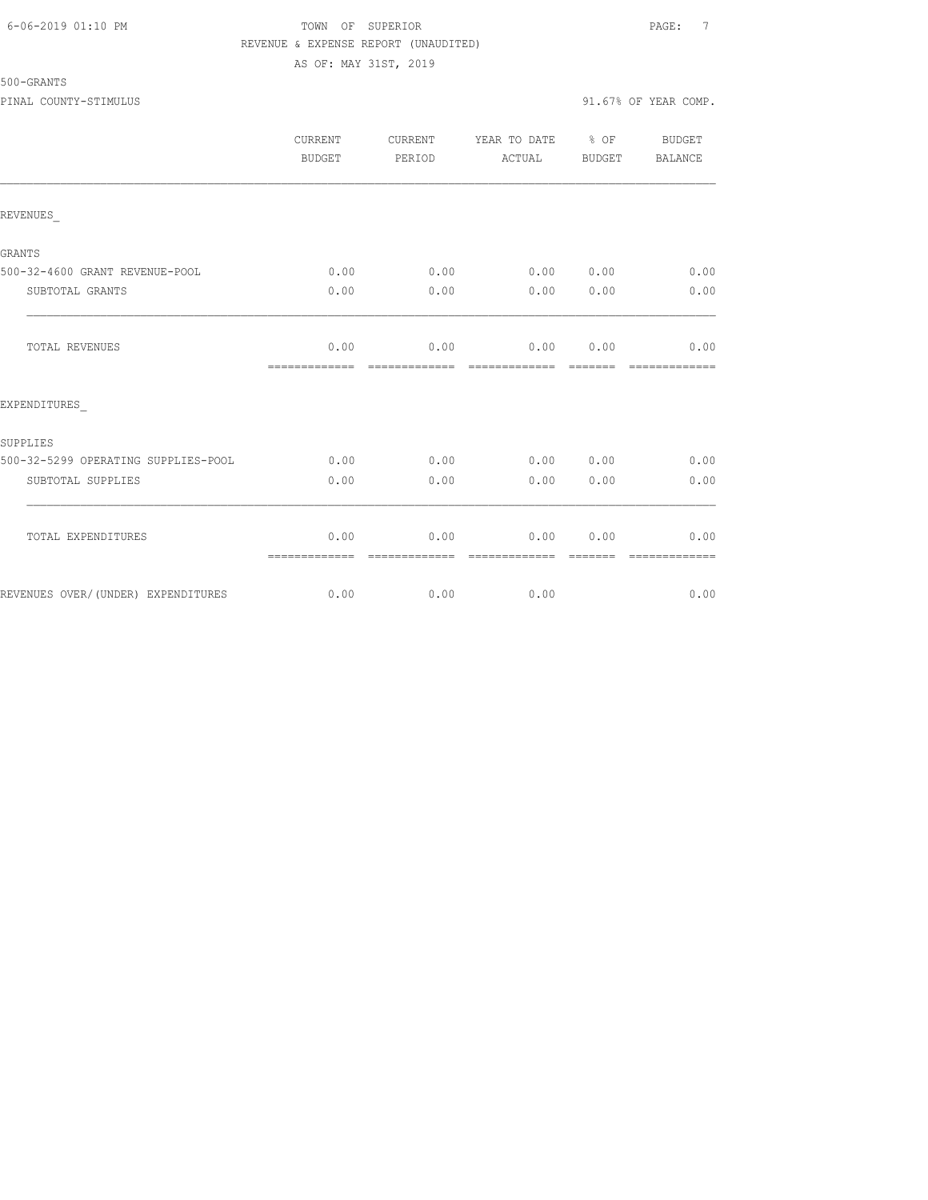TOWN OF SUPERIOR

REVENUE & EXPENSE REPORT (UNAUDITED)

AS OF: MAY 31ST, 2019

500-GRANTS

PINAL COUNTY-STIMULUS

91.67% OF YEAR COMP.

| | CURRENT BUDGET | CURRENT PERIOD | YEAR TO DATE ACTUAL | % OF BUDGET | BUDGET BALANCE |
|---|---|---|---|---|---|
| REVENUES_ | | | | | |
| GRANTS | | | | | |
| 500-32-4600 GRANT REVENUE-POOL | 0.00 | 0.00 | 0.00 | 0.00 | 0.00 |
| SUBTOTAL GRANTS | 0.00 | 0.00 | 0.00 | 0.00 | 0.00 |
| TOTAL REVENUES | 0.00 | 0.00 | 0.00 | 0.00 | 0.00 |
| EXPENDITURES_ | | | | | |
| SUPPLIES | | | | | |
| 500-32-5299 OPERATING SUPPLIES-POOL | 0.00 | 0.00 | 0.00 | 0.00 | 0.00 |
| SUBTOTAL SUPPLIES | 0.00 | 0.00 | 0.00 | 0.00 | 0.00 |
| TOTAL EXPENDITURES | 0.00 | 0.00 | 0.00 | 0.00 | 0.00 |
| REVENUES OVER/(UNDER) EXPENDITURES | 0.00 | 0.00 | 0.00 | | 0.00 |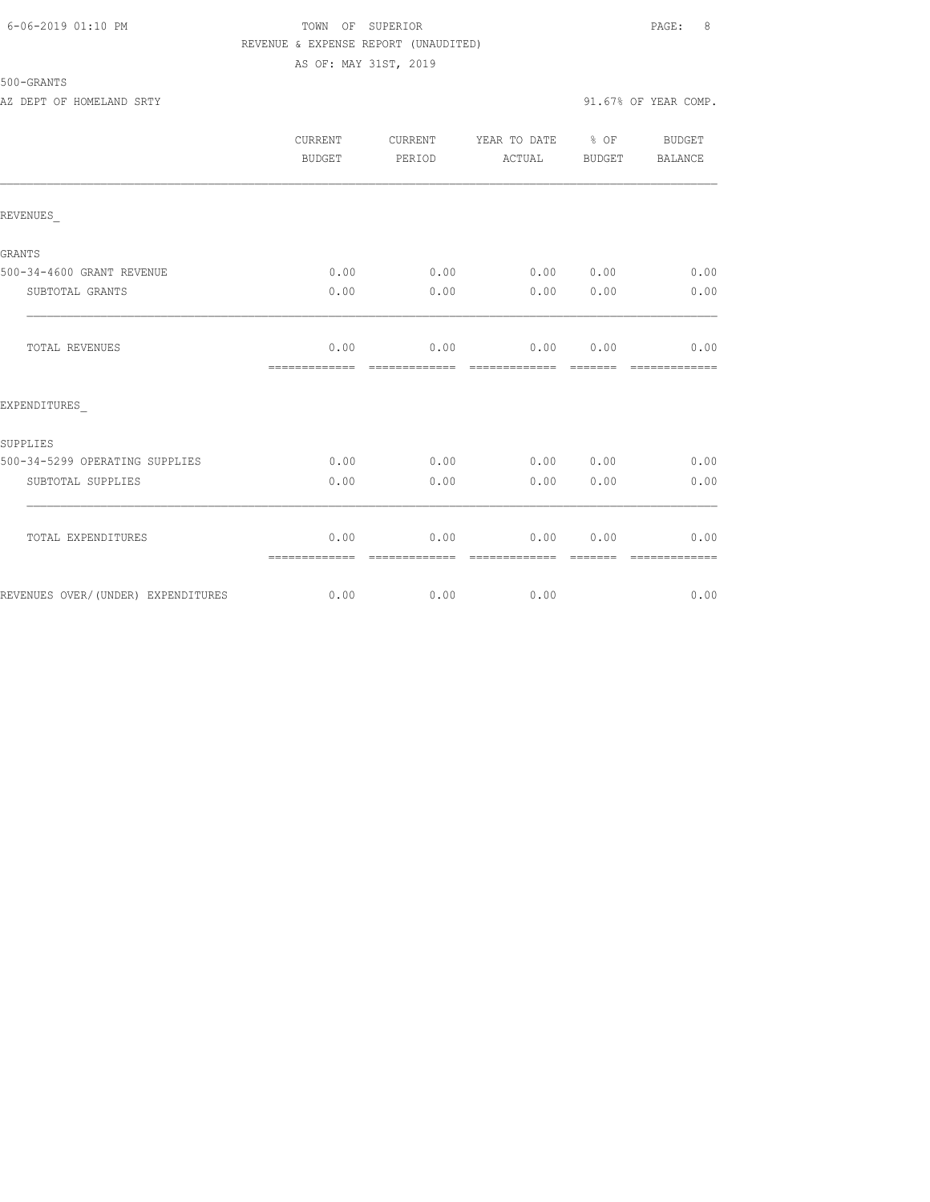TOWN OF SUPERIOR
REVENUE & EXPENSE REPORT (UNAUDITED)
AS OF: MAY 31ST, 2019

500-GRANTS

AZ DEPT OF HOMELAND SRTY — 91.67% OF YEAR COMP.

| | CURRENT BUDGET | CURRENT PERIOD | YEAR TO DATE ACTUAL | % OF BUDGET | BUDGET BALANCE |
|---|---|---|---|---|---|
| REVENUES_ | | | | | |
| GRANTS | | | | | |
| 500-34-4600 GRANT REVENUE | 0.00 | 0.00 | 0.00 | 0.00 | 0.00 |
| SUBTOTAL GRANTS | 0.00 | 0.00 | 0.00 | 0.00 | 0.00 |
| TOTAL REVENUES | 0.00 | 0.00 | 0.00 | 0.00 | 0.00 |
| EXPENDITURES_ | | | | | |
| SUPPLIES | | | | | |
| 500-34-5299 OPERATING SUPPLIES | 0.00 | 0.00 | 0.00 | 0.00 | 0.00 |
| SUBTOTAL SUPPLIES | 0.00 | 0.00 | 0.00 | 0.00 | 0.00 |
| TOTAL EXPENDITURES | 0.00 | 0.00 | 0.00 | 0.00 | 0.00 |
| REVENUES OVER/(UNDER) EXPENDITURES | 0.00 | 0.00 | 0.00 | | 0.00 |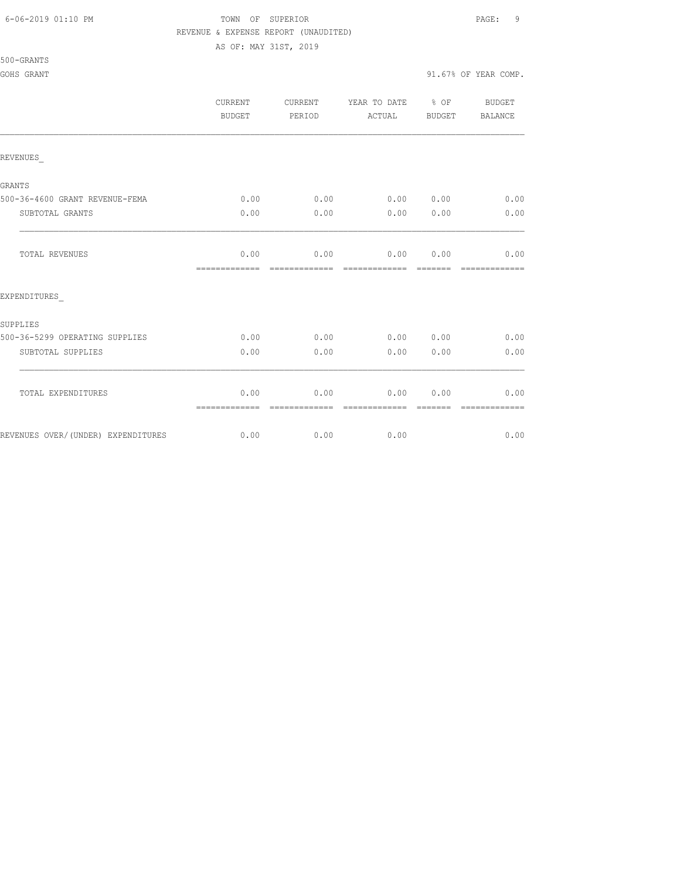TOWN OF SUPERIOR
REVENUE & EXPENSE REPORT (UNAUDITED)
AS OF: MAY 31ST, 2019

500-GRANTS

GOHS GRANT — 91.67% OF YEAR COMP.

| | CURRENT BUDGET | CURRENT PERIOD | YEAR TO DATE ACTUAL | % OF BUDGET | BUDGET BALANCE |
|---|---|---|---|---|---|
| **REVENUES_** | | | | | |
| GRANTS | | | | | |
| 500-36-4600 GRANT REVENUE-FEMA | 0.00 | 0.00 | 0.00 | 0.00 | 0.00 |
| SUBTOTAL GRANTS | 0.00 | 0.00 | 0.00 | 0.00 | 0.00 |
| TOTAL REVENUES | 0.00 | 0.00 | 0.00 | 0.00 | 0.00 |
| **EXPENDITURES_** | | | | | |
| SUPPLIES | | | | | |
| 500-36-5299 OPERATING SUPPLIES | 0.00 | 0.00 | 0.00 | 0.00 | 0.00 |
| SUBTOTAL SUPPLIES | 0.00 | 0.00 | 0.00 | 0.00 | 0.00 |
| TOTAL EXPENDITURES | 0.00 | 0.00 | 0.00 | 0.00 | 0.00 |
| REVENUES OVER/(UNDER) EXPENDITURES | 0.00 | 0.00 | 0.00 | | 0.00 |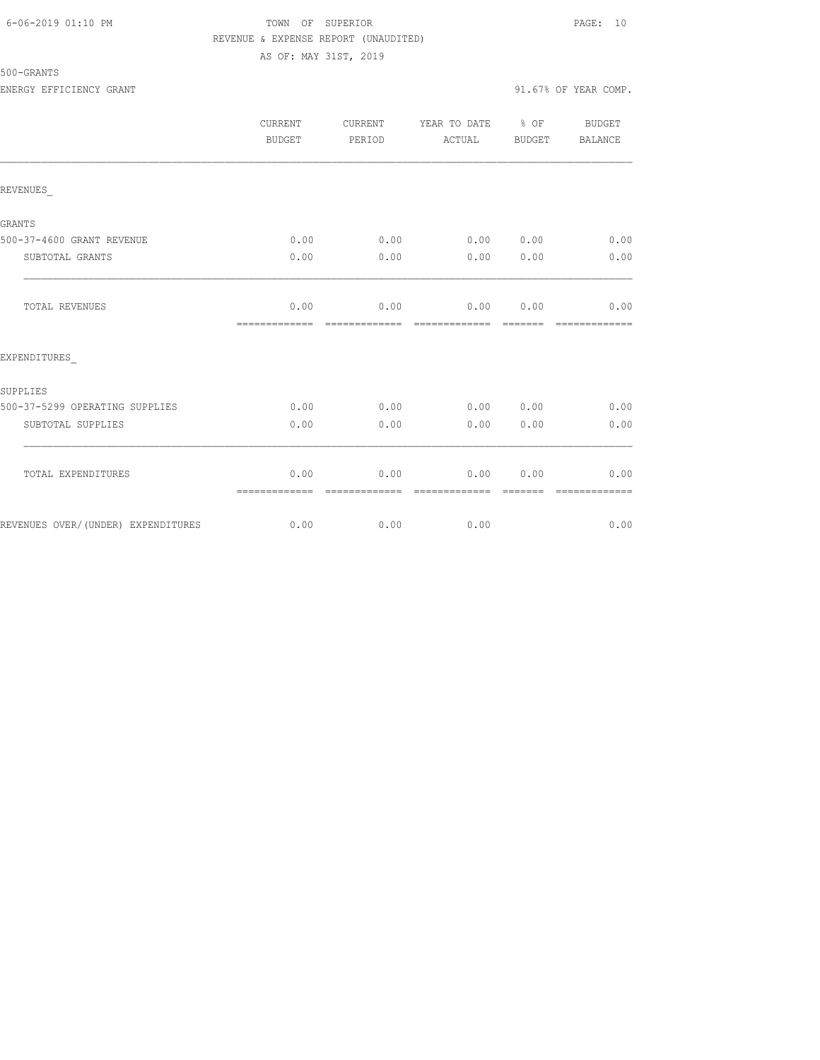TOWN OF SUPERIOR

REVENUE & EXPENSE REPORT (UNAUDITED)

AS OF: MAY 31ST, 2019

500-GRANTS

ENERGY EFFICIENCY GRANT

91.67% OF YEAR COMP.

| | CURRENT BUDGET | CURRENT PERIOD | YEAR TO DATE ACTUAL | % OF BUDGET | BUDGET BALANCE |
|---|---|---|---|---|---|
| REVENUES_ | | | | | |
| GRANTS | | | | | |
| 500-37-4600 GRANT REVENUE | 0.00 | 0.00 | 0.00 | 0.00 | 0.00 |
| SUBTOTAL GRANTS | 0.00 | 0.00 | 0.00 | 0.00 | 0.00 |
| TOTAL REVENUES | 0.00 | 0.00 | 0.00 | 0.00 | 0.00 |
| EXPENDITURES_ | | | | | |
| SUPPLIES | | | | | |
| 500-37-5299 OPERATING SUPPLIES | 0.00 | 0.00 | 0.00 | 0.00 | 0.00 |
| SUBTOTAL SUPPLIES | 0.00 | 0.00 | 0.00 | 0.00 | 0.00 |
| TOTAL EXPENDITURES | 0.00 | 0.00 | 0.00 | 0.00 | 0.00 |
| REVENUES OVER/(UNDER) EXPENDITURES | 0.00 | 0.00 | 0.00 | | 0.00 |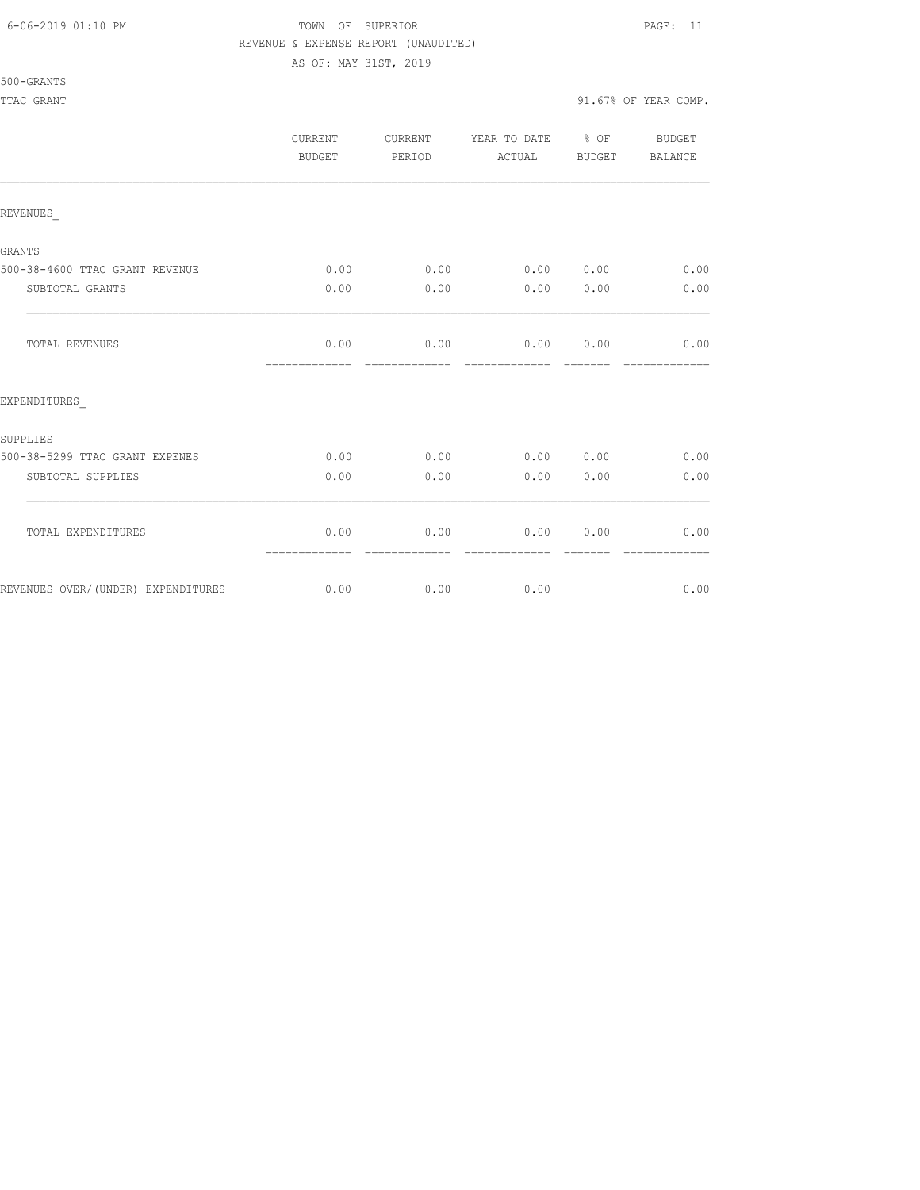TOWN OF SUPERIOR
REVENUE & EXPENSE REPORT (UNAUDITED)
AS OF: MAY 31ST, 2019

500-GRANTS

TTAC GRANT — 91.67% OF YEAR COMP.

| | CURRENT BUDGET | CURRENT PERIOD | YEAR TO DATE ACTUAL | % OF BUDGET | BUDGET BALANCE |
|---|---|---|---|---|---|
| REVENUES_ | | | | | |
| GRANTS | | | | | |
| 500-38-4600 TTAC GRANT REVENUE | 0.00 | 0.00 | 0.00 | 0.00 | 0.00 |
| SUBTOTAL GRANTS | 0.00 | 0.00 | 0.00 | 0.00 | 0.00 |
| TOTAL REVENUES | 0.00 | 0.00 | 0.00 | 0.00 | 0.00 |
| EXPENDITURES_ | | | | | |
| SUPPLIES | | | | | |
| 500-38-5299 TTAC GRANT EXPENES | 0.00 | 0.00 | 0.00 | 0.00 | 0.00 |
| SUBTOTAL SUPPLIES | 0.00 | 0.00 | 0.00 | 0.00 | 0.00 |
| TOTAL EXPENDITURES | 0.00 | 0.00 | 0.00 | 0.00 | 0.00 |
| REVENUES OVER/(UNDER) EXPENDITURES | 0.00 | 0.00 | 0.00 | | 0.00 |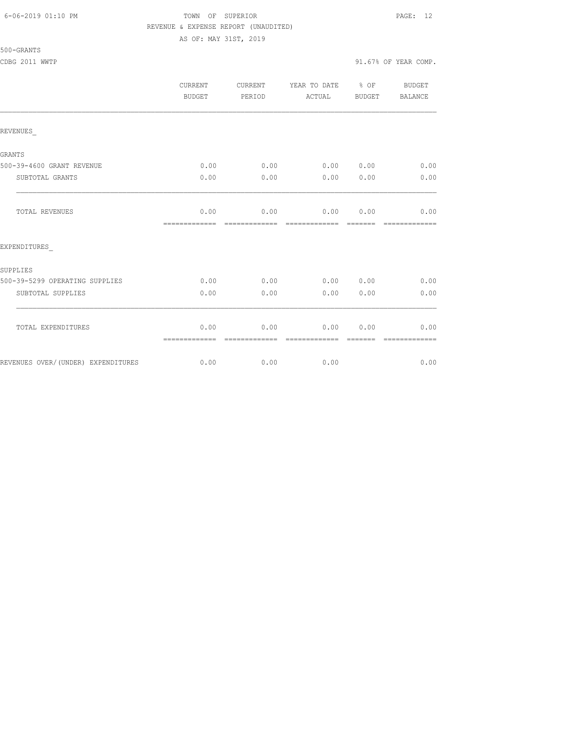TOWN OF SUPERIOR
REVENUE & EXPENSE REPORT (UNAUDITED)
AS OF: MAY 31ST, 2019

500-GRANTS
CDBG 2011 WWTP

91.67% OF YEAR COMP.

| | CURRENT BUDGET | CURRENT PERIOD | YEAR TO DATE ACTUAL | % OF BUDGET | BUDGET BALANCE |
|---|---|---|---|---|---|
| REVENUES_ | | | | | |
| GRANTS | | | | | |
| 500-39-4600 GRANT REVENUE | 0.00 | 0.00 | 0.00 | 0.00 | 0.00 |
| SUBTOTAL GRANTS | 0.00 | 0.00 | 0.00 | 0.00 | 0.00 |
| TOTAL REVENUES | 0.00 | 0.00 | 0.00 | 0.00 | 0.00 |
| EXPENDITURES_ | | | | | |
| SUPPLIES | | | | | |
| 500-39-5299 OPERATING SUPPLIES | 0.00 | 0.00 | 0.00 | 0.00 | 0.00 |
| SUBTOTAL SUPPLIES | 0.00 | 0.00 | 0.00 | 0.00 | 0.00 |
| TOTAL EXPENDITURES | 0.00 | 0.00 | 0.00 | 0.00 | 0.00 |
| REVENUES OVER/(UNDER) EXPENDITURES | 0.00 | 0.00 | 0.00 | | 0.00 |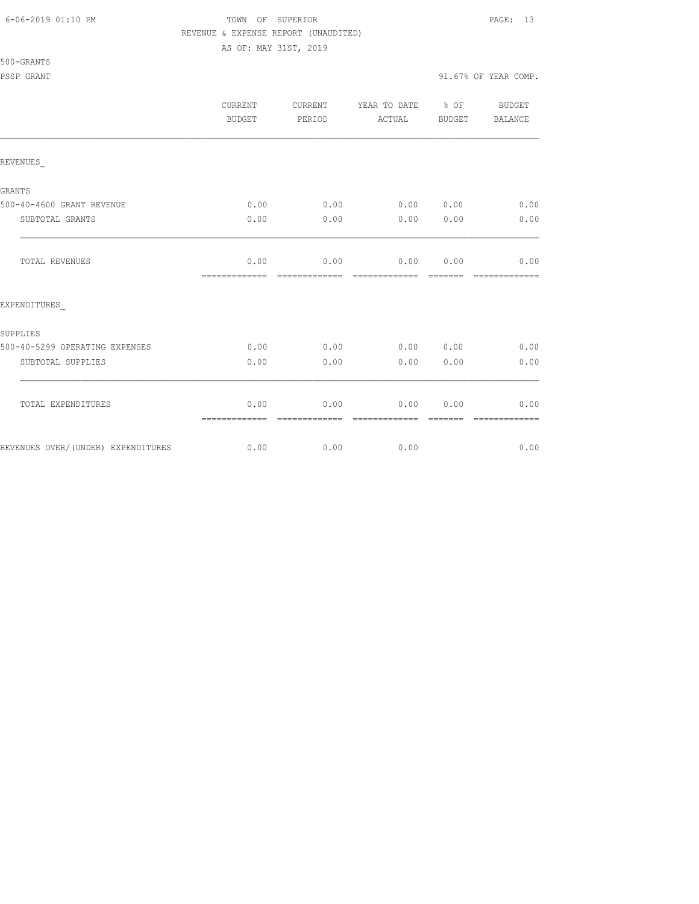TOWN OF SUPERIOR

REVENUE & EXPENSE REPORT (UNAUDITED)

AS OF: MAY 31ST, 2019

500-GRANTS

PSSP GRANT

91.67% OF YEAR COMP.

| | CURRENT BUDGET | CURRENT PERIOD | YEAR TO DATE ACTUAL | % OF BUDGET | BUDGET BALANCE |
|---|---|---|---|---|---|
| REVENUES_ | | | | | |
| GRANTS | | | | | |
| 500-40-4600 GRANT REVENUE | 0.00 | 0.00 | 0.00 | 0.00 | 0.00 |
| SUBTOTAL GRANTS | 0.00 | 0.00 | 0.00 | 0.00 | 0.00 |
| TOTAL REVENUES | 0.00 | 0.00 | 0.00 | 0.00 | 0.00 |
| EXPENDITURES_ | | | | | |
| SUPPLIES | | | | | |
| 500-40-5299 OPERATING EXPENSES | 0.00 | 0.00 | 0.00 | 0.00 | 0.00 |
| SUBTOTAL SUPPLIES | 0.00 | 0.00 | 0.00 | 0.00 | 0.00 |
| TOTAL EXPENDITURES | 0.00 | 0.00 | 0.00 | 0.00 | 0.00 |
| REVENUES OVER/(UNDER) EXPENDITURES | 0.00 | 0.00 | 0.00 | | 0.00 |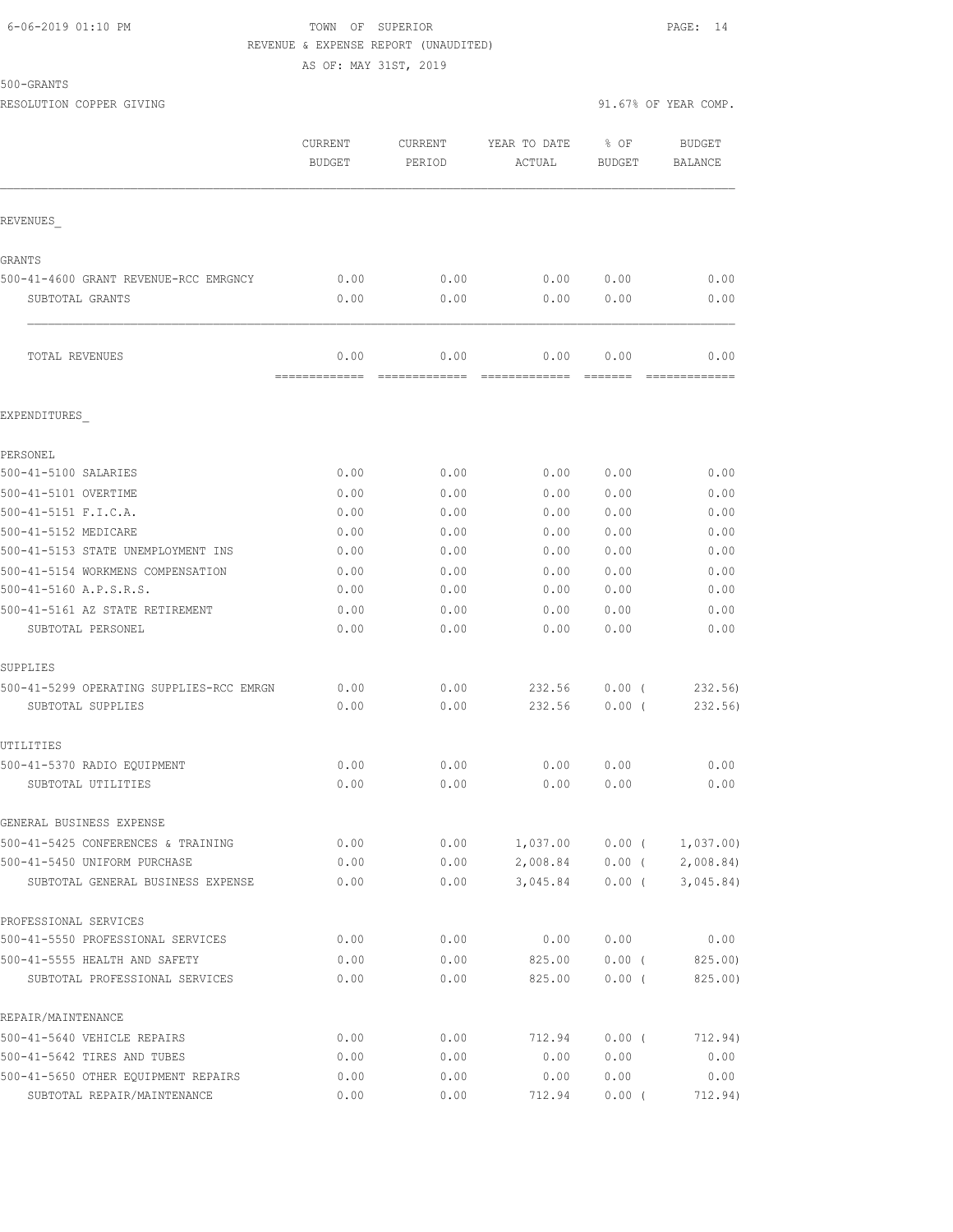6-06-2019 01:10 PM TOWN OF SUPERIOR

REVENUE & EXPENSE REPORT (UNAUDITED)

AS OF: MAY 31ST, 2019

500-GRANTS

RESOLUTION COPPER GIVING 91.67% OF YEAR COMP.

| | CURRENT BUDGET | CURRENT PERIOD | YEAR TO DATE ACTUAL | % OF BUDGET | BUDGET BALANCE |
|---|---|---|---|---|---|
| REVENUES_ | | | | | |
| GRANTS | | | | | |
| 500-41-4600 GRANT REVENUE-RCC EMRGNCY | 0.00 | 0.00 | 0.00 | 0.00 | 0.00 |
| SUBTOTAL GRANTS | 0.00 | 0.00 | 0.00 | 0.00 | 0.00 |
| TOTAL REVENUES | 0.00 | 0.00 | 0.00 | 0.00 | 0.00 |
| EXPENDITURES_ | | | | | |
| PERSONEL | | | | | |
| 500-41-5100 SALARIES | 0.00 | 0.00 | 0.00 | 0.00 | 0.00 |
| 500-41-5101 OVERTIME | 0.00 | 0.00 | 0.00 | 0.00 | 0.00 |
| 500-41-5151 F.I.C.A. | 0.00 | 0.00 | 0.00 | 0.00 | 0.00 |
| 500-41-5152 MEDICARE | 0.00 | 0.00 | 0.00 | 0.00 | 0.00 |
| 500-41-5153 STATE UNEMPLOYMENT INS | 0.00 | 0.00 | 0.00 | 0.00 | 0.00 |
| 500-41-5154 WORKMENS COMPENSATION | 0.00 | 0.00 | 0.00 | 0.00 | 0.00 |
| 500-41-5160 A.P.S.R.S. | 0.00 | 0.00 | 0.00 | 0.00 | 0.00 |
| 500-41-5161 AZ STATE RETIREMENT | 0.00 | 0.00 | 0.00 | 0.00 | 0.00 |
| SUBTOTAL PERSONEL | 0.00 | 0.00 | 0.00 | 0.00 | 0.00 |
| SUPPLIES | | | | | |
| 500-41-5299 OPERATING SUPPLIES-RCC EMRGN | 0.00 | 0.00 | 232.56 | 0.00 | ( 232.56) |
| SUBTOTAL SUPPLIES | 0.00 | 0.00 | 232.56 | 0.00 | ( 232.56) |
| UTILITIES | | | | | |
| 500-41-5370 RADIO EQUIPMENT | 0.00 | 0.00 | 0.00 | 0.00 | 0.00 |
| SUBTOTAL UTILITIES | 0.00 | 0.00 | 0.00 | 0.00 | 0.00 |
| GENERAL BUSINESS EXPENSE | | | | | |
| 500-41-5425 CONFERENCES & TRAINING | 0.00 | 0.00 | 1,037.00 | 0.00 | ( 1,037.00) |
| 500-41-5450 UNIFORM PURCHASE | 0.00 | 0.00 | 2,008.84 | 0.00 | ( 2,008.84) |
| SUBTOTAL GENERAL BUSINESS EXPENSE | 0.00 | 0.00 | 3,045.84 | 0.00 | ( 3,045.84) |
| PROFESSIONAL SERVICES | | | | | |
| 500-41-5550 PROFESSIONAL SERVICES | 0.00 | 0.00 | 0.00 | 0.00 | 0.00 |
| 500-41-5555 HEALTH AND SAFETY | 0.00 | 0.00 | 825.00 | 0.00 | ( 825.00) |
| SUBTOTAL PROFESSIONAL SERVICES | 0.00 | 0.00 | 825.00 | 0.00 | ( 825.00) |
| REPAIR/MAINTENANCE | | | | | |
| 500-41-5640 VEHICLE REPAIRS | 0.00 | 0.00 | 712.94 | 0.00 | ( 712.94) |
| 500-41-5642 TIRES AND TUBES | 0.00 | 0.00 | 0.00 | 0.00 | 0.00 |
| 500-41-5650 OTHER EQUIPMENT REPAIRS | 0.00 | 0.00 | 0.00 | 0.00 | 0.00 |
| SUBTOTAL REPAIR/MAINTENANCE | 0.00 | 0.00 | 712.94 | 0.00 | ( 712.94) |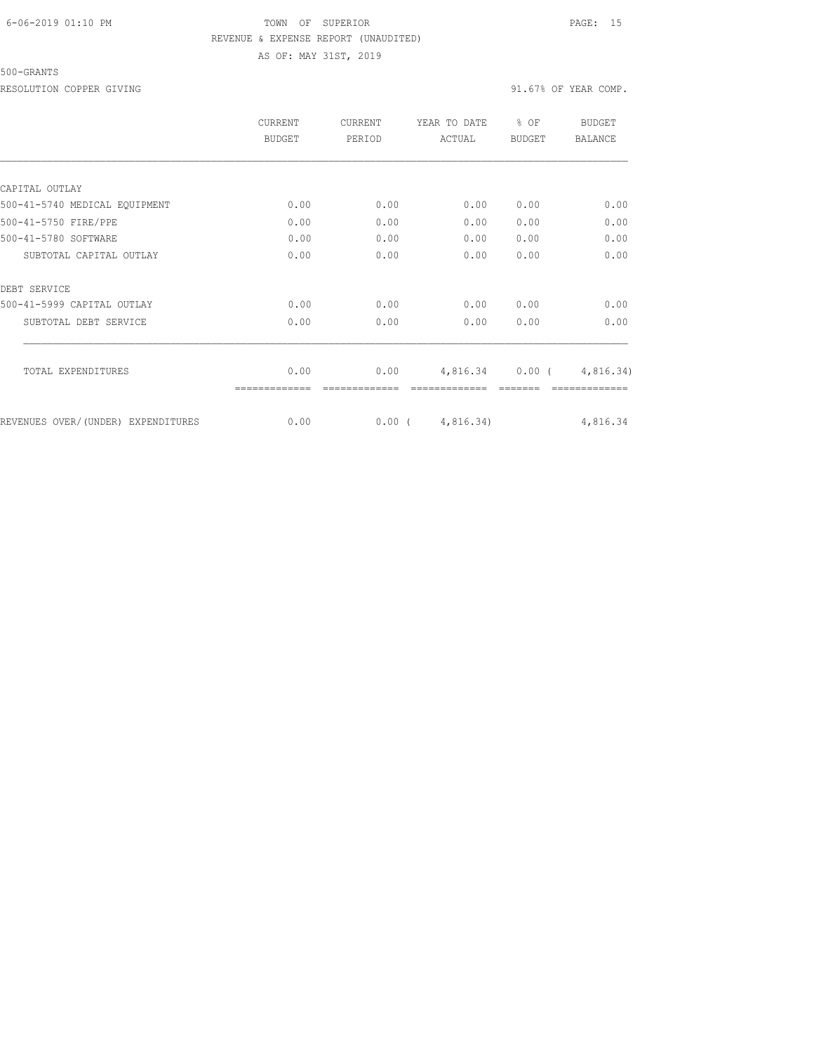TOWN OF SUPERIOR
REVENUE & EXPENSE REPORT (UNAUDITED)
AS OF: MAY 31ST, 2019

500-GRANTS

RESOLUTION COPPER GIVING 91.67% OF YEAR COMP.

| | CURRENT BUDGET | CURRENT PERIOD | YEAR TO DATE ACTUAL | % OF BUDGET | BUDGET BALANCE |
|---|---|---|---|---|---|
| CAPITAL OUTLAY | | | | | |
| 500-41-5740 MEDICAL EQUIPMENT | 0.00 | 0.00 | 0.00 | 0.00 | 0.00 |
| 500-41-5750 FIRE/PPE | 0.00 | 0.00 | 0.00 | 0.00 | 0.00 |
| 500-41-5780 SOFTWARE | 0.00 | 0.00 | 0.00 | 0.00 | 0.00 |
| SUBTOTAL CAPITAL OUTLAY | 0.00 | 0.00 | 0.00 | 0.00 | 0.00 |
| DEBT SERVICE | | | | | |
| 500-41-5999 CAPITAL OUTLAY | 0.00 | 0.00 | 0.00 | 0.00 | 0.00 |
| SUBTOTAL DEBT SERVICE | 0.00 | 0.00 | 0.00 | 0.00 | 0.00 |
| TOTAL EXPENDITURES | 0.00 | 0.00 | 4,816.34 | 0.00 | ( 4,816.34) |
| REVENUES OVER/(UNDER) EXPENDITURES | 0.00 | 0.00 | ( 4,816.34) | | 4,816.34 |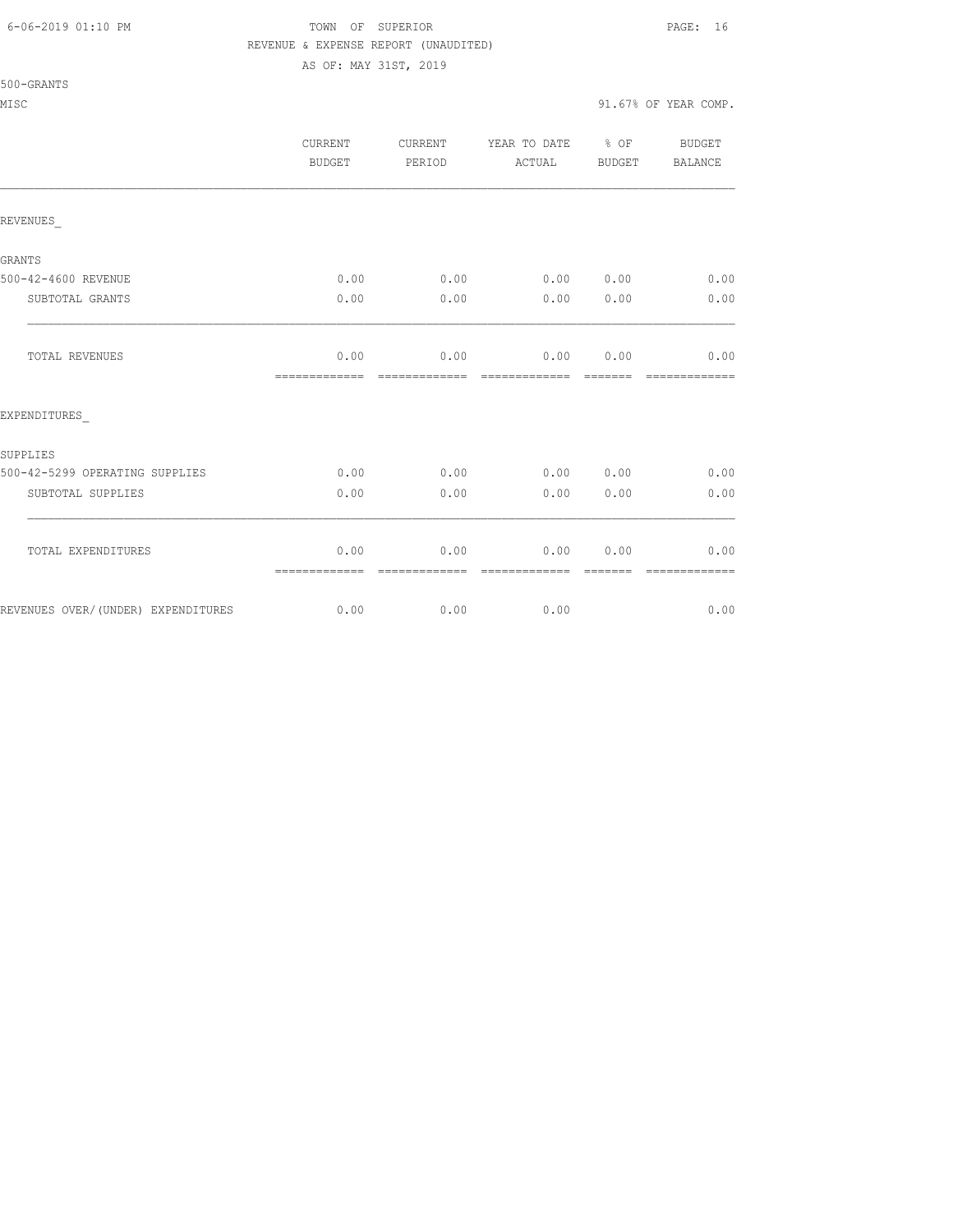TOWN OF SUPERIOR

REVENUE & EXPENSE REPORT (UNAUDITED)

AS OF: MAY 31ST, 2019

500-GRANTS

MISC 91.67% OF YEAR COMP.

| | CURRENT BUDGET | CURRENT PERIOD | YEAR TO DATE ACTUAL | % OF BUDGET | BUDGET BALANCE |
|---|---|---|---|---|---|
| REVENUES_ | | | | | |
| GRANTS | | | | | |
| 500-42-4600 REVENUE | 0.00 | 0.00 | 0.00 | 0.00 | 0.00 |
| SUBTOTAL GRANTS | 0.00 | 0.00 | 0.00 | 0.00 | 0.00 |
| TOTAL REVENUES | 0.00 | 0.00 | 0.00 | 0.00 | 0.00 |
| EXPENDITURES_ | | | | | |
| SUPPLIES | | | | | |
| 500-42-5299 OPERATING SUPPLIES | 0.00 | 0.00 | 0.00 | 0.00 | 0.00 |
| SUBTOTAL SUPPLIES | 0.00 | 0.00 | 0.00 | 0.00 | 0.00 |
| TOTAL EXPENDITURES | 0.00 | 0.00 | 0.00 | 0.00 | 0.00 |
| REVENUES OVER/(UNDER) EXPENDITURES | 0.00 | 0.00 | 0.00 | | 0.00 |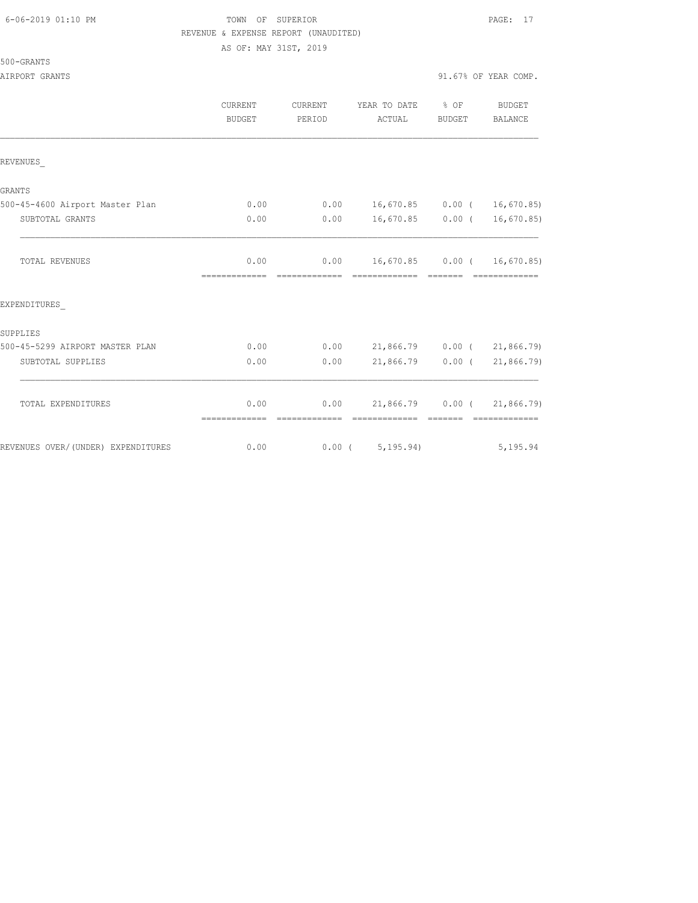TOWN OF SUPERIOR

REVENUE & EXPENSE REPORT (UNAUDITED)

AS OF: MAY 31ST, 2019

500-GRANTS

AIRPORT GRANTS

91.67% OF YEAR COMP.

| | CURRENT BUDGET | CURRENT PERIOD | YEAR TO DATE ACTUAL | % OF BUDGET | BUDGET BALANCE |
|---|---|---|---|---|---|
| REVENUES_ | | | | | |
| GRANTS | | | | | |
| 500-45-4600 Airport Master Plan | 0.00 | 0.00 | 16,670.85 | 0.00 | ( 16,670.85) |
| SUBTOTAL GRANTS | 0.00 | 0.00 | 16,670.85 | 0.00 | ( 16,670.85) |
| TOTAL REVENUES | 0.00 | 0.00 | 16,670.85 | 0.00 | ( 16,670.85) |
| EXPENDITURES_ | | | | | |
| SUPPLIES | | | | | |
| 500-45-5299 AIRPORT MASTER PLAN | 0.00 | 0.00 | 21,866.79 | 0.00 | ( 21,866.79) |
| SUBTOTAL SUPPLIES | 0.00 | 0.00 | 21,866.79 | 0.00 | ( 21,866.79) |
| TOTAL EXPENDITURES | 0.00 | 0.00 | 21,866.79 | 0.00 | ( 21,866.79) |
| REVENUES OVER/(UNDER) EXPENDITURES | 0.00 | 0.00 | ( 5,195.94) | | 5,195.94 |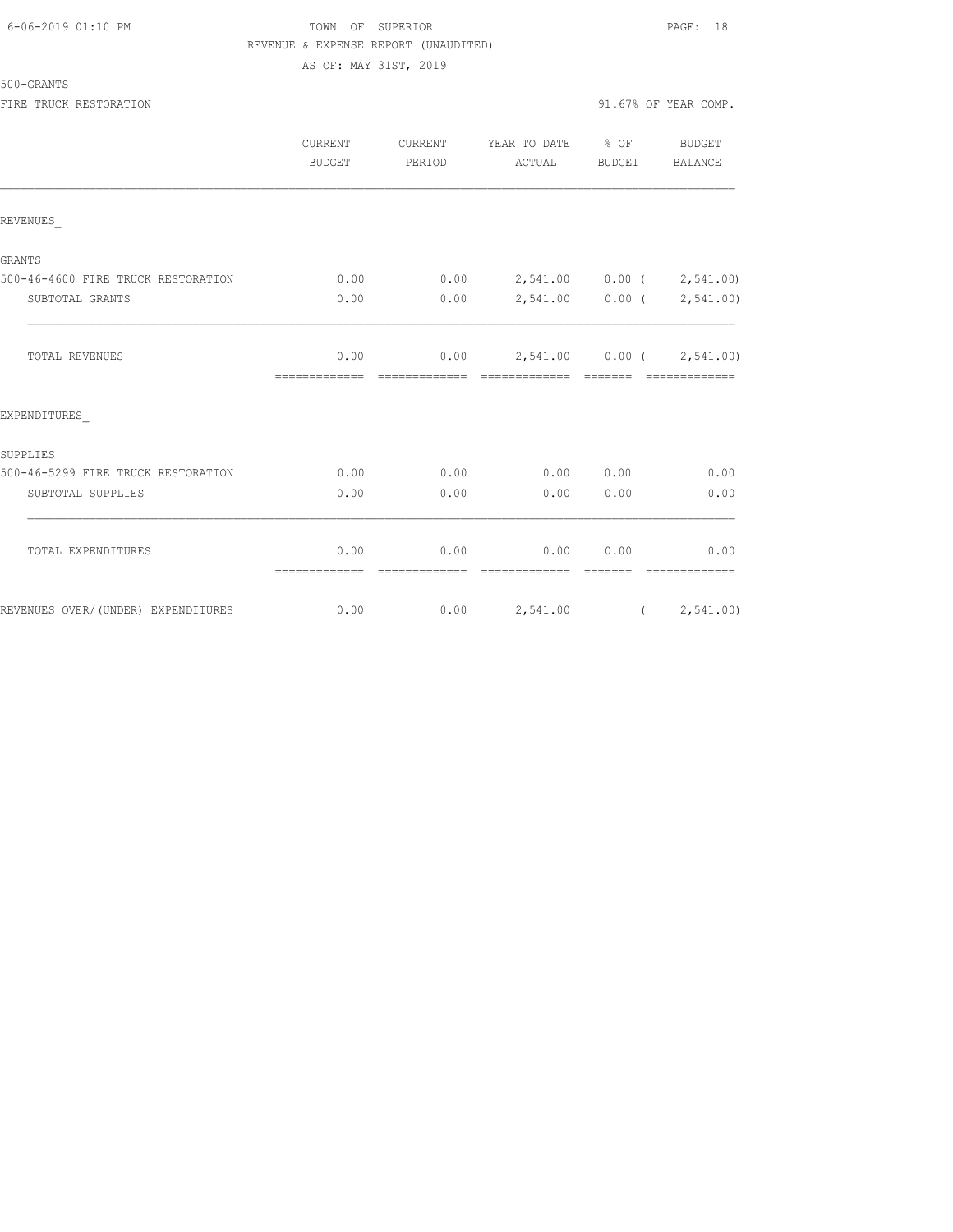TOWN OF SUPERIOR
REVENUE & EXPENSE REPORT (UNAUDITED)
AS OF: MAY 31ST, 2019

500-GRANTS
FIRE TRUCK RESTORATION — 91.67% OF YEAR COMP.

| | CURRENT BUDGET | CURRENT PERIOD | YEAR TO DATE ACTUAL | % OF BUDGET | BUDGET BALANCE |
|---|---|---|---|---|---|
| **REVENUES_** | | | | | |
| GRANTS | | | | | |
| 500-46-4600 FIRE TRUCK RESTORATION | 0.00 | 0.00 | 2,541.00 | 0.00 | ( 2,541.00) |
| SUBTOTAL GRANTS | 0.00 | 0.00 | 2,541.00 | 0.00 | ( 2,541.00) |
| TOTAL REVENUES | 0.00 | 0.00 | 2,541.00 | 0.00 | ( 2,541.00) |
| **EXPENDITURES_** | | | | | |
| SUPPLIES | | | | | |
| 500-46-5299 FIRE TRUCK RESTORATION | 0.00 | 0.00 | 0.00 | 0.00 | 0.00 |
| SUBTOTAL SUPPLIES | 0.00 | 0.00 | 0.00 | 0.00 | 0.00 |
| TOTAL EXPENDITURES | 0.00 | 0.00 | 0.00 | 0.00 | 0.00 |
| REVENUES OVER/(UNDER) EXPENDITURES | 0.00 | 0.00 | 2,541.00 | | ( 2,541.00) |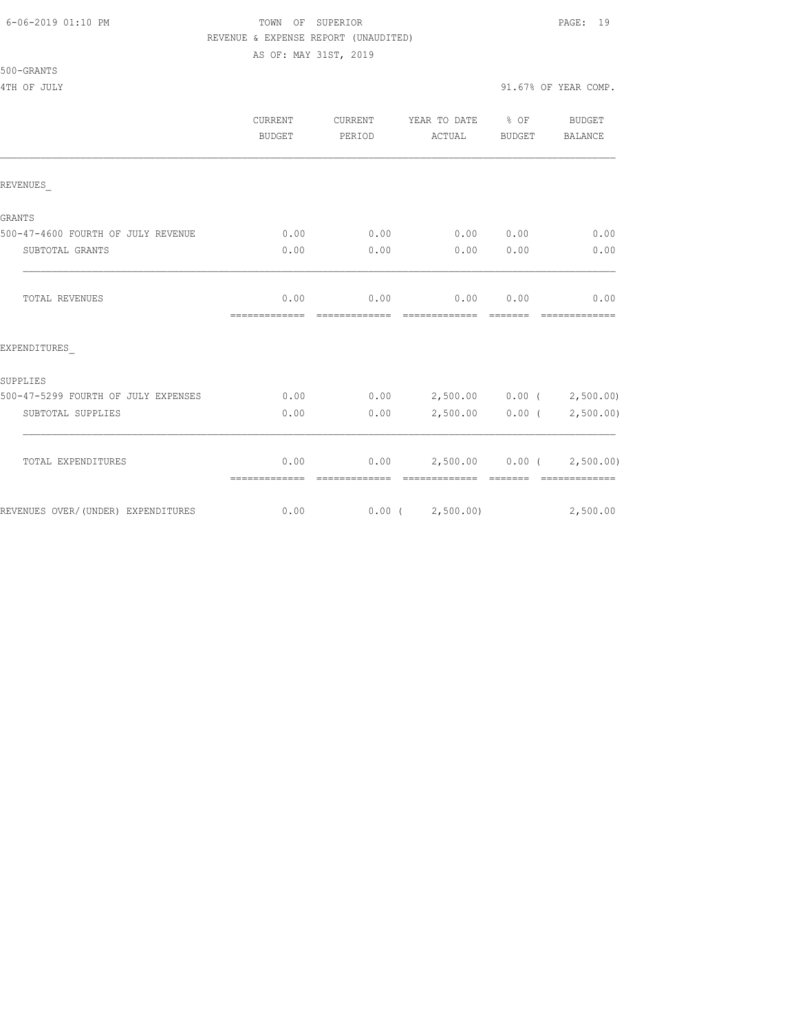TOWN OF SUPERIOR
REVENUE & EXPENSE REPORT (UNAUDITED)
AS OF: MAY 31ST, 2019

500-GRANTS
4TH OF JULY

91.67% OF YEAR COMP.

| | CURRENT BUDGET | CURRENT PERIOD | YEAR TO DATE ACTUAL | % OF BUDGET | BUDGET BALANCE |
|---|---|---|---|---|---|
| REVENUES_ | | | | | |
| GRANTS | | | | | |
| 500-47-4600 FOURTH OF JULY REVENUE | 0.00 | 0.00 | 0.00 | 0.00 | 0.00 |
| SUBTOTAL GRANTS | 0.00 | 0.00 | 0.00 | 0.00 | 0.00 |
| TOTAL REVENUES | 0.00 | 0.00 | 0.00 | 0.00 | 0.00 |
| EXPENDITURES_ | | | | | |
| SUPPLIES | | | | | |
| 500-47-5299 FOURTH OF JULY EXPENSES | 0.00 | 0.00 | 2,500.00 | 0.00 | ( 2,500.00) |
| SUBTOTAL SUPPLIES | 0.00 | 0.00 | 2,500.00 | 0.00 | ( 2,500.00) |
| TOTAL EXPENDITURES | 0.00 | 0.00 | 2,500.00 | 0.00 | ( 2,500.00) |
| REVENUES OVER/(UNDER) EXPENDITURES | 0.00 | 0.00 | ( 2,500.00) | | 2,500.00 |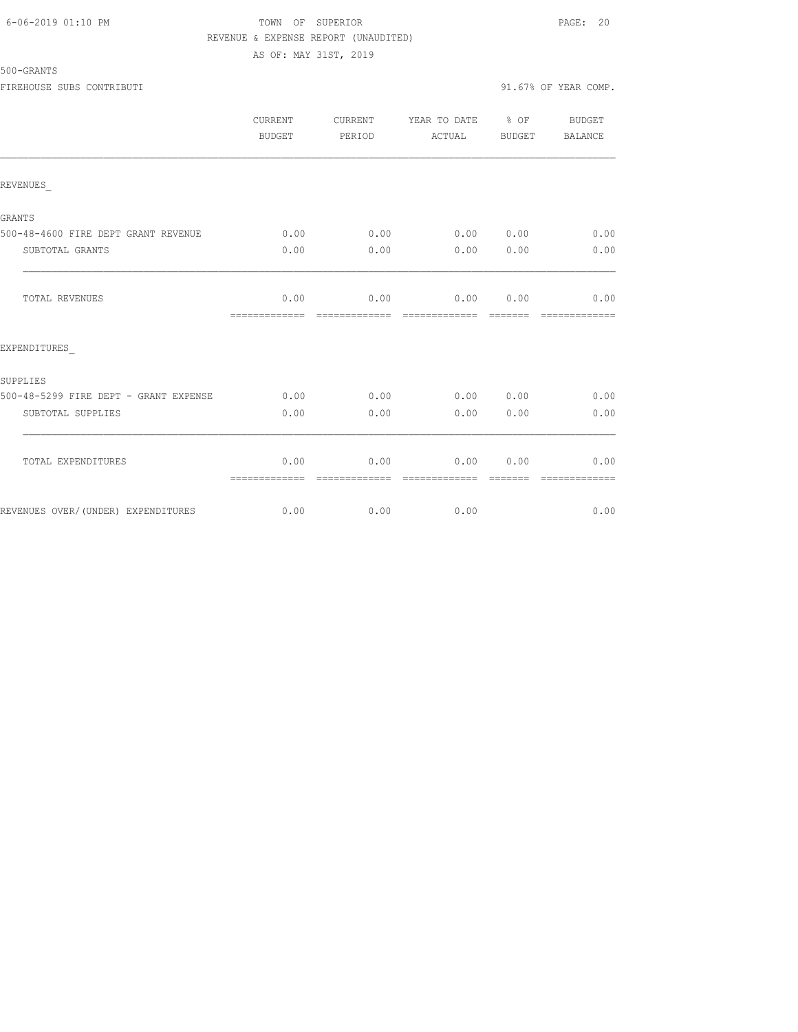TOWN OF SUPERIOR
REVENUE & EXPENSE REPORT (UNAUDITED)
AS OF: MAY 31ST, 2019

500-GRANTS

FIREHOUSE SUBS CONTRIBUTI — 91.67% OF YEAR COMP.

| | CURRENT BUDGET | CURRENT PERIOD | YEAR TO DATE ACTUAL | % OF BUDGET | BUDGET BALANCE |
|---|---|---|---|---|---|
| REVENUES_ | | | | | |
| GRANTS | | | | | |
| 500-48-4600 FIRE DEPT GRANT REVENUE | 0.00 | 0.00 | 0.00 | 0.00 | 0.00 |
| SUBTOTAL GRANTS | 0.00 | 0.00 | 0.00 | 0.00 | 0.00 |
| TOTAL REVENUES | 0.00 | 0.00 | 0.00 | 0.00 | 0.00 |
| EXPENDITURES_ | | | | | |
| SUPPLIES | | | | | |
| 500-48-5299 FIRE DEPT - GRANT EXPENSE | 0.00 | 0.00 | 0.00 | 0.00 | 0.00 |
| SUBTOTAL SUPPLIES | 0.00 | 0.00 | 0.00 | 0.00 | 0.00 |
| TOTAL EXPENDITURES | 0.00 | 0.00 | 0.00 | 0.00 | 0.00 |
| REVENUES OVER/(UNDER) EXPENDITURES | 0.00 | 0.00 | 0.00 | | 0.00 |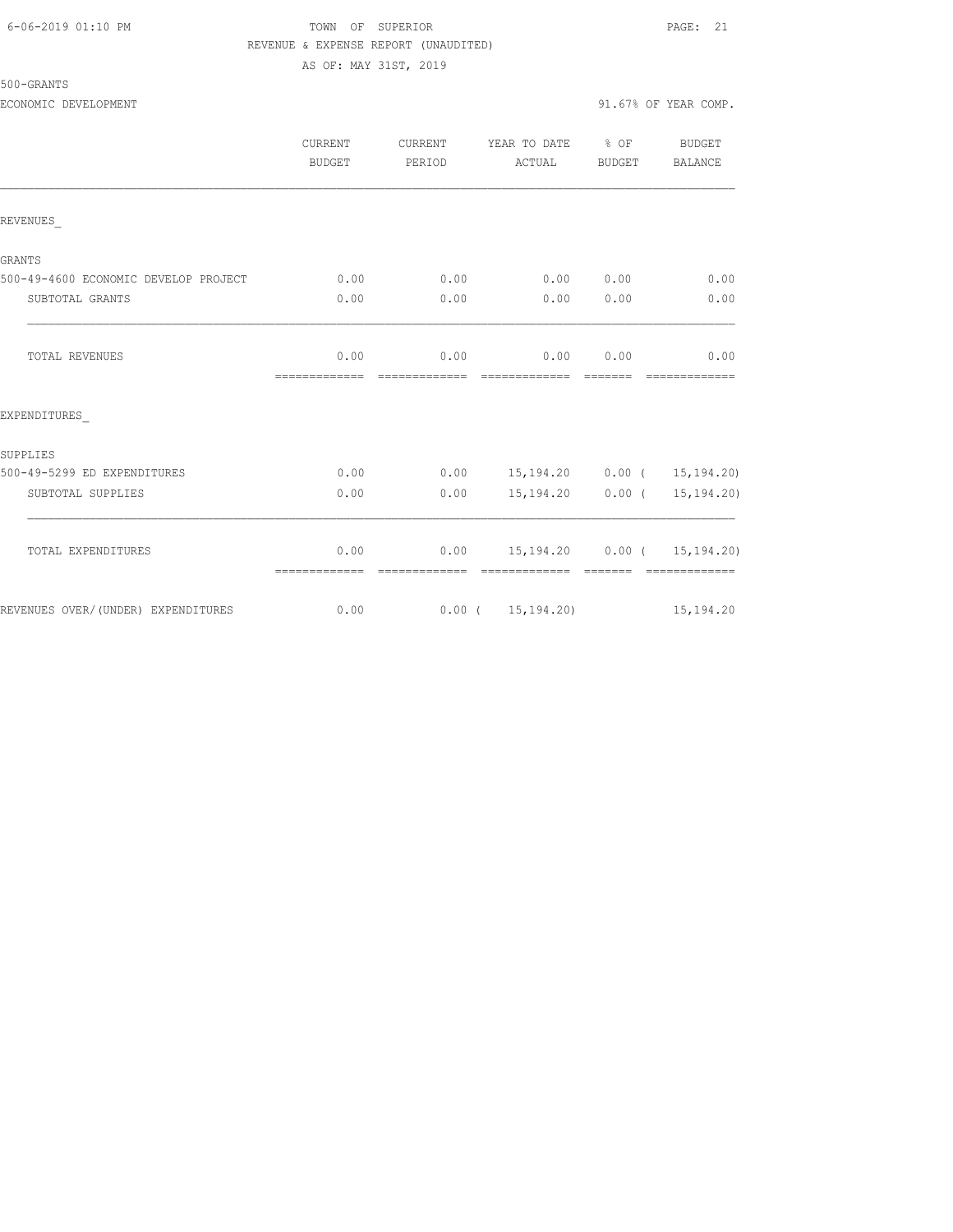TOWN OF SUPERIOR
REVENUE & EXPENSE REPORT (UNAUDITED)
AS OF: MAY 31ST, 2019

500-GRANTS
ECONOMIC DEVELOPMENT

91.67% OF YEAR COMP.

| | CURRENT BUDGET | CURRENT PERIOD | YEAR TO DATE ACTUAL | % OF BUDGET | BUDGET BALANCE |
|---|---|---|---|---|---|
| REVENUES_ | | | | | |
| GRANTS | | | | | |
| 500-49-4600 ECONOMIC DEVELOP PROJECT | 0.00 | 0.00 | 0.00 | 0.00 | 0.00 |
| SUBTOTAL GRANTS | 0.00 | 0.00 | 0.00 | 0.00 | 0.00 |
| TOTAL REVENUES | 0.00 | 0.00 | 0.00 | 0.00 | 0.00 |
| EXPENDITURES_ | | | | | |
| SUPPLIES | | | | | |
| 500-49-5299 ED EXPENDITURES | 0.00 | 0.00 | 15,194.20 | 0.00 | ( 15,194.20) |
| SUBTOTAL SUPPLIES | 0.00 | 0.00 | 15,194.20 | 0.00 | ( 15,194.20) |
| TOTAL EXPENDITURES | 0.00 | 0.00 | 15,194.20 | 0.00 | ( 15,194.20) |
| REVENUES OVER/(UNDER) EXPENDITURES | 0.00 | 0.00 | ( 15,194.20) | | 15,194.20 |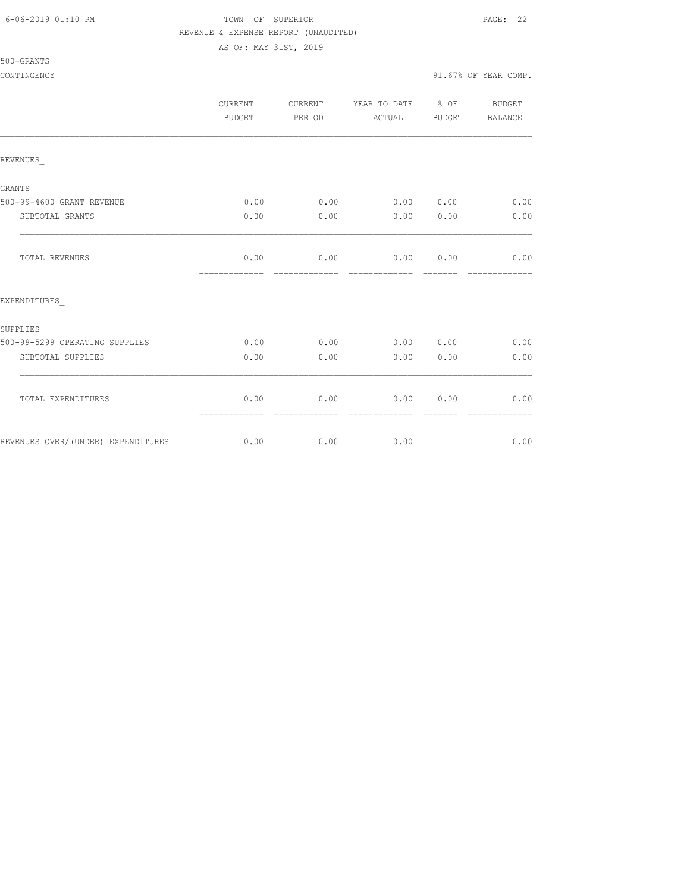TOWN OF SUPERIOR

REVENUE & EXPENSE REPORT (UNAUDITED)

AS OF: MAY 31ST, 2019

500-GRANTS

CONTINGENCY — 91.67% OF YEAR COMP.

| | CURRENT BUDGET | CURRENT PERIOD | YEAR TO DATE ACTUAL | % OF BUDGET | BUDGET BALANCE |
|---|---|---|---|---|---|
| REVENUES_ | | | | | |
| GRANTS | | | | | |
| 500-99-4600 GRANT REVENUE | 0.00 | 0.00 | 0.00 | 0.00 | 0.00 |
| SUBTOTAL GRANTS | 0.00 | 0.00 | 0.00 | 0.00 | 0.00 |
| TOTAL REVENUES | 0.00 | 0.00 | 0.00 | 0.00 | 0.00 |
| EXPENDITURES_ | | | | | |
| SUPPLIES | | | | | |
| 500-99-5299 OPERATING SUPPLIES | 0.00 | 0.00 | 0.00 | 0.00 | 0.00 |
| SUBTOTAL SUPPLIES | 0.00 | 0.00 | 0.00 | 0.00 | 0.00 |
| TOTAL EXPENDITURES | 0.00 | 0.00 | 0.00 | 0.00 | 0.00 |
| REVENUES OVER/(UNDER) EXPENDITURES | 0.00 | 0.00 | 0.00 | | 0.00 |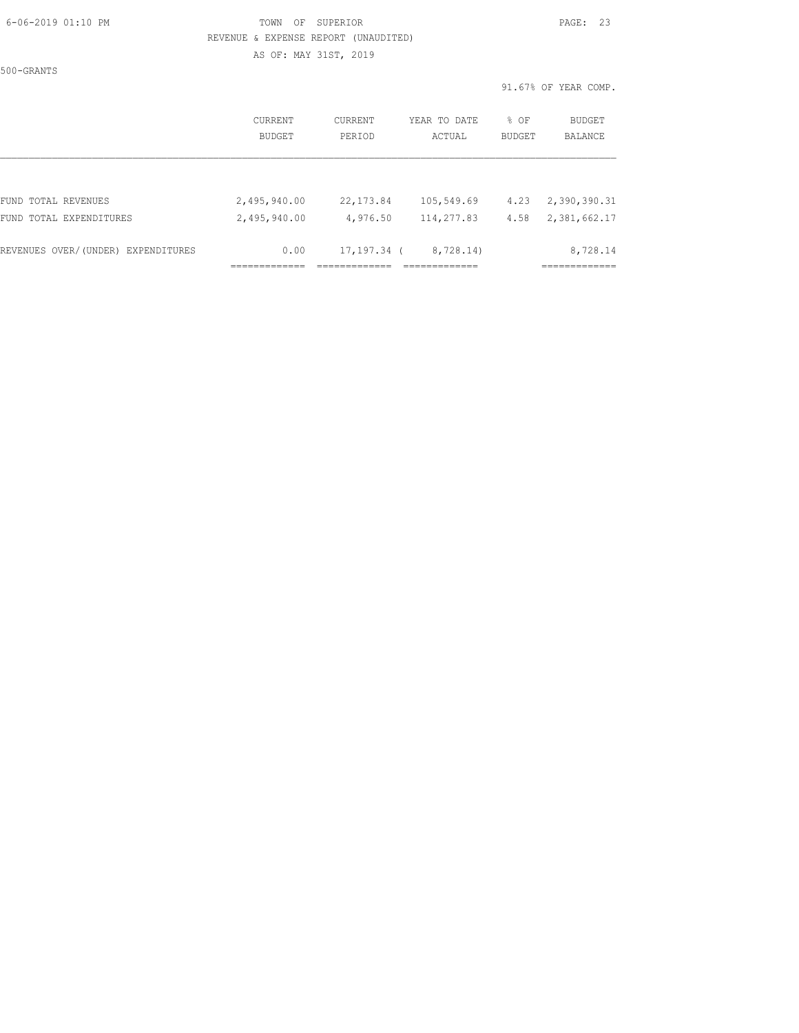TOWN OF SUPERIOR

REVENUE & EXPENSE REPORT (UNAUDITED)

AS OF: MAY 31ST, 2019

500-GRANTS

91.67% OF YEAR COMP.

| | CURRENT BUDGET | CURRENT PERIOD | YEAR TO DATE ACTUAL | % OF BUDGET | BUDGET BALANCE |
|---|---|---|---|---|---|
| FUND TOTAL REVENUES | 2,495,940.00 | 22,173.84 | 105,549.69 | 4.23 | 2,390,390.31 |
| FUND TOTAL EXPENDITURES | 2,495,940.00 | 4,976.50 | 114,277.83 | 4.58 | 2,381,662.17 |
| REVENUES OVER/(UNDER) EXPENDITURES | 0.00 | 17,197.34 | ( 8,728.14) | | 8,728.14 |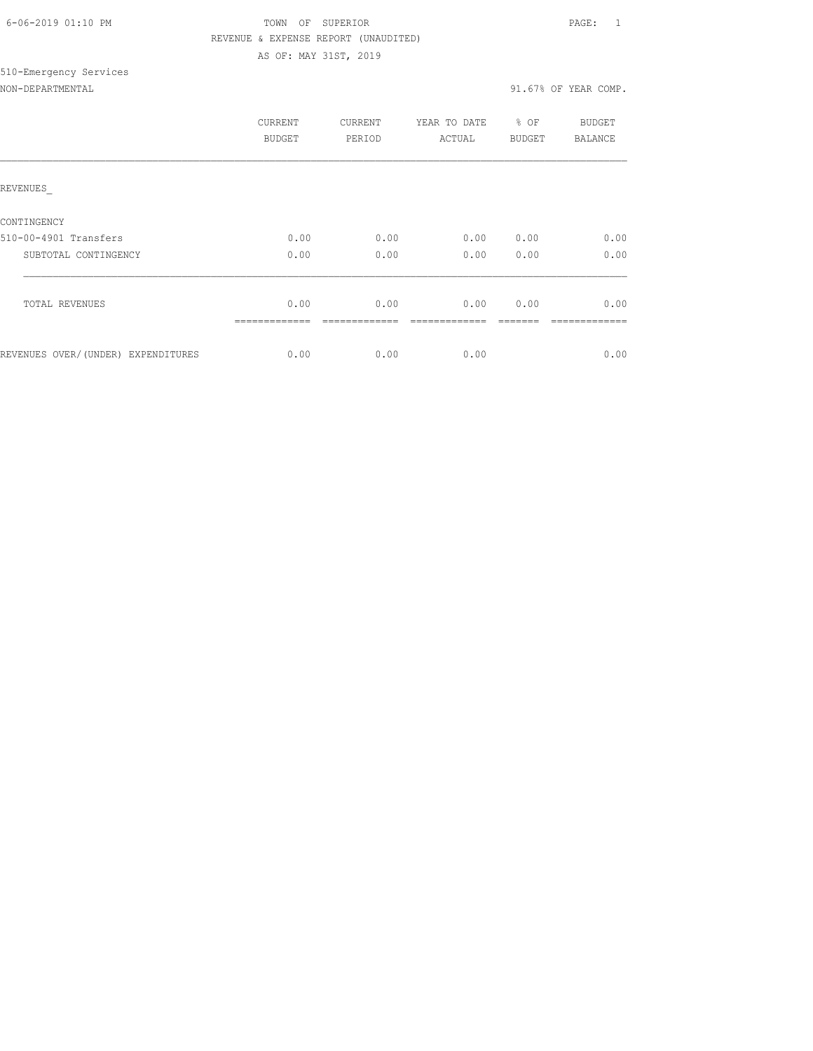6-06-2019 01:10 PM

TOWN OF SUPERIOR

REVENUE & EXPENSE REPORT (UNAUDITED)

AS OF: MAY 31ST, 2019

510-Emergency Services

NON-DEPARTMENTAL

91.67% OF YEAR COMP.

| | CURRENT BUDGET | CURRENT PERIOD | YEAR TO DATE ACTUAL | % OF BUDGET | BUDGET BALANCE |
|---|---|---|---|---|---|
| REVENUES_ | | | | | |
| CONTINGENCY | | | | | |
| 510-00-4901 Transfers | 0.00 | 0.00 | 0.00 | 0.00 | 0.00 |
| SUBTOTAL CONTINGENCY | 0.00 | 0.00 | 0.00 | 0.00 | 0.00 |
| TOTAL REVENUES | 0.00 | 0.00 | 0.00 | 0.00 | 0.00 |
| REVENUES OVER/(UNDER) EXPENDITURES | 0.00 | 0.00 | 0.00 | | 0.00 |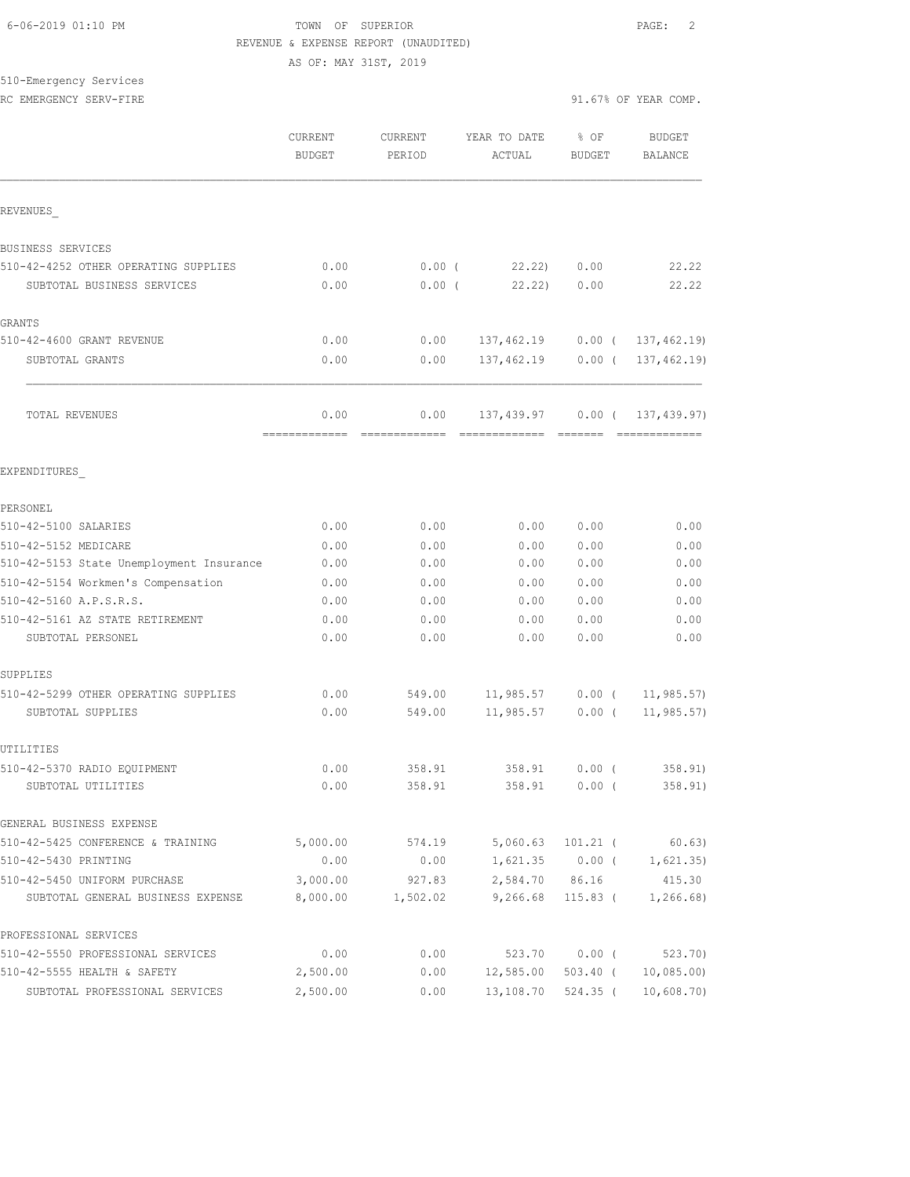TOWN OF SUPERIOR
REVENUE & EXPENSE REPORT (UNAUDITED)
AS OF: MAY 31ST, 2019

510-Emergency Services
RC EMERGENCY SERV-FIRE

91.67% OF YEAR COMP.

| | CURRENT BUDGET | CURRENT PERIOD | YEAR TO DATE ACTUAL | % OF BUDGET | BUDGET BALANCE |
|---|---|---|---|---|---|
| REVENUES_ | | | | | |
| BUSINESS SERVICES | | | | | |
| 510-42-4252 OTHER OPERATING SUPPLIES | 0.00 | 0.00 | ( 22.22) | 0.00 | 22.22 |
| SUBTOTAL BUSINESS SERVICES | 0.00 | 0.00 | ( 22.22) | 0.00 | 22.22 |
| GRANTS | | | | | |
| 510-42-4600 GRANT REVENUE | 0.00 | 0.00 | 137,462.19 | 0.00 | ( 137,462.19) |
| SUBTOTAL GRANTS | 0.00 | 0.00 | 137,462.19 | 0.00 | ( 137,462.19) |
| TOTAL REVENUES | 0.00 | 0.00 | 137,439.97 | 0.00 | ( 137,439.97) |
| EXPENDITURES_ | | | | | |
| PERSONEL | | | | | |
| 510-42-5100 SALARIES | 0.00 | 0.00 | 0.00 | 0.00 | 0.00 |
| 510-42-5152 MEDICARE | 0.00 | 0.00 | 0.00 | 0.00 | 0.00 |
| 510-42-5153 State Unemployment Insurance | 0.00 | 0.00 | 0.00 | 0.00 | 0.00 |
| 510-42-5154 Workmen's Compensation | 0.00 | 0.00 | 0.00 | 0.00 | 0.00 |
| 510-42-5160 A.P.S.R.S. | 0.00 | 0.00 | 0.00 | 0.00 | 0.00 |
| 510-42-5161 AZ STATE RETIREMENT | 0.00 | 0.00 | 0.00 | 0.00 | 0.00 |
| SUBTOTAL PERSONEL | 0.00 | 0.00 | 0.00 | 0.00 | 0.00 |
| SUPPLIES | | | | | |
| 510-42-5299 OTHER OPERATING SUPPLIES | 0.00 | 549.00 | 11,985.57 | 0.00 | ( 11,985.57) |
| SUBTOTAL SUPPLIES | 0.00 | 549.00 | 11,985.57 | 0.00 | ( 11,985.57) |
| UTILITIES | | | | | |
| 510-42-5370 RADIO EQUIPMENT | 0.00 | 358.91 | 358.91 | 0.00 | ( 358.91) |
| SUBTOTAL UTILITIES | 0.00 | 358.91 | 358.91 | 0.00 | ( 358.91) |
| GENERAL BUSINESS EXPENSE | | | | | |
| 510-42-5425 CONFERENCE & TRAINING | 5,000.00 | 574.19 | 5,060.63 | 101.21 | ( 60.63) |
| 510-42-5430 PRINTING | 0.00 | 0.00 | 1,621.35 | 0.00 | ( 1,621.35) |
| 510-42-5450 UNIFORM PURCHASE | 3,000.00 | 927.83 | 2,584.70 | 86.16 | 415.30 |
| SUBTOTAL GENERAL BUSINESS EXPENSE | 8,000.00 | 1,502.02 | 9,266.68 | 115.83 | ( 1,266.68) |
| PROFESSIONAL SERVICES | | | | | |
| 510-42-5550 PROFESSIONAL SERVICES | 0.00 | 0.00 | 523.70 | 0.00 | ( 523.70) |
| 510-42-5555 HEALTH & SAFETY | 2,500.00 | 0.00 | 12,585.00 | 503.40 | ( 10,085.00) |
| SUBTOTAL PROFESSIONAL SERVICES | 2,500.00 | 0.00 | 13,108.70 | 524.35 | ( 10,608.70) |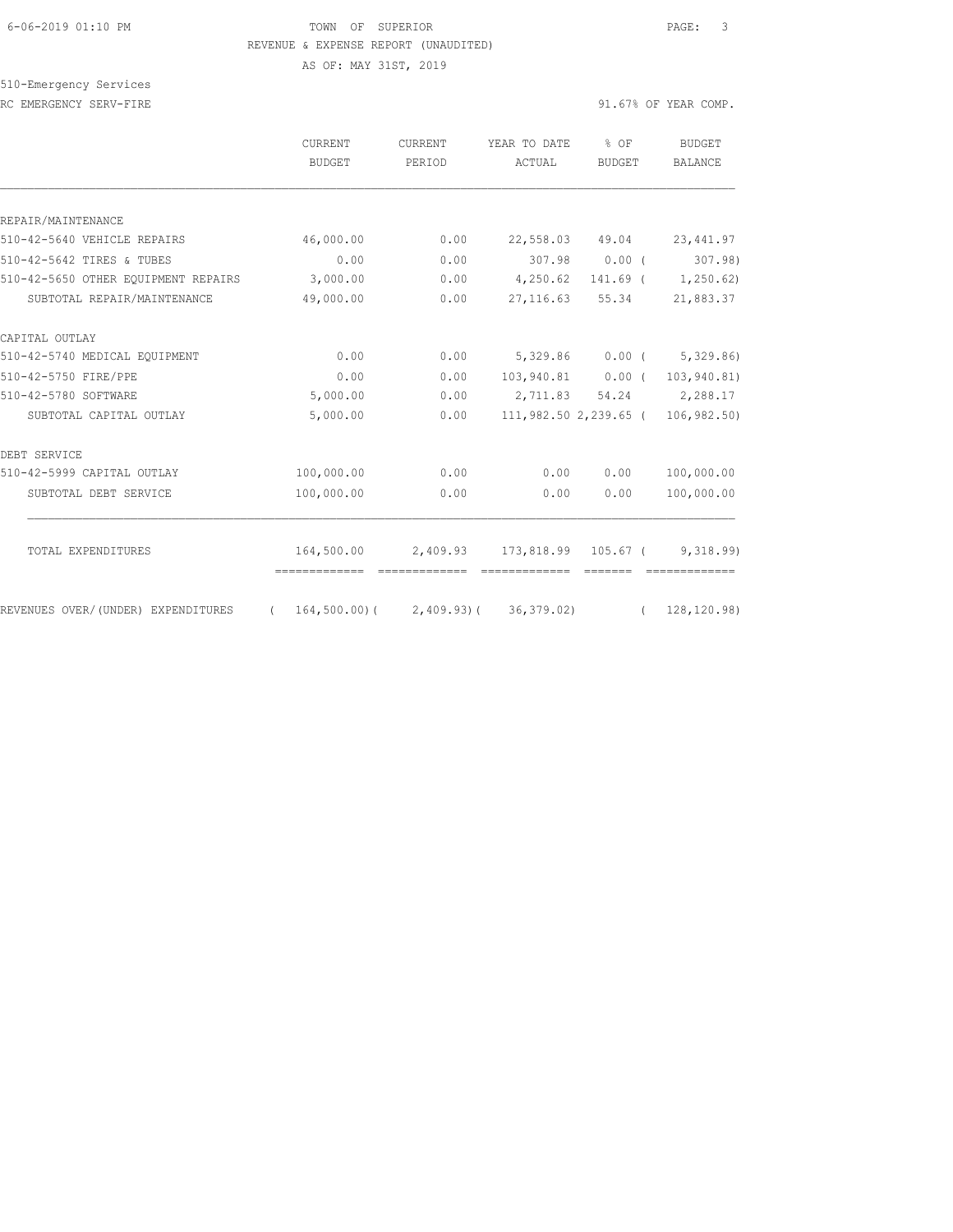TOWN OF SUPERIOR

REVENUE & EXPENSE REPORT (UNAUDITED)

AS OF: MAY 31ST, 2019

510-Emergency Services

RC EMERGENCY SERV-FIRE

91.67% OF YEAR COMP.

| | CURRENT BUDGET | CURRENT PERIOD | YEAR TO DATE ACTUAL | % OF BUDGET | BUDGET BALANCE |
|---|---|---|---|---|---|
| **REPAIR/MAINTENANCE** | | | | | |
| 510-42-5640 VEHICLE REPAIRS | 46,000.00 | 0.00 | 22,558.03 | 49.04 | 23,441.97 |
| 510-42-5642 TIRES & TUBES | 0.00 | 0.00 | 307.98 | 0.00 | ( 307.98) |
| 510-42-5650 OTHER EQUIPMENT REPAIRS | 3,000.00 | 0.00 | 4,250.62 | 141.69 | ( 1,250.62) |
| SUBTOTAL REPAIR/MAINTENANCE | 49,000.00 | 0.00 | 27,116.63 | 55.34 | 21,883.37 |
| **CAPITAL OUTLAY** | | | | | |
| 510-42-5740 MEDICAL EQUIPMENT | 0.00 | 0.00 | 5,329.86 | 0.00 | ( 5,329.86) |
| 510-42-5750 FIRE/PPE | 0.00 | 0.00 | 103,940.81 | 0.00 | ( 103,940.81) |
| 510-42-5780 SOFTWARE | 5,000.00 | 0.00 | 2,711.83 | 54.24 | 2,288.17 |
| SUBTOTAL CAPITAL OUTLAY | 5,000.00 | 0.00 | 111,982.50 | 2,239.65 | ( 106,982.50) |
| **DEBT SERVICE** | | | | | |
| 510-42-5999 CAPITAL OUTLAY | 100,000.00 | 0.00 | 0.00 | 0.00 | 100,000.00 |
| SUBTOTAL DEBT SERVICE | 100,000.00 | 0.00 | 0.00 | 0.00 | 100,000.00 |
| TOTAL EXPENDITURES | 164,500.00 | 2,409.93 | 173,818.99 | 105.67 | ( 9,318.99) |
| REVENUES OVER/(UNDER) EXPENDITURES | ( 164,500.00) | ( 2,409.93) | ( 36,379.02) | | ( 128,120.98) |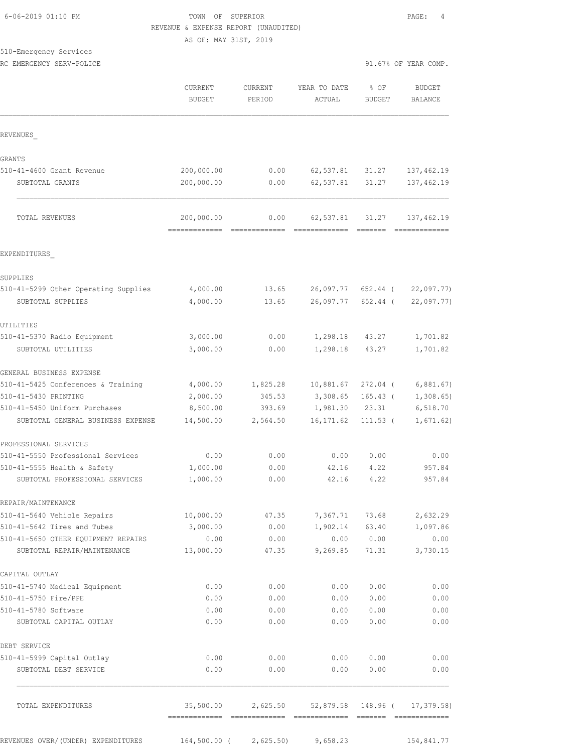6-06-2019 01:10 PM

TOWN OF SUPERIOR
REVENUE & EXPENSE REPORT (UNAUDITED)
AS OF: MAY 31ST, 2019

510-Emergency Services
RC EMERGENCY SERV-POLICE

91.67% OF YEAR COMP.

| | CURRENT BUDGET | CURRENT PERIOD | YEAR TO DATE ACTUAL | % OF BUDGET | BUDGET BALANCE |
|---|---|---|---|---|---|
| REVENUES_ | | | | | |
| GRANTS | | | | | |
| 510-41-4600 Grant Revenue | 200,000.00 | 0.00 | 62,537.81 | 31.27 | 137,462.19 |
| SUBTOTAL GRANTS | 200,000.00 | 0.00 | 62,537.81 | 31.27 | 137,462.19 |
| TOTAL REVENUES | 200,000.00 | 0.00 | 62,537.81 | 31.27 | 137,462.19 |
| EXPENDITURES_ | | | | | |
| SUPPLIES | | | | | |
| 510-41-5299 Other Operating Supplies | 4,000.00 | 13.65 | 26,097.77 | 652.44 ( | 22,097.77) |
| SUBTOTAL SUPPLIES | 4,000.00 | 13.65 | 26,097.77 | 652.44 ( | 22,097.77) |
| UTILITIES | | | | | |
| 510-41-5370 Radio Equipment | 3,000.00 | 0.00 | 1,298.18 | 43.27 | 1,701.82 |
| SUBTOTAL UTILITIES | 3,000.00 | 0.00 | 1,298.18 | 43.27 | 1,701.82 |
| GENERAL BUSINESS EXPENSE | | | | | |
| 510-41-5425 Conferences & Training | 4,000.00 | 1,825.28 | 10,881.67 | 272.04 ( | 6,881.67) |
| 510-41-5430 PRINTING | 2,000.00 | 345.53 | 3,308.65 | 165.43 ( | 1,308.65) |
| 510-41-5450 Uniform Purchases | 8,500.00 | 393.69 | 1,981.30 | 23.31 | 6,518.70 |
| SUBTOTAL GENERAL BUSINESS EXPENSE | 14,500.00 | 2,564.50 | 16,171.62 | 111.53 ( | 1,671.62) |
| PROFESSIONAL SERVICES | | | | | |
| 510-41-5550 Professional Services | 0.00 | 0.00 | 0.00 | 0.00 | 0.00 |
| 510-41-5555 Health & Safety | 1,000.00 | 0.00 | 42.16 | 4.22 | 957.84 |
| SUBTOTAL PROFESSIONAL SERVICES | 1,000.00 | 0.00 | 42.16 | 4.22 | 957.84 |
| REPAIR/MAINTENANCE | | | | | |
| 510-41-5640 Vehicle Repairs | 10,000.00 | 47.35 | 7,367.71 | 73.68 | 2,632.29 |
| 510-41-5642 Tires and Tubes | 3,000.00 | 0.00 | 1,902.14 | 63.40 | 1,097.86 |
| 510-41-5650 OTHER EQUIPMENT REPAIRS | 0.00 | 0.00 | 0.00 | 0.00 | 0.00 |
| SUBTOTAL REPAIR/MAINTENANCE | 13,000.00 | 47.35 | 9,269.85 | 71.31 | 3,730.15 |
| CAPITAL OUTLAY | | | | | |
| 510-41-5740 Medical Equipment | 0.00 | 0.00 | 0.00 | 0.00 | 0.00 |
| 510-41-5750 Fire/PPE | 0.00 | 0.00 | 0.00 | 0.00 | 0.00 |
| 510-41-5780 Software | 0.00 | 0.00 | 0.00 | 0.00 | 0.00 |
| SUBTOTAL CAPITAL OUTLAY | 0.00 | 0.00 | 0.00 | 0.00 | 0.00 |
| DEBT SERVICE | | | | | |
| 510-41-5999 Capital Outlay | 0.00 | 0.00 | 0.00 | 0.00 | 0.00 |
| SUBTOTAL DEBT SERVICE | 0.00 | 0.00 | 0.00 | 0.00 | 0.00 |
| TOTAL EXPENDITURES | 35,500.00 | 2,625.50 | 52,879.58 | 148.96 ( | 17,379.58) |
| REVENUES OVER/(UNDER) EXPENDITURES | 164,500.00 ( | 2,625.50) | 9,658.23 | | 154,841.77 |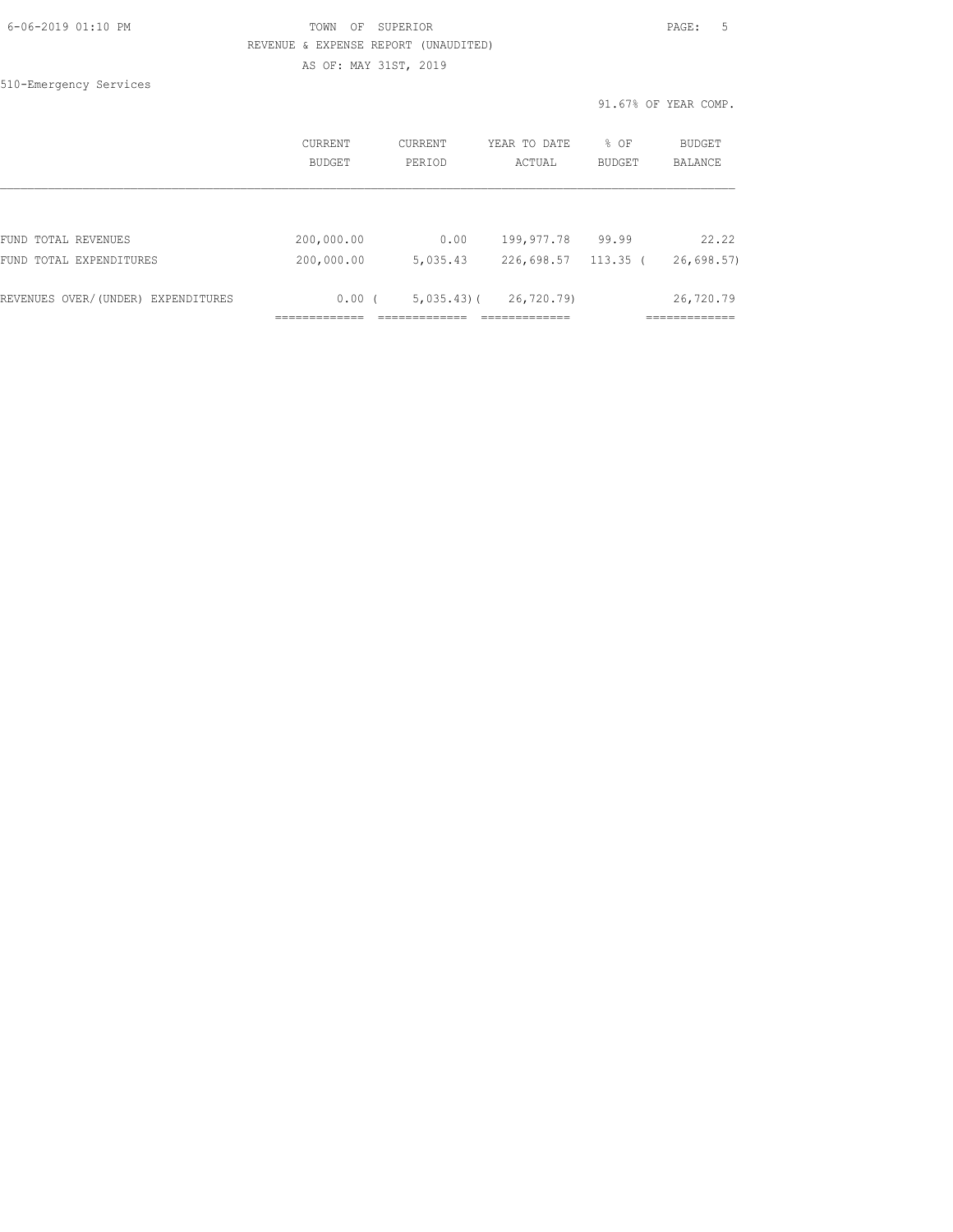TOWN OF SUPERIOR

REVENUE & EXPENSE REPORT (UNAUDITED)

AS OF: MAY 31ST, 2019

510-Emergency Services

91.67% OF YEAR COMP.

| | CURRENT BUDGET | CURRENT PERIOD | YEAR TO DATE ACTUAL | % OF BUDGET | BUDGET BALANCE |
|---|---|---|---|---|---|
| FUND TOTAL REVENUES | 200,000.00 | 0.00 | 199,977.78 | 99.99 | 22.22 |
| FUND TOTAL EXPENDITURES | 200,000.00 | 5,035.43 | 226,698.57 | 113.35 | ( 26,698.57) |
| REVENUES OVER/(UNDER) EXPENDITURES | 0.00 | ( 5,035.43) | ( 26,720.79) | | 26,720.79 |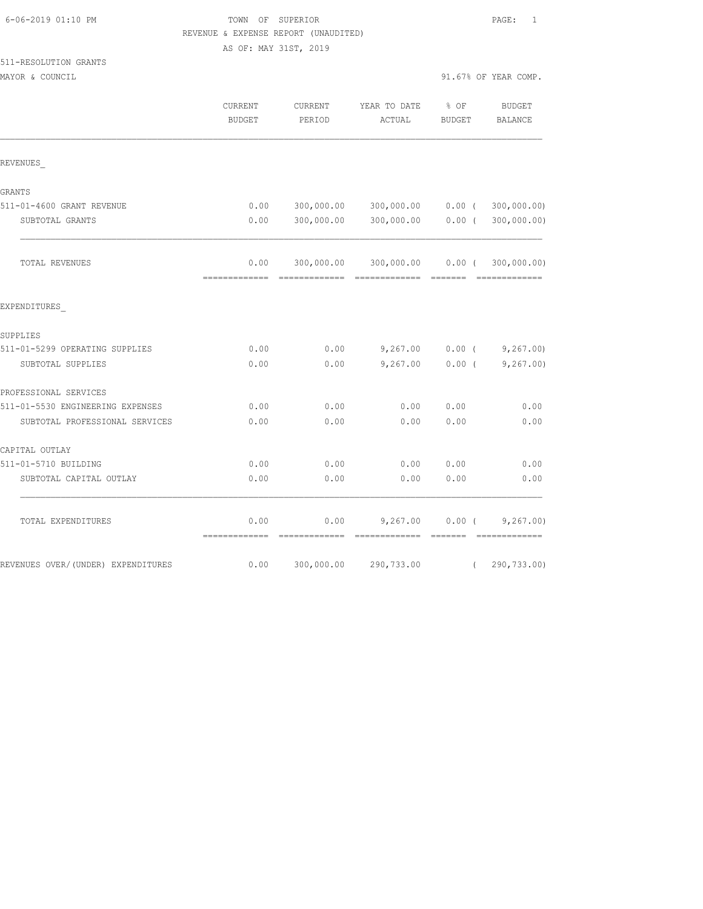6-06-2019 01:10 PM TOWN OF SUPERIOR

REVENUE & EXPENSE REPORT (UNAUDITED)

AS OF: MAY 31ST, 2019

511-RESOLUTION GRANTS

MAYOR & COUNCIL 91.67% OF YEAR COMP.

| | CURRENT BUDGET | CURRENT PERIOD | YEAR TO DATE ACTUAL | % OF BUDGET | BUDGET BALANCE |
|---|---|---|---|---|---|
| REVENUES_ | | | | | |
| GRANTS | | | | | |
| 511-01-4600 GRANT REVENUE | 0.00 | 300,000.00 | 300,000.00 | 0.00 | ( 300,000.00) |
| SUBTOTAL GRANTS | 0.00 | 300,000.00 | 300,000.00 | 0.00 | ( 300,000.00) |
| TOTAL REVENUES | 0.00 | 300,000.00 | 300,000.00 | 0.00 | ( 300,000.00) |
| EXPENDITURES_ | | | | | |
| SUPPLIES | | | | | |
| 511-01-5299 OPERATING SUPPLIES | 0.00 | 0.00 | 9,267.00 | 0.00 | ( 9,267.00) |
| SUBTOTAL SUPPLIES | 0.00 | 0.00 | 9,267.00 | 0.00 | ( 9,267.00) |
| PROFESSIONAL SERVICES | | | | | |
| 511-01-5530 ENGINEERING EXPENSES | 0.00 | 0.00 | 0.00 | 0.00 | 0.00 |
| SUBTOTAL PROFESSIONAL SERVICES | 0.00 | 0.00 | 0.00 | 0.00 | 0.00 |
| CAPITAL OUTLAY | | | | | |
| 511-01-5710 BUILDING | 0.00 | 0.00 | 0.00 | 0.00 | 0.00 |
| SUBTOTAL CAPITAL OUTLAY | 0.00 | 0.00 | 0.00 | 0.00 | 0.00 |
| TOTAL EXPENDITURES | 0.00 | 0.00 | 9,267.00 | 0.00 | ( 9,267.00) |
| REVENUES OVER/(UNDER) EXPENDITURES | 0.00 | 300,000.00 | 290,733.00 | | ( 290,733.00) |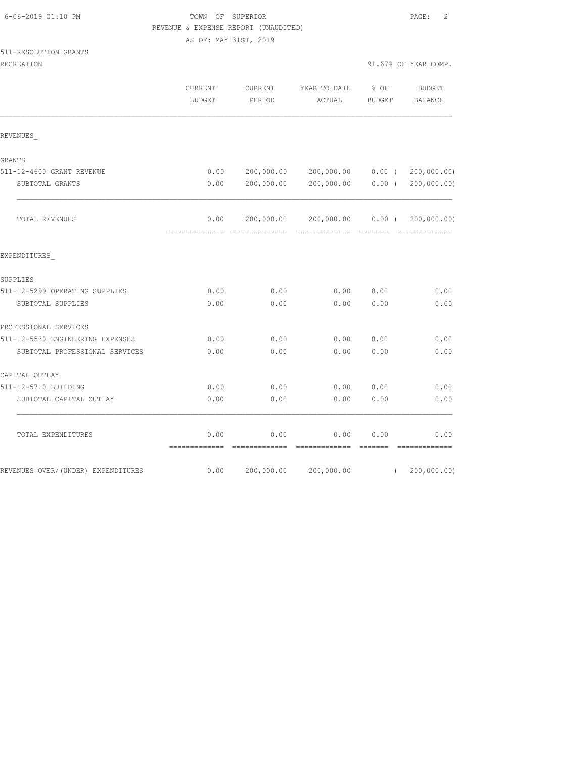TOWN OF SUPERIOR
REVENUE & EXPENSE REPORT (UNAUDITED)
AS OF: MAY 31ST, 2019

511-RESOLUTION GRANTS
RECREATION

91.67% OF YEAR COMP.

| | CURRENT BUDGET | CURRENT PERIOD | YEAR TO DATE ACTUAL | % OF BUDGET | BUDGET BALANCE |
|---|---|---|---|---|---|
| REVENUES_ | | | | | |
| GRANTS | | | | | |
| 511-12-4600 GRANT REVENUE | 0.00 | 200,000.00 | 200,000.00 | 0.00 | ( 200,000.00) |
| SUBTOTAL GRANTS | 0.00 | 200,000.00 | 200,000.00 | 0.00 | ( 200,000.00) |
| TOTAL REVENUES | 0.00 | 200,000.00 | 200,000.00 | 0.00 | ( 200,000.00) |
| EXPENDITURES_ | | | | | |
| SUPPLIES | | | | | |
| 511-12-5299 OPERATING SUPPLIES | 0.00 | 0.00 | 0.00 | 0.00 | 0.00 |
| SUBTOTAL SUPPLIES | 0.00 | 0.00 | 0.00 | 0.00 | 0.00 |
| PROFESSIONAL SERVICES | | | | | |
| 511-12-5530 ENGINEERING EXPENSES | 0.00 | 0.00 | 0.00 | 0.00 | 0.00 |
| SUBTOTAL PROFESSIONAL SERVICES | 0.00 | 0.00 | 0.00 | 0.00 | 0.00 |
| CAPITAL OUTLAY | | | | | |
| 511-12-5710 BUILDING | 0.00 | 0.00 | 0.00 | 0.00 | 0.00 |
| SUBTOTAL CAPITAL OUTLAY | 0.00 | 0.00 | 0.00 | 0.00 | 0.00 |
| TOTAL EXPENDITURES | 0.00 | 0.00 | 0.00 | 0.00 | 0.00 |
| REVENUES OVER/(UNDER) EXPENDITURES | 0.00 | 200,000.00 | 200,000.00 | | ( 200,000.00) |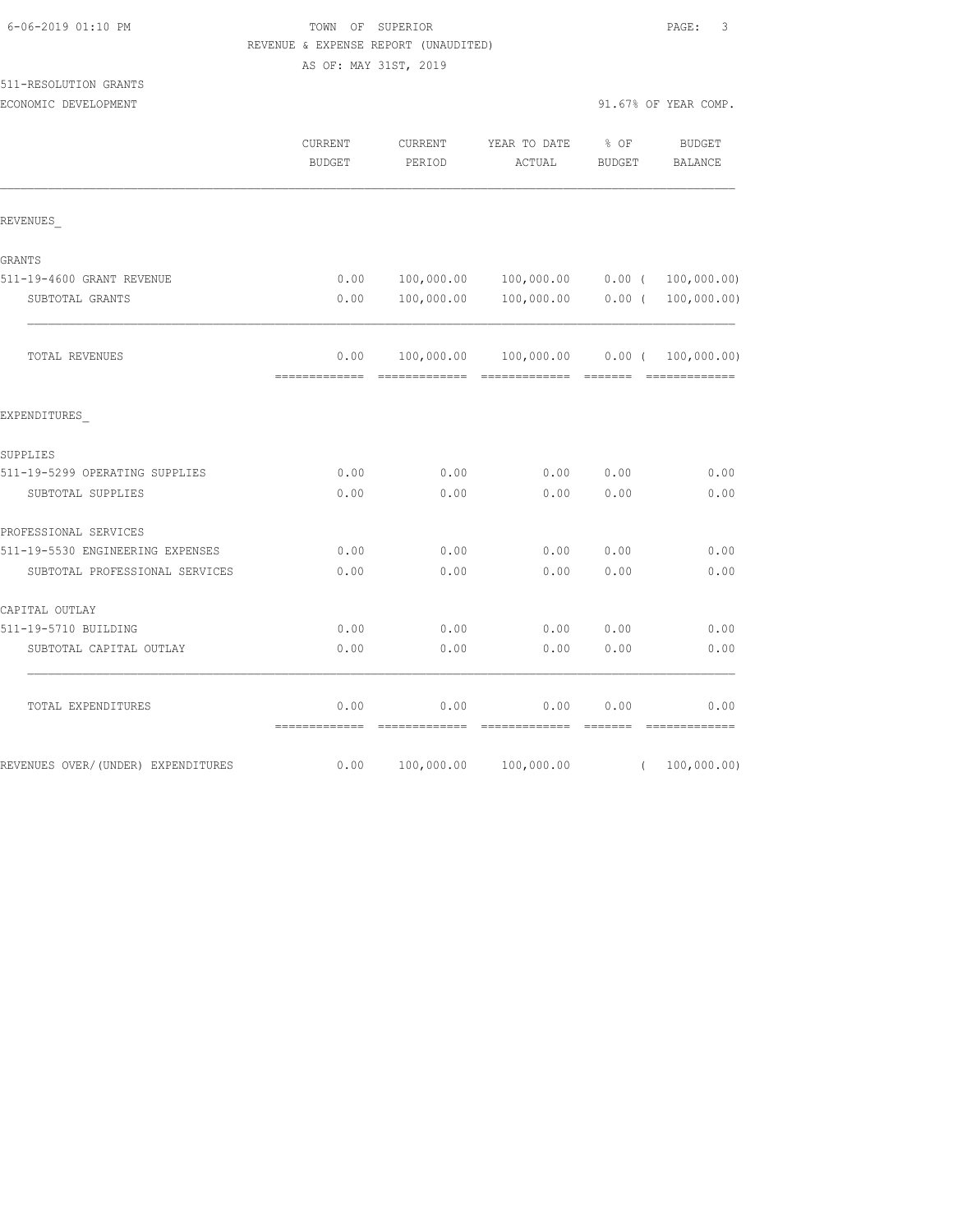TOWN OF SUPERIOR

REVENUE & EXPENSE REPORT (UNAUDITED)

AS OF: MAY 31ST, 2019

511-RESOLUTION GRANTS

ECONOMIC DEVELOPMENT

91.67% OF YEAR COMP.

| | CURRENT BUDGET | CURRENT PERIOD | YEAR TO DATE ACTUAL | % OF BUDGET | BUDGET BALANCE |
|---|---|---|---|---|---|
| REVENUES_ | | | | | |
| GRANTS | | | | | |
| 511-19-4600 GRANT REVENUE | 0.00 | 100,000.00 | 100,000.00 | 0.00 | ( 100,000.00) |
| SUBTOTAL GRANTS | 0.00 | 100,000.00 | 100,000.00 | 0.00 | ( 100,000.00) |
| TOTAL REVENUES | 0.00 | 100,000.00 | 100,000.00 | 0.00 | ( 100,000.00) |
| EXPENDITURES_ | | | | | |
| SUPPLIES | | | | | |
| 511-19-5299 OPERATING SUPPLIES | 0.00 | 0.00 | 0.00 | 0.00 | 0.00 |
| SUBTOTAL SUPPLIES | 0.00 | 0.00 | 0.00 | 0.00 | 0.00 |
| PROFESSIONAL SERVICES | | | | | |
| 511-19-5530 ENGINEERING EXPENSES | 0.00 | 0.00 | 0.00 | 0.00 | 0.00 |
| SUBTOTAL PROFESSIONAL SERVICES | 0.00 | 0.00 | 0.00 | 0.00 | 0.00 |
| CAPITAL OUTLAY | | | | | |
| 511-19-5710 BUILDING | 0.00 | 0.00 | 0.00 | 0.00 | 0.00 |
| SUBTOTAL CAPITAL OUTLAY | 0.00 | 0.00 | 0.00 | 0.00 | 0.00 |
| TOTAL EXPENDITURES | 0.00 | 0.00 | 0.00 | 0.00 | 0.00 |
| REVENUES OVER/(UNDER) EXPENDITURES | 0.00 | 100,000.00 | 100,000.00 | | ( 100,000.00) |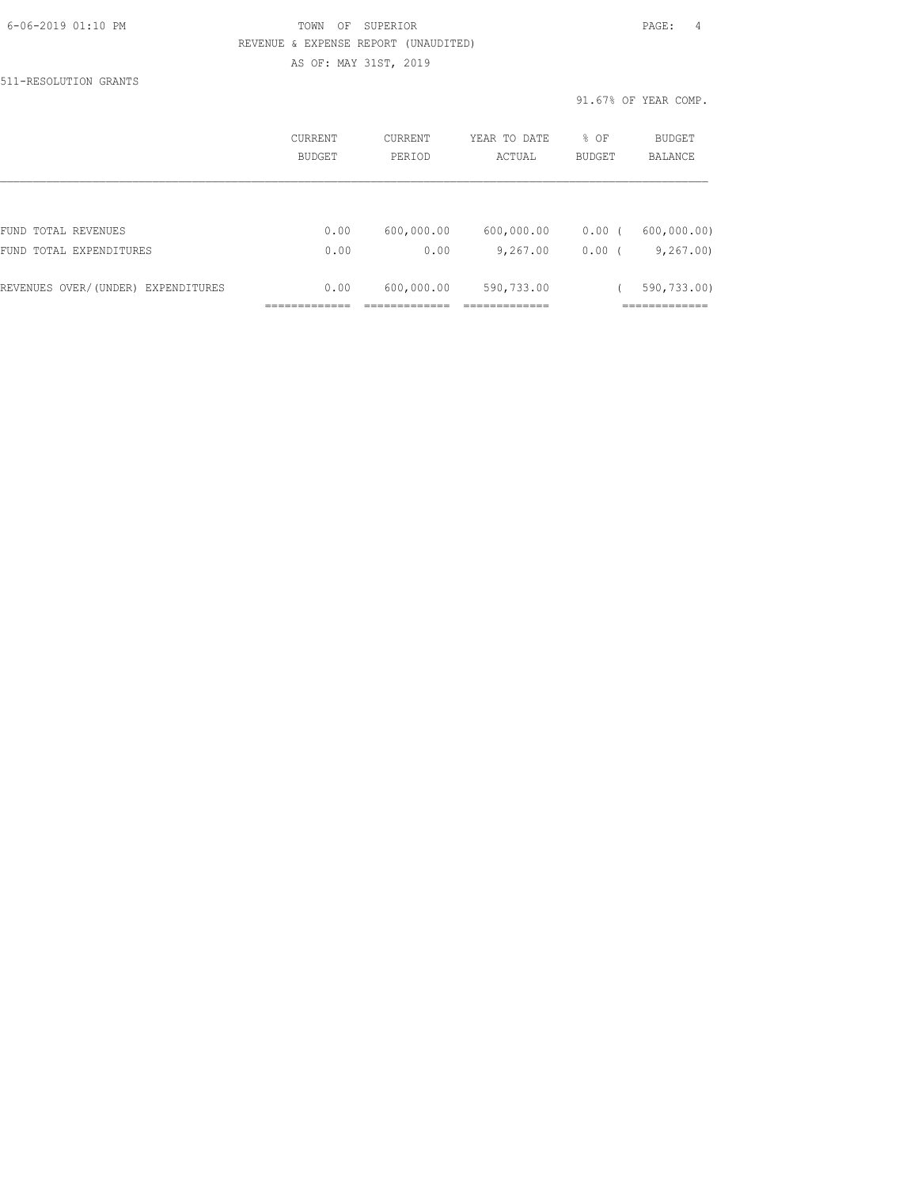TOWN OF SUPERIOR

REVENUE & EXPENSE REPORT (UNAUDITED)

AS OF: MAY 31ST, 2019

511-RESOLUTION GRANTS

91.67% OF YEAR COMP.

| | CURRENT BUDGET | CURRENT PERIOD | YEAR TO DATE ACTUAL | % OF BUDGET | BUDGET BALANCE |
|---|---|---|---|---|---|
| FUND TOTAL REVENUES | 0.00 | 600,000.00 | 600,000.00 | 0.00 | ( 600,000.00) |
| FUND TOTAL EXPENDITURES | 0.00 | 0.00 | 9,267.00 | 0.00 | ( 9,267.00) |
| REVENUES OVER/(UNDER) EXPENDITURES | 0.00 | 600,000.00 | 590,733.00 | | ( 590,733.00) |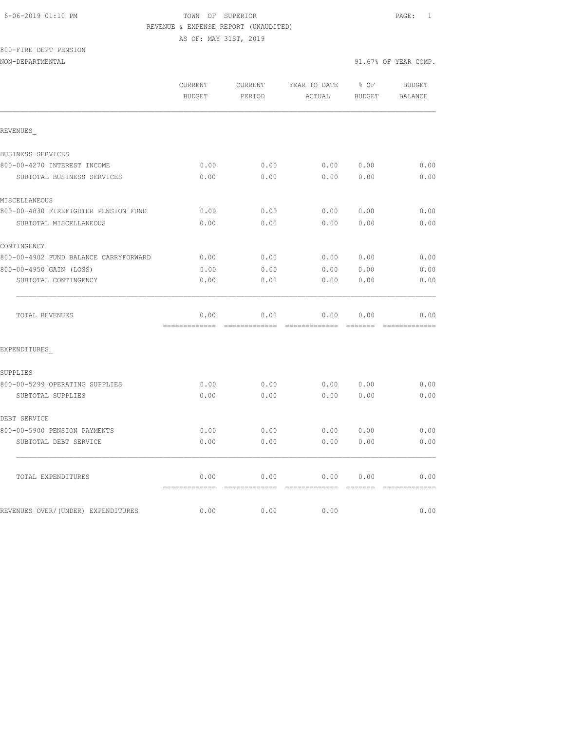6-06-2019 01:10 PM TOWN OF SUPERIOR

REVENUE & EXPENSE REPORT (UNAUDITED)

AS OF: MAY 31ST, 2019

800-FIRE DEPT PENSION

NON-DEPARTMENTAL 91.67% OF YEAR COMP.

| | CURRENT BUDGET | CURRENT PERIOD | YEAR TO DATE ACTUAL | % OF BUDGET | BUDGET BALANCE |
|---|---|---|---|---|---|
| REVENUES_ | | | | | |
| BUSINESS SERVICES | | | | | |
| 800-00-4270 INTEREST INCOME | 0.00 | 0.00 | 0.00 | 0.00 | 0.00 |
| SUBTOTAL BUSINESS SERVICES | 0.00 | 0.00 | 0.00 | 0.00 | 0.00 |
| MISCELLANEOUS | | | | | |
| 800-00-4830 FIREFIGHTER PENSION FUND | 0.00 | 0.00 | 0.00 | 0.00 | 0.00 |
| SUBTOTAL MISCELLANEOUS | 0.00 | 0.00 | 0.00 | 0.00 | 0.00 |
| CONTINGENCY | | | | | |
| 800-00-4902 FUND BALANCE CARRYFORWARD | 0.00 | 0.00 | 0.00 | 0.00 | 0.00 |
| 800-00-4950 GAIN (LOSS) | 0.00 | 0.00 | 0.00 | 0.00 | 0.00 |
| SUBTOTAL CONTINGENCY | 0.00 | 0.00 | 0.00 | 0.00 | 0.00 |
| TOTAL REVENUES | 0.00 | 0.00 | 0.00 | 0.00 | 0.00 |
| EXPENDITURES_ | | | | | |
| SUPPLIES | | | | | |
| 800-00-5299 OPERATING SUPPLIES | 0.00 | 0.00 | 0.00 | 0.00 | 0.00 |
| SUBTOTAL SUPPLIES | 0.00 | 0.00 | 0.00 | 0.00 | 0.00 |
| DEBT SERVICE | | | | | |
| 800-00-5900 PENSION PAYMENTS | 0.00 | 0.00 | 0.00 | 0.00 | 0.00 |
| SUBTOTAL DEBT SERVICE | 0.00 | 0.00 | 0.00 | 0.00 | 0.00 |
| TOTAL EXPENDITURES | 0.00 | 0.00 | 0.00 | 0.00 | 0.00 |
| REVENUES OVER/(UNDER) EXPENDITURES | 0.00 | 0.00 | 0.00 | | 0.00 |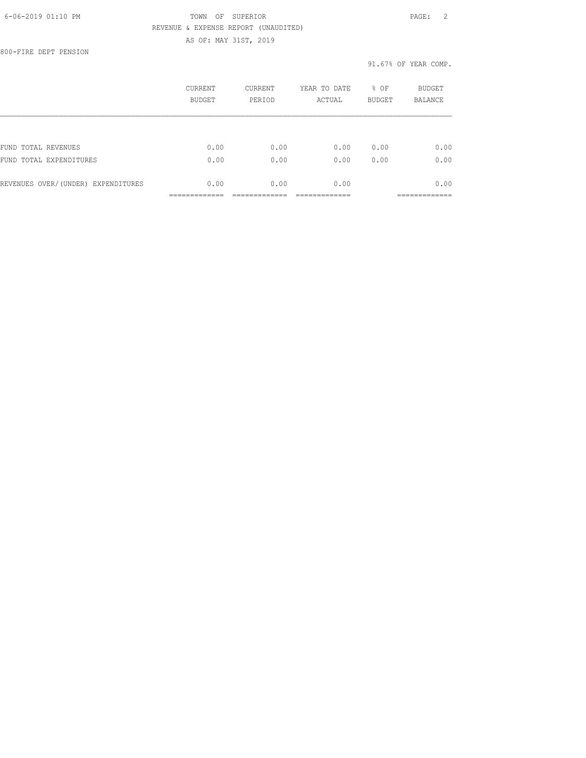TOWN OF SUPERIOR

REVENUE & EXPENSE REPORT (UNAUDITED)

AS OF: MAY 31ST, 2019

800-FIRE DEPT PENSION

91.67% OF YEAR COMP.

| | CURRENT BUDGET | CURRENT PERIOD | YEAR TO DATE ACTUAL | % OF BUDGET | BUDGET BALANCE |
|---|---|---|---|---|---|
| FUND TOTAL REVENUES | 0.00 | 0.00 | 0.00 | 0.00 | 0.00 |
| FUND TOTAL EXPENDITURES | 0.00 | 0.00 | 0.00 | 0.00 | 0.00 |
| REVENUES OVER/(UNDER) EXPENDITURES | 0.00 | 0.00 | 0.00 | | 0.00 |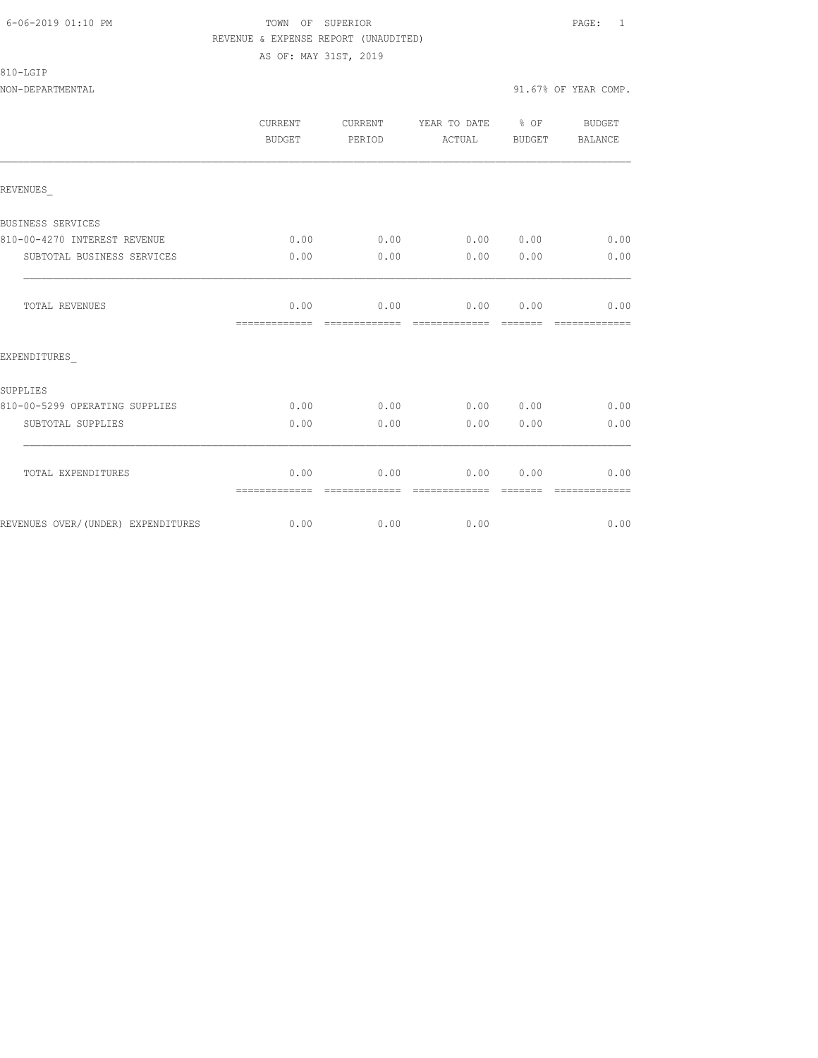TOWN OF SUPERIOR
REVENUE & EXPENSE REPORT (UNAUDITED)
AS OF: MAY 31ST, 2019

810-LGIP
NON-DEPARTMENTAL

91.67% OF YEAR COMP.

| | CURRENT BUDGET | CURRENT PERIOD | YEAR TO DATE ACTUAL | % OF BUDGET | BUDGET BALANCE |
|---|---|---|---|---|---|
| REVENUES_ | | | | | |
| BUSINESS SERVICES | | | | | |
| 810-00-4270 INTEREST REVENUE | 0.00 | 0.00 | 0.00 | 0.00 | 0.00 |
| SUBTOTAL BUSINESS SERVICES | 0.00 | 0.00 | 0.00 | 0.00 | 0.00 |
| TOTAL REVENUES | 0.00 | 0.00 | 0.00 | 0.00 | 0.00 |
| EXPENDITURES_ | | | | | |
| SUPPLIES | | | | | |
| 810-00-5299 OPERATING SUPPLIES | 0.00 | 0.00 | 0.00 | 0.00 | 0.00 |
| SUBTOTAL SUPPLIES | 0.00 | 0.00 | 0.00 | 0.00 | 0.00 |
| TOTAL EXPENDITURES | 0.00 | 0.00 | 0.00 | 0.00 | 0.00 |
| REVENUES OVER/(UNDER) EXPENDITURES | 0.00 | 0.00 | 0.00 | | 0.00 |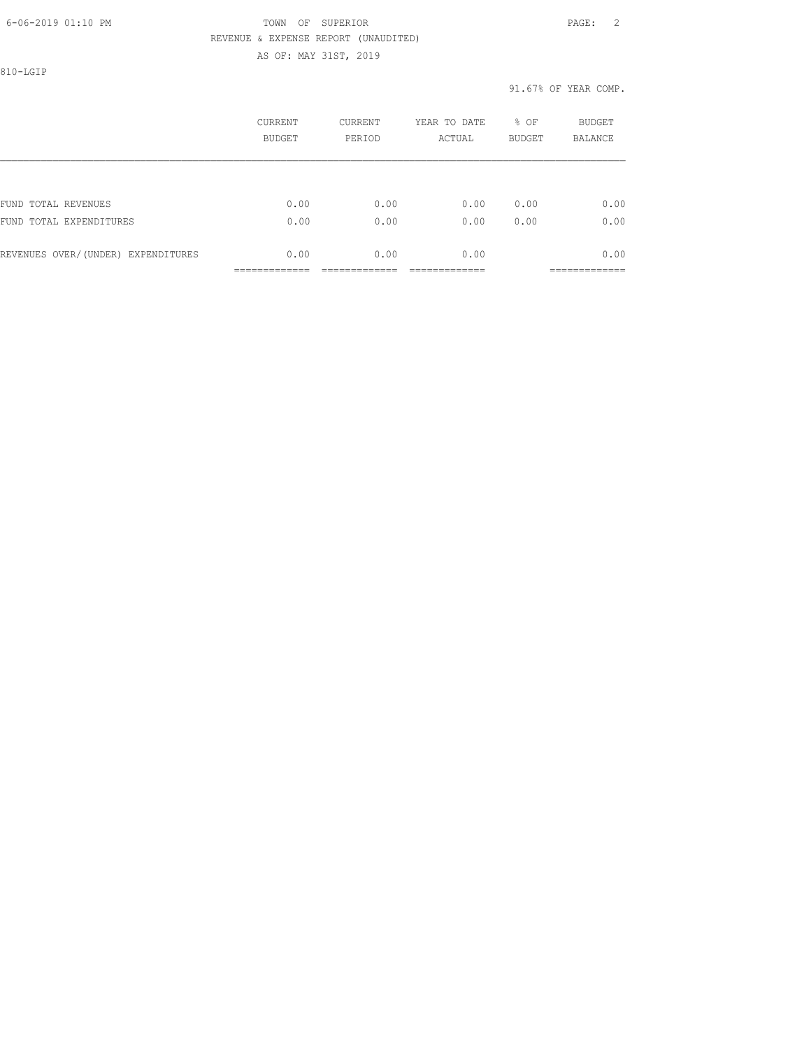TOWN OF SUPERIOR

REVENUE & EXPENSE REPORT (UNAUDITED)

AS OF: MAY 31ST, 2019

810-LGIP

91.67% OF YEAR COMP.

| | CURRENT BUDGET | CURRENT PERIOD | YEAR TO DATE ACTUAL | % OF BUDGET | BUDGET BALANCE |
|---|---|---|---|---|---|
| FUND TOTAL REVENUES | 0.00 | 0.00 | 0.00 | 0.00 | 0.00 |
| FUND TOTAL EXPENDITURES | 0.00 | 0.00 | 0.00 | 0.00 | 0.00 |
| REVENUES OVER/(UNDER) EXPENDITURES | 0.00 | 0.00 | 0.00 | | 0.00 |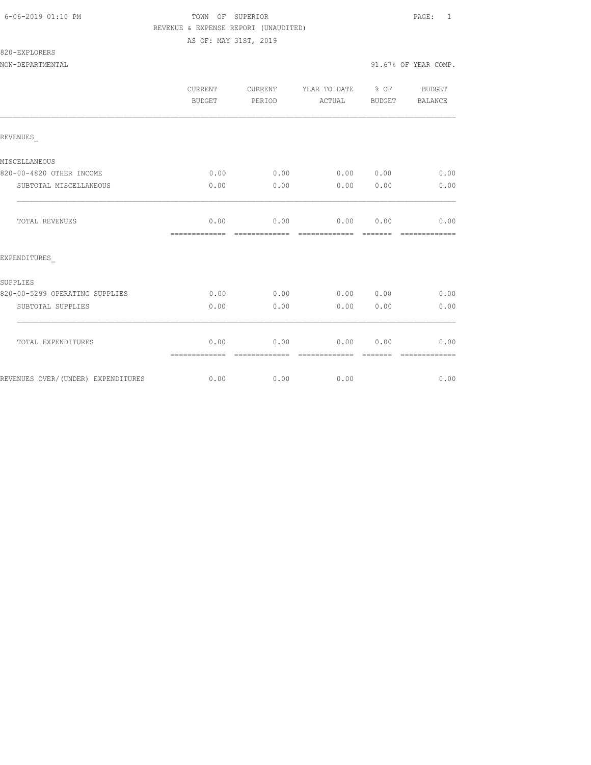6-06-2019 01:10 PM

TOWN OF SUPERIOR

REVENUE & EXPENSE REPORT (UNAUDITED)

AS OF: MAY 31ST, 2019

820-EXPLORERS

NON-DEPARTMENTAL

91.67% OF YEAR COMP.

| | CURRENT BUDGET | CURRENT PERIOD | YEAR TO DATE ACTUAL | % OF BUDGET | BUDGET BALANCE |
|---|---|---|---|---|---|
| REVENUES_ | | | | | |
| MISCELLANEOUS | | | | | |
| 820-00-4820 OTHER INCOME | 0.00 | 0.00 | 0.00 | 0.00 | 0.00 |
| SUBTOTAL MISCELLANEOUS | 0.00 | 0.00 | 0.00 | 0.00 | 0.00 |
| TOTAL REVENUES | 0.00 | 0.00 | 0.00 | 0.00 | 0.00 |
| EXPENDITURES_ | | | | | |
| SUPPLIES | | | | | |
| 820-00-5299 OPERATING SUPPLIES | 0.00 | 0.00 | 0.00 | 0.00 | 0.00 |
| SUBTOTAL SUPPLIES | 0.00 | 0.00 | 0.00 | 0.00 | 0.00 |
| TOTAL EXPENDITURES | 0.00 | 0.00 | 0.00 | 0.00 | 0.00 |
| REVENUES OVER/(UNDER) EXPENDITURES | 0.00 | 0.00 | 0.00 | | 0.00 |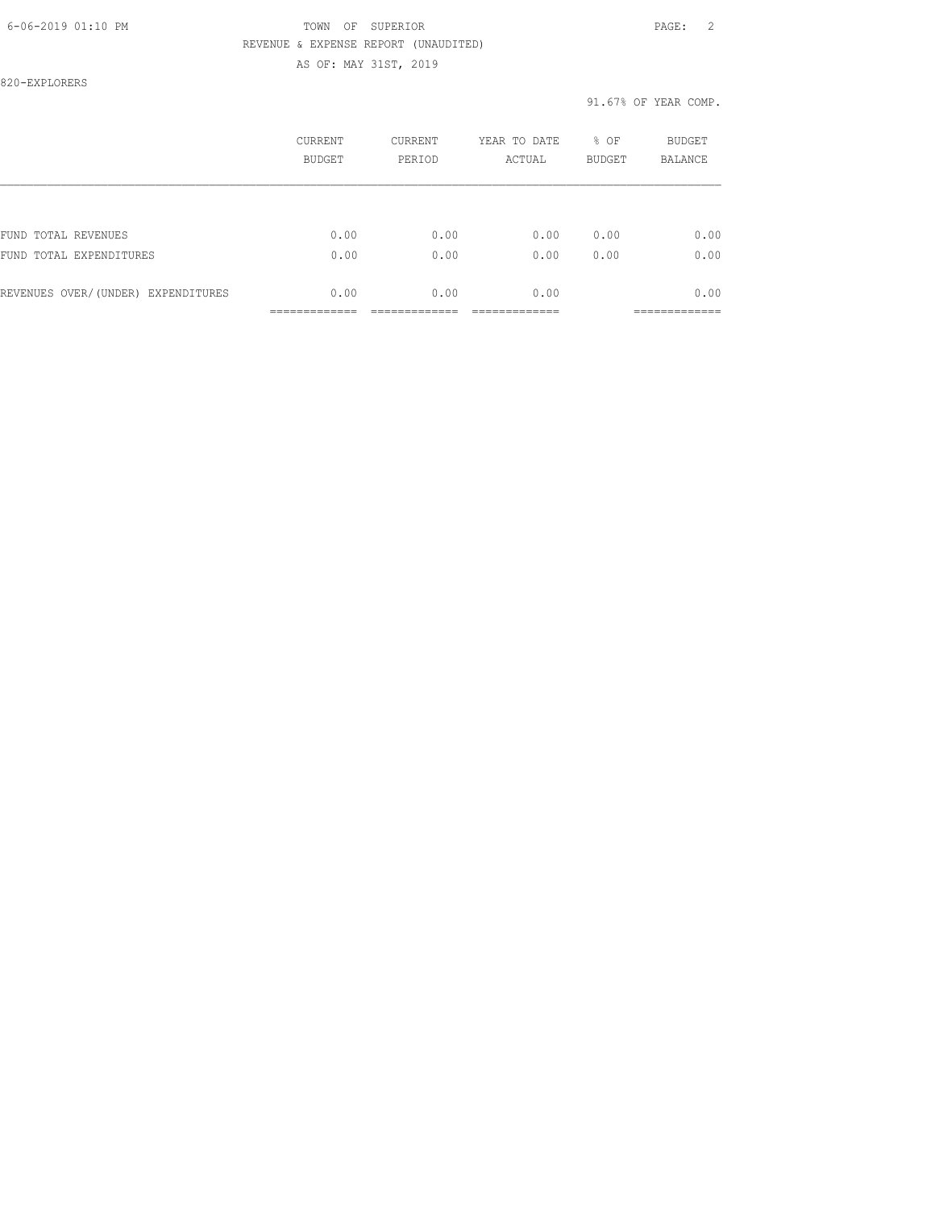820-EXPLORERS

91.67% OF YEAR COMP.

| | CURRENT BUDGET | CURRENT PERIOD | YEAR TO DATE ACTUAL | % OF BUDGET | BUDGET BALANCE |
|---|---|---|---|---|---|
| FUND TOTAL REVENUES | 0.00 | 0.00 | 0.00 | 0.00 | 0.00 |
| FUND TOTAL EXPENDITURES | 0.00 | 0.00 | 0.00 | 0.00 | 0.00 |
| REVENUES OVER/(UNDER) EXPENDITURES | 0.00 | 0.00 | 0.00 | | 0.00 |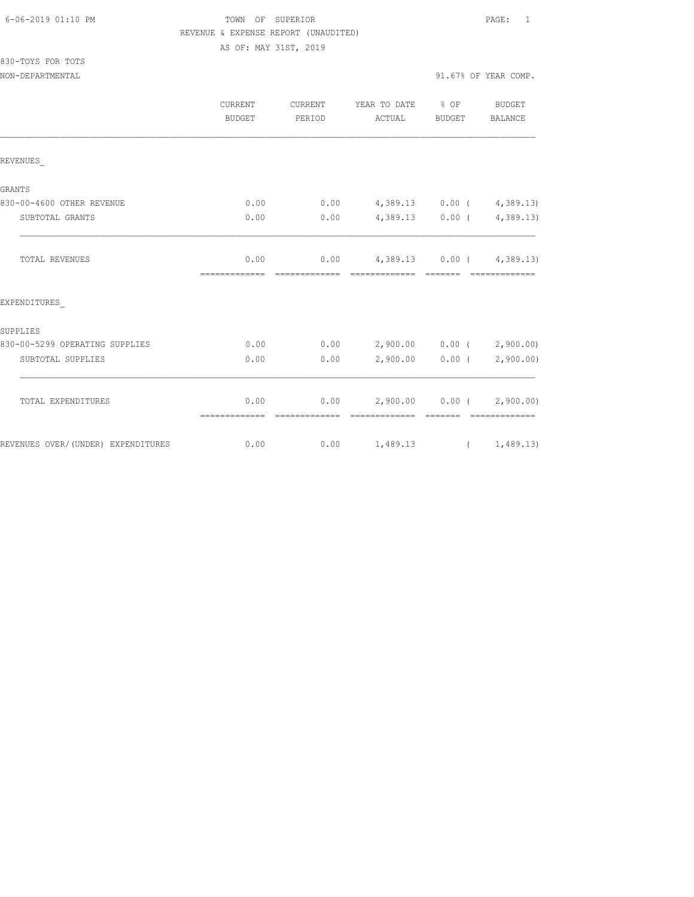TOWN OF SUPERIOR
REVENUE & EXPENSE REPORT (UNAUDITED)
AS OF: MAY 31ST, 2019

6-06-2019 01:10 PM

830-TOYS FOR TOTS
NON-DEPARTMENTAL

91.67% OF YEAR COMP.

| | CURRENT BUDGET | CURRENT PERIOD | YEAR TO DATE ACTUAL | % OF BUDGET | BUDGET BALANCE |
|---|---|---|---|---|---|
| REVENUES_ | | | | | |
| GRANTS | | | | | |
| 830-00-4600 OTHER REVENUE | 0.00 | 0.00 | 4,389.13 | 0.00 | ( 4,389.13) |
| SUBTOTAL GRANTS | 0.00 | 0.00 | 4,389.13 | 0.00 | ( 4,389.13) |
| TOTAL REVENUES | 0.00 | 0.00 | 4,389.13 | 0.00 | ( 4,389.13) |
| EXPENDITURES_ | | | | | |
| SUPPLIES | | | | | |
| 830-00-5299 OPERATING SUPPLIES | 0.00 | 0.00 | 2,900.00 | 0.00 | ( 2,900.00) |
| SUBTOTAL SUPPLIES | 0.00 | 0.00 | 2,900.00 | 0.00 | ( 2,900.00) |
| TOTAL EXPENDITURES | 0.00 | 0.00 | 2,900.00 | 0.00 | ( 2,900.00) |
| REVENUES OVER/(UNDER) EXPENDITURES | 0.00 | 0.00 | 1,489.13 | | ( 1,489.13) |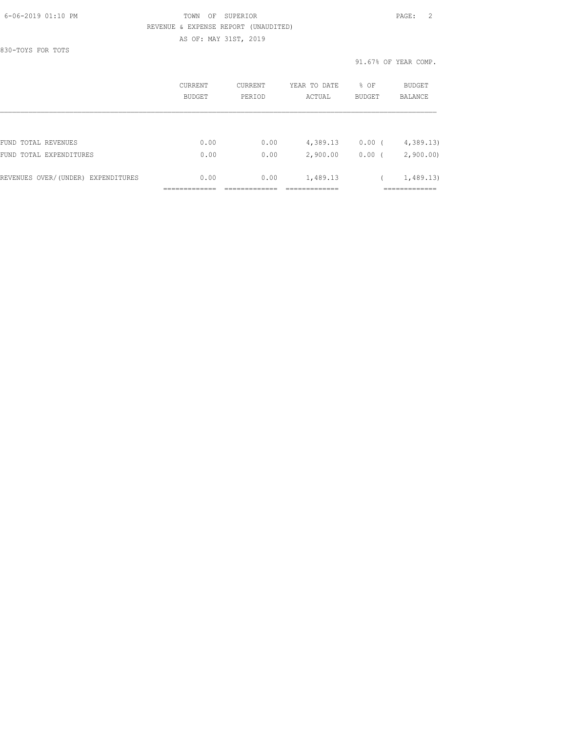TOWN OF SUPERIOR

REVENUE & EXPENSE REPORT (UNAUDITED)

AS OF: MAY 31ST, 2019

830-TOYS FOR TOTS

91.67% OF YEAR COMP.

| | CURRENT BUDGET | CURRENT PERIOD | YEAR TO DATE ACTUAL | % OF BUDGET | BUDGET BALANCE |
|---|---|---|---|---|---|
| FUND TOTAL REVENUES | 0.00 | 0.00 | 4,389.13 | 0.00 | ( 4,389.13) |
| FUND TOTAL EXPENDITURES | 0.00 | 0.00 | 2,900.00 | 0.00 | ( 2,900.00) |
| REVENUES OVER/(UNDER) EXPENDITURES | 0.00 | 0.00 | 1,489.13 | | ( 1,489.13) |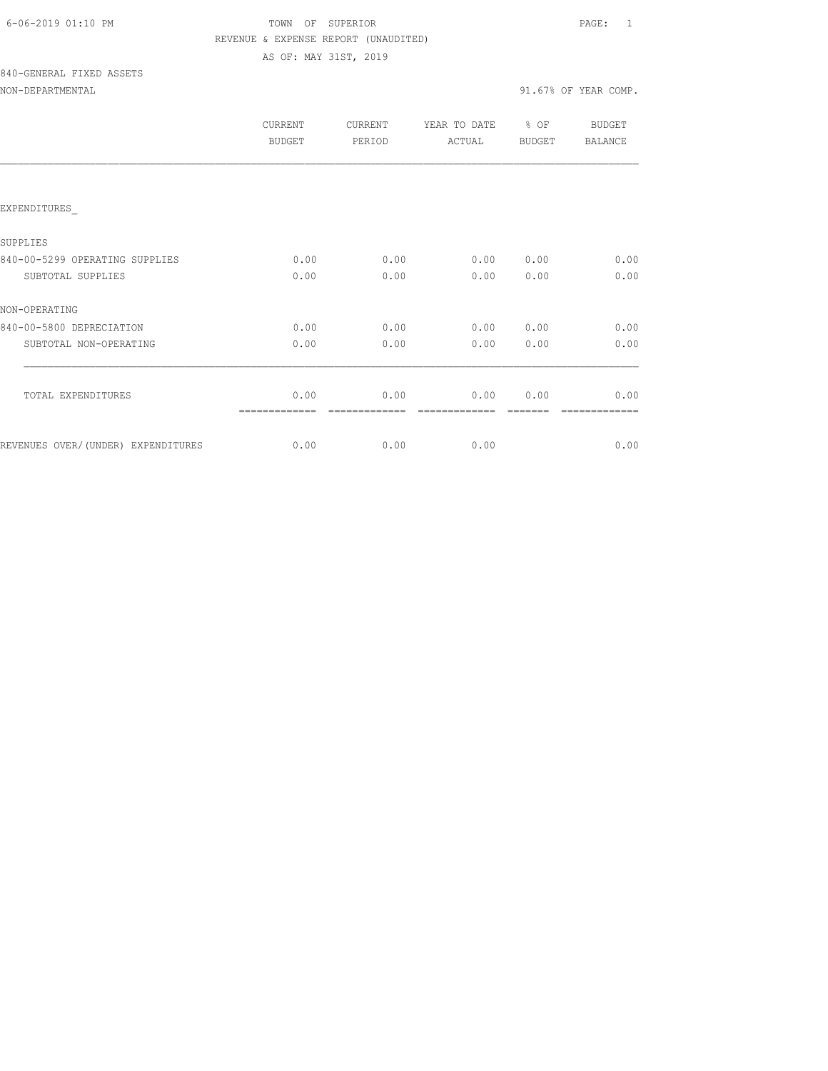6-06-2019 01:10 PM

TOWN OF SUPERIOR

REVENUE & EXPENSE REPORT (UNAUDITED)

AS OF: MAY 31ST, 2019

840-GENERAL FIXED ASSETS

NON-DEPARTMENTAL

91.67% OF YEAR COMP.

| | CURRENT BUDGET | CURRENT PERIOD | YEAR TO DATE ACTUAL | % OF BUDGET | BUDGET BALANCE |
|---|---|---|---|---|---|
| EXPENDITURES_ | | | | | |
| SUPPLIES | | | | | |
| 840-00-5299 OPERATING SUPPLIES | 0.00 | 0.00 | 0.00 | 0.00 | 0.00 |
| SUBTOTAL SUPPLIES | 0.00 | 0.00 | 0.00 | 0.00 | 0.00 |
| NON-OPERATING | | | | | |
| 840-00-5800 DEPRECIATION | 0.00 | 0.00 | 0.00 | 0.00 | 0.00 |
| SUBTOTAL NON-OPERATING | 0.00 | 0.00 | 0.00 | 0.00 | 0.00 |
| TOTAL EXPENDITURES | 0.00 | 0.00 | 0.00 | 0.00 | 0.00 |
| REVENUES OVER/(UNDER) EXPENDITURES | 0.00 | 0.00 | 0.00 | | 0.00 |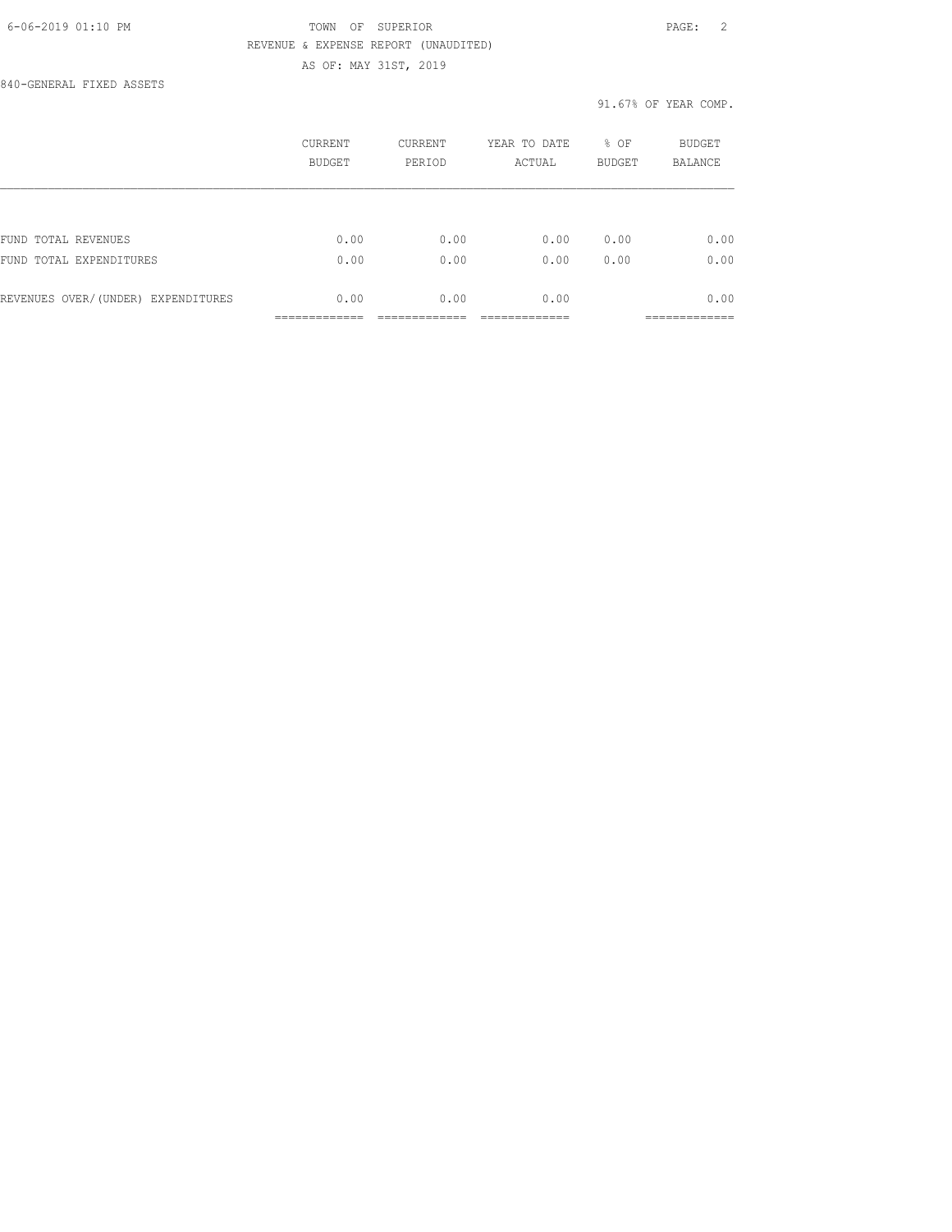TOWN OF SUPERIOR

REVENUE & EXPENSE REPORT (UNAUDITED)

AS OF: MAY 31ST, 2019

840-GENERAL FIXED ASSETS

91.67% OF YEAR COMP.

| | CURRENT BUDGET | CURRENT PERIOD | YEAR TO DATE ACTUAL | % OF BUDGET | BUDGET BALANCE |
|---|---|---|---|---|---|
| FUND TOTAL REVENUES | 0.00 | 0.00 | 0.00 | 0.00 | 0.00 |
| FUND TOTAL EXPENDITURES | 0.00 | 0.00 | 0.00 | 0.00 | 0.00 |
| REVENUES OVER/(UNDER) EXPENDITURES | 0.00 | 0.00 | 0.00 | | 0.00 |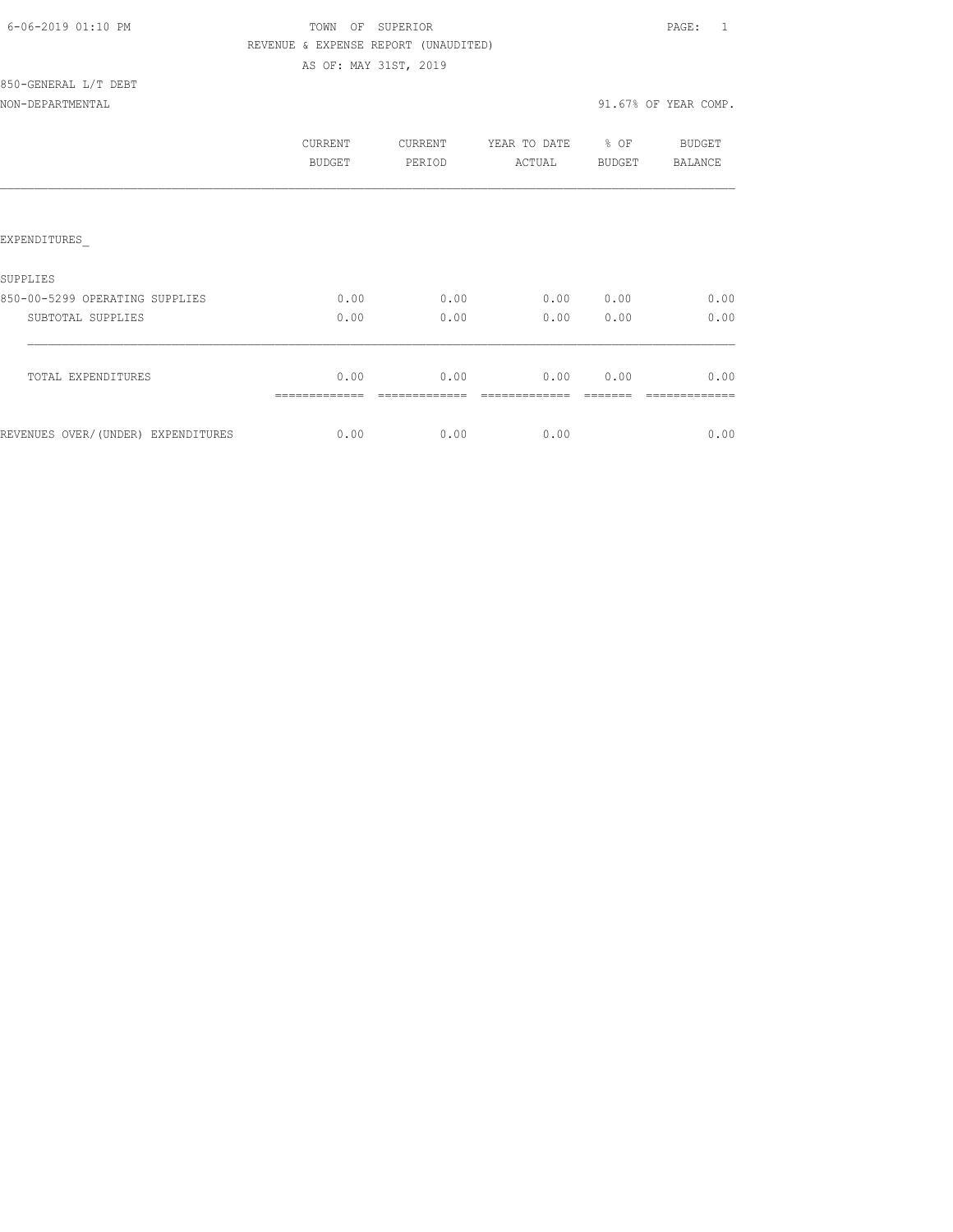6-06-2019 01:10 PM

TOWN OF SUPERIOR

REVENUE & EXPENSE REPORT (UNAUDITED)

AS OF: MAY 31ST, 2019

850-GENERAL L/T DEBT

NON-DEPARTMENTAL

91.67% OF YEAR COMP.

| | CURRENT BUDGET | CURRENT PERIOD | YEAR TO DATE ACTUAL | % OF BUDGET | BUDGET BALANCE |
|---|---|---|---|---|---|
| EXPENDITURES_ | | | | | |
| SUPPLIES | | | | | |
| 850-00-5299 OPERATING SUPPLIES | 0.00 | 0.00 | 0.00 | 0.00 | 0.00 |
| SUBTOTAL SUPPLIES | 0.00 | 0.00 | 0.00 | 0.00 | 0.00 |
| TOTAL EXPENDITURES | 0.00 | 0.00 | 0.00 | 0.00 | 0.00 |
| REVENUES OVER/(UNDER) EXPENDITURES | 0.00 | 0.00 | 0.00 | | 0.00 |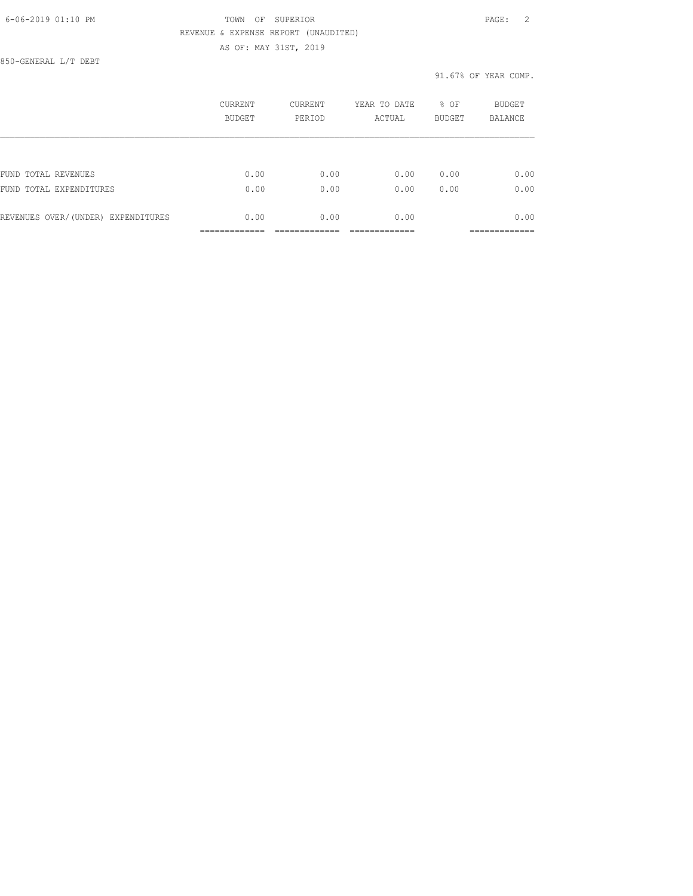6-06-2019 01:10 PM TOWN OF SUPERIOR PAGE: 2

REVENUE & EXPENSE REPORT (UNAUDITED)

AS OF: MAY 31ST, 2019

850-GENERAL L/T DEBT

91.67% OF YEAR COMP.

| | CURRENT BUDGET | CURRENT PERIOD | YEAR TO DATE ACTUAL | % OF BUDGET | BUDGET BALANCE |
|---|---|---|---|---|---|
| FUND TOTAL REVENUES | 0.00 | 0.00 | 0.00 | 0.00 | 0.00 |
| FUND TOTAL EXPENDITURES | 0.00 | 0.00 | 0.00 | 0.00 | 0.00 |
| REVENUES OVER/(UNDER) EXPENDITURES | 0.00 | 0.00 | 0.00 | | 0.00 |
| | ============= | ============= | ============= | | ============= |